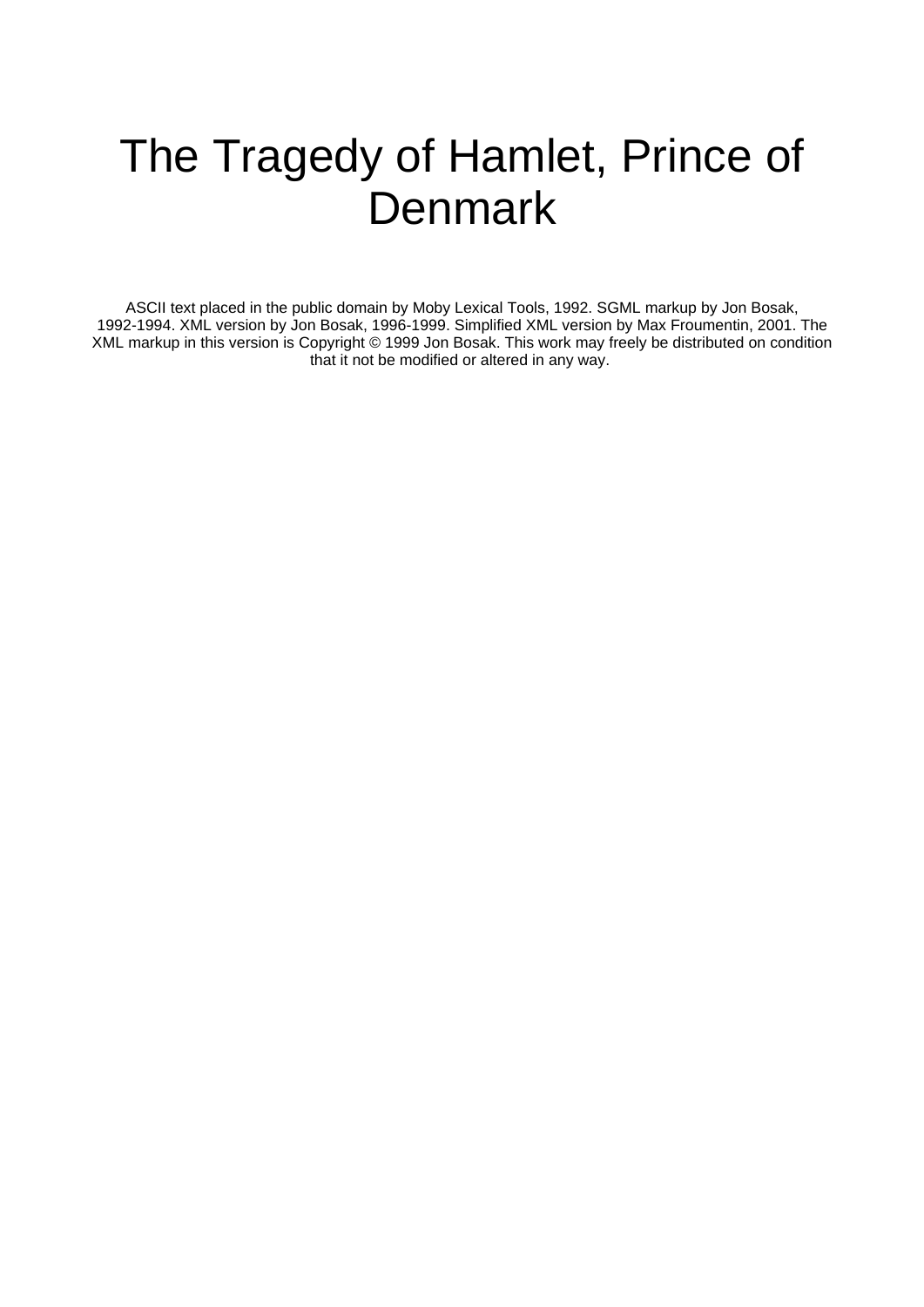# The Tragedy of Hamlet, Prince of Denmark

ASCII text placed in the public domain by Moby Lexical Tools, 1992. SGML markup by Jon Bosak, 1992-1994. XML version by Jon Bosak, 1996-1999. Simplified XML version by Max Froumentin, 2001. The XML markup in this version is Copyright © 1999 Jon Bosak. This work may freely be distributed on condition that it not be modified or altered in any way.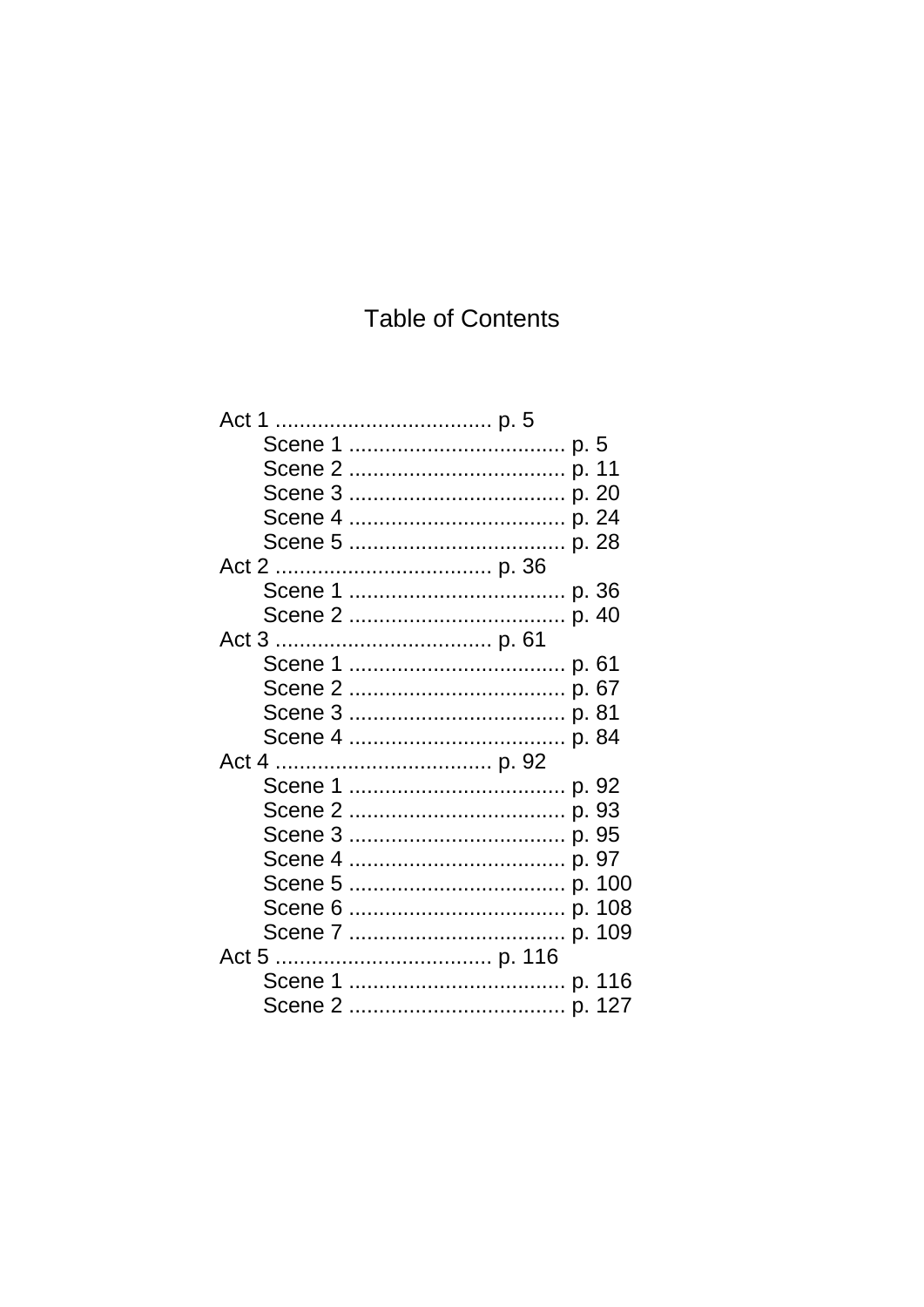# Table of Contents

Act 1 .................................... p. 5
- Scene 1 .................................... p. 5
- Scene 2 .................................... p. 11
- Scene 3 .................................... p. 20
- Scene 4 .................................... p. 24
- Scene 5 .................................... p. 28

Act 2 .................................... p. 36
- Scene 1 .................................... p. 36
- Scene 2 .................................... p. 40

Act 3 .................................... p. 61
- Scene 1 .................................... p. 61
- Scene 2 .................................... p. 67
- Scene 3 .................................... p. 81
- Scene 4 .................................... p. 84

Act 4 .................................... p. 92
- Scene 1 .................................... p. 92
- Scene 2 .................................... p. 93
- Scene 3 .................................... p. 95
- Scene 4 .................................... p. 97
- Scene 5 .................................... p. 100
- Scene 6 .................................... p. 108
- Scene 7 .................................... p. 109

Act 5 .................................... p. 116
- Scene 1 .................................... p. 116
- Scene 2 .................................... p. 127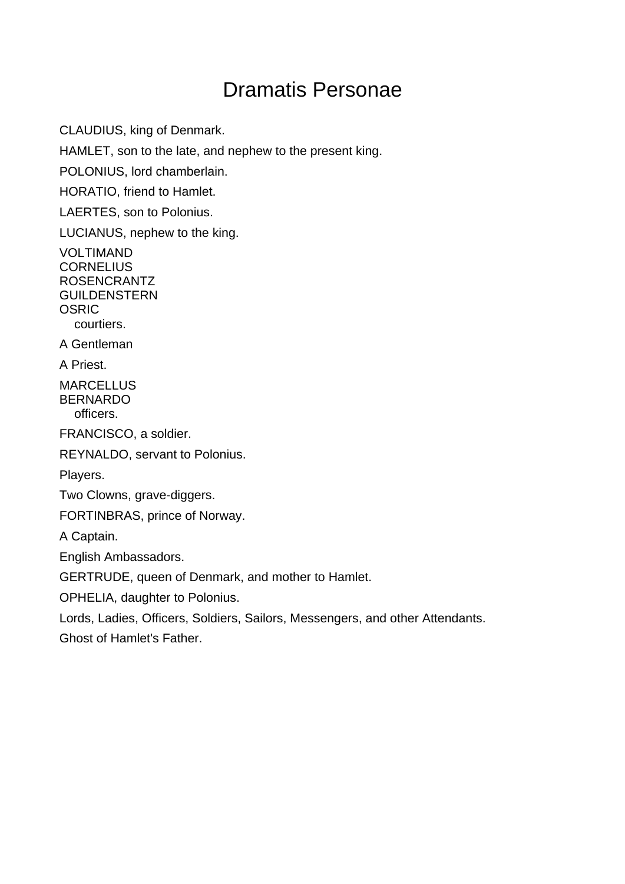# Dramatis Personae

CLAUDIUS, king of Denmark.

HAMLET, son to the late, and nephew to the present king.

POLONIUS, lord chamberlain.

HORATIO, friend to Hamlet.

LAERTES, son to Polonius.

LUCIANUS, nephew to the king.

VOLTIMAND
CORNELIUS
ROSENCRANTZ
GUILDENSTERN
OSRIC
    courtiers.

A Gentleman

A Priest.

MARCELLUS
BERNARDO
    officers.

FRANCISCO, a soldier.

REYNALDO, servant to Polonius.

Players.

Two Clowns, grave-diggers.

FORTINBRAS, prince of Norway.

A Captain.

English Ambassadors.

GERTRUDE, queen of Denmark, and mother to Hamlet.

OPHELIA, daughter to Polonius.

Lords, Ladies, Officers, Soldiers, Sailors, Messengers, and other Attendants.

Ghost of Hamlet's Father.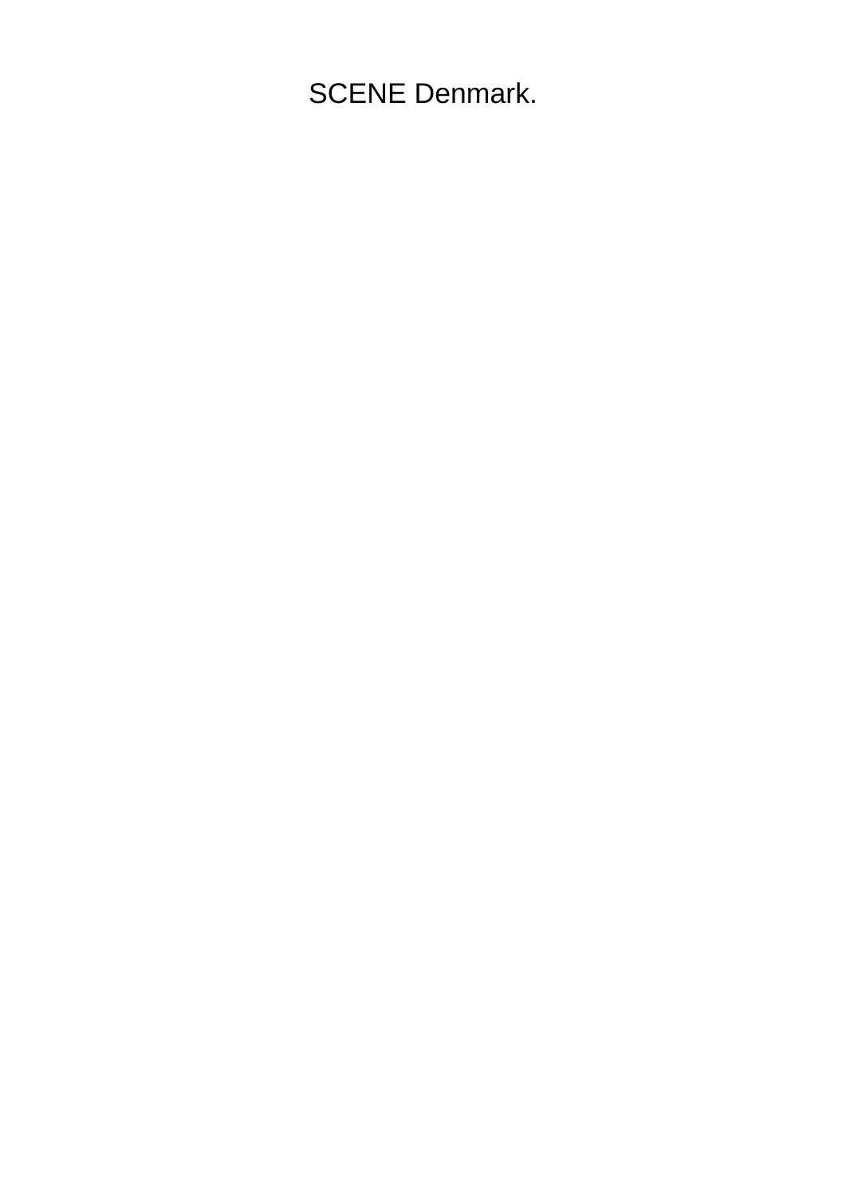SCENE Denmark.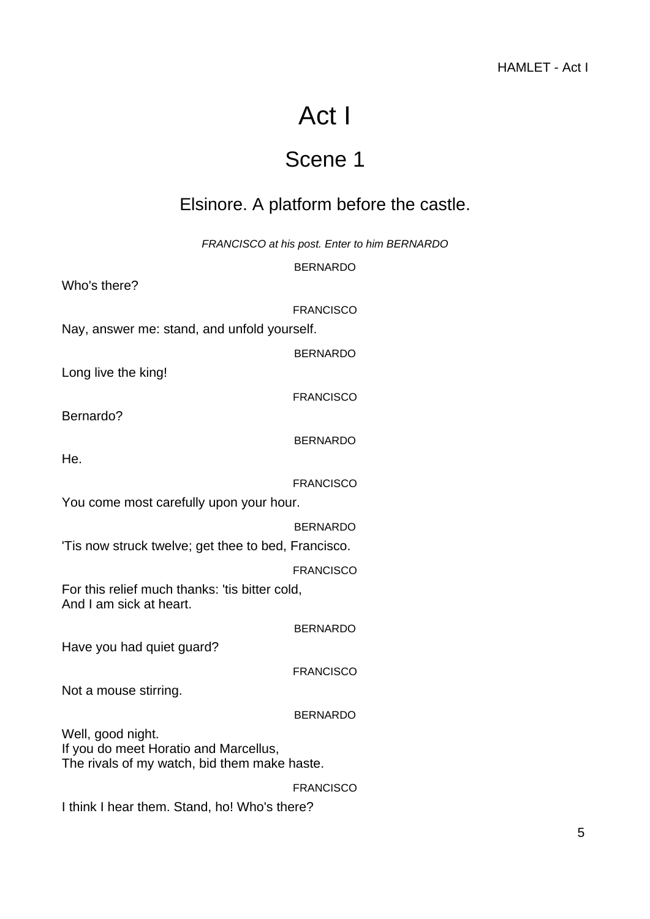# Act I

## Scene 1

### Elsinore. A platform before the castle.

*FRANCISCO at his post. Enter to him BERNARDO*

BERNARDO

Who's there?

FRANCISCO

Nay, answer me: stand, and unfold yourself.

BERNARDO

Long live the king!

FRANCISCO

Bernardo?

BERNARDO

He.

FRANCISCO

You come most carefully upon your hour.

BERNARDO

'Tis now struck twelve; get thee to bed, Francisco.

FRANCISCO

For this relief much thanks: 'tis bitter cold,
And I am sick at heart.

BERNARDO

Have you had quiet guard?

FRANCISCO

Not a mouse stirring.

BERNARDO

Well, good night.
If you do meet Horatio and Marcellus,
The rivals of my watch, bid them make haste.

FRANCISCO

I think I hear them. Stand, ho! Who's there?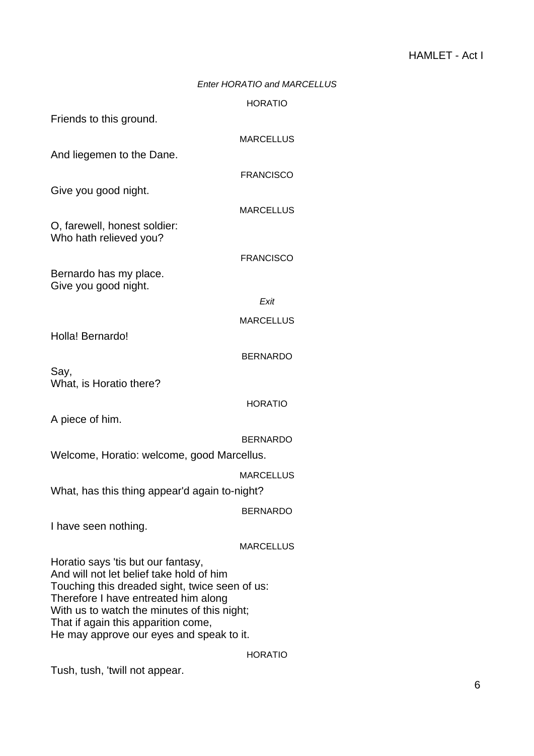*Enter HORATIO and MARCELLUS*

HORATIO

Friends to this ground.

MARCELLUS

And liegemen to the Dane.

FRANCISCO

Give you good night.

MARCELLUS

O, farewell, honest soldier:
Who hath relieved you?

FRANCISCO

Bernardo has my place.
Give you good night.

*Exit*

MARCELLUS

Holla! Bernardo!

BERNARDO

Say,
What, is Horatio there?

HORATIO

A piece of him.

BERNARDO

Welcome, Horatio: welcome, good Marcellus.

MARCELLUS

What, has this thing appear'd again to-night?

BERNARDO

I have seen nothing.

MARCELLUS

Horatio says 'tis but our fantasy,
And will not let belief take hold of him
Touching this dreaded sight, twice seen of us:
Therefore I have entreated him along
With us to watch the minutes of this night;
That if again this apparition come,
He may approve our eyes and speak to it.

HORATIO

Tush, tush, 'twill not appear.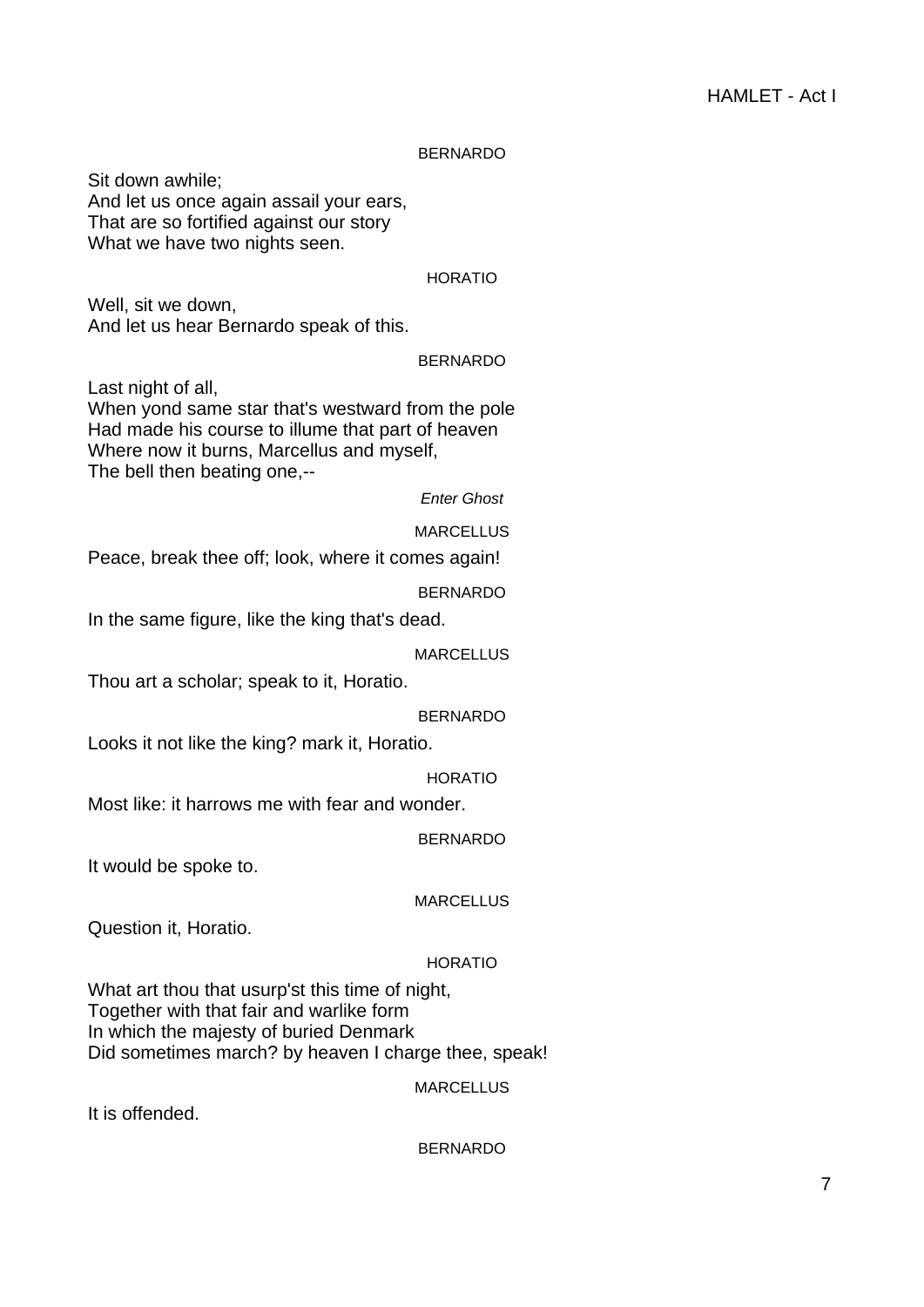BERNARDO

Sit down awhile;
And let us once again assail your ears,
That are so fortified against our story
What we have two nights seen.

HORATIO

Well, sit we down,
And let us hear Bernardo speak of this.

BERNARDO

Last night of all,
When yond same star that's westward from the pole
Had made his course to illume that part of heaven
Where now it burns, Marcellus and myself,
The bell then beating one,--

*Enter Ghost*

MARCELLUS

Peace, break thee off; look, where it comes again!

BERNARDO

In the same figure, like the king that's dead.

MARCELLUS

Thou art a scholar; speak to it, Horatio.

BERNARDO

Looks it not like the king? mark it, Horatio.

HORATIO

Most like: it harrows me with fear and wonder.

BERNARDO

It would be spoke to.

MARCELLUS

Question it, Horatio.

HORATIO

What art thou that usurp'st this time of night,
Together with that fair and warlike form
In which the majesty of buried Denmark
Did sometimes march? by heaven I charge thee, speak!

MARCELLUS

It is offended.

BERNARDO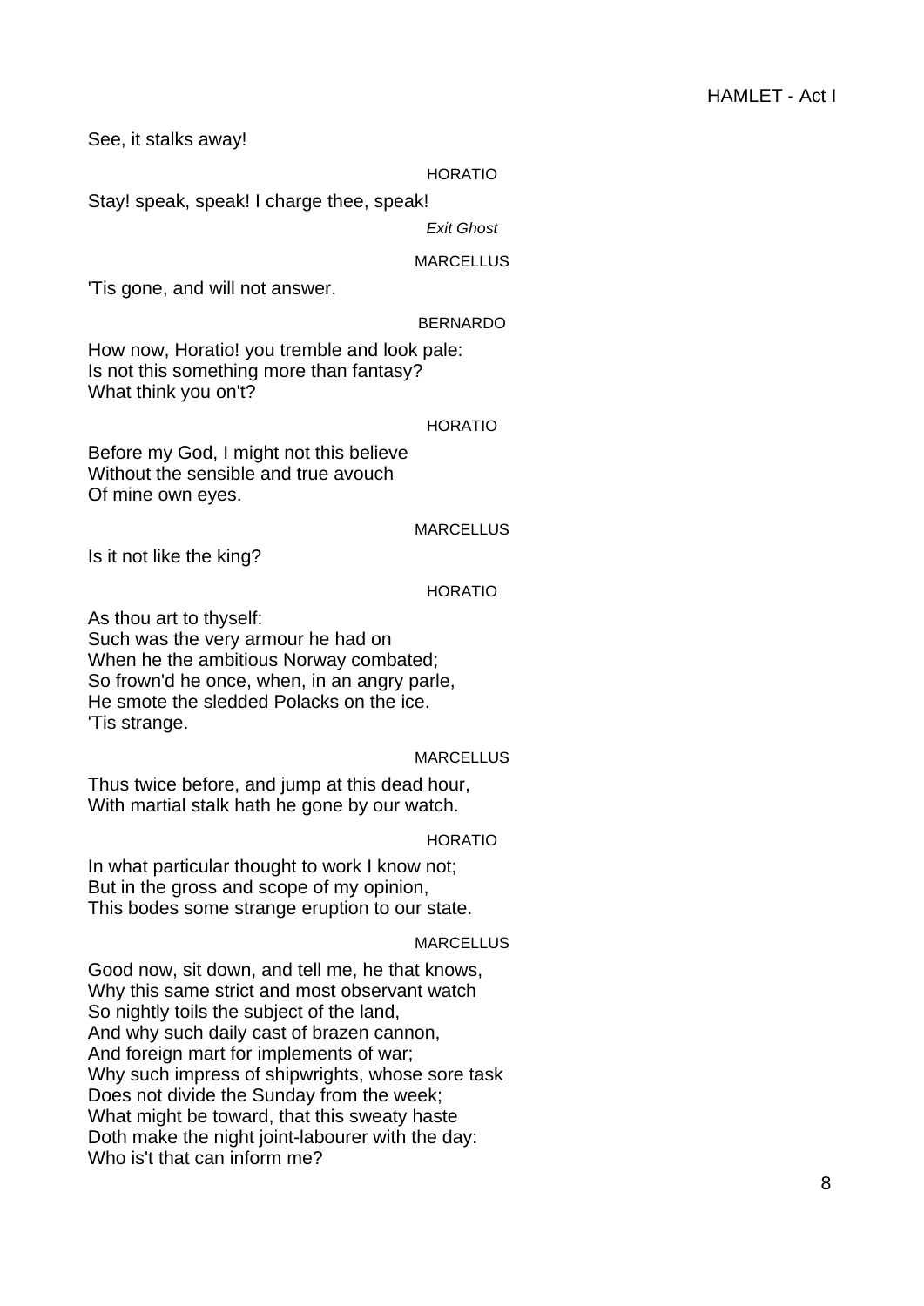See, it stalks away!

HORATIO

Stay! speak, speak! I charge thee, speak!

*Exit Ghost*

MARCELLUS

'Tis gone, and will not answer.

BERNARDO

How now, Horatio! you tremble and look pale:
Is not this something more than fantasy?
What think you on't?

HORATIO

Before my God, I might not this believe
Without the sensible and true avouch
Of mine own eyes.

MARCELLUS

Is it not like the king?

HORATIO

As thou art to thyself:
Such was the very armour he had on
When he the ambitious Norway combated;
So frown'd he once, when, in an angry parle,
He smote the sledded Polacks on the ice.
'Tis strange.

MARCELLUS

Thus twice before, and jump at this dead hour,
With martial stalk hath he gone by our watch.

HORATIO

In what particular thought to work I know not;
But in the gross and scope of my opinion,
This bodes some strange eruption to our state.

MARCELLUS

Good now, sit down, and tell me, he that knows,
Why this same strict and most observant watch
So nightly toils the subject of the land,
And why such daily cast of brazen cannon,
And foreign mart for implements of war;
Why such impress of shipwrights, whose sore task
Does not divide the Sunday from the week;
What might be toward, that this sweaty haste
Doth make the night joint-labourer with the day:
Who is't that can inform me?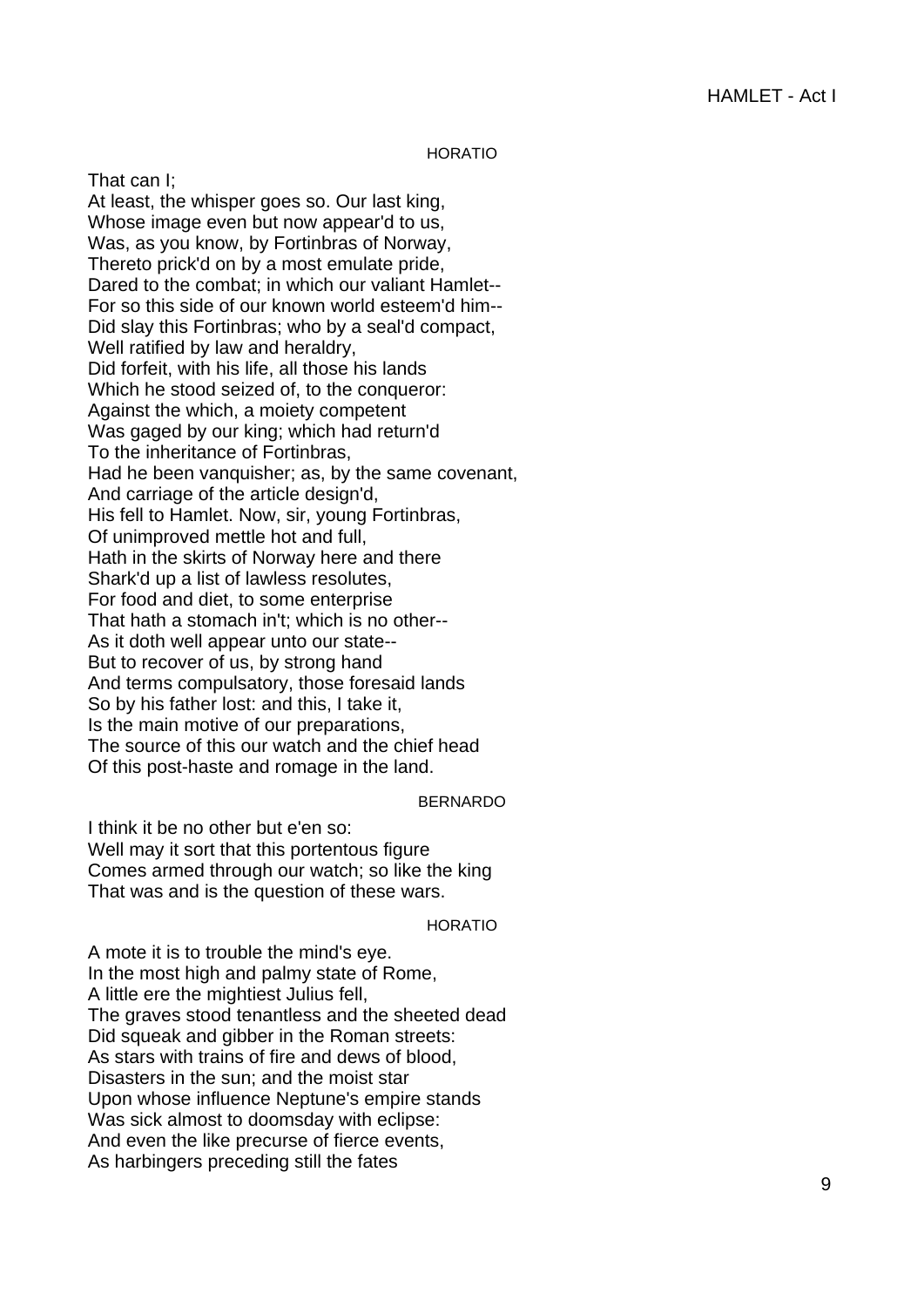HORATIO

That can I;
At least, the whisper goes so. Our last king,
Whose image even but now appear'd to us,
Was, as you know, by Fortinbras of Norway,
Thereto prick'd on by a most emulate pride,
Dared to the combat; in which our valiant Hamlet--
For so this side of our known world esteem'd him--
Did slay this Fortinbras; who by a seal'd compact,
Well ratified by law and heraldry,
Did forfeit, with his life, all those his lands
Which he stood seized of, to the conqueror:
Against the which, a moiety competent
Was gaged by our king; which had return'd
To the inheritance of Fortinbras,
Had he been vanquisher; as, by the same covenant,
And carriage of the article design'd,
His fell to Hamlet. Now, sir, young Fortinbras,
Of unimproved mettle hot and full,
Hath in the skirts of Norway here and there
Shark'd up a list of lawless resolutes,
For food and diet, to some enterprise
That hath a stomach in't; which is no other--
As it doth well appear unto our state--
But to recover of us, by strong hand
And terms compulsatory, those foresaid lands
So by his father lost: and this, I take it,
Is the main motive of our preparations,
The source of this our watch and the chief head
Of this post-haste and romage in the land.

BERNARDO

I think it be no other but e'en so:
Well may it sort that this portentous figure
Comes armed through our watch; so like the king
That was and is the question of these wars.

HORATIO

A mote it is to trouble the mind's eye.
In the most high and palmy state of Rome,
A little ere the mightiest Julius fell,
The graves stood tenantless and the sheeted dead
Did squeak and gibber in the Roman streets:
As stars with trains of fire and dews of blood,
Disasters in the sun; and the moist star
Upon whose influence Neptune's empire stands
Was sick almost to doomsday with eclipse:
And even the like precurse of fierce events,
As harbingers preceding still the fates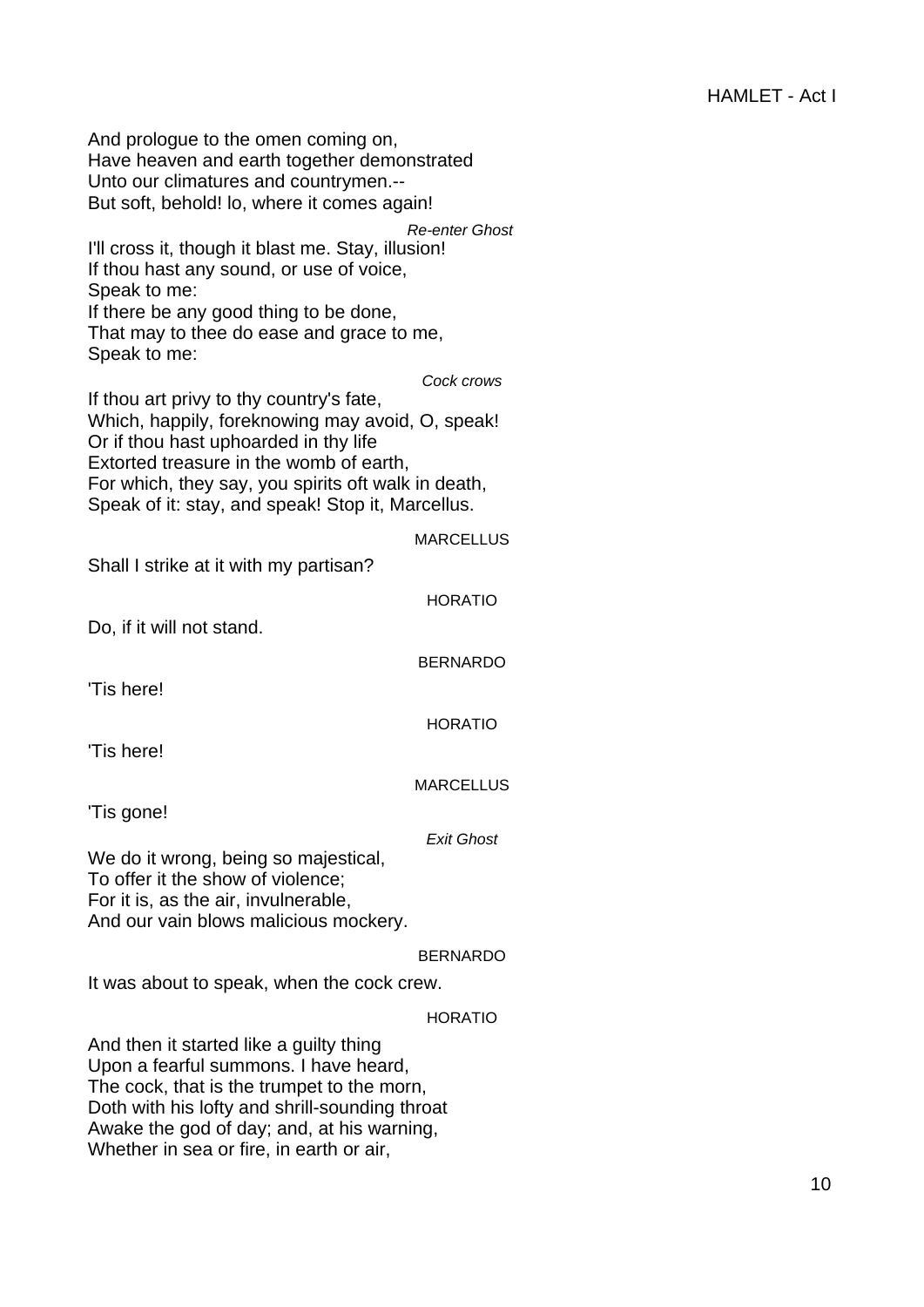And prologue to the omen coming on,  
Have heaven and earth together demonstrated  
Unto our climatures and countrymen.--  
But soft, behold! lo, where it comes again!

*Re-enter Ghost*

I'll cross it, though it blast me. Stay, illusion!  
If thou hast any sound, or use of voice,  
Speak to me:  
If there be any good thing to be done,  
That may to thee do ease and grace to me,  
Speak to me:

*Cock crows*

If thou art privy to thy country's fate,  
Which, happily, foreknowing may avoid, O, speak!  
Or if thou hast uphoarded in thy life  
Extorted treasure in the womb of earth,  
For which, they say, you spirits oft walk in death,  
Speak of it: stay, and speak! Stop it, Marcellus.

MARCELLUS

Shall I strike at it with my partisan?

HORATIO

Do, if it will not stand.

BERNARDO

'Tis here!

HORATIO

'Tis here!

MARCELLUS

'Tis gone!

*Exit Ghost*

We do it wrong, being so majestical,  
To offer it the show of violence;  
For it is, as the air, invulnerable,  
And our vain blows malicious mockery.

BERNARDO

It was about to speak, when the cock crew.

HORATIO

And then it started like a guilty thing  
Upon a fearful summons. I have heard,  
The cock, that is the trumpet to the morn,  
Doth with his lofty and shrill-sounding throat  
Awake the god of day; and, at his warning,  
Whether in sea or fire, in earth or air,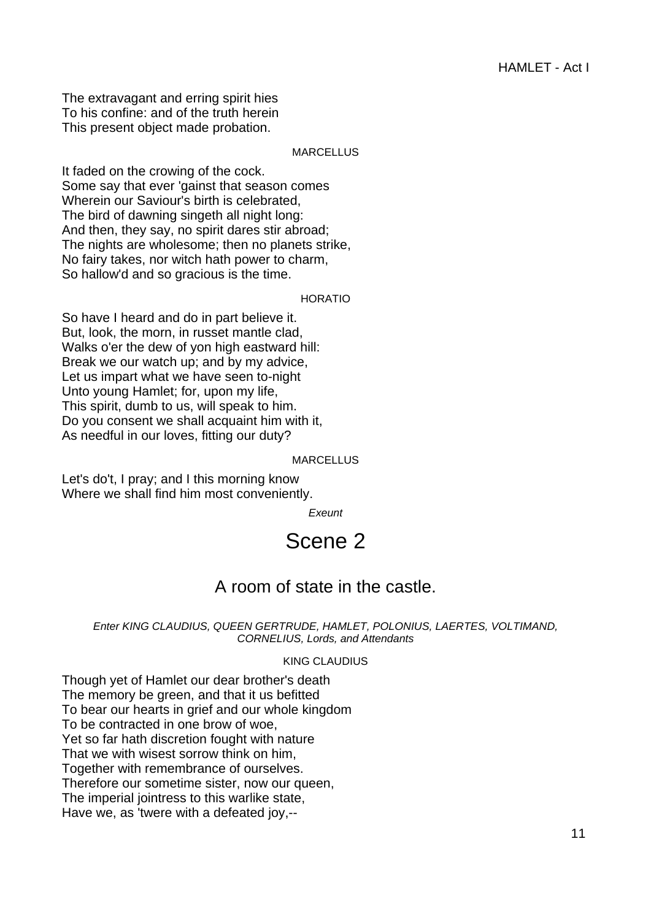The extravagant and erring spirit hies
To his confine: and of the truth herein
This present object made probation.

MARCELLUS

It faded on the crowing of the cock.
Some say that ever 'gainst that season comes
Wherein our Saviour's birth is celebrated,
The bird of dawning singeth all night long:
And then, they say, no spirit dares stir abroad;
The nights are wholesome; then no planets strike,
No fairy takes, nor witch hath power to charm,
So hallow'd and so gracious is the time.

HORATIO

So have I heard and do in part believe it.
But, look, the morn, in russet mantle clad,
Walks o'er the dew of yon high eastward hill:
Break we our watch up; and by my advice,
Let us impart what we have seen to-night
Unto young Hamlet; for, upon my life,
This spirit, dumb to us, will speak to him.
Do you consent we shall acquaint him with it,
As needful in our loves, fitting our duty?

MARCELLUS

Let's do't, I pray; and I this morning know
Where we shall find him most conveniently.

*Exeunt*

# Scene 2

## A room of state in the castle.

*Enter KING CLAUDIUS, QUEEN GERTRUDE, HAMLET, POLONIUS, LAERTES, VOLTIMAND, CORNELIUS, Lords, and Attendants*

KING CLAUDIUS

Though yet of Hamlet our dear brother's death
The memory be green, and that it us befitted
To bear our hearts in grief and our whole kingdom
To be contracted in one brow of woe,
Yet so far hath discretion fought with nature
That we with wisest sorrow think on him,
Together with remembrance of ourselves.
Therefore our sometime sister, now our queen,
The imperial jointress to this warlike state,
Have we, as 'twere with a defeated joy,--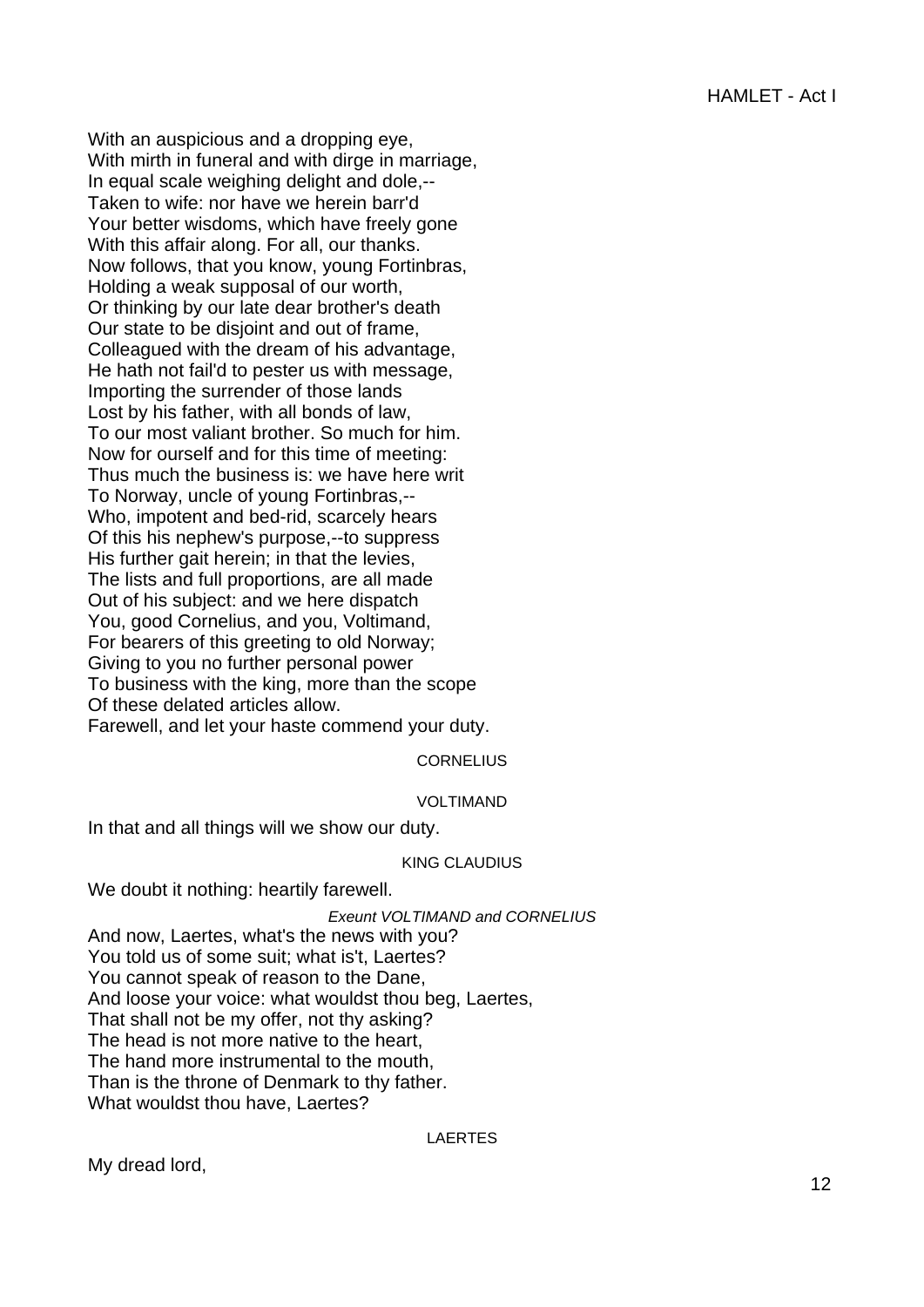With an auspicious and a dropping eye,
With mirth in funeral and with dirge in marriage,
In equal scale weighing delight and dole,--
Taken to wife: nor have we herein barr'd
Your better wisdoms, which have freely gone
With this affair along. For all, our thanks.
Now follows, that you know, young Fortinbras,
Holding a weak supposal of our worth,
Or thinking by our late dear brother's death
Our state to be disjoint and out of frame,
Colleagued with the dream of his advantage,
He hath not fail'd to pester us with message,
Importing the surrender of those lands
Lost by his father, with all bonds of law,
To our most valiant brother. So much for him.
Now for ourself and for this time of meeting:
Thus much the business is: we have here writ
To Norway, uncle of young Fortinbras,--
Who, impotent and bed-rid, scarcely hears
Of this his nephew's purpose,--to suppress
His further gait herein; in that the levies,
The lists and full proportions, are all made
Out of his subject: and we here dispatch
You, good Cornelius, and you, Voltimand,
For bearers of this greeting to old Norway;
Giving to you no further personal power
To business with the king, more than the scope
Of these delated articles allow.
Farewell, and let your haste commend your duty.

CORNELIUS

VOLTIMAND

In that and all things will we show our duty.

KING CLAUDIUS

We doubt it nothing: heartily farewell.

*Exeunt VOLTIMAND and CORNELIUS*

And now, Laertes, what's the news with you?
You told us of some suit; what is't, Laertes?
You cannot speak of reason to the Dane,
And loose your voice: what wouldst thou beg, Laertes,
That shall not be my offer, not thy asking?
The head is not more native to the heart,
The hand more instrumental to the mouth,
Than is the throne of Denmark to thy father.
What wouldst thou have, Laertes?

LAERTES

My dread lord,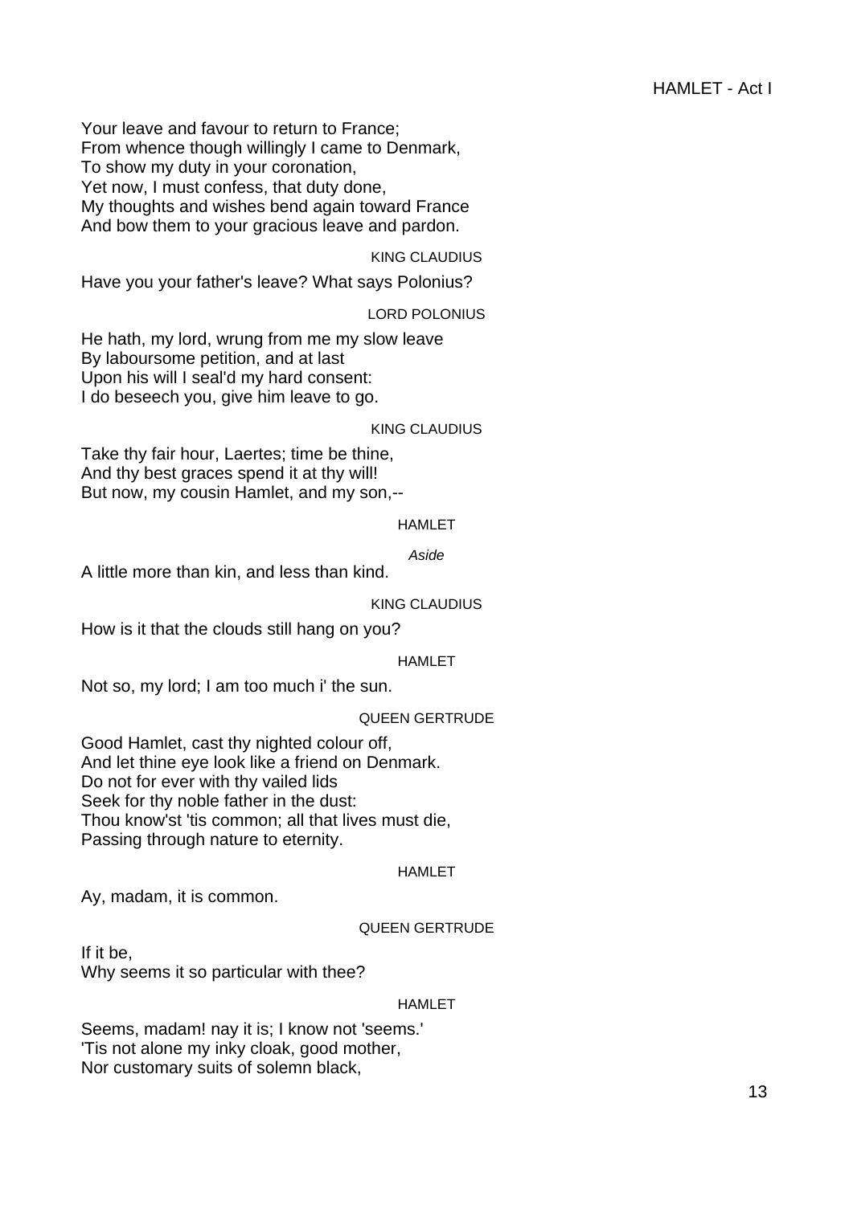Your leave and favour to return to France;
From whence though willingly I came to Denmark,
To show my duty in your coronation,
Yet now, I must confess, that duty done,
My thoughts and wishes bend again toward France
And bow them to your gracious leave and pardon.

KING CLAUDIUS

Have you your father's leave? What says Polonius?

LORD POLONIUS

He hath, my lord, wrung from me my slow leave
By laboursome petition, and at last
Upon his will I seal'd my hard consent:
I do beseech you, give him leave to go.

KING CLAUDIUS

Take thy fair hour, Laertes; time be thine,
And thy best graces spend it at thy will!
But now, my cousin Hamlet, and my son,--

HAMLET

*Aside*

A little more than kin, and less than kind.

KING CLAUDIUS

How is it that the clouds still hang on you?

HAMLET

Not so, my lord; I am too much i' the sun.

QUEEN GERTRUDE

Good Hamlet, cast thy nighted colour off,
And let thine eye look like a friend on Denmark.
Do not for ever with thy vailed lids
Seek for thy noble father in the dust:
Thou know'st 'tis common; all that lives must die,
Passing through nature to eternity.

HAMLET

Ay, madam, it is common.

QUEEN GERTRUDE

If it be,
Why seems it so particular with thee?

HAMLET

Seems, madam! nay it is; I know not 'seems.'
'Tis not alone my inky cloak, good mother,
Nor customary suits of solemn black,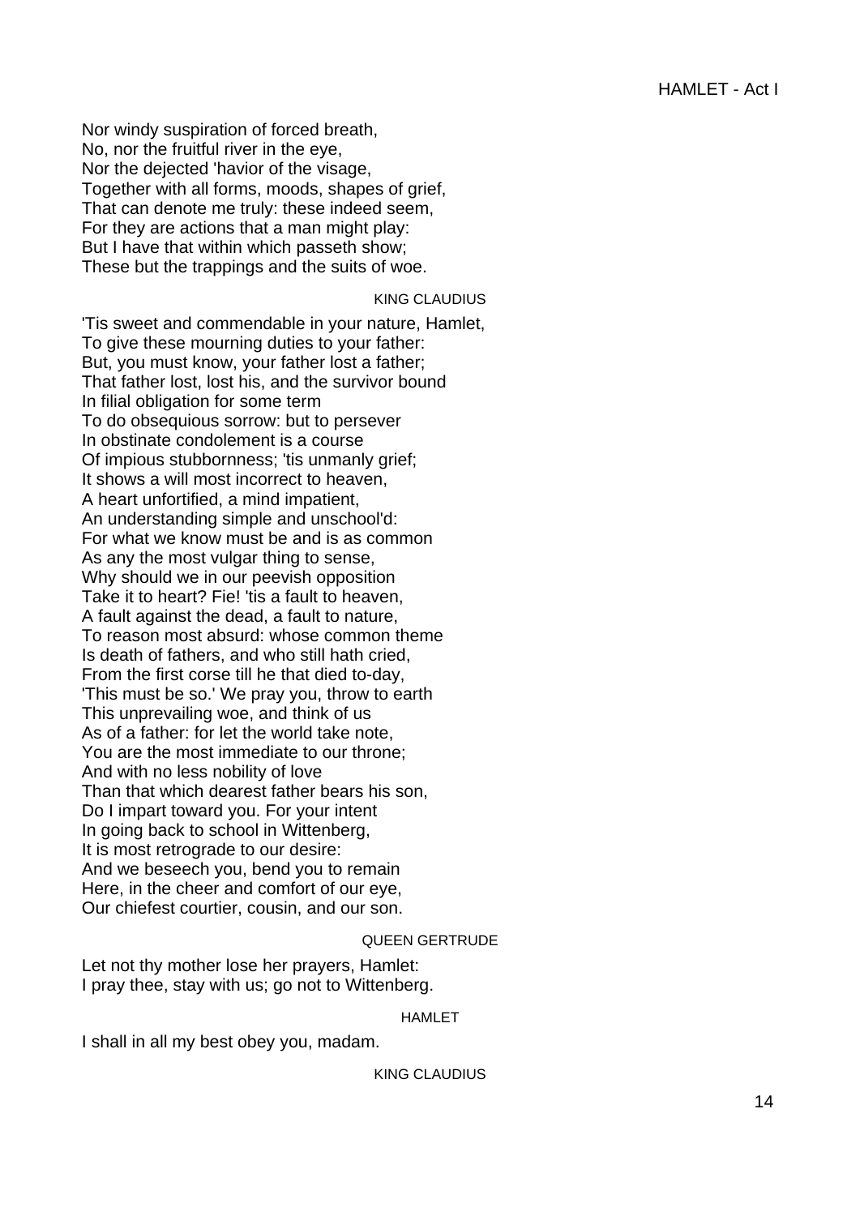Nor windy suspiration of forced breath,
No, nor the fruitful river in the eye,
Nor the dejected 'havior of the visage,
Together with all forms, moods, shapes of grief,
That can denote me truly: these indeed seem,
For they are actions that a man might play:
But I have that within which passeth show;
These but the trappings and the suits of woe.

KING CLAUDIUS

'Tis sweet and commendable in your nature, Hamlet,
To give these mourning duties to your father:
But, you must know, your father lost a father;
That father lost, lost his, and the survivor bound
In filial obligation for some term
To do obsequious sorrow: but to persever
In obstinate condolement is a course
Of impious stubbornness; 'tis unmanly grief;
It shows a will most incorrect to heaven,
A heart unfortified, a mind impatient,
An understanding simple and unschool'd:
For what we know must be and is as common
As any the most vulgar thing to sense,
Why should we in our peevish opposition
Take it to heart? Fie! 'tis a fault to heaven,
A fault against the dead, a fault to nature,
To reason most absurd: whose common theme
Is death of fathers, and who still hath cried,
From the first corse till he that died to-day,
'This must be so.' We pray you, throw to earth
This unprevailing woe, and think of us
As of a father: for let the world take note,
You are the most immediate to our throne;
And with no less nobility of love
Than that which dearest father bears his son,
Do I impart toward you. For your intent
In going back to school in Wittenberg,
It is most retrograde to our desire:
And we beseech you, bend you to remain
Here, in the cheer and comfort of our eye,
Our chiefest courtier, cousin, and our son.

QUEEN GERTRUDE

Let not thy mother lose her prayers, Hamlet:
I pray thee, stay with us; go not to Wittenberg.

HAMLET

I shall in all my best obey you, madam.

KING CLAUDIUS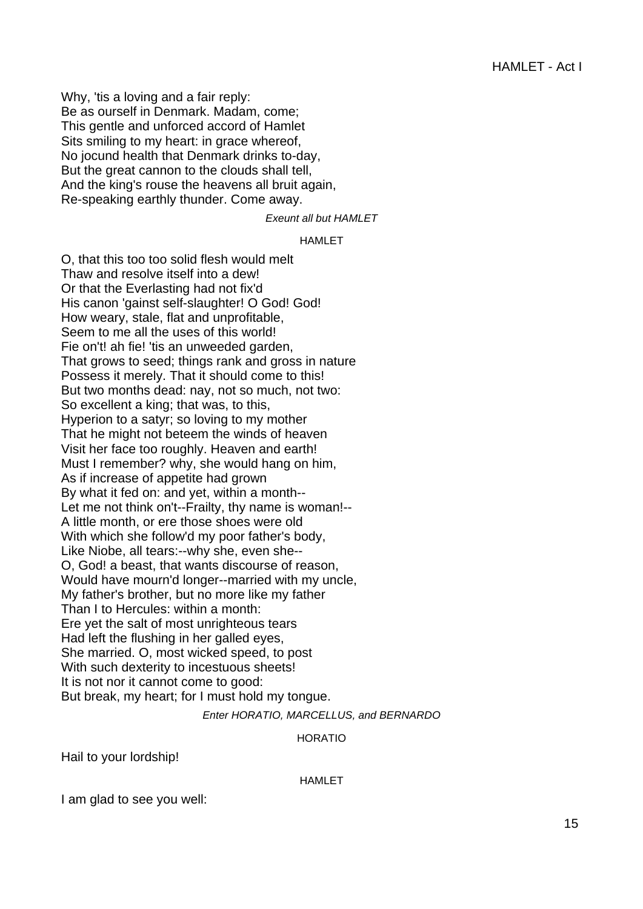Why, 'tis a loving and a fair reply:
Be as ourself in Denmark. Madam, come;
This gentle and unforced accord of Hamlet
Sits smiling to my heart: in grace whereof,
No jocund health that Denmark drinks to-day,
But the great cannon to the clouds shall tell,
And the king's rouse the heavens all bruit again,
Re-speaking earthly thunder. Come away.

*Exeunt all but HAMLET*

HAMLET

O, that this too too solid flesh would melt
Thaw and resolve itself into a dew!
Or that the Everlasting had not fix'd
His canon 'gainst self-slaughter! O God! God!
How weary, stale, flat and unprofitable,
Seem to me all the uses of this world!
Fie on't! ah fie! 'tis an unweeded garden,
That grows to seed; things rank and gross in nature
Possess it merely. That it should come to this!
But two months dead: nay, not so much, not two:
So excellent a king; that was, to this,
Hyperion to a satyr; so loving to my mother
That he might not beteem the winds of heaven
Visit her face too roughly. Heaven and earth!
Must I remember? why, she would hang on him,
As if increase of appetite had grown
By what it fed on: and yet, within a month--
Let me not think on't--Frailty, thy name is woman!--
A little month, or ere those shoes were old
With which she follow'd my poor father's body,
Like Niobe, all tears:--why she, even she--
O, God! a beast, that wants discourse of reason,
Would have mourn'd longer--married with my uncle,
My father's brother, but no more like my father
Than I to Hercules: within a month:
Ere yet the salt of most unrighteous tears
Had left the flushing in her galled eyes,
She married. O, most wicked speed, to post
With such dexterity to incestuous sheets!
It is not nor it cannot come to good:
But break, my heart; for I must hold my tongue.

*Enter HORATIO, MARCELLUS, and BERNARDO*

HORATIO

Hail to your lordship!

HAMLET

I am glad to see you well: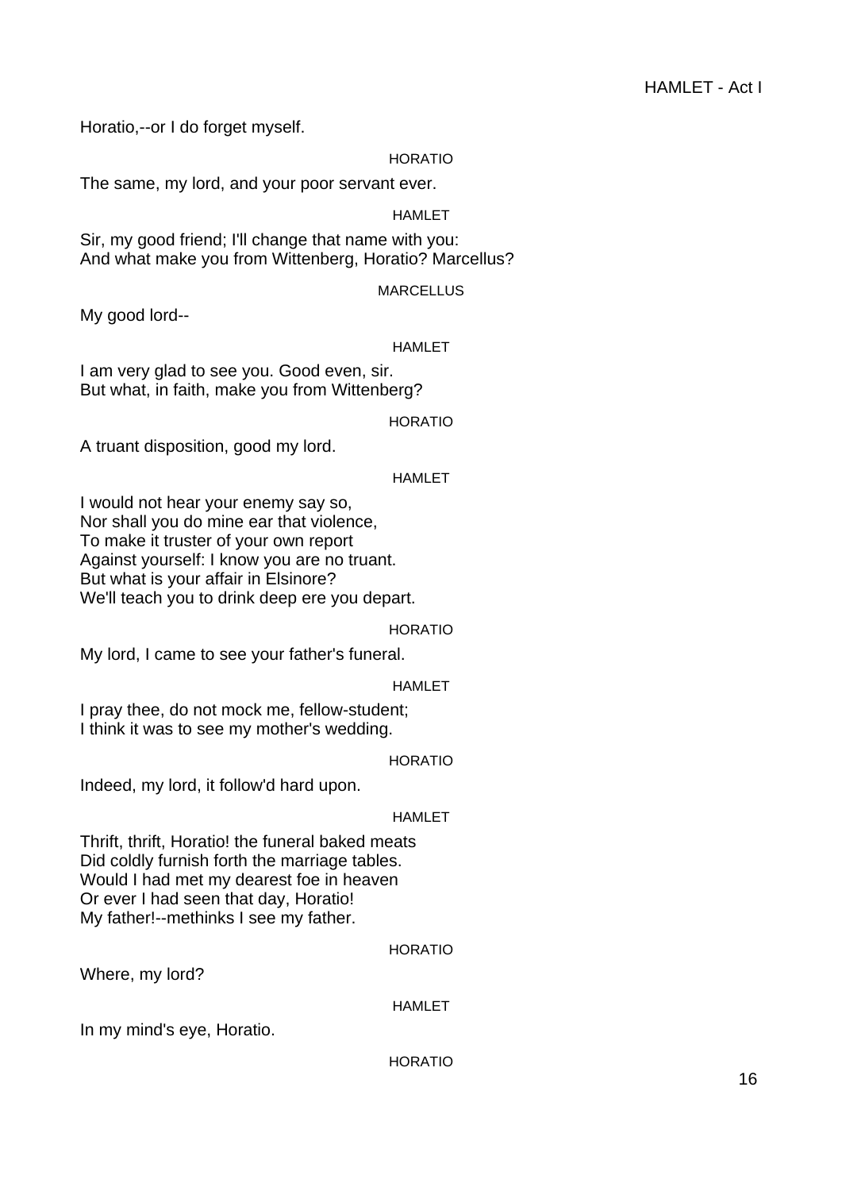Horatio,--or I do forget myself.

HORATIO

The same, my lord, and your poor servant ever.

HAMLET

Sir, my good friend; I'll change that name with you:
And what make you from Wittenberg, Horatio? Marcellus?

MARCELLUS

My good lord--

HAMLET

I am very glad to see you. Good even, sir.
But what, in faith, make you from Wittenberg?

HORATIO

A truant disposition, good my lord.

HAMLET

I would not hear your enemy say so,
Nor shall you do mine ear that violence,
To make it truster of your own report
Against yourself: I know you are no truant.
But what is your affair in Elsinore?
We'll teach you to drink deep ere you depart.

HORATIO

My lord, I came to see your father's funeral.

HAMLET

I pray thee, do not mock me, fellow-student;
I think it was to see my mother's wedding.

HORATIO

Indeed, my lord, it follow'd hard upon.

HAMLET

Thrift, thrift, Horatio! the funeral baked meats
Did coldly furnish forth the marriage tables.
Would I had met my dearest foe in heaven
Or ever I had seen that day, Horatio!
My father!--methinks I see my father.

HORATIO

Where, my lord?

HAMLET

In my mind's eye, Horatio.

HORATIO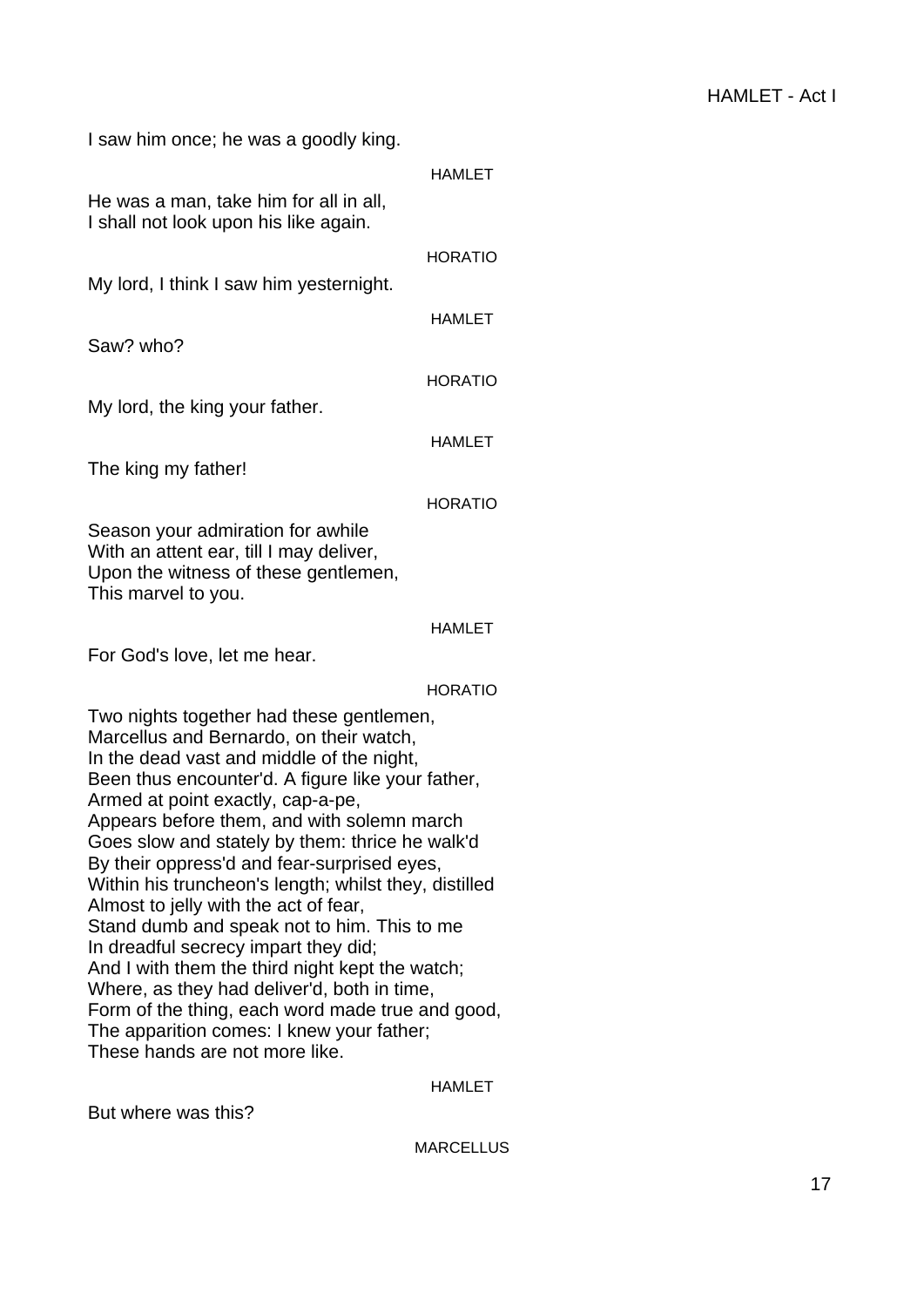I saw him once; he was a goodly king.

HAMLET

He was a man, take him for all in all,
I shall not look upon his like again.

HORATIO

My lord, I think I saw him yesternight.

HAMLET

Saw? who?

HORATIO

My lord, the king your father.

HAMLET

The king my father!

HORATIO

Season your admiration for awhile
With an attent ear, till I may deliver,
Upon the witness of these gentlemen,
This marvel to you.

HAMLET

For God's love, let me hear.

HORATIO

Two nights together had these gentlemen,
Marcellus and Bernardo, on their watch,
In the dead vast and middle of the night,
Been thus encounter'd. A figure like your father,
Armed at point exactly, cap-a-pe,
Appears before them, and with solemn march
Goes slow and stately by them: thrice he walk'd
By their oppress'd and fear-surprised eyes,
Within his truncheon's length; whilst they, distilled
Almost to jelly with the act of fear,
Stand dumb and speak not to him. This to me
In dreadful secrecy impart they did;
And I with them the third night kept the watch;
Where, as they had deliver'd, both in time,
Form of the thing, each word made true and good,
The apparition comes: I knew your father;
These hands are not more like.

HAMLET

But where was this?

MARCELLUS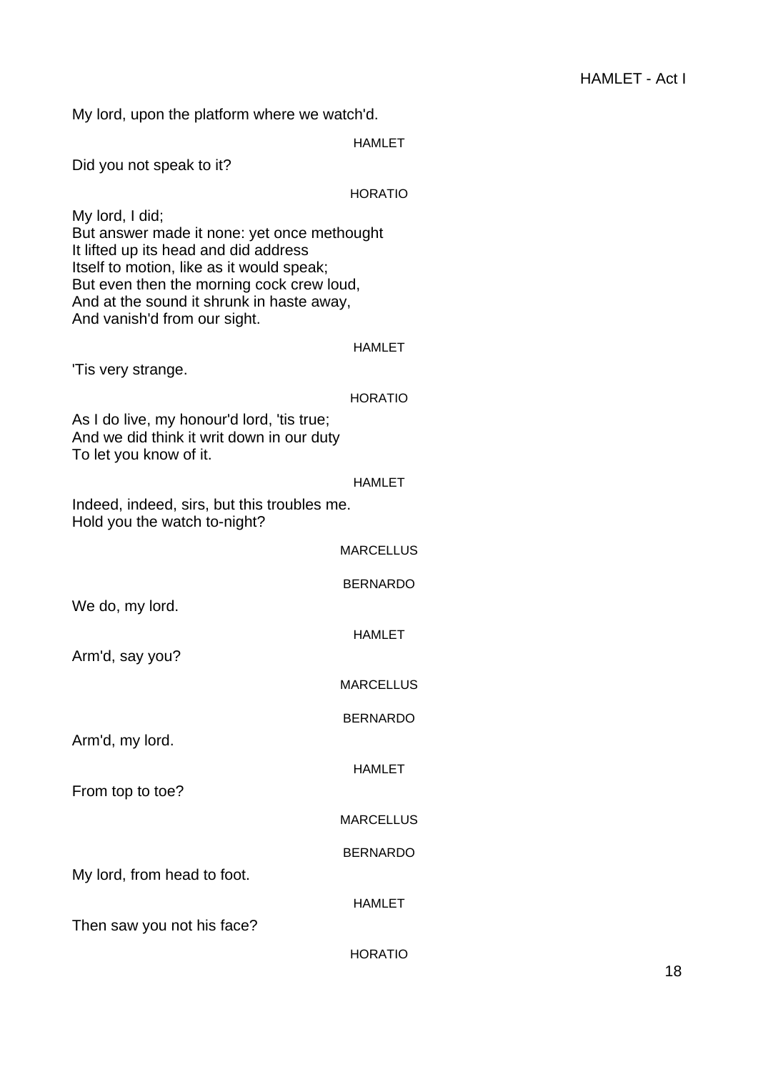My lord, upon the platform where we watch'd.

HAMLET

Did you not speak to it?

HORATIO

My lord, I did;
But answer made it none: yet once methought
It lifted up its head and did address
Itself to motion, like as it would speak;
But even then the morning cock crew loud,
And at the sound it shrunk in haste away,
And vanish'd from our sight.

HAMLET

'Tis very strange.

HORATIO

As I do live, my honour'd lord, 'tis true;
And we did think it writ down in our duty
To let you know of it.

HAMLET

Indeed, indeed, sirs, but this troubles me.
Hold you the watch to-night?

MARCELLUS

BERNARDO

We do, my lord.

HAMLET

Arm'd, say you?

MARCELLUS

BERNARDO

Arm'd, my lord.

HAMLET

From top to toe?

MARCELLUS

BERNARDO

My lord, from head to foot.

HAMLET

Then saw you not his face?

HORATIO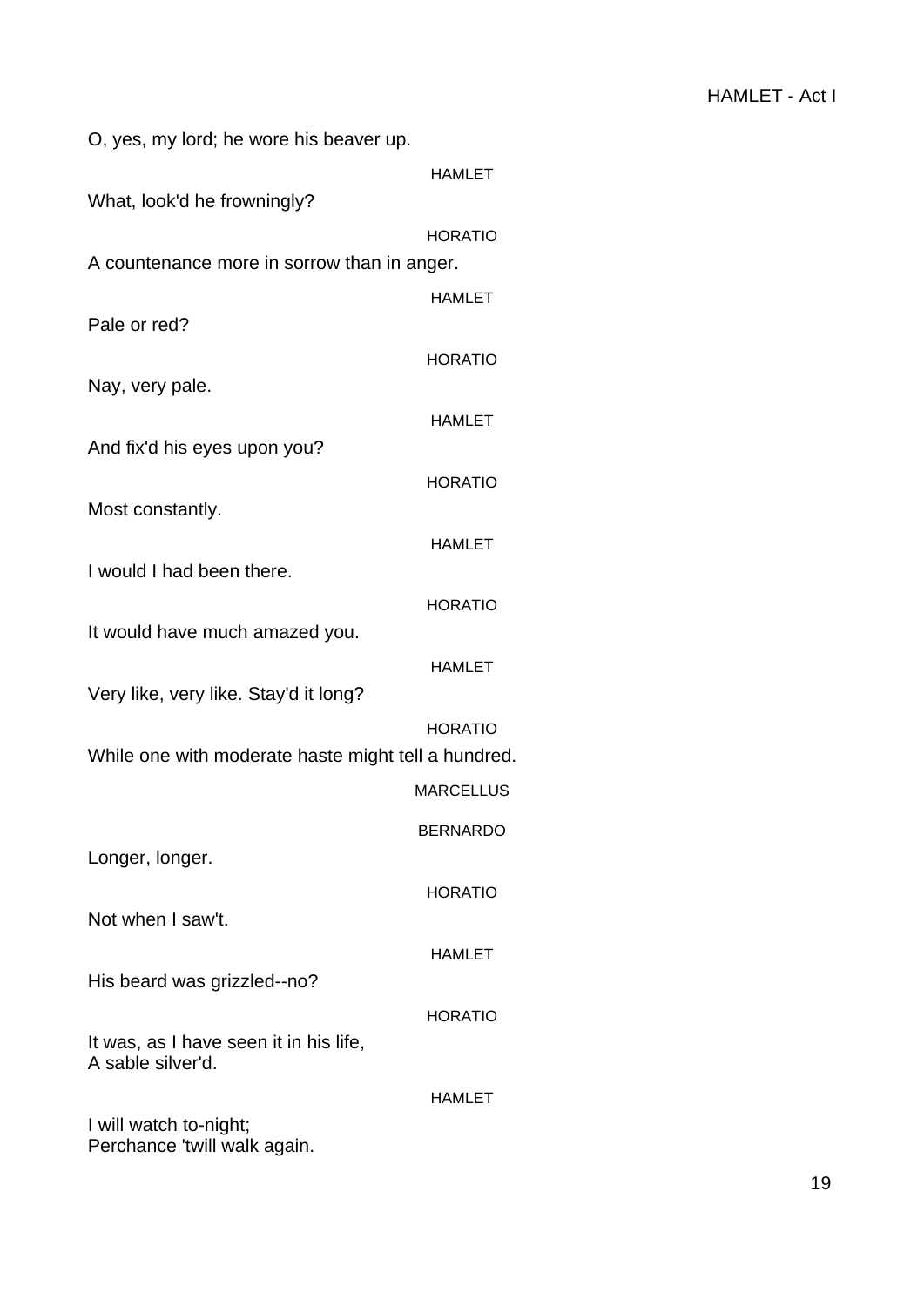O, yes, my lord; he wore his beaver up.

HAMLET

What, look'd he frowningly?

HORATIO

A countenance more in sorrow than in anger.

HAMLET

Pale or red?

HORATIO

Nay, very pale.

HAMLET

And fix'd his eyes upon you?

HORATIO

Most constantly.

HAMLET

I would I had been there.

HORATIO

It would have much amazed you.

HAMLET

Very like, very like. Stay'd it long?

HORATIO

While one with moderate haste might tell a hundred.

MARCELLUS

BERNARDO

Longer, longer.

HORATIO

Not when I saw't.

HAMLET

His beard was grizzled--no?

HORATIO

It was, as I have seen it in his life,
A sable silver'd.

HAMLET

I will watch to-night;
Perchance 'twill walk again.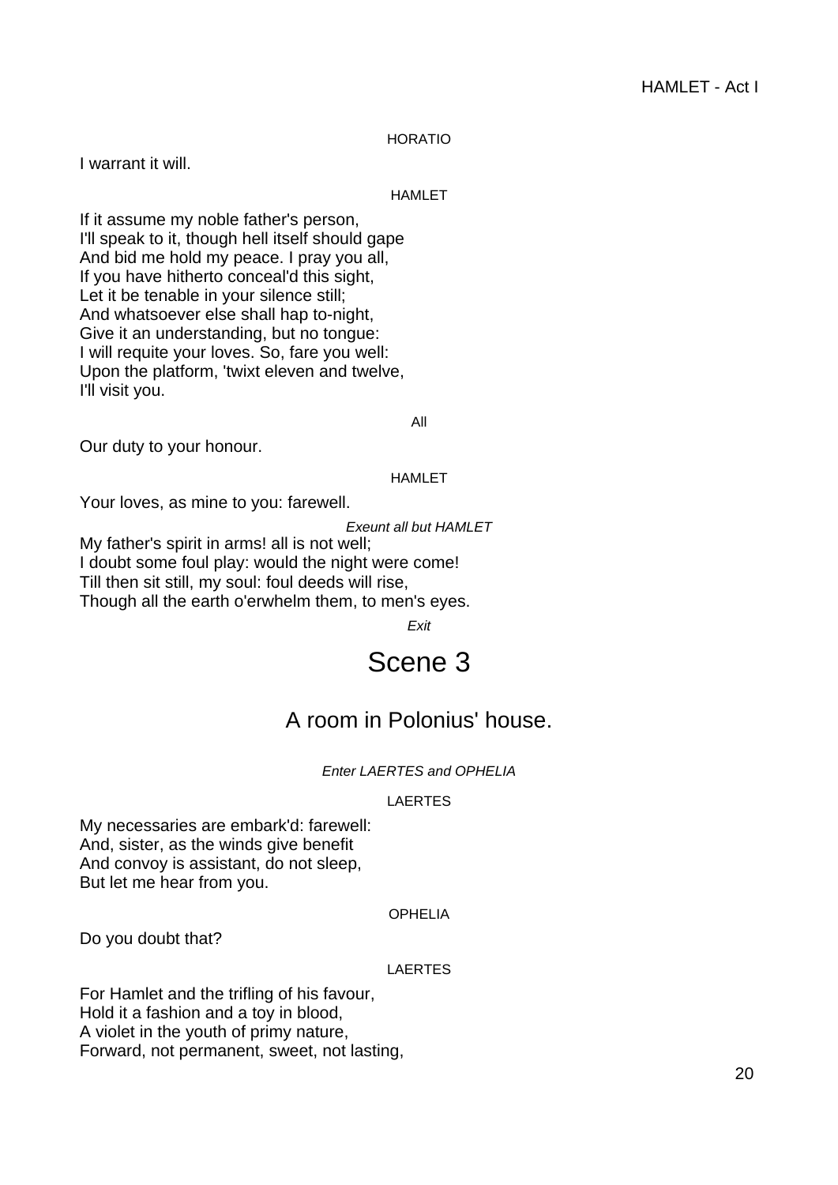HORATIO

I warrant it will.

HAMLET

If it assume my noble father's person,
I'll speak to it, though hell itself should gape
And bid me hold my peace. I pray you all,
If you have hitherto conceal'd this sight,
Let it be tenable in your silence still;
And whatsoever else shall hap to-night,
Give it an understanding, but no tongue:
I will requite your loves. So, fare you well:
Upon the platform, 'twixt eleven and twelve,
I'll visit you.

All

Our duty to your honour.

HAMLET

Your loves, as mine to you: farewell.

*Exeunt all but HAMLET*

My father's spirit in arms! all is not well;
I doubt some foul play: would the night were come!
Till then sit still, my soul: foul deeds will rise,
Though all the earth o'erwhelm them, to men's eyes.

*Exit*

# Scene 3

## A room in Polonius' house.

*Enter LAERTES and OPHELIA*

LAERTES

My necessaries are embark'd: farewell:
And, sister, as the winds give benefit
And convoy is assistant, do not sleep,
But let me hear from you.

OPHELIA

Do you doubt that?

LAERTES

For Hamlet and the trifling of his favour,
Hold it a fashion and a toy in blood,
A violet in the youth of primy nature,
Forward, not permanent, sweet, not lasting,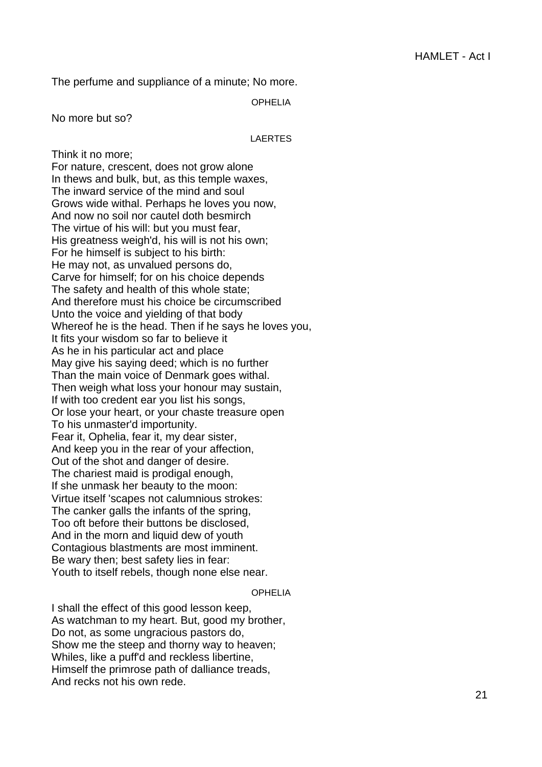The perfume and suppliance of a minute; No more.

OPHELIA

No more but so?

LAERTES

Think it no more;  
For nature, crescent, does not grow alone  
In thews and bulk, but, as this temple waxes,  
The inward service of the mind and soul  
Grows wide withal. Perhaps he loves you now,  
And now no soil nor cautel doth besmirch  
The virtue of his will: but you must fear,  
His greatness weigh'd, his will is not his own;  
For he himself is subject to his birth:  
He may not, as unvalued persons do,  
Carve for himself; for on his choice depends  
The safety and health of this whole state;  
And therefore must his choice be circumscribed  
Unto the voice and yielding of that body  
Whereof he is the head. Then if he says he loves you,  
It fits your wisdom so far to believe it  
As he in his particular act and place  
May give his saying deed; which is no further  
Than the main voice of Denmark goes withal.  
Then weigh what loss your honour may sustain,  
If with too credent ear you list his songs,  
Or lose your heart, or your chaste treasure open  
To his unmaster'd importunity.  
Fear it, Ophelia, fear it, my dear sister,  
And keep you in the rear of your affection,  
Out of the shot and danger of desire.  
The chariest maid is prodigal enough,  
If she unmask her beauty to the moon:  
Virtue itself 'scapes not calumnious strokes:  
The canker galls the infants of the spring,  
Too oft before their buttons be disclosed,  
And in the morn and liquid dew of youth  
Contagious blastments are most imminent.  
Be wary then; best safety lies in fear:  
Youth to itself rebels, though none else near.

OPHELIA

I shall the effect of this good lesson keep,  
As watchman to my heart. But, good my brother,  
Do not, as some ungracious pastors do,  
Show me the steep and thorny way to heaven;  
Whiles, like a puff'd and reckless libertine,  
Himself the primrose path of dalliance treads,  
And recks not his own rede.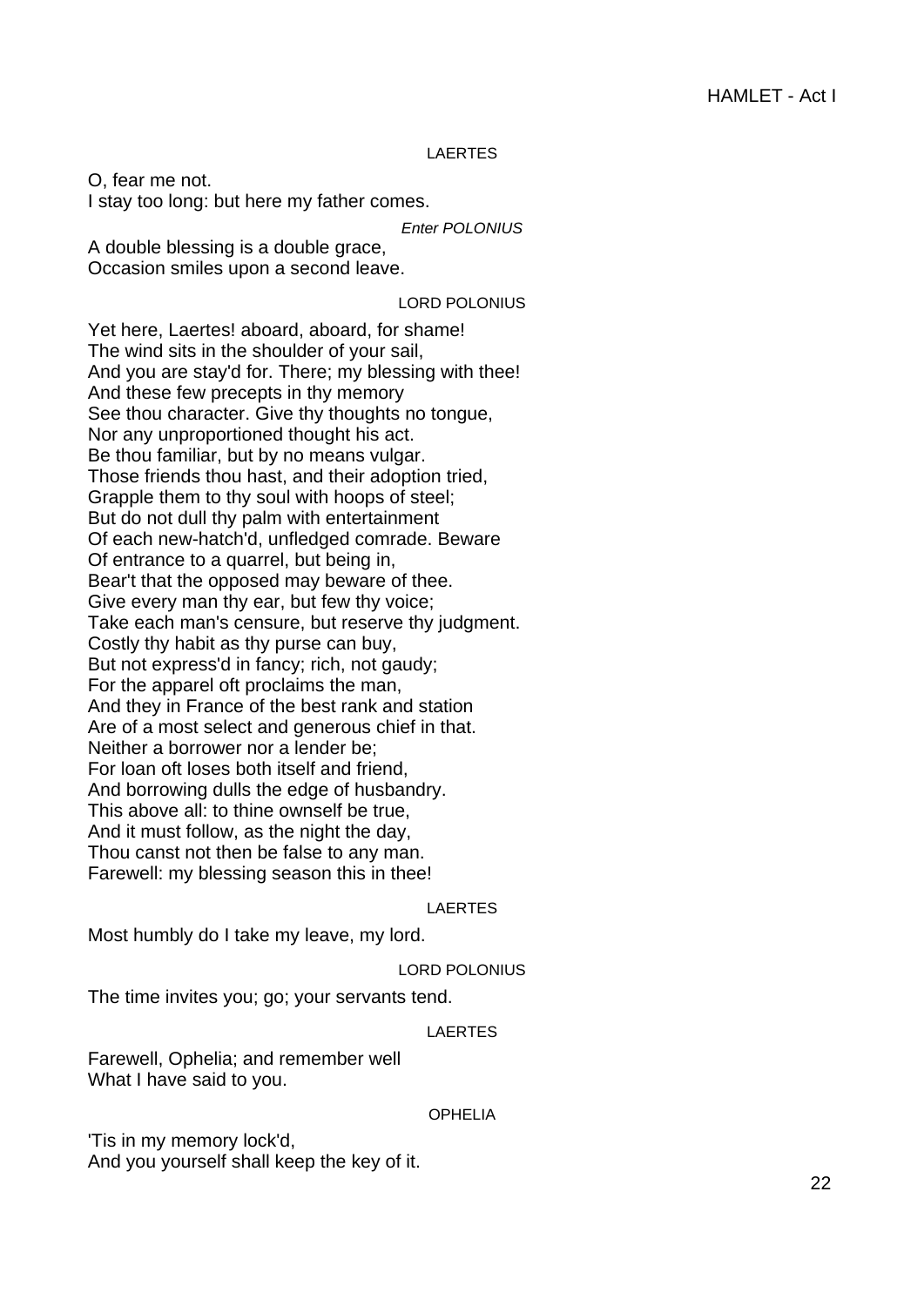LAERTES

O, fear me not.
I stay too long: but here my father comes.

*Enter POLONIUS*

A double blessing is a double grace,
Occasion smiles upon a second leave.

LORD POLONIUS

Yet here, Laertes! aboard, aboard, for shame!
The wind sits in the shoulder of your sail,
And you are stay'd for. There; my blessing with thee!
And these few precepts in thy memory
See thou character. Give thy thoughts no tongue,
Nor any unproportioned thought his act.
Be thou familiar, but by no means vulgar.
Those friends thou hast, and their adoption tried,
Grapple them to thy soul with hoops of steel;
But do not dull thy palm with entertainment
Of each new-hatch'd, unfledged comrade. Beware
Of entrance to a quarrel, but being in,
Bear't that the opposed may beware of thee.
Give every man thy ear, but few thy voice;
Take each man's censure, but reserve thy judgment.
Costly thy habit as thy purse can buy,
But not express'd in fancy; rich, not gaudy;
For the apparel oft proclaims the man,
And they in France of the best rank and station
Are of a most select and generous chief in that.
Neither a borrower nor a lender be;
For loan oft loses both itself and friend,
And borrowing dulls the edge of husbandry.
This above all: to thine ownself be true,
And it must follow, as the night the day,
Thou canst not then be false to any man.
Farewell: my blessing season this in thee!

LAERTES

Most humbly do I take my leave, my lord.

LORD POLONIUS

The time invites you; go; your servants tend.

LAERTES

Farewell, Ophelia; and remember well
What I have said to you.

OPHELIA

'Tis in my memory lock'd,
And you yourself shall keep the key of it.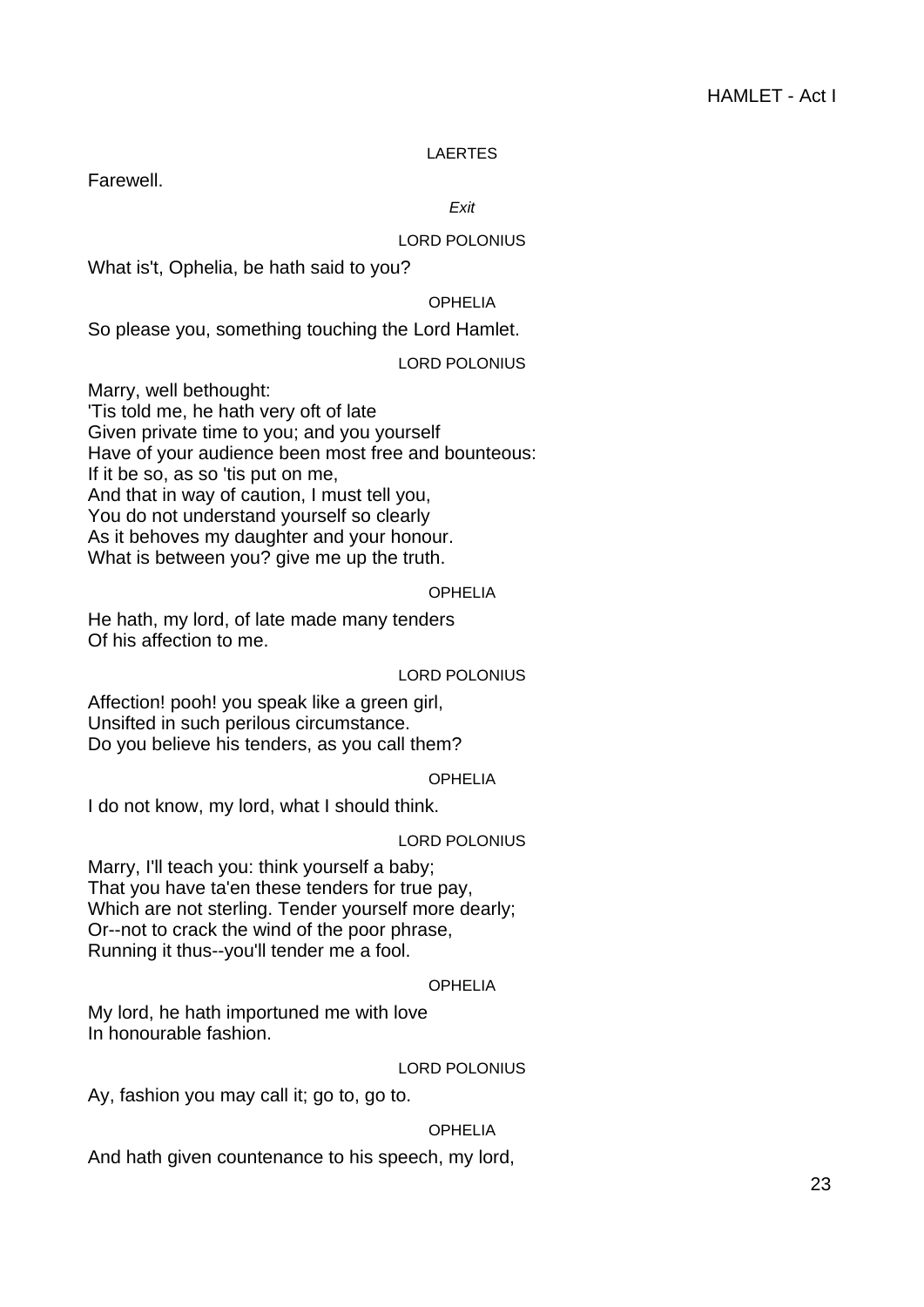LAERTES

Farewell.

*Exit*

LORD POLONIUS

What is't, Ophelia, be hath said to you?

OPHELIA

So please you, something touching the Lord Hamlet.

LORD POLONIUS

Marry, well bethought:
'Tis told me, he hath very oft of late
Given private time to you; and you yourself
Have of your audience been most free and bounteous:
If it be so, as so 'tis put on me,
And that in way of caution, I must tell you,
You do not understand yourself so clearly
As it behoves my daughter and your honour.
What is between you? give me up the truth.

OPHELIA

He hath, my lord, of late made many tenders
Of his affection to me.

LORD POLONIUS

Affection! pooh! you speak like a green girl,
Unsifted in such perilous circumstance.
Do you believe his tenders, as you call them?

OPHELIA

I do not know, my lord, what I should think.

LORD POLONIUS

Marry, I'll teach you: think yourself a baby;
That you have ta'en these tenders for true pay,
Which are not sterling. Tender yourself more dearly;
Or--not to crack the wind of the poor phrase,
Running it thus--you'll tender me a fool.

OPHELIA

My lord, he hath importuned me with love
In honourable fashion.

LORD POLONIUS

Ay, fashion you may call it; go to, go to.

OPHELIA

And hath given countenance to his speech, my lord,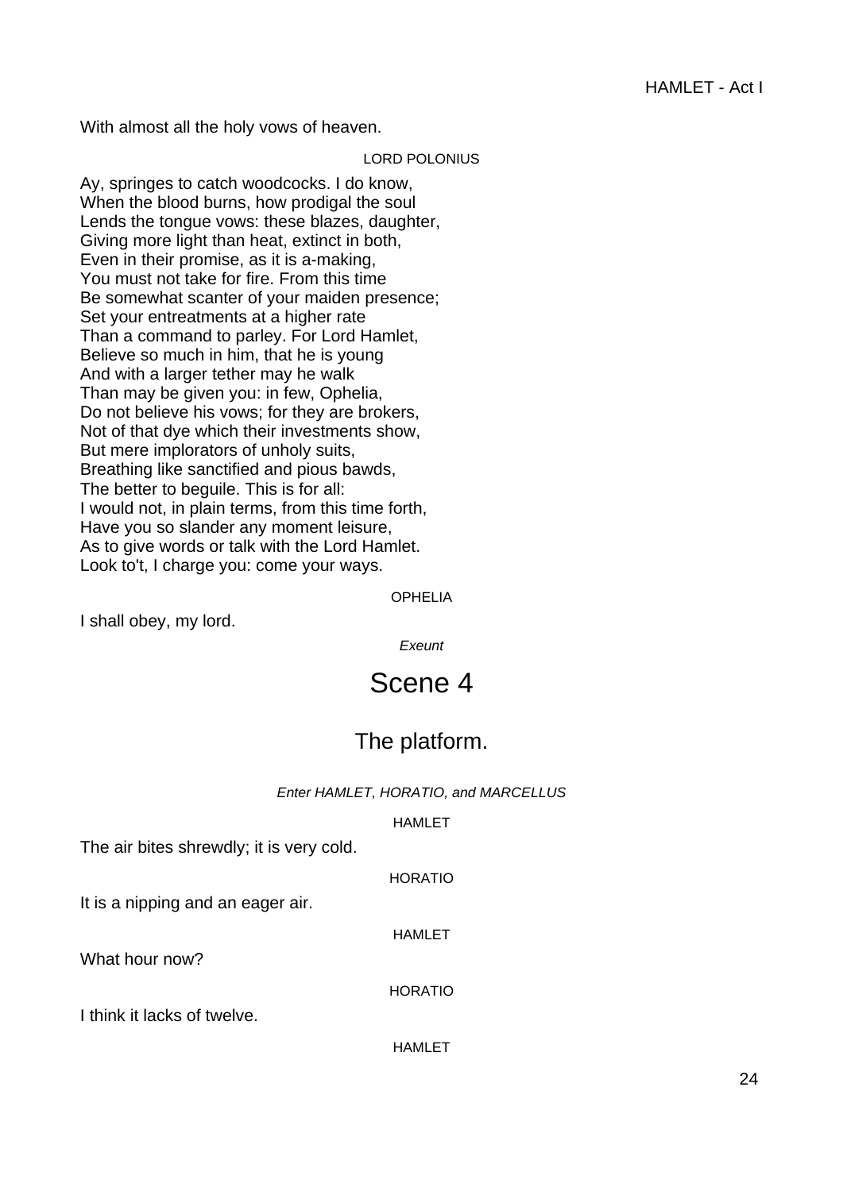With almost all the holy vows of heaven.

LORD POLONIUS

Ay, springes to catch woodcocks. I do know,  
When the blood burns, how prodigal the soul  
Lends the tongue vows: these blazes, daughter,  
Giving more light than heat, extinct in both,  
Even in their promise, as it is a-making,  
You must not take for fire. From this time  
Be somewhat scanter of your maiden presence;  
Set your entreatments at a higher rate  
Than a command to parley. For Lord Hamlet,  
Believe so much in him, that he is young  
And with a larger tether may he walk  
Than may be given you: in few, Ophelia,  
Do not believe his vows; for they are brokers,  
Not of that dye which their investments show,  
But mere implorators of unholy suits,  
Breathing like sanctified and pious bawds,  
The better to beguile. This is for all:  
I would not, in plain terms, from this time forth,  
Have you so slander any moment leisure,  
As to give words or talk with the Lord Hamlet.  
Look to't, I charge you: come your ways.

OPHELIA

I shall obey, my lord.

*Exeunt*

# Scene 4

## The platform.

*Enter HAMLET, HORATIO, and MARCELLUS*

HAMLET

The air bites shrewdly; it is very cold.

HORATIO

It is a nipping and an eager air.

HAMLET

What hour now?

HORATIO

I think it lacks of twelve.

HAMLET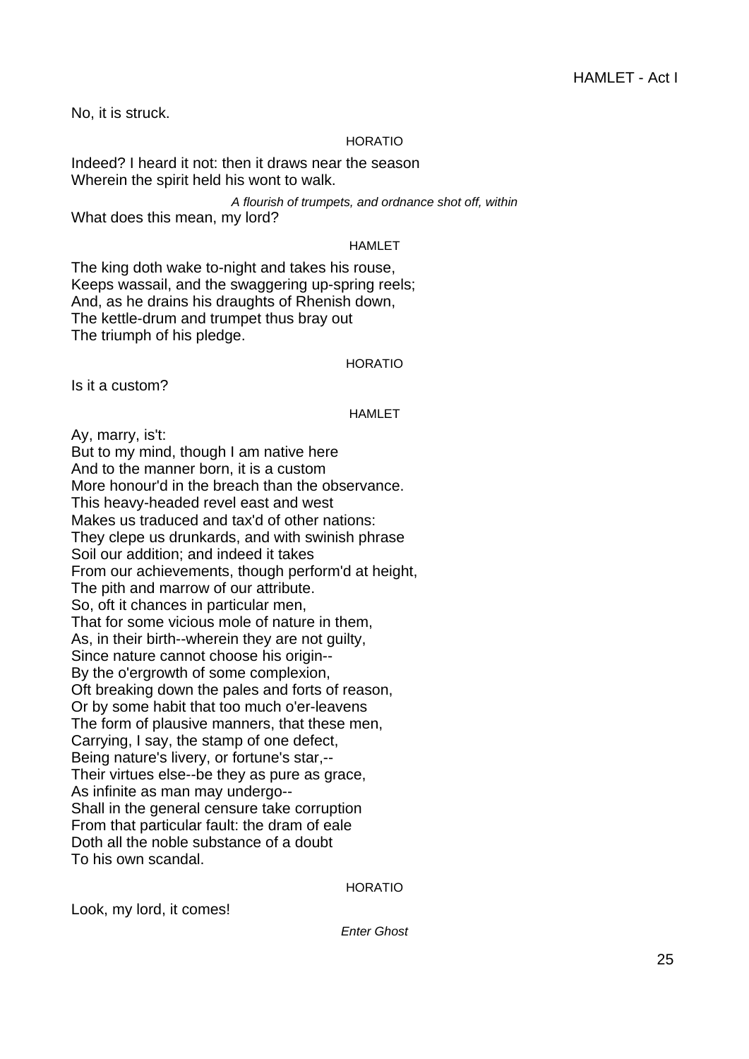No, it is struck.

HORATIO

Indeed? I heard it not: then it draws near the season
Wherein the spirit held his wont to walk.

*A flourish of trumpets, and ordnance shot off, within*

What does this mean, my lord?

HAMLET

The king doth wake to-night and takes his rouse,
Keeps wassail, and the swaggering up-spring reels;
And, as he drains his draughts of Rhenish down,
The kettle-drum and trumpet thus bray out
The triumph of his pledge.

HORATIO

Is it a custom?

HAMLET

Ay, marry, is't:
But to my mind, though I am native here
And to the manner born, it is a custom
More honour'd in the breach than the observance.
This heavy-headed revel east and west
Makes us traduced and tax'd of other nations:
They clepe us drunkards, and with swinish phrase
Soil our addition; and indeed it takes
From our achievements, though perform'd at height,
The pith and marrow of our attribute.
So, oft it chances in particular men,
That for some vicious mole of nature in them,
As, in their birth--wherein they are not guilty,
Since nature cannot choose his origin--
By the o'ergrowth of some complexion,
Oft breaking down the pales and forts of reason,
Or by some habit that too much o'er-leavens
The form of plausive manners, that these men,
Carrying, I say, the stamp of one defect,
Being nature's livery, or fortune's star,--
Their virtues else--be they as pure as grace,
As infinite as man may undergo--
Shall in the general censure take corruption
From that particular fault: the dram of eale
Doth all the noble substance of a doubt
To his own scandal.

HORATIO

Look, my lord, it comes!

*Enter Ghost*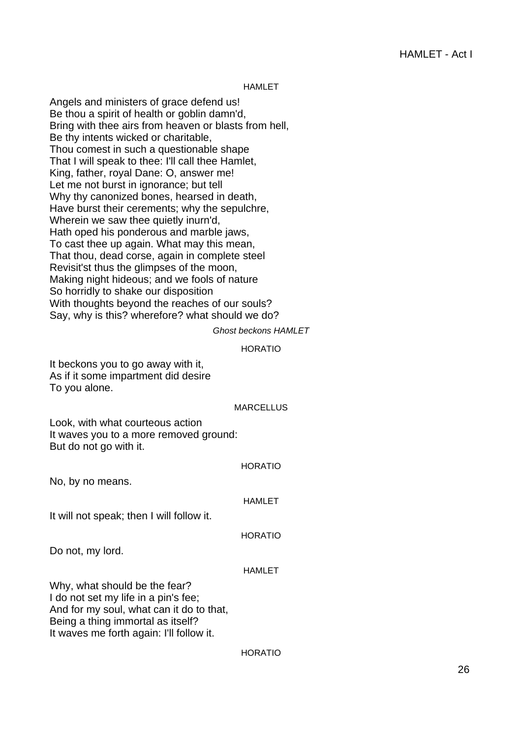HAMLET

Angels and ministers of grace defend us!  
Be thou a spirit of health or goblin damn'd,  
Bring with thee airs from heaven or blasts from hell,  
Be thy intents wicked or charitable,  
Thou comest in such a questionable shape  
That I will speak to thee: I'll call thee Hamlet,  
King, father, royal Dane: O, answer me!  
Let me not burst in ignorance; but tell  
Why thy canonized bones, hearsed in death,  
Have burst their cerements; why the sepulchre,  
Wherein we saw thee quietly inurn'd,  
Hath oped his ponderous and marble jaws,  
To cast thee up again. What may this mean,  
That thou, dead corse, again in complete steel  
Revisit'st thus the glimpses of the moon,  
Making night hideous; and we fools of nature  
So horridly to shake our disposition  
With thoughts beyond the reaches of our souls?  
Say, why is this? wherefore? what should we do?

*Ghost beckons HAMLET*

HORATIO

It beckons you to go away with it,  
As if it some impartment did desire  
To you alone.

MARCELLUS

Look, with what courteous action  
It waves you to a more removed ground:  
But do not go with it.

HORATIO

No, by no means.

HAMLET

It will not speak; then I will follow it.

HORATIO

Do not, my lord.

HAMLET

Why, what should be the fear?  
I do not set my life in a pin's fee;  
And for my soul, what can it do to that,  
Being a thing immortal as itself?  
It waves me forth again: I'll follow it.

HORATIO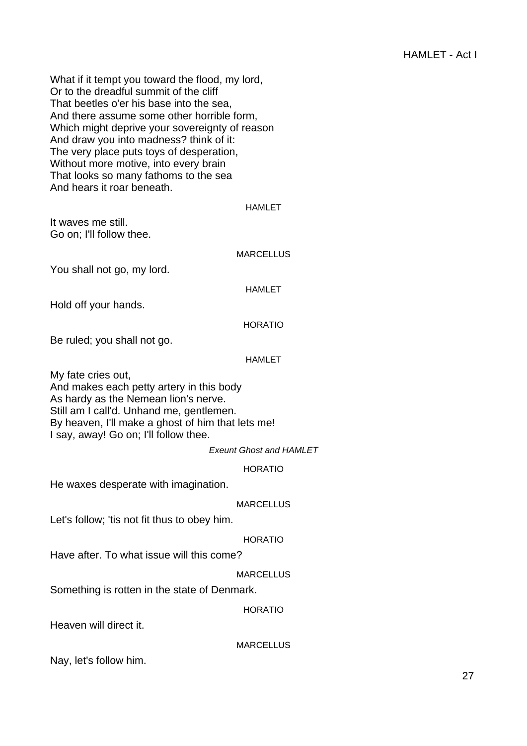What if it tempt you toward the flood, my lord,
Or to the dreadful summit of the cliff
That beetles o'er his base into the sea,
And there assume some other horrible form,
Which might deprive your sovereignty of reason
And draw you into madness? think of it:
The very place puts toys of desperation,
Without more motive, into every brain
That looks so many fathoms to the sea
And hears it roar beneath.

HAMLET

It waves me still.
Go on; I'll follow thee.

MARCELLUS

You shall not go, my lord.

HAMLET

Hold off your hands.

HORATIO

Be ruled; you shall not go.

HAMLET

My fate cries out,
And makes each petty artery in this body
As hardy as the Nemean lion's nerve.
Still am I call'd. Unhand me, gentlemen.
By heaven, I'll make a ghost of him that lets me!
I say, away! Go on; I'll follow thee.

*Exeunt Ghost and HAMLET*

HORATIO

He waxes desperate with imagination.

MARCELLUS

Let's follow; 'tis not fit thus to obey him.

HORATIO

Have after. To what issue will this come?

MARCELLUS

Something is rotten in the state of Denmark.

HORATIO

Heaven will direct it.

MARCELLUS

Nay, let's follow him.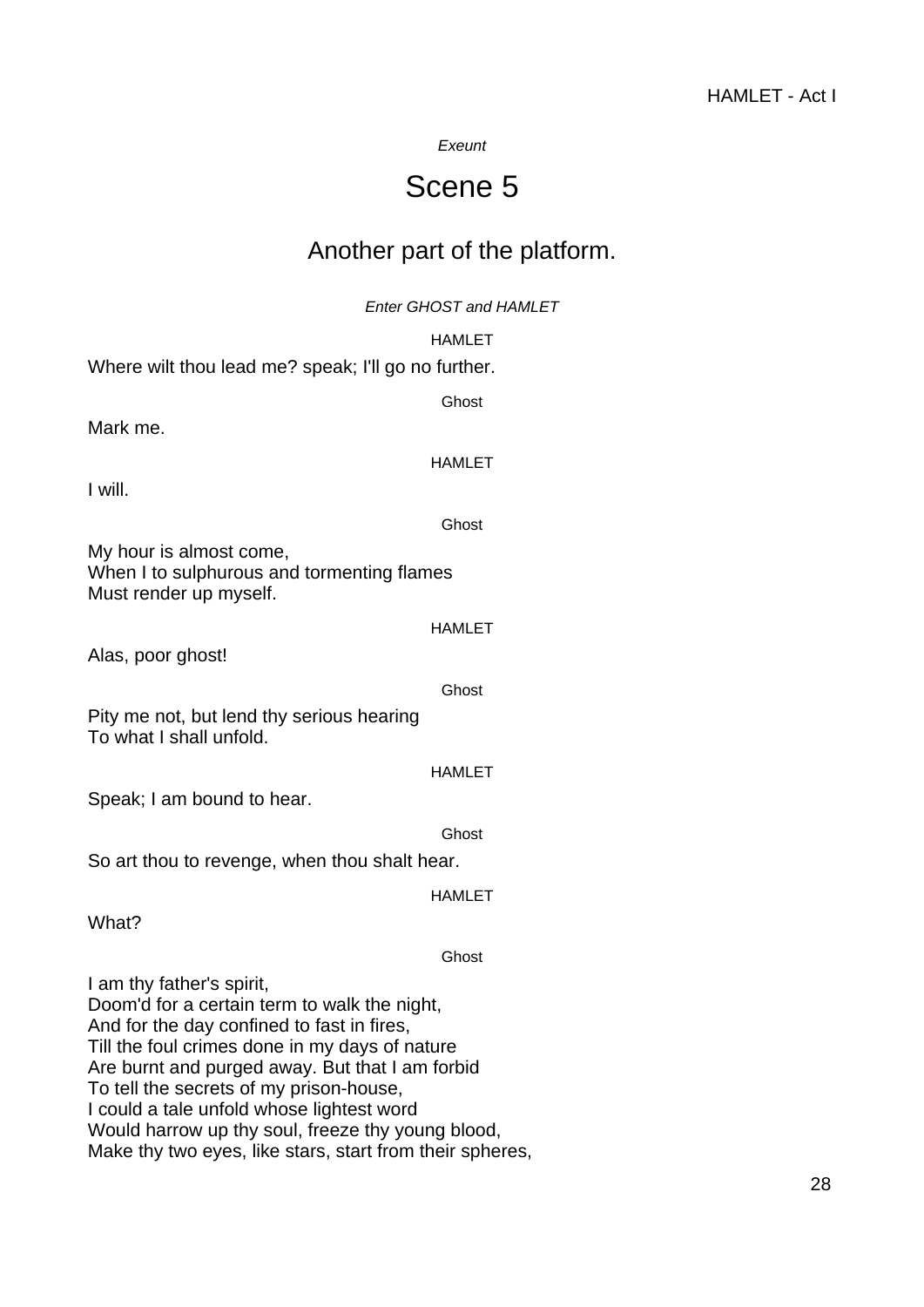*Exeunt*

# Scene 5

## Another part of the platform.

*Enter GHOST and HAMLET*

HAMLET

Where wilt thou lead me? speak; I'll go no further.

Ghost

Mark me.

HAMLET

I will.

Ghost

My hour is almost come,  
When I to sulphurous and tormenting flames  
Must render up myself.

HAMLET

Alas, poor ghost!

Ghost

Pity me not, but lend thy serious hearing  
To what I shall unfold.

HAMLET

Speak; I am bound to hear.

Ghost

So art thou to revenge, when thou shalt hear.

HAMLET

What?

Ghost

I am thy father's spirit,  
Doom'd for a certain term to walk the night,  
And for the day confined to fast in fires,  
Till the foul crimes done in my days of nature  
Are burnt and purged away. But that I am forbid  
To tell the secrets of my prison-house,  
I could a tale unfold whose lightest word  
Would harrow up thy soul, freeze thy young blood,  
Make thy two eyes, like stars, start from their spheres,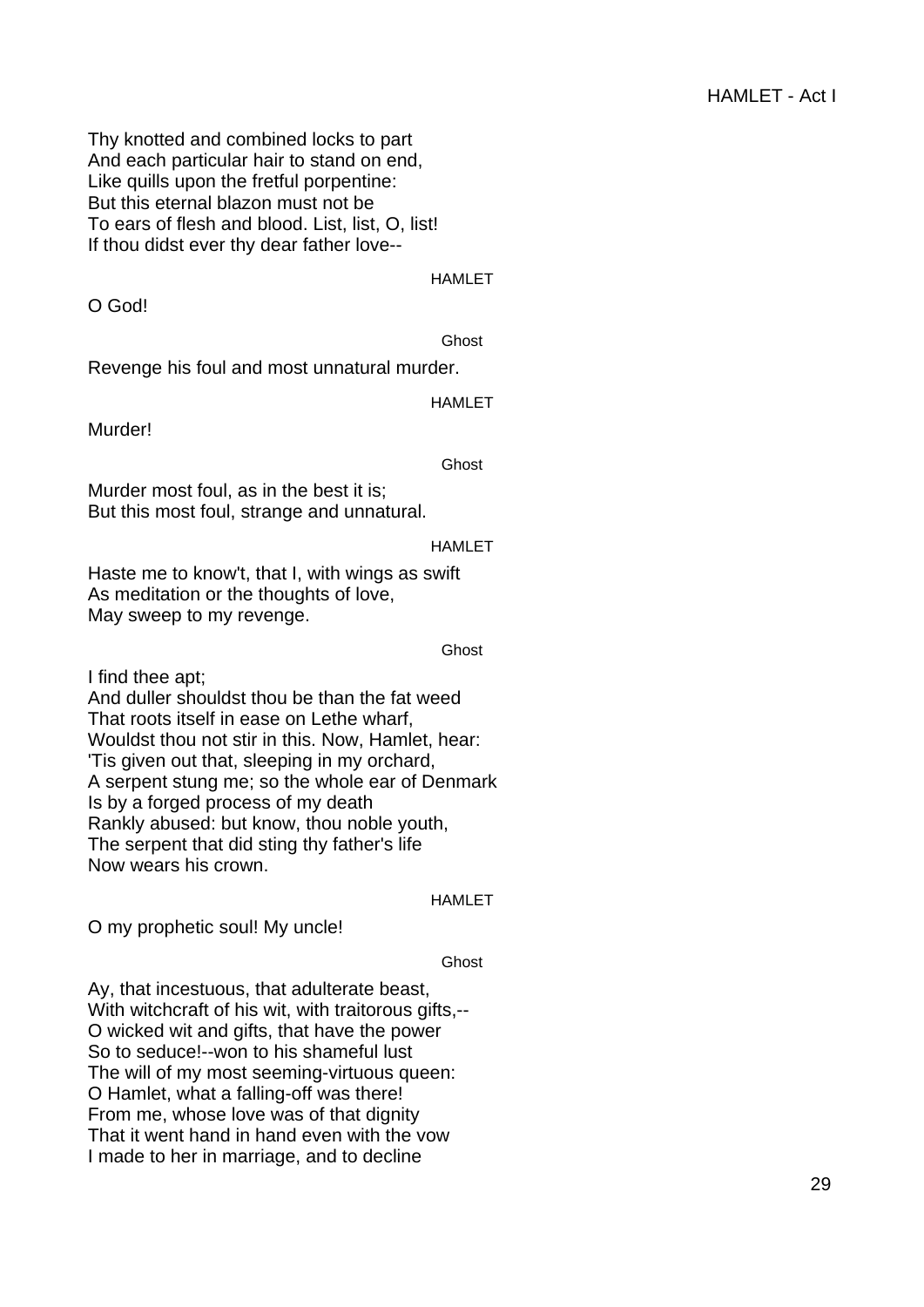Thy knotted and combined locks to part
And each particular hair to stand on end,
Like quills upon the fretful porpentine:
But this eternal blazon must not be
To ears of flesh and blood. List, list, O, list!
If thou didst ever thy dear father love--

HAMLET

O God!

Ghost

Revenge his foul and most unnatural murder.

HAMLET

Murder!

Ghost

Murder most foul, as in the best it is;
But this most foul, strange and unnatural.

HAMLET

Haste me to know't, that I, with wings as swift
As meditation or the thoughts of love,
May sweep to my revenge.

Ghost

I find thee apt;
And duller shouldst thou be than the fat weed
That roots itself in ease on Lethe wharf,
Wouldst thou not stir in this. Now, Hamlet, hear:
'Tis given out that, sleeping in my orchard,
A serpent stung me; so the whole ear of Denmark
Is by a forged process of my death
Rankly abused: but know, thou noble youth,
The serpent that did sting thy father's life
Now wears his crown.

HAMLET

O my prophetic soul! My uncle!

Ghost

Ay, that incestuous, that adulterate beast,
With witchcraft of his wit, with traitorous gifts,--
O wicked wit and gifts, that have the power
So to seduce!--won to his shameful lust
The will of my most seeming-virtuous queen:
O Hamlet, what a falling-off was there!
From me, whose love was of that dignity
That it went hand in hand even with the vow
I made to her in marriage, and to decline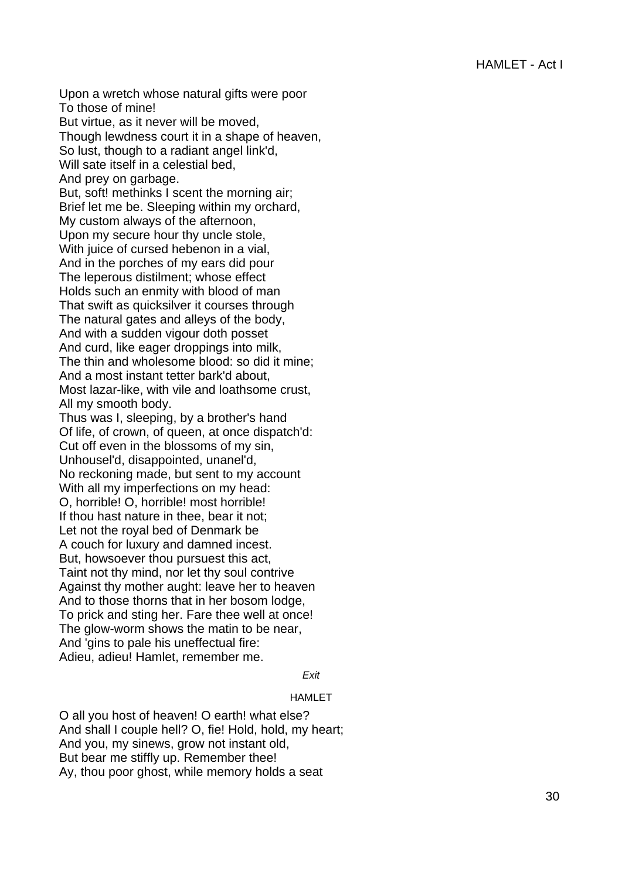Upon a wretch whose natural gifts were poor
To those of mine!
But virtue, as it never will be moved,
Though lewdness court it in a shape of heaven,
So lust, though to a radiant angel link'd,
Will sate itself in a celestial bed,
And prey on garbage.
But, soft! methinks I scent the morning air;
Brief let me be. Sleeping within my orchard,
My custom always of the afternoon,
Upon my secure hour thy uncle stole,
With juice of cursed hebenon in a vial,
And in the porches of my ears did pour
The leperous distilment; whose effect
Holds such an enmity with blood of man
That swift as quicksilver it courses through
The natural gates and alleys of the body,
And with a sudden vigour doth posset
And curd, like eager droppings into milk,
The thin and wholesome blood: so did it mine;
And a most instant tetter bark'd about,
Most lazar-like, with vile and loathsome crust,
All my smooth body.
Thus was I, sleeping, by a brother's hand
Of life, of crown, of queen, at once dispatch'd:
Cut off even in the blossoms of my sin,
Unhousel'd, disappointed, unanel'd,
No reckoning made, but sent to my account
With all my imperfections on my head:
O, horrible! O, horrible! most horrible!
If thou hast nature in thee, bear it not;
Let not the royal bed of Denmark be
A couch for luxury and damned incest.
But, howsoever thou pursuest this act,
Taint not thy mind, nor let thy soul contrive
Against thy mother aught: leave her to heaven
And to those thorns that in her bosom lodge,
To prick and sting her. Fare thee well at once!
The glow-worm shows the matin to be near,
And 'gins to pale his uneffectual fire:
Adieu, adieu! Hamlet, remember me.

*Exit*

HAMLET

O all you host of heaven! O earth! what else?
And shall I couple hell? O, fie! Hold, hold, my heart;
And you, my sinews, grow not instant old,
But bear me stiffly up. Remember thee!
Ay, thou poor ghost, while memory holds a seat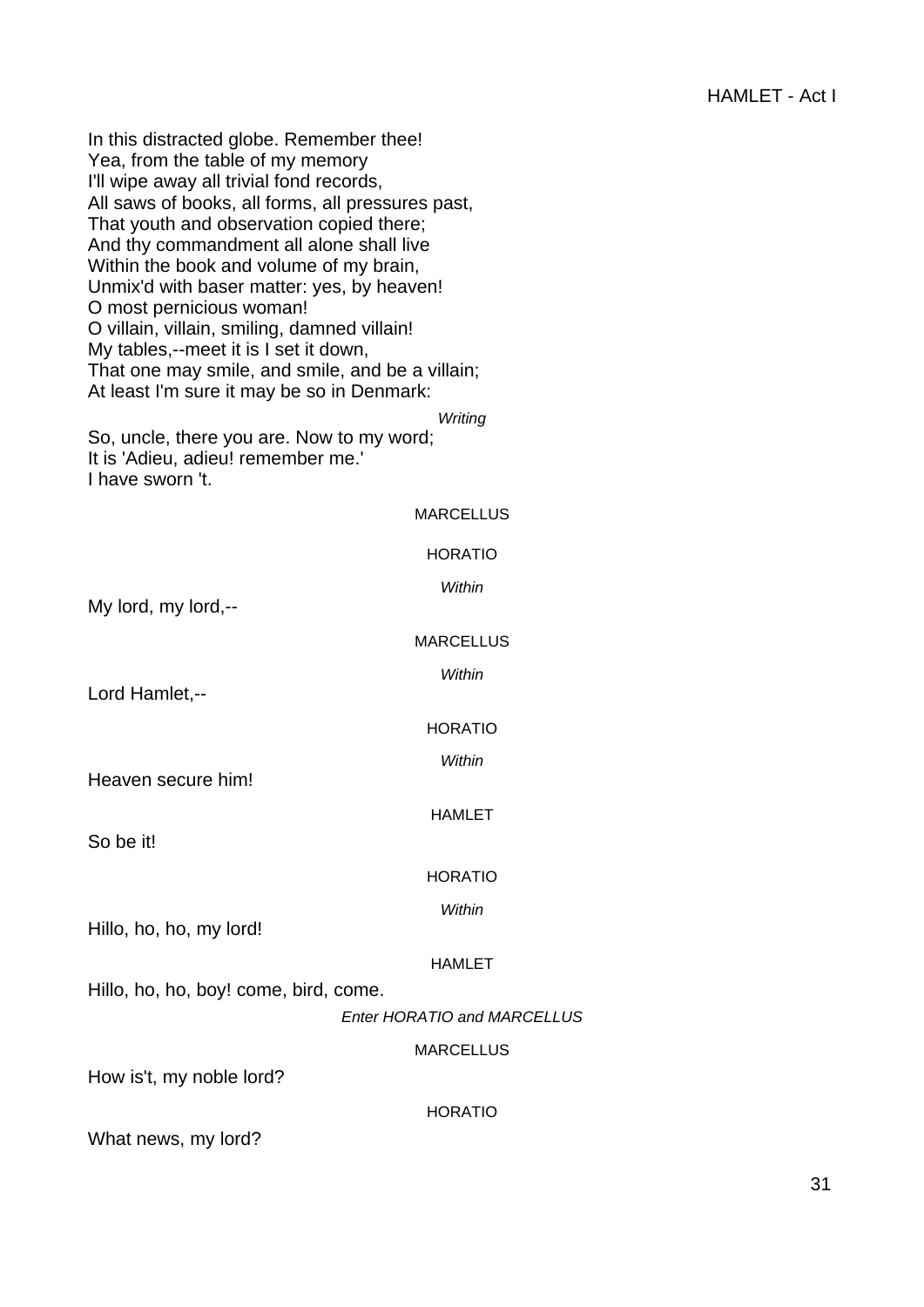In this distracted globe. Remember thee!
Yea, from the table of my memory
I'll wipe away all trivial fond records,
All saws of books, all forms, all pressures past,
That youth and observation copied there;
And thy commandment all alone shall live
Within the book and volume of my brain,
Unmix'd with baser matter: yes, by heaven!
O most pernicious woman!
O villain, villain, smiling, damned villain!
My tables,--meet it is I set it down,
That one may smile, and smile, and be a villain;
At least I'm sure it may be so in Denmark:

*Writing*

So, uncle, there you are. Now to my word;
It is 'Adieu, adieu! remember me.'
I have sworn 't.

MARCELLUS

HORATIO

*Within*

My lord, my lord,--

MARCELLUS

*Within*

Lord Hamlet,--

HORATIO

*Within*

Heaven secure him!

HAMLET

So be it!

HORATIO

*Within*

Hillo, ho, ho, my lord!

HAMLET

Hillo, ho, ho, boy! come, bird, come.

*Enter HORATIO and MARCELLUS*

MARCELLUS

How is't, my noble lord?

HORATIO

What news, my lord?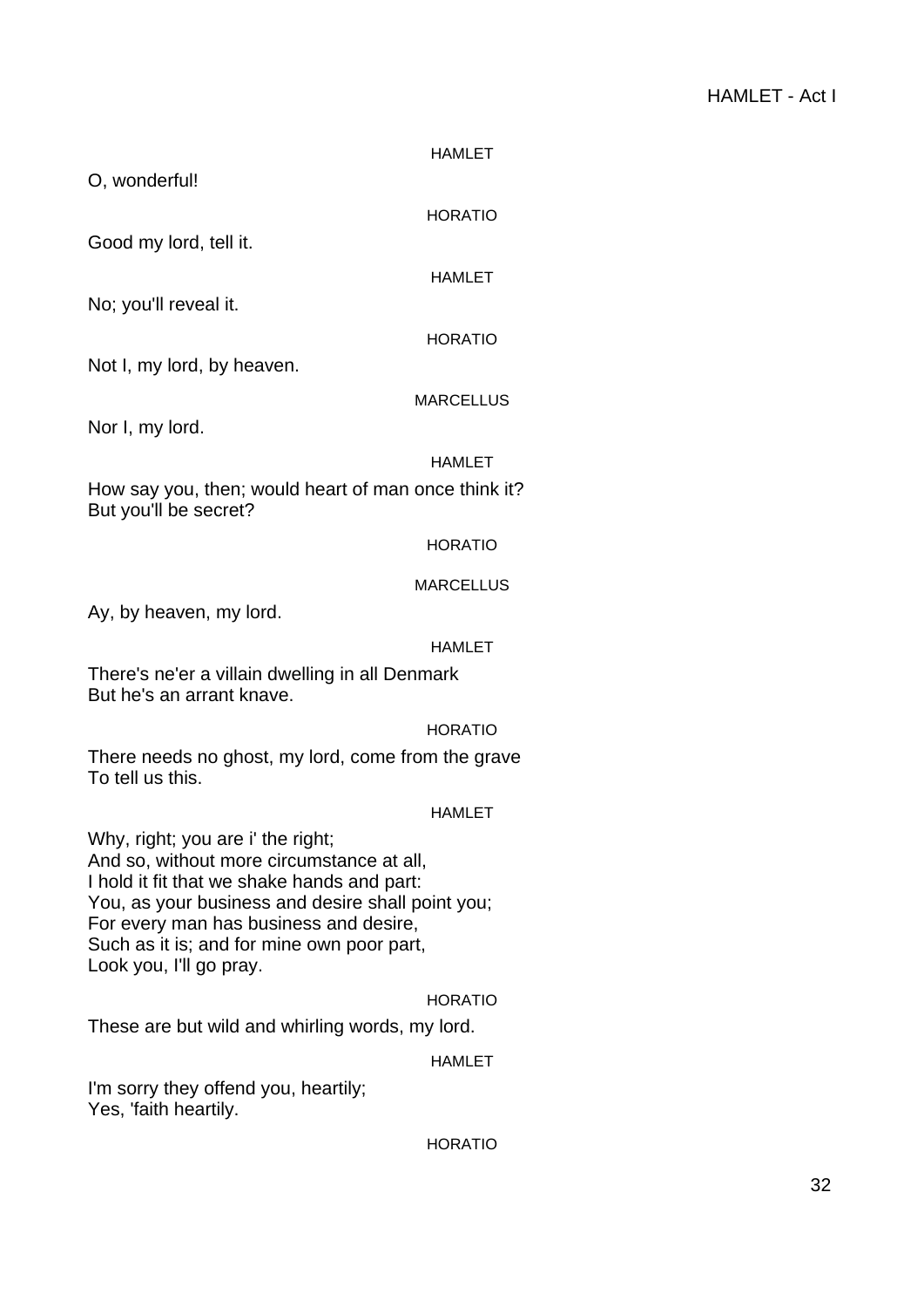HAMLET

O, wonderful!

HORATIO

Good my lord, tell it.

HAMLET

No; you'll reveal it.

HORATIO

Not I, my lord, by heaven.

MARCELLUS

Nor I, my lord.

HAMLET

How say you, then; would heart of man once think it?
But you'll be secret?

HORATIO

MARCELLUS

Ay, by heaven, my lord.

HAMLET

There's ne'er a villain dwelling in all Denmark
But he's an arrant knave.

HORATIO

There needs no ghost, my lord, come from the grave
To tell us this.

HAMLET

Why, right; you are i' the right;
And so, without more circumstance at all,
I hold it fit that we shake hands and part:
You, as your business and desire shall point you;
For every man has business and desire,
Such as it is; and for mine own poor part,
Look you, I'll go pray.

HORATIO

These are but wild and whirling words, my lord.

HAMLET

I'm sorry they offend you, heartily;
Yes, 'faith heartily.

HORATIO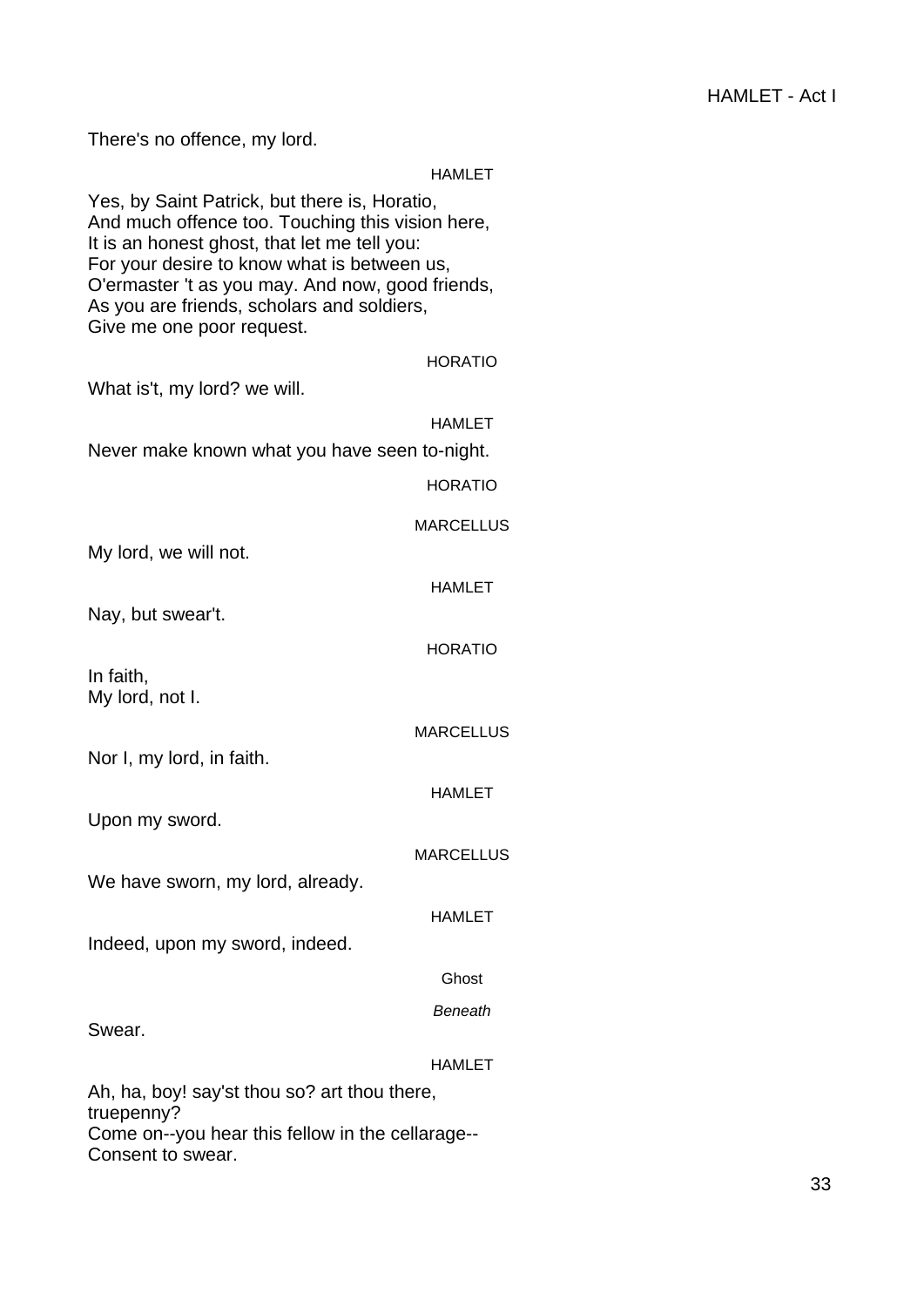There's no offence, my lord.

HAMLET

Yes, by Saint Patrick, but there is, Horatio,
And much offence too. Touching this vision here,
It is an honest ghost, that let me tell you:
For your desire to know what is between us,
O'ermaster 't as you may. And now, good friends,
As you are friends, scholars and soldiers,
Give me one poor request.

HORATIO

What is't, my lord? we will.

HAMLET

Never make known what you have seen to-night.

HORATIO

MARCELLUS

My lord, we will not.

HAMLET

Nay, but swear't.

HORATIO

In faith,
My lord, not I.

MARCELLUS

Nor I, my lord, in faith.

HAMLET

Upon my sword.

MARCELLUS

We have sworn, my lord, already.

HAMLET

Indeed, upon my sword, indeed.

Ghost

*Beneath*

Swear.

HAMLET

Ah, ha, boy! say'st thou so? art thou there,
truepenny?
Come on--you hear this fellow in the cellarage--
Consent to swear.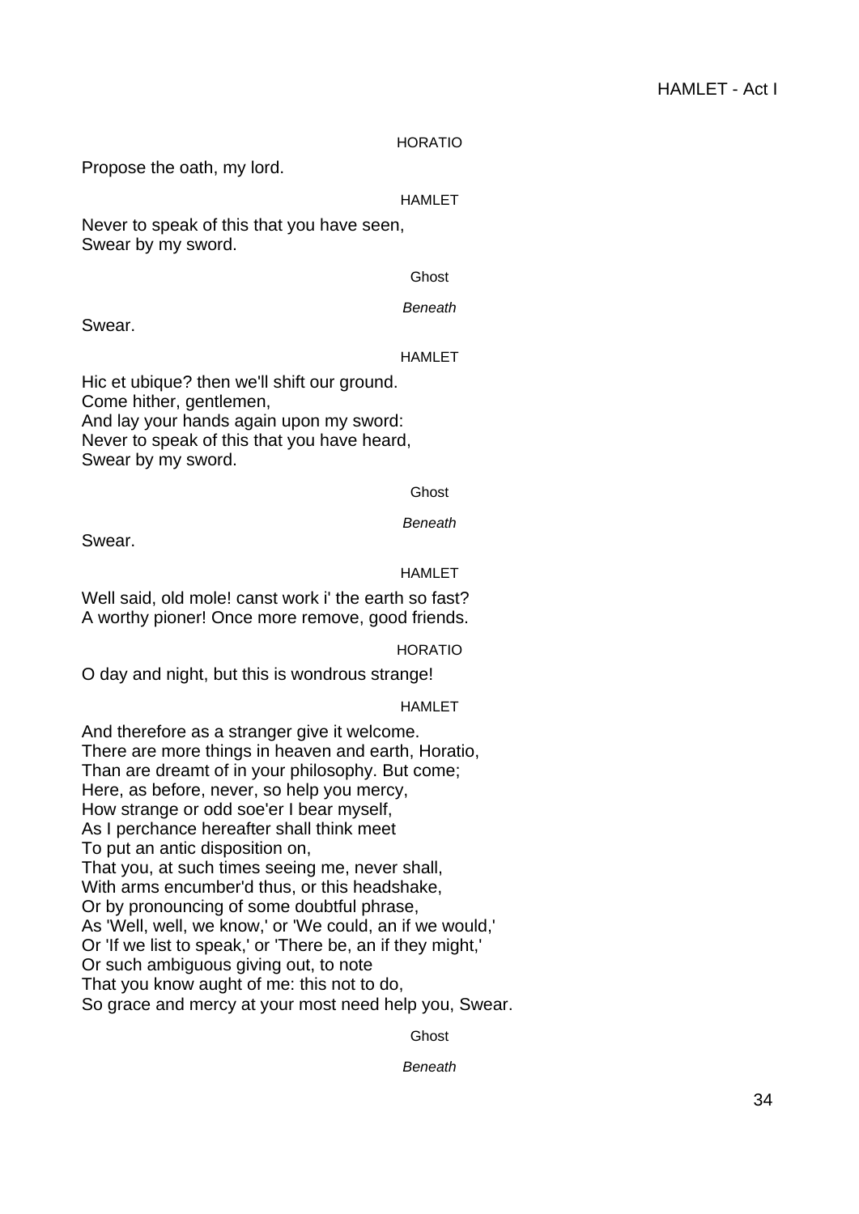HORATIO

Propose the oath, my lord.

HAMLET

Never to speak of this that you have seen,
Swear by my sword.

Ghost

*Beneath*

Swear.

HAMLET

Hic et ubique? then we'll shift our ground.
Come hither, gentlemen,
And lay your hands again upon my sword:
Never to speak of this that you have heard,
Swear by my sword.

Ghost

*Beneath*

Swear.

HAMLET

Well said, old mole! canst work i' the earth so fast?
A worthy pioner! Once more remove, good friends.

HORATIO

O day and night, but this is wondrous strange!

HAMLET

And therefore as a stranger give it welcome.
There are more things in heaven and earth, Horatio,
Than are dreamt of in your philosophy. But come;
Here, as before, never, so help you mercy,
How strange or odd soe'er I bear myself,
As I perchance hereafter shall think meet
To put an antic disposition on,
That you, at such times seeing me, never shall,
With arms encumber'd thus, or this headshake,
Or by pronouncing of some doubtful phrase,
As 'Well, well, we know,' or 'We could, an if we would,'
Or 'If we list to speak,' or 'There be, an if they might,'
Or such ambiguous giving out, to note
That you know aught of me: this not to do,
So grace and mercy at your most need help you, Swear.

Ghost

*Beneath*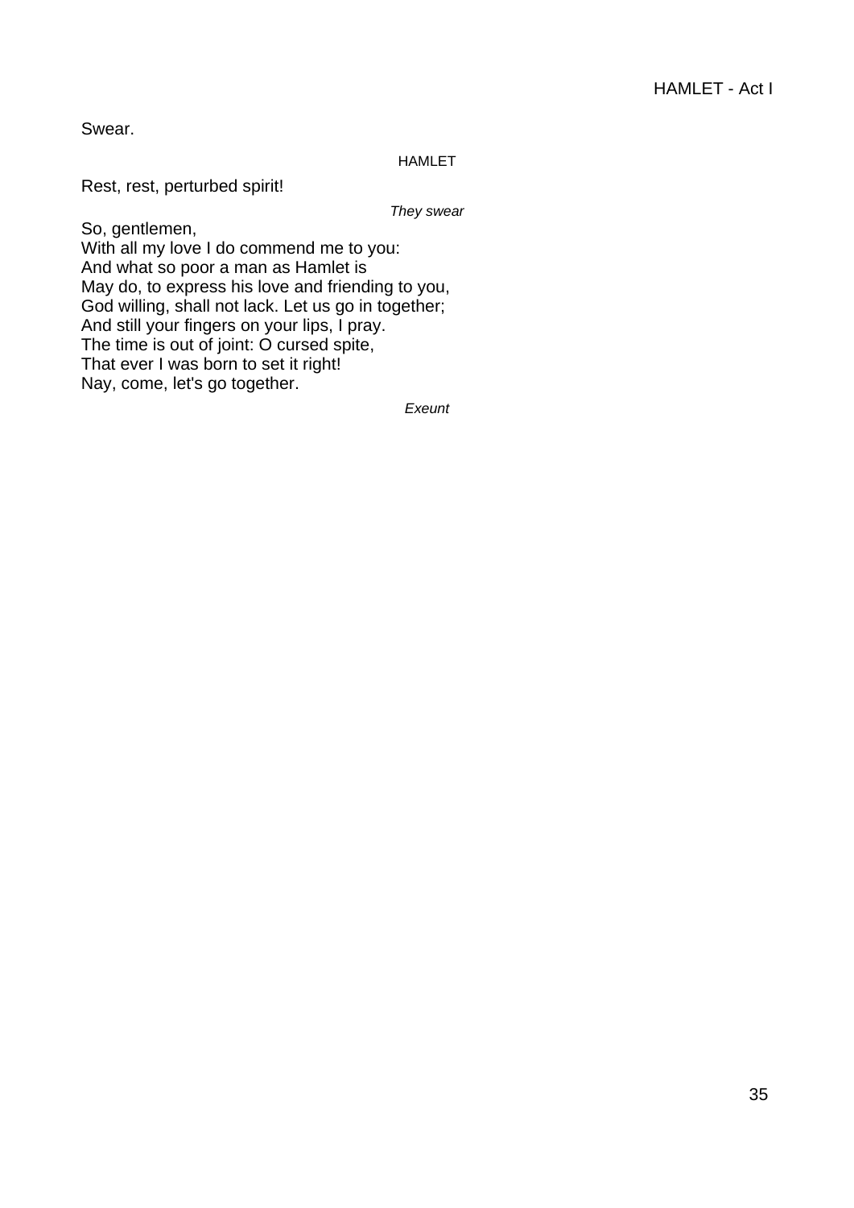Swear.

HAMLET

Rest, rest, perturbed spirit!

*They swear*

So, gentlemen,
With all my love I do commend me to you:
And what so poor a man as Hamlet is
May do, to express his love and friending to you,
God willing, shall not lack. Let us go in together;
And still your fingers on your lips, I pray.
The time is out of joint: O cursed spite,
That ever I was born to set it right!
Nay, come, let's go together.

*Exeunt*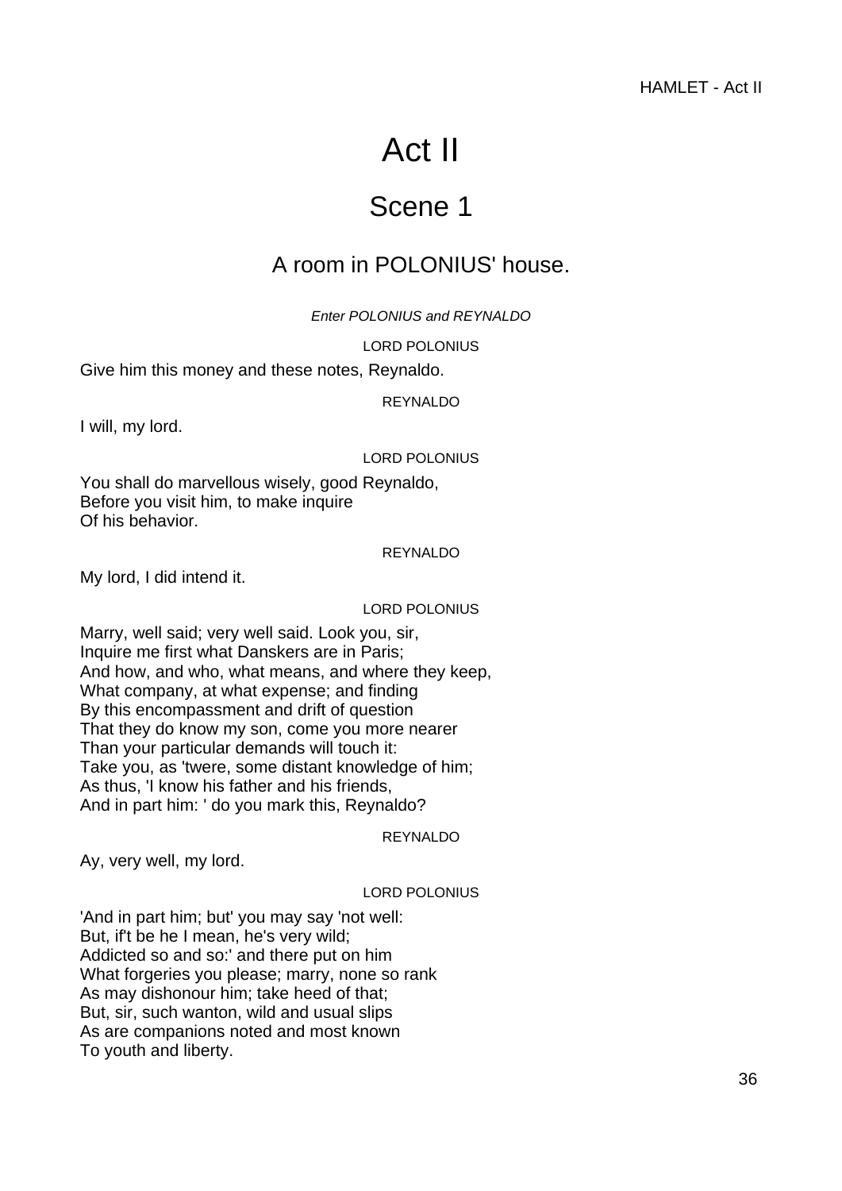# Act II

## Scene 1

### A room in POLONIUS' house.

*Enter POLONIUS and REYNALDO*

LORD POLONIUS

Give him this money and these notes, Reynaldo.

REYNALDO

I will, my lord.

LORD POLONIUS

You shall do marvellous wisely, good Reynaldo,
Before you visit him, to make inquire
Of his behavior.

REYNALDO

My lord, I did intend it.

LORD POLONIUS

Marry, well said; very well said. Look you, sir,
Inquire me first what Danskers are in Paris;
And how, and who, what means, and where they keep,
What company, at what expense; and finding
By this encompassment and drift of question
That they do know my son, come you more nearer
Than your particular demands will touch it:
Take you, as 'twere, some distant knowledge of him;
As thus, 'I know his father and his friends,
And in part him: ' do you mark this, Reynaldo?

REYNALDO

Ay, very well, my lord.

LORD POLONIUS

'And in part him; but' you may say 'not well:
But, if't be he I mean, he's very wild;
Addicted so and so:' and there put on him
What forgeries you please; marry, none so rank
As may dishonour him; take heed of that;
But, sir, such wanton, wild and usual slips
As are companions noted and most known
To youth and liberty.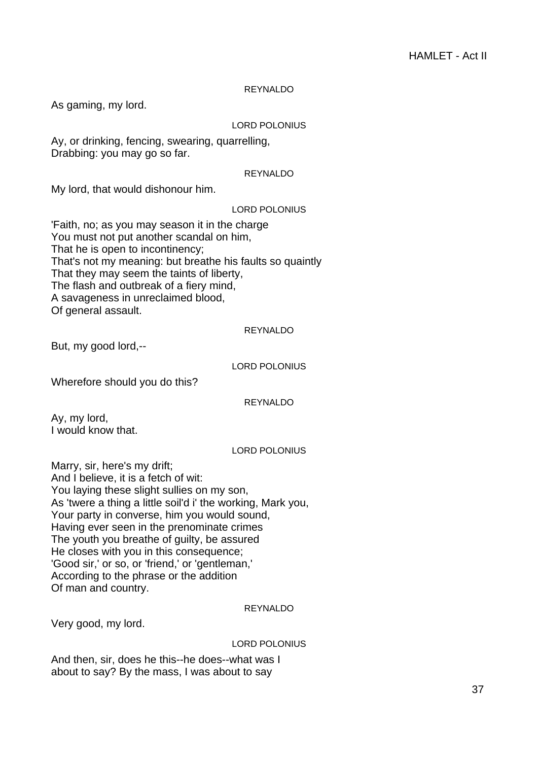REYNALDO

As gaming, my lord.

LORD POLONIUS

Ay, or drinking, fencing, swearing, quarrelling,
Drabbing: you may go so far.

REYNALDO

My lord, that would dishonour him.

LORD POLONIUS

'Faith, no; as you may season it in the charge
You must not put another scandal on him,
That he is open to incontinency;
That's not my meaning: but breathe his faults so quaintly
That they may seem the taints of liberty,
The flash and outbreak of a fiery mind,
A savageness in unreclaimed blood,
Of general assault.

REYNALDO

But, my good lord,--

LORD POLONIUS

Wherefore should you do this?

REYNALDO

Ay, my lord,
I would know that.

LORD POLONIUS

Marry, sir, here's my drift;
And I believe, it is a fetch of wit:
You laying these slight sullies on my son,
As 'twere a thing a little soil'd i' the working, Mark you,
Your party in converse, him you would sound,
Having ever seen in the prenominate crimes
The youth you breathe of guilty, be assured
He closes with you in this consequence;
'Good sir,' or so, or 'friend,' or 'gentleman,'
According to the phrase or the addition
Of man and country.

REYNALDO

Very good, my lord.

LORD POLONIUS

And then, sir, does he this--he does--what was I
about to say? By the mass, I was about to say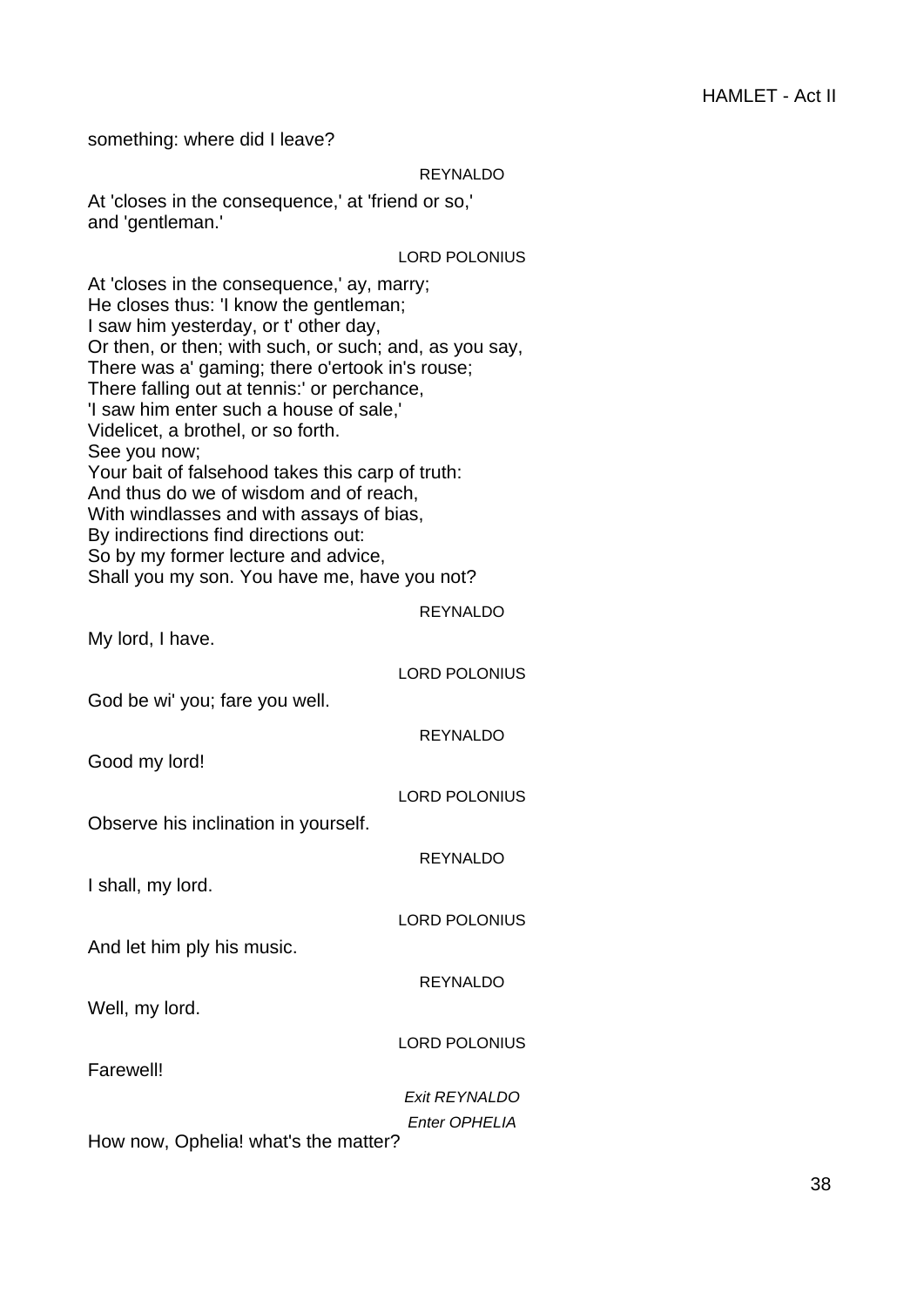something: where did I leave?

REYNALDO

At 'closes in the consequence,' at 'friend or so,'
and 'gentleman.'

LORD POLONIUS

At 'closes in the consequence,' ay, marry;
He closes thus: 'I know the gentleman;
I saw him yesterday, or t' other day,
Or then, or then; with such, or such; and, as you say,
There was a' gaming; there o'ertook in's rouse;
There falling out at tennis:' or perchance,
'I saw him enter such a house of sale,'
Videlicet, a brothel, or so forth.
See you now;
Your bait of falsehood takes this carp of truth:
And thus do we of wisdom and of reach,
With windlasses and with assays of bias,
By indirections find directions out:
So by my former lecture and advice,
Shall you my son. You have me, have you not?

REYNALDO

My lord, I have.

LORD POLONIUS

God be wi' you; fare you well.

REYNALDO

Good my lord!

LORD POLONIUS

Observe his inclination in yourself.

REYNALDO

I shall, my lord.

LORD POLONIUS

And let him ply his music.

REYNALDO

Well, my lord.

LORD POLONIUS

Farewell!

*Exit REYNALDO*

*Enter OPHELIA*

How now, Ophelia! what's the matter?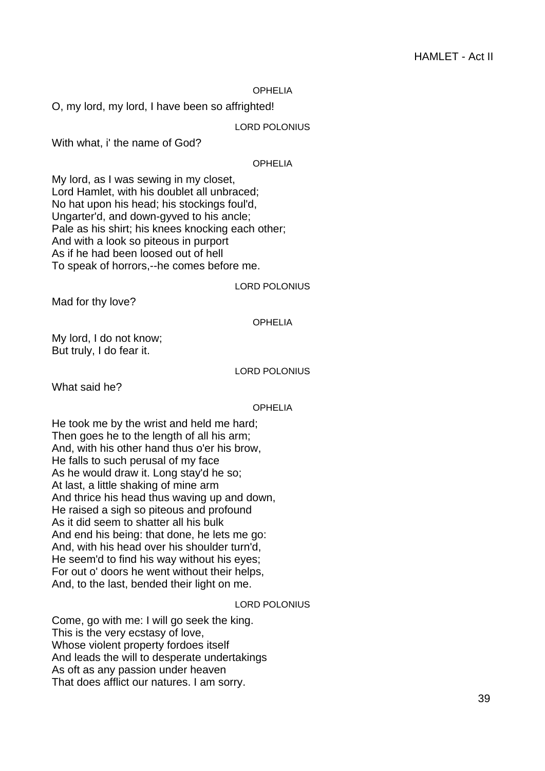OPHELIA

O, my lord, my lord, I have been so affrighted!

LORD POLONIUS

With what, i' the name of God?

OPHELIA

My lord, as I was sewing in my closet,
Lord Hamlet, with his doublet all unbraced;
No hat upon his head; his stockings foul'd,
Ungarter'd, and down-gyved to his ancle;
Pale as his shirt; his knees knocking each other;
And with a look so piteous in purport
As if he had been loosed out of hell
To speak of horrors,--he comes before me.

LORD POLONIUS

Mad for thy love?

OPHELIA

My lord, I do not know;
But truly, I do fear it.

LORD POLONIUS

What said he?

OPHELIA

He took me by the wrist and held me hard;
Then goes he to the length of all his arm;
And, with his other hand thus o'er his brow,
He falls to such perusal of my face
As he would draw it. Long stay'd he so;
At last, a little shaking of mine arm
And thrice his head thus waving up and down,
He raised a sigh so piteous and profound
As it did seem to shatter all his bulk
And end his being: that done, he lets me go:
And, with his head over his shoulder turn'd,
He seem'd to find his way without his eyes;
For out o' doors he went without their helps,
And, to the last, bended their light on me.

LORD POLONIUS

Come, go with me: I will go seek the king.
This is the very ecstasy of love,
Whose violent property fordoes itself
And leads the will to desperate undertakings
As oft as any passion under heaven
That does afflict our natures. I am sorry.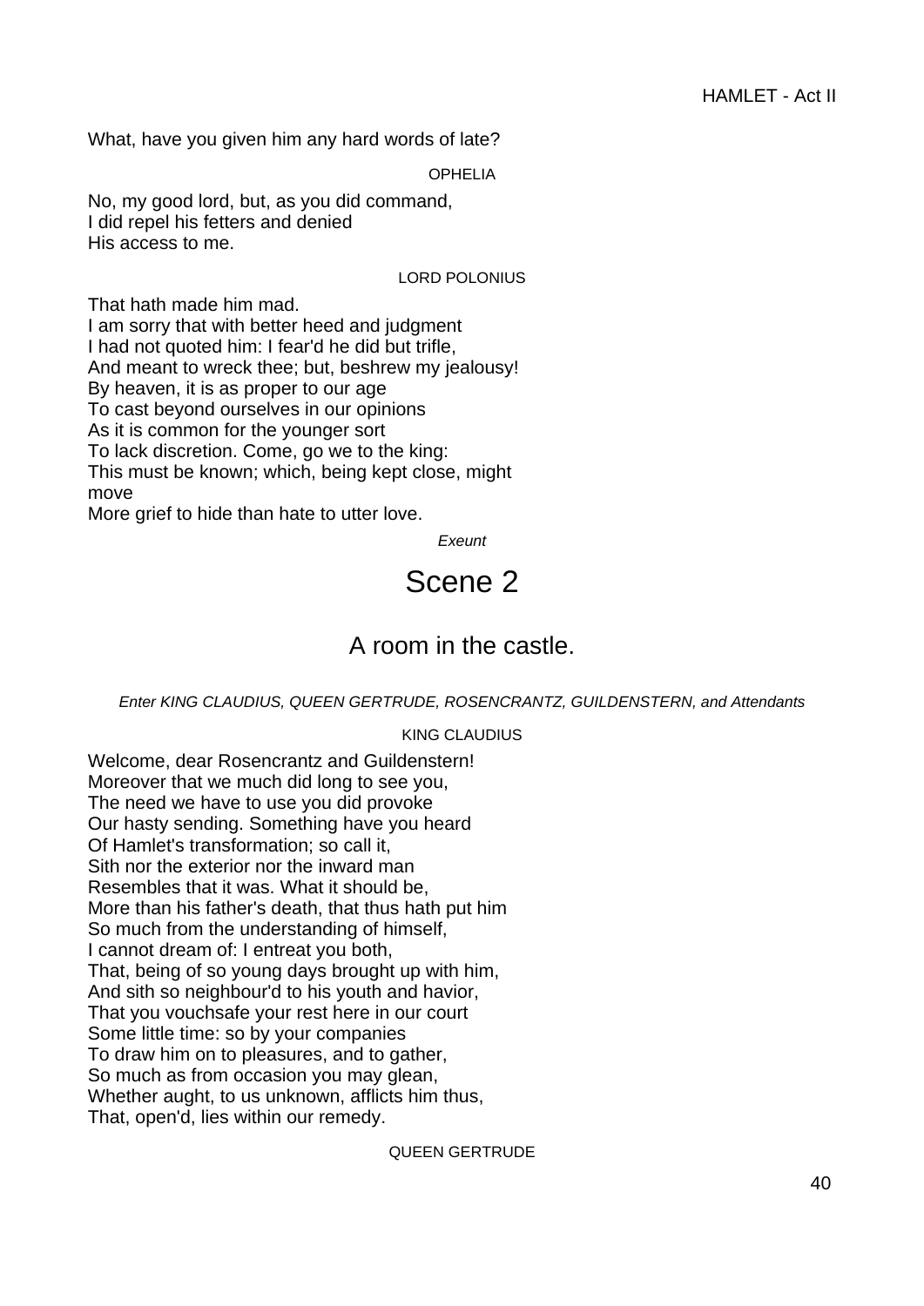What, have you given him any hard words of late?

OPHELIA

No, my good lord, but, as you did command,
I did repel his fetters and denied
His access to me.

LORD POLONIUS

That hath made him mad.
I am sorry that with better heed and judgment
I had not quoted him: I fear'd he did but trifle,
And meant to wreck thee; but, beshrew my jealousy!
By heaven, it is as proper to our age
To cast beyond ourselves in our opinions
As it is common for the younger sort
To lack discretion. Come, go we to the king:
This must be known; which, being kept close, might move
More grief to hide than hate to utter love.

*Exeunt*

# Scene 2

## A room in the castle.

*Enter KING CLAUDIUS, QUEEN GERTRUDE, ROSENCRANTZ, GUILDENSTERN, and Attendants*

KING CLAUDIUS

Welcome, dear Rosencrantz and Guildenstern!
Moreover that we much did long to see you,
The need we have to use you did provoke
Our hasty sending. Something have you heard
Of Hamlet's transformation; so call it,
Sith nor the exterior nor the inward man
Resembles that it was. What it should be,
More than his father's death, that thus hath put him
So much from the understanding of himself,
I cannot dream of: I entreat you both,
That, being of so young days brought up with him,
And sith so neighbour'd to his youth and havior,
That you vouchsafe your rest here in our court
Some little time: so by your companies
To draw him on to pleasures, and to gather,
So much as from occasion you may glean,
Whether aught, to us unknown, afflicts him thus,
That, open'd, lies within our remedy.

QUEEN GERTRUDE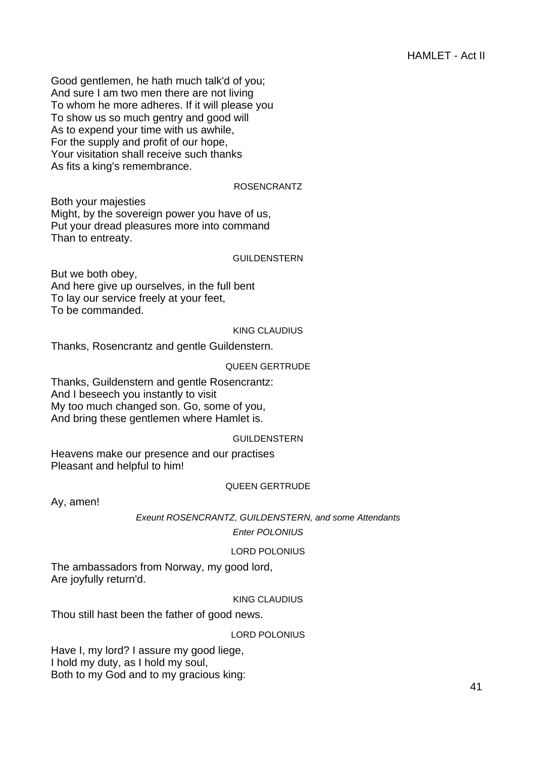Good gentlemen, he hath much talk'd of you;
And sure I am two men there are not living
To whom he more adheres. If it will please you
To show us so much gentry and good will
As to expend your time with us awhile,
For the supply and profit of our hope,
Your visitation shall receive such thanks
As fits a king's remembrance.

ROSENCRANTZ

Both your majesties
Might, by the sovereign power you have of us,
Put your dread pleasures more into command
Than to entreaty.

GUILDENSTERN

But we both obey,
And here give up ourselves, in the full bent
To lay our service freely at your feet,
To be commanded.

KING CLAUDIUS

Thanks, Rosencrantz and gentle Guildenstern.

QUEEN GERTRUDE

Thanks, Guildenstern and gentle Rosencrantz:
And I beseech you instantly to visit
My too much changed son. Go, some of you,
And bring these gentlemen where Hamlet is.

GUILDENSTERN

Heavens make our presence and our practises
Pleasant and helpful to him!

QUEEN GERTRUDE

Ay, amen!

*Exeunt ROSENCRANTZ, GUILDENSTERN, and some Attendants*

*Enter POLONIUS*

LORD POLONIUS

The ambassadors from Norway, my good lord,
Are joyfully return'd.

KING CLAUDIUS

Thou still hast been the father of good news.

LORD POLONIUS

Have I, my lord? I assure my good liege,
I hold my duty, as I hold my soul,
Both to my God and to my gracious king: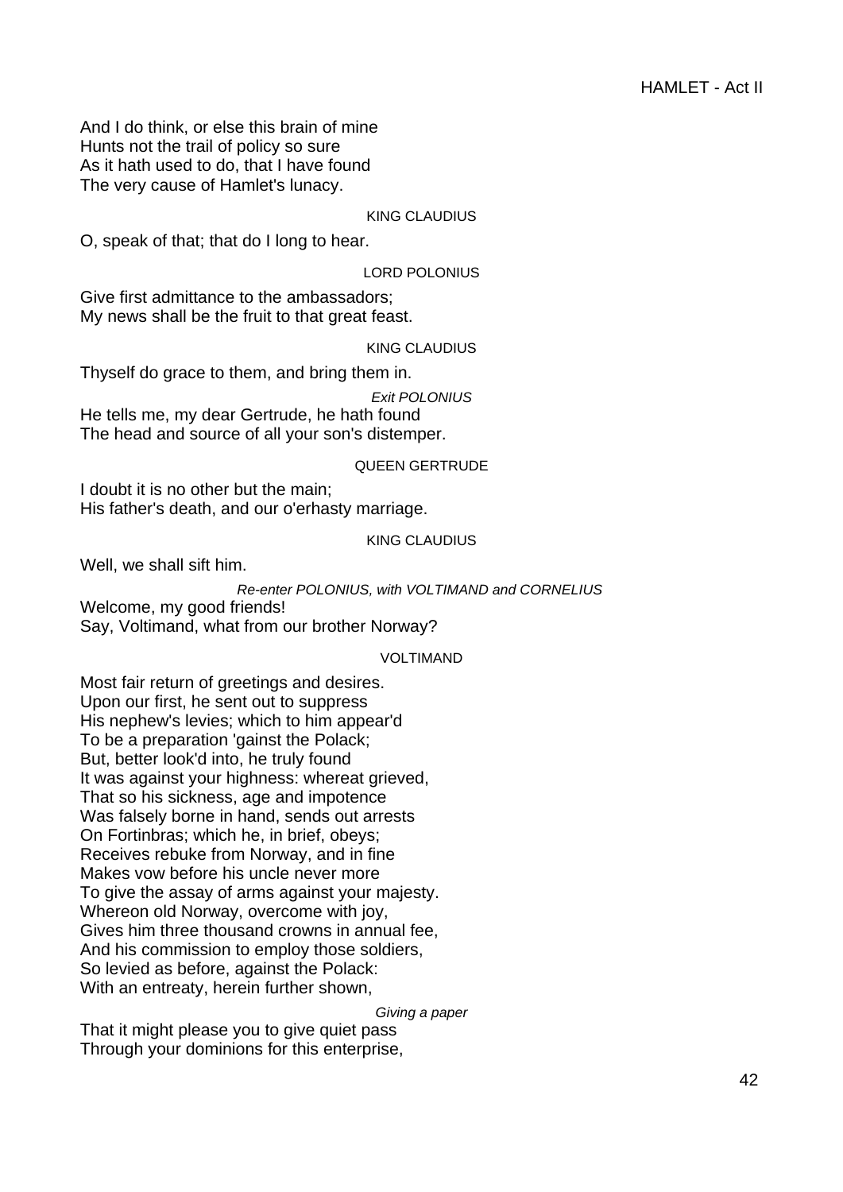And I do think, or else this brain of mine
Hunts not the trail of policy so sure
As it hath used to do, that I have found
The very cause of Hamlet's lunacy.

KING CLAUDIUS

O, speak of that; that do I long to hear.

LORD POLONIUS

Give first admittance to the ambassadors;
My news shall be the fruit to that great feast.

KING CLAUDIUS

Thyself do grace to them, and bring them in.

*Exit POLONIUS*

He tells me, my dear Gertrude, he hath found
The head and source of all your son's distemper.

QUEEN GERTRUDE

I doubt it is no other but the main;
His father's death, and our o'erhasty marriage.

KING CLAUDIUS

Well, we shall sift him.

*Re-enter POLONIUS, with VOLTIMAND and CORNELIUS*

Welcome, my good friends!
Say, Voltimand, what from our brother Norway?

VOLTIMAND

Most fair return of greetings and desires.
Upon our first, he sent out to suppress
His nephew's levies; which to him appear'd
To be a preparation 'gainst the Polack;
But, better look'd into, he truly found
It was against your highness: whereat grieved,
That so his sickness, age and impotence
Was falsely borne in hand, sends out arrests
On Fortinbras; which he, in brief, obeys;
Receives rebuke from Norway, and in fine
Makes vow before his uncle never more
To give the assay of arms against your majesty.
Whereon old Norway, overcome with joy,
Gives him three thousand crowns in annual fee,
And his commission to employ those soldiers,
So levied as before, against the Polack:
With an entreaty, herein further shown,

*Giving a paper*

That it might please you to give quiet pass
Through your dominions for this enterprise,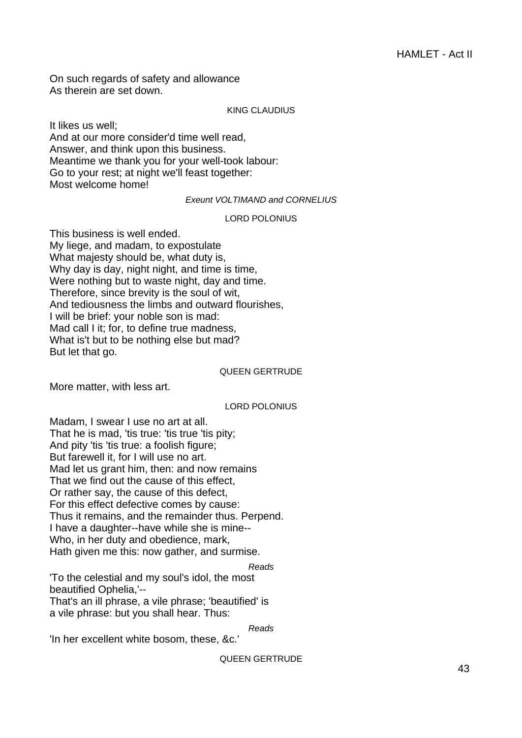On such regards of safety and allowance
As therein are set down.

KING CLAUDIUS

It likes us well;
And at our more consider'd time well read,
Answer, and think upon this business.
Meantime we thank you for your well-took labour:
Go to your rest; at night we'll feast together:
Most welcome home!

*Exeunt VOLTIMAND and CORNELIUS*

LORD POLONIUS

This business is well ended.
My liege, and madam, to expostulate
What majesty should be, what duty is,
Why day is day, night night, and time is time,
Were nothing but to waste night, day and time.
Therefore, since brevity is the soul of wit,
And tediousness the limbs and outward flourishes,
I will be brief: your noble son is mad:
Mad call I it; for, to define true madness,
What is't but to be nothing else but mad?
But let that go.

QUEEN GERTRUDE

More matter, with less art.

LORD POLONIUS

Madam, I swear I use no art at all.
That he is mad, 'tis true: 'tis true 'tis pity;
And pity 'tis 'tis true: a foolish figure;
But farewell it, for I will use no art.
Mad let us grant him, then: and now remains
That we find out the cause of this effect,
Or rather say, the cause of this defect,
For this effect defective comes by cause:
Thus it remains, and the remainder thus. Perpend.
I have a daughter--have while she is mine--
Who, in her duty and obedience, mark,
Hath given me this: now gather, and surmise.

*Reads*

'To the celestial and my soul's idol, the most
beautified Ophelia,'--
That's an ill phrase, a vile phrase; 'beautified' is
a vile phrase: but you shall hear. Thus:

*Reads*

'In her excellent white bosom, these, &c.'

QUEEN GERTRUDE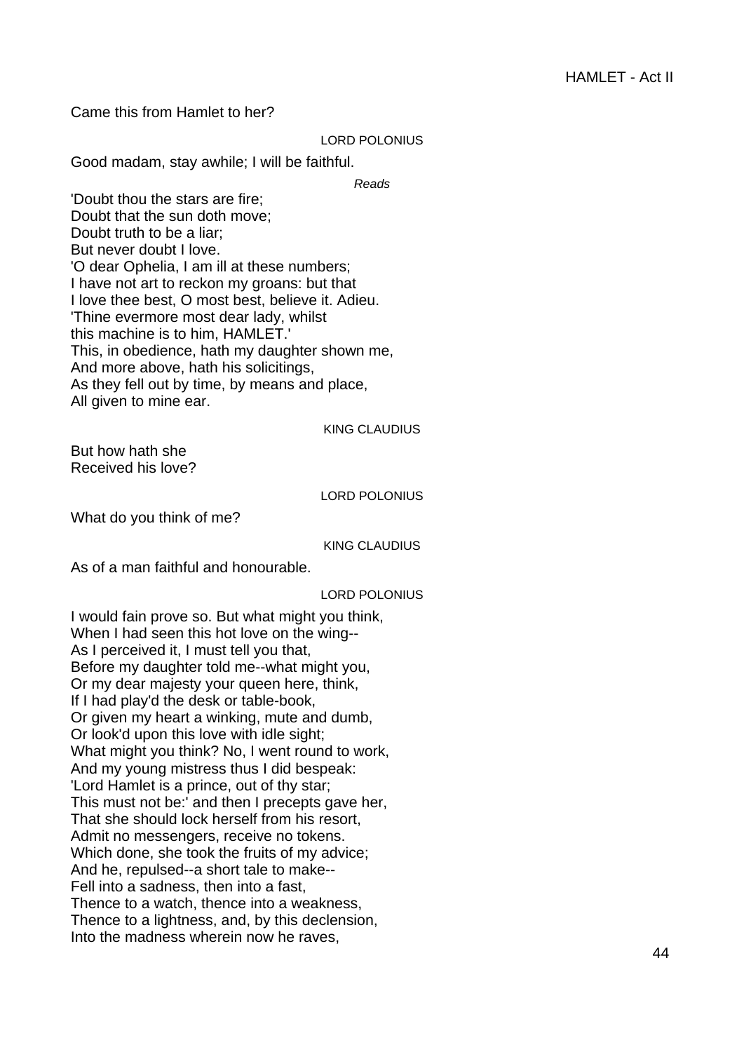Came this from Hamlet to her?

LORD POLONIUS

Good madam, stay awhile; I will be faithful.

*Reads*

'Doubt thou the stars are fire;
Doubt that the sun doth move;
Doubt truth to be a liar;
But never doubt I love.
'O dear Ophelia, I am ill at these numbers;
I have not art to reckon my groans: but that
I love thee best, O most best, believe it. Adieu.
'Thine evermore most dear lady, whilst
this machine is to him, HAMLET.'
This, in obedience, hath my daughter shown me,
And more above, hath his solicitings,
As they fell out by time, by means and place,
All given to mine ear.

KING CLAUDIUS

But how hath she
Received his love?

LORD POLONIUS

What do you think of me?

KING CLAUDIUS

As of a man faithful and honourable.

LORD POLONIUS

I would fain prove so. But what might you think,
When I had seen this hot love on the wing--
As I perceived it, I must tell you that,
Before my daughter told me--what might you,
Or my dear majesty your queen here, think,
If I had play'd the desk or table-book,
Or given my heart a winking, mute and dumb,
Or look'd upon this love with idle sight;
What might you think? No, I went round to work,
And my young mistress thus I did bespeak:
'Lord Hamlet is a prince, out of thy star;
This must not be:' and then I precepts gave her,
That she should lock herself from his resort,
Admit no messengers, receive no tokens.
Which done, she took the fruits of my advice;
And he, repulsed--a short tale to make--
Fell into a sadness, then into a fast,
Thence to a watch, thence into a weakness,
Thence to a lightness, and, by this declension,
Into the madness wherein now he raves,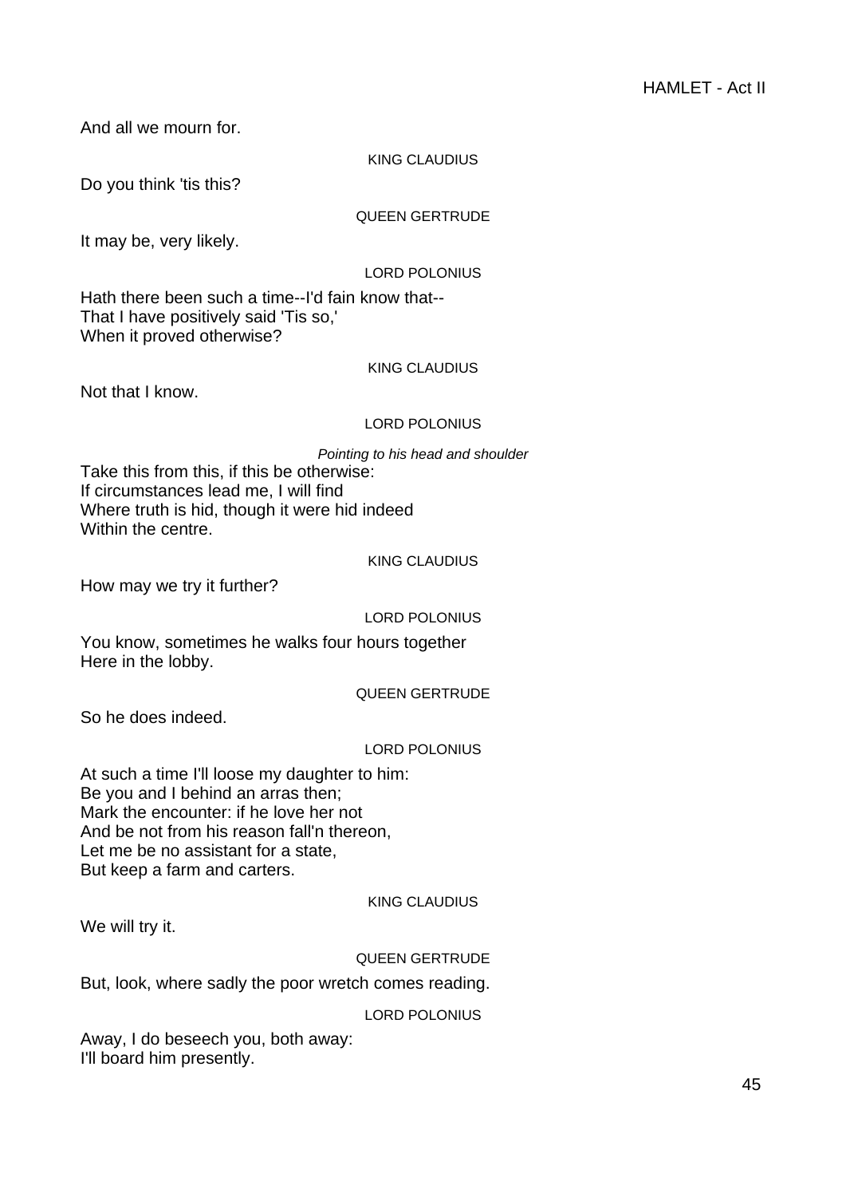And all we mourn for.

KING CLAUDIUS

Do you think 'tis this?

QUEEN GERTRUDE

It may be, very likely.

LORD POLONIUS

Hath there been such a time--I'd fain know that--
That I have positively said 'Tis so,'
When it proved otherwise?

KING CLAUDIUS

Not that I know.

LORD POLONIUS

*Pointing to his head and shoulder*

Take this from this, if this be otherwise:
If circumstances lead me, I will find
Where truth is hid, though it were hid indeed
Within the centre.

KING CLAUDIUS

How may we try it further?

LORD POLONIUS

You know, sometimes he walks four hours together
Here in the lobby.

QUEEN GERTRUDE

So he does indeed.

LORD POLONIUS

At such a time I'll loose my daughter to him:
Be you and I behind an arras then;
Mark the encounter: if he love her not
And be not from his reason fall'n thereon,
Let me be no assistant for a state,
But keep a farm and carters.

KING CLAUDIUS

We will try it.

QUEEN GERTRUDE

But, look, where sadly the poor wretch comes reading.

LORD POLONIUS

Away, I do beseech you, both away:
I'll board him presently.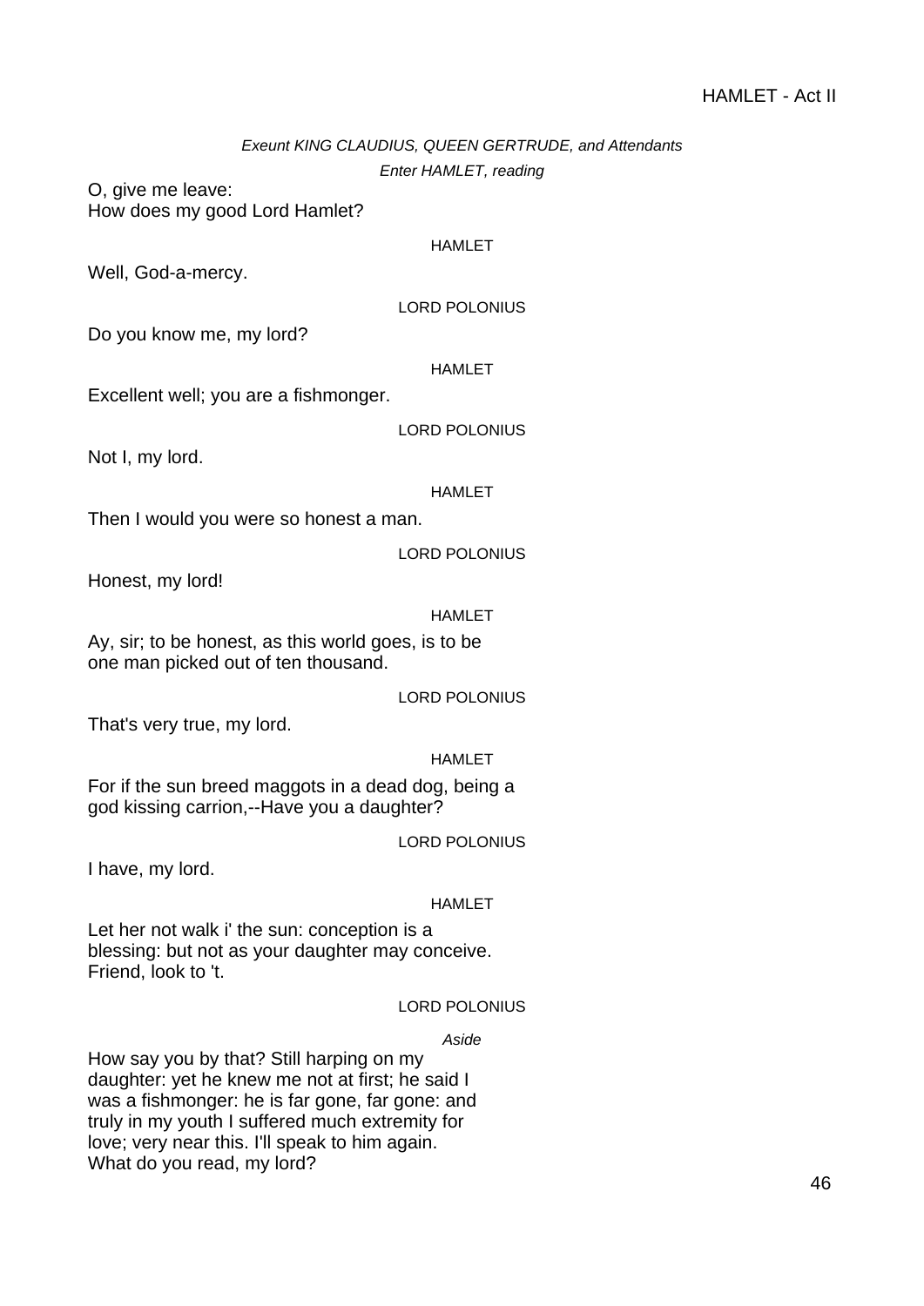*Exeunt KING CLAUDIUS, QUEEN GERTRUDE, and Attendants*

*Enter HAMLET, reading*

O, give me leave:
How does my good Lord Hamlet?

HAMLET

Well, God-a-mercy.

LORD POLONIUS

Do you know me, my lord?

HAMLET

Excellent well; you are a fishmonger.

LORD POLONIUS

Not I, my lord.

HAMLET

Then I would you were so honest a man.

LORD POLONIUS

Honest, my lord!

HAMLET

Ay, sir; to be honest, as this world goes, is to be
one man picked out of ten thousand.

LORD POLONIUS

That's very true, my lord.

HAMLET

For if the sun breed maggots in a dead dog, being a
god kissing carrion,--Have you a daughter?

LORD POLONIUS

I have, my lord.

HAMLET

Let her not walk i' the sun: conception is a
blessing: but not as your daughter may conceive.
Friend, look to 't.

LORD POLONIUS

*Aside*

How say you by that? Still harping on my
daughter: yet he knew me not at first; he said I
was a fishmonger: he is far gone, far gone: and
truly in my youth I suffered much extremity for
love; very near this. I'll speak to him again.
What do you read, my lord?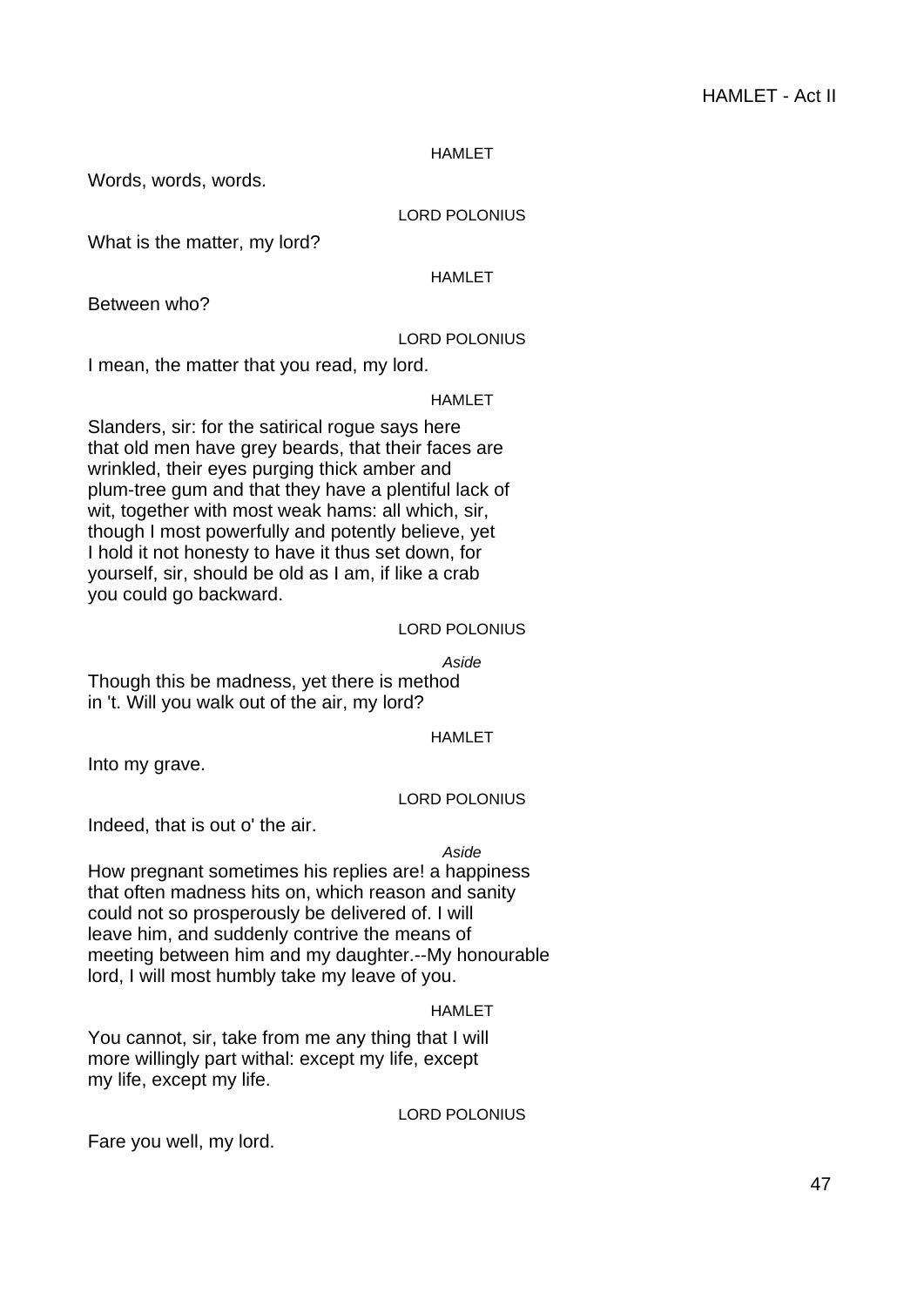HAMLET

Words, words, words.

LORD POLONIUS

What is the matter, my lord?

HAMLET

Between who?

LORD POLONIUS

I mean, the matter that you read, my lord.

HAMLET

Slanders, sir: for the satirical rogue says here
that old men have grey beards, that their faces are
wrinkled, their eyes purging thick amber and
plum-tree gum and that they have a plentiful lack of
wit, together with most weak hams: all which, sir,
though I most powerfully and potently believe, yet
I hold it not honesty to have it thus set down, for
yourself, sir, should be old as I am, if like a crab
you could go backward.

LORD POLONIUS

*Aside*

Though this be madness, yet there is method
in 't. Will you walk out of the air, my lord?

HAMLET

Into my grave.

LORD POLONIUS

Indeed, that is out o' the air.

*Aside*

How pregnant sometimes his replies are! a happiness
that often madness hits on, which reason and sanity
could not so prosperously be delivered of. I will
leave him, and suddenly contrive the means of
meeting between him and my daughter.--My honourable
lord, I will most humbly take my leave of you.

HAMLET

You cannot, sir, take from me any thing that I will
more willingly part withal: except my life, except
my life, except my life.

LORD POLONIUS

Fare you well, my lord.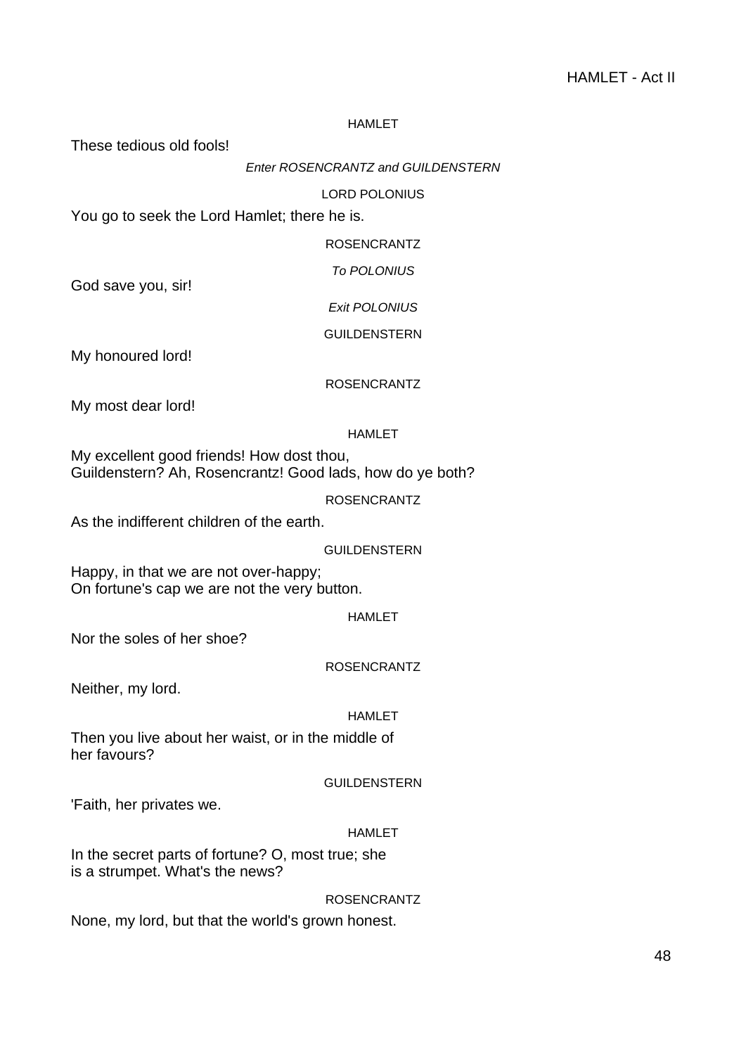HAMLET

These tedious old fools!

*Enter ROSENCRANTZ and GUILDENSTERN*

LORD POLONIUS

You go to seek the Lord Hamlet; there he is.

ROSENCRANTZ

*To POLONIUS*

God save you, sir!

*Exit POLONIUS*

GUILDENSTERN

My honoured lord!

ROSENCRANTZ

My most dear lord!

HAMLET

My excellent good friends! How dost thou,
Guildenstern? Ah, Rosencrantz! Good lads, how do ye both?

ROSENCRANTZ

As the indifferent children of the earth.

GUILDENSTERN

Happy, in that we are not over-happy;
On fortune's cap we are not the very button.

HAMLET

Nor the soles of her shoe?

ROSENCRANTZ

Neither, my lord.

HAMLET

Then you live about her waist, or in the middle of
her favours?

GUILDENSTERN

'Faith, her privates we.

HAMLET

In the secret parts of fortune? O, most true; she
is a strumpet. What's the news?

ROSENCRANTZ

None, my lord, but that the world's grown honest.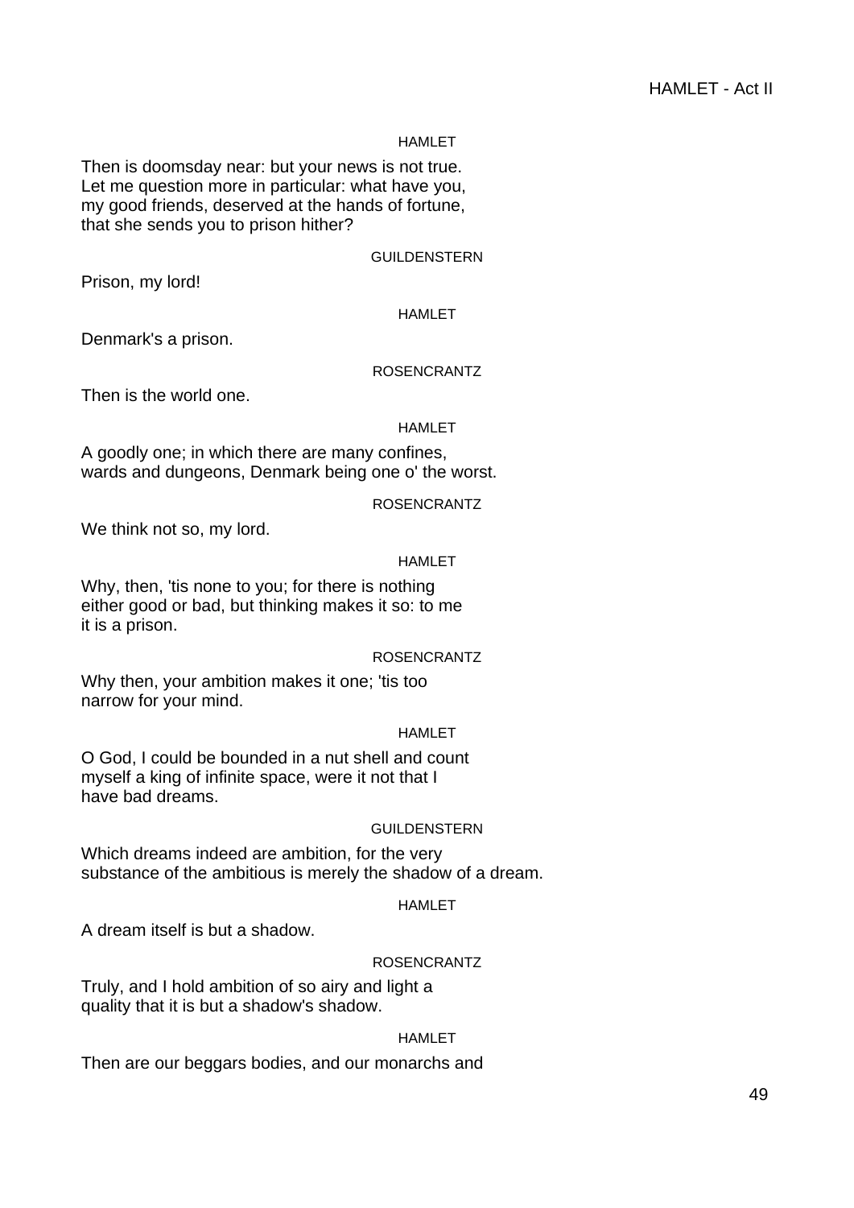HAMLET

Then is doomsday near: but your news is not true.
Let me question more in particular: what have you,
my good friends, deserved at the hands of fortune,
that she sends you to prison hither?

GUILDENSTERN

Prison, my lord!

HAMLET

Denmark's a prison.

ROSENCRANTZ

Then is the world one.

HAMLET

A goodly one; in which there are many confines,
wards and dungeons, Denmark being one o' the worst.

ROSENCRANTZ

We think not so, my lord.

HAMLET

Why, then, 'tis none to you; for there is nothing
either good or bad, but thinking makes it so: to me
it is a prison.

ROSENCRANTZ

Why then, your ambition makes it one; 'tis too
narrow for your mind.

HAMLET

O God, I could be bounded in a nut shell and count
myself a king of infinite space, were it not that I
have bad dreams.

GUILDENSTERN

Which dreams indeed are ambition, for the very
substance of the ambitious is merely the shadow of a dream.

HAMLET

A dream itself is but a shadow.

ROSENCRANTZ

Truly, and I hold ambition of so airy and light a
quality that it is but a shadow's shadow.

HAMLET

Then are our beggars bodies, and our monarchs and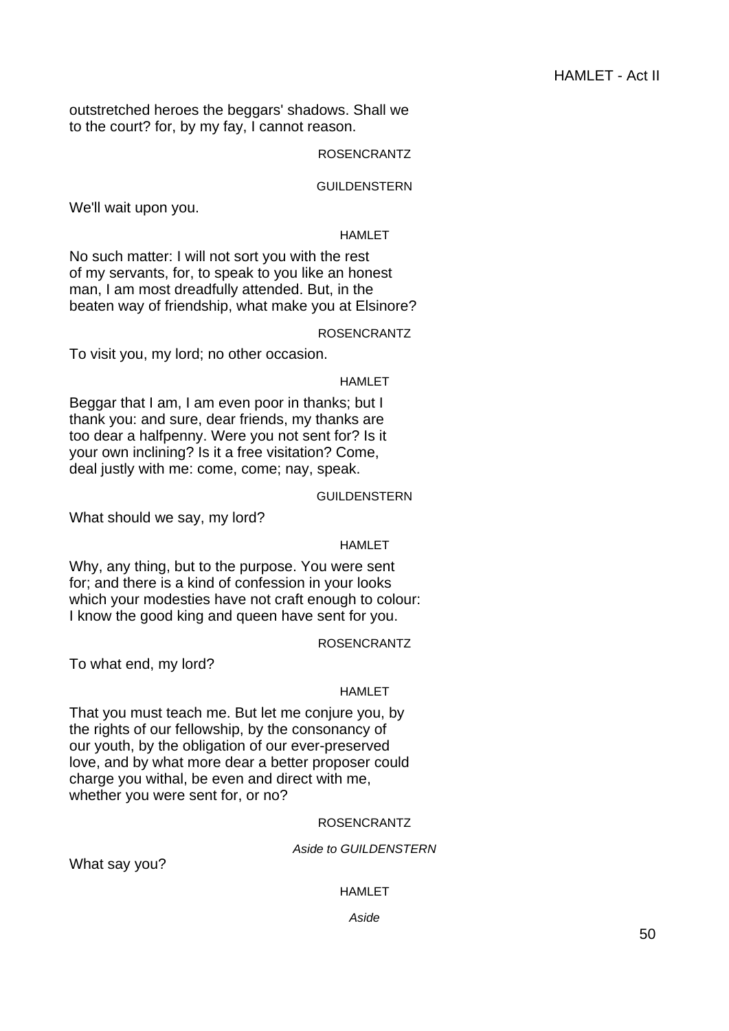outstretched heroes the beggars' shadows. Shall we
to the court? for, by my fay, I cannot reason.

ROSENCRANTZ

GUILDENSTERN

We'll wait upon you.

HAMLET

No such matter: I will not sort you with the rest
of my servants, for, to speak to you like an honest
man, I am most dreadfully attended. But, in the
beaten way of friendship, what make you at Elsinore?

ROSENCRANTZ

To visit you, my lord; no other occasion.

HAMLET

Beggar that I am, I am even poor in thanks; but I
thank you: and sure, dear friends, my thanks are
too dear a halfpenny. Were you not sent for? Is it
your own inclining? Is it a free visitation? Come,
deal justly with me: come, come; nay, speak.

GUILDENSTERN

What should we say, my lord?

HAMLET

Why, any thing, but to the purpose. You were sent
for; and there is a kind of confession in your looks
which your modesties have not craft enough to colour:
I know the good king and queen have sent for you.

ROSENCRANTZ

To what end, my lord?

HAMLET

That you must teach me. But let me conjure you, by
the rights of our fellowship, by the consonancy of
our youth, by the obligation of our ever-preserved
love, and by what more dear a better proposer could
charge you withal, be even and direct with me,
whether you were sent for, or no?

ROSENCRANTZ

*Aside to GUILDENSTERN*

What say you?

HAMLET

*Aside*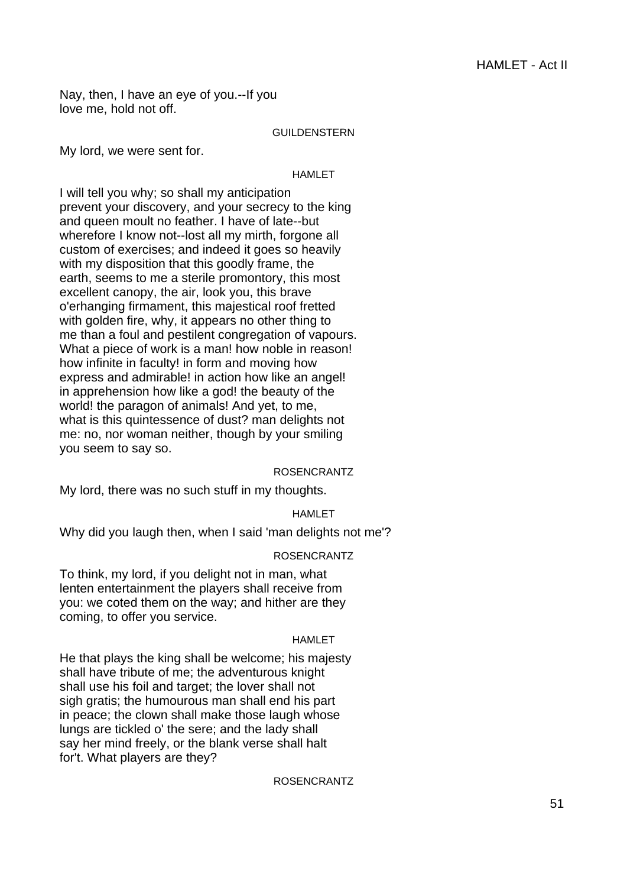Nay, then, I have an eye of you.--If you
love me, hold not off.

GUILDENSTERN

My lord, we were sent for.

HAMLET

I will tell you why; so shall my anticipation
prevent your discovery, and your secrecy to the king
and queen moult no feather. I have of late--but
wherefore I know not--lost all my mirth, forgone all
custom of exercises; and indeed it goes so heavily
with my disposition that this goodly frame, the
earth, seems to me a sterile promontory, this most
excellent canopy, the air, look you, this brave
o'erhanging firmament, this majestical roof fretted
with golden fire, why, it appears no other thing to
me than a foul and pestilent congregation of vapours.
What a piece of work is a man! how noble in reason!
how infinite in faculty! in form and moving how
express and admirable! in action how like an angel!
in apprehension how like a god! the beauty of the
world! the paragon of animals! And yet, to me,
what is this quintessence of dust? man delights not
me: no, nor woman neither, though by your smiling
you seem to say so.

ROSENCRANTZ

My lord, there was no such stuff in my thoughts.

HAMLET

Why did you laugh then, when I said 'man delights not me'?

ROSENCRANTZ

To think, my lord, if you delight not in man, what
lenten entertainment the players shall receive from
you: we coted them on the way; and hither are they
coming, to offer you service.

HAMLET

He that plays the king shall be welcome; his majesty
shall have tribute of me; the adventurous knight
shall use his foil and target; the lover shall not
sigh gratis; the humourous man shall end his part
in peace; the clown shall make those laugh whose
lungs are tickled o' the sere; and the lady shall
say her mind freely, or the blank verse shall halt
for't. What players are they?

ROSENCRANTZ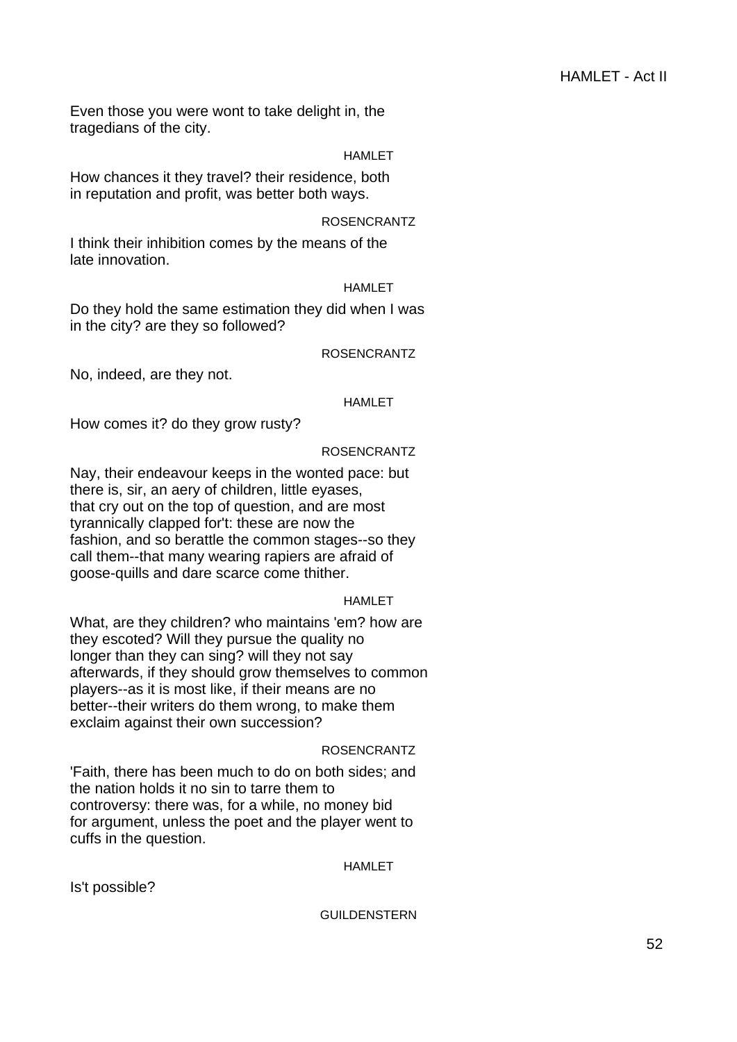Even those you were wont to take delight in, the
tragedians of the city.

HAMLET

How chances it they travel? their residence, both
in reputation and profit, was better both ways.

ROSENCRANTZ

I think their inhibition comes by the means of the
late innovation.

HAMLET

Do they hold the same estimation they did when I was
in the city? are they so followed?

ROSENCRANTZ

No, indeed, are they not.

HAMLET

How comes it? do they grow rusty?

ROSENCRANTZ

Nay, their endeavour keeps in the wonted pace: but
there is, sir, an aery of children, little eyases,
that cry out on the top of question, and are most
tyrannically clapped for't: these are now the
fashion, and so berattle the common stages--so they
call them--that many wearing rapiers are afraid of
goose-quills and dare scarce come thither.

HAMLET

What, are they children? who maintains 'em? how are
they escoted? Will they pursue the quality no
longer than they can sing? will they not say
afterwards, if they should grow themselves to common
players--as it is most like, if their means are no
better--their writers do them wrong, to make them
exclaim against their own succession?

ROSENCRANTZ

'Faith, there has been much to do on both sides; and
the nation holds it no sin to tarre them to
controversy: there was, for a while, no money bid
for argument, unless the poet and the player went to
cuffs in the question.

HAMLET

Is't possible?

GUILDENSTERN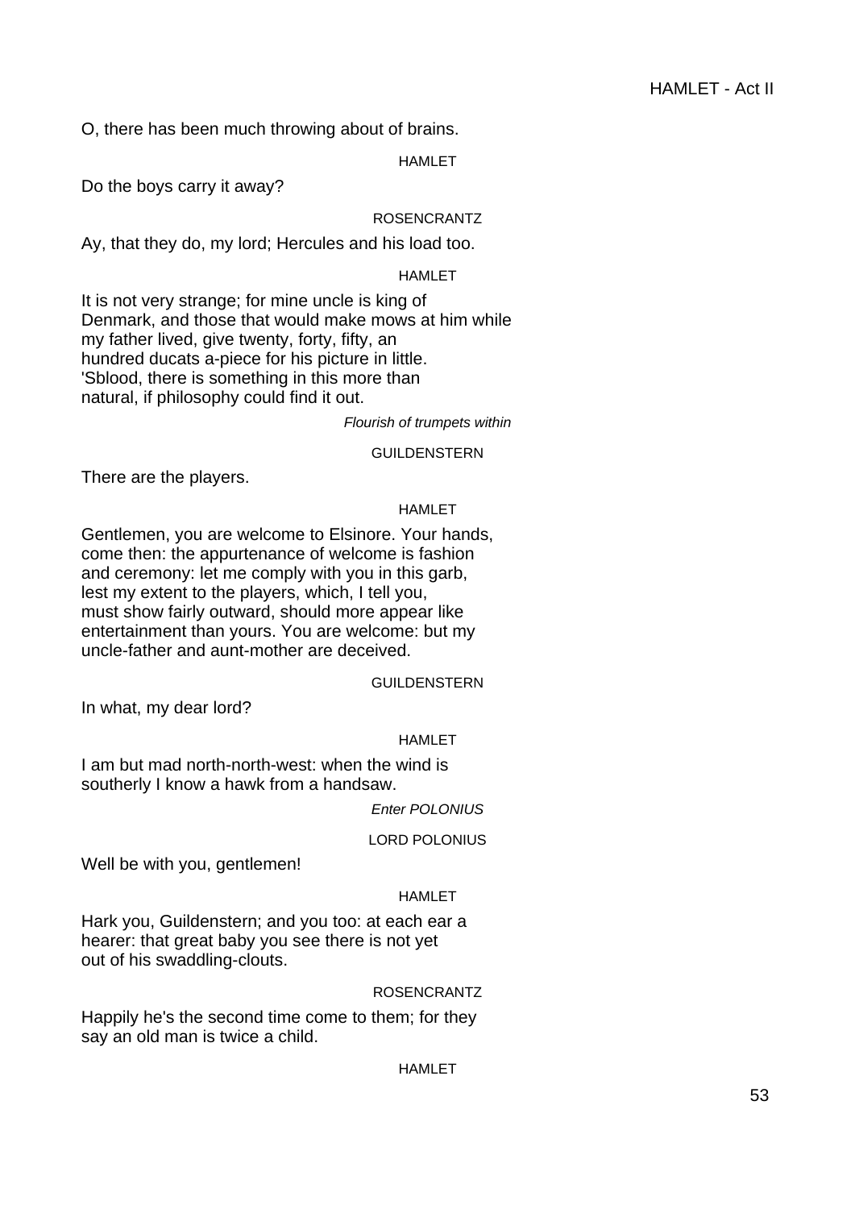O, there has been much throwing about of brains.

HAMLET

Do the boys carry it away?

ROSENCRANTZ

Ay, that they do, my lord; Hercules and his load too.

HAMLET

It is not very strange; for mine uncle is king of
Denmark, and those that would make mows at him while
my father lived, give twenty, forty, fifty, an
hundred ducats a-piece for his picture in little.
'Sblood, there is something in this more than
natural, if philosophy could find it out.

*Flourish of trumpets within*

GUILDENSTERN

There are the players.

HAMLET

Gentlemen, you are welcome to Elsinore. Your hands,
come then: the appurtenance of welcome is fashion
and ceremony: let me comply with you in this garb,
lest my extent to the players, which, I tell you,
must show fairly outward, should more appear like
entertainment than yours. You are welcome: but my
uncle-father and aunt-mother are deceived.

GUILDENSTERN

In what, my dear lord?

HAMLET

I am but mad north-north-west: when the wind is
southerly I know a hawk from a handsaw.

*Enter POLONIUS*

LORD POLONIUS

Well be with you, gentlemen!

HAMLET

Hark you, Guildenstern; and you too: at each ear a
hearer: that great baby you see there is not yet
out of his swaddling-clouts.

ROSENCRANTZ

Happily he's the second time come to them; for they
say an old man is twice a child.

HAMLET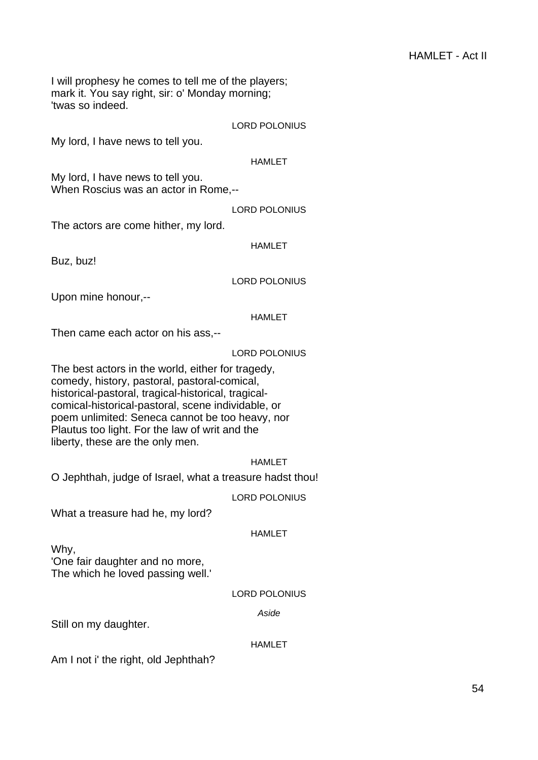I will prophesy he comes to tell me of the players;
mark it. You say right, sir: o' Monday morning;
'twas so indeed.

LORD POLONIUS

My lord, I have news to tell you.

HAMLET

My lord, I have news to tell you.
When Roscius was an actor in Rome,--

LORD POLONIUS

The actors are come hither, my lord.

HAMLET

Buz, buz!

LORD POLONIUS

Upon mine honour,--

HAMLET

Then came each actor on his ass,--

LORD POLONIUS

The best actors in the world, either for tragedy,
comedy, history, pastoral, pastoral-comical,
historical-pastoral, tragical-historical, tragical-
comical-historical-pastoral, scene individable, or
poem unlimited: Seneca cannot be too heavy, nor
Plautus too light. For the law of writ and the
liberty, these are the only men.

HAMLET

O Jephthah, judge of Israel, what a treasure hadst thou!

LORD POLONIUS

What a treasure had he, my lord?

HAMLET

Why,
'One fair daughter and no more,
The which he loved passing well.'

LORD POLONIUS

*Aside*

Still on my daughter.

HAMLET

Am I not i' the right, old Jephthah?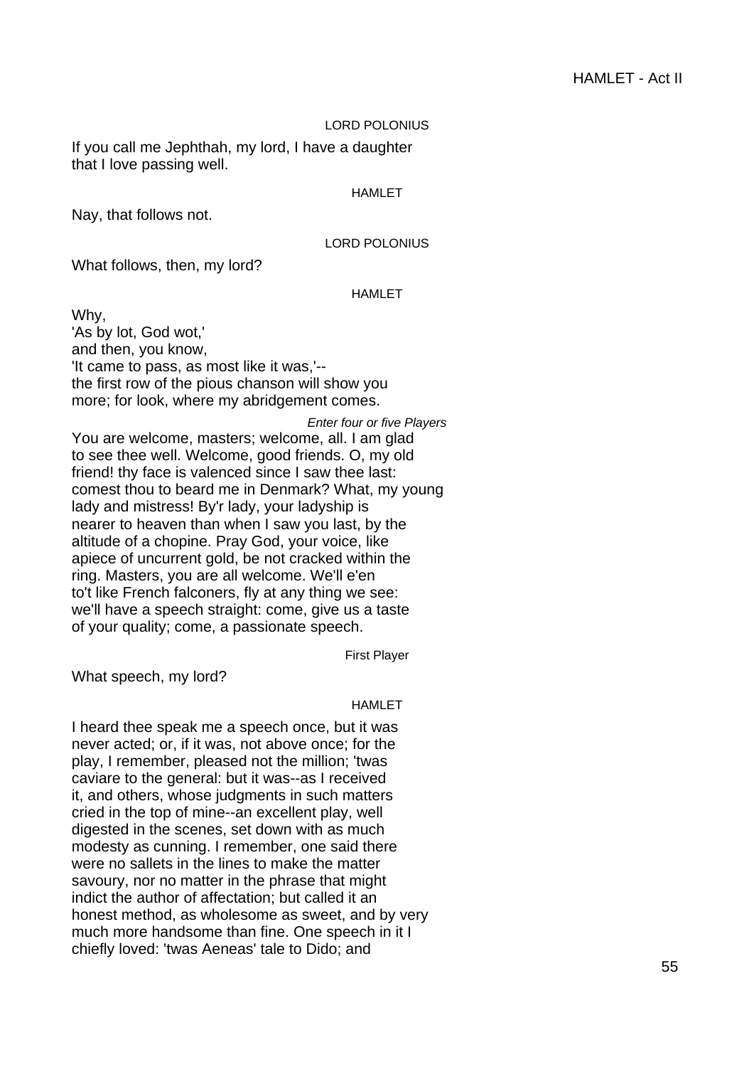LORD POLONIUS

If you call me Jephthah, my lord, I have a daughter
that I love passing well.

HAMLET

Nay, that follows not.

LORD POLONIUS

What follows, then, my lord?

HAMLET

Why,
'As by lot, God wot,'
and then, you know,
'It came to pass, as most like it was,'--
the first row of the pious chanson will show you
more; for look, where my abridgement comes.

*Enter four or five Players*

You are welcome, masters; welcome, all. I am glad
to see thee well. Welcome, good friends. O, my old
friend! thy face is valenced since I saw thee last:
comest thou to beard me in Denmark? What, my young
lady and mistress! By'r lady, your ladyship is
nearer to heaven than when I saw you last, by the
altitude of a chopine. Pray God, your voice, like
apiece of uncurrent gold, be not cracked within the
ring. Masters, you are all welcome. We'll e'en
to't like French falconers, fly at any thing we see:
we'll have a speech straight: come, give us a taste
of your quality; come, a passionate speech.

First Player

What speech, my lord?

HAMLET

I heard thee speak me a speech once, but it was
never acted; or, if it was, not above once; for the
play, I remember, pleased not the million; 'twas
caviare to the general: but it was--as I received
it, and others, whose judgments in such matters
cried in the top of mine--an excellent play, well
digested in the scenes, set down with as much
modesty as cunning. I remember, one said there
were no sallets in the lines to make the matter
savoury, nor no matter in the phrase that might
indict the author of affectation; but called it an
honest method, as wholesome as sweet, and by very
much more handsome than fine. One speech in it I
chiefly loved: 'twas Aeneas' tale to Dido; and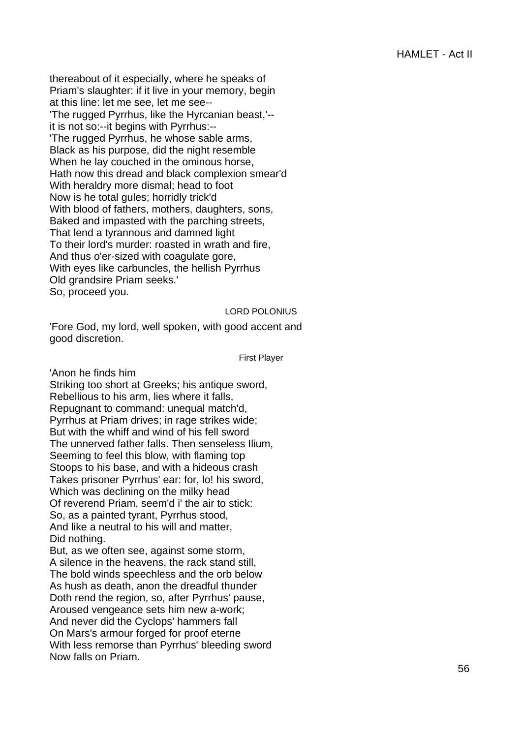thereabout of it especially, where he speaks of
Priam's slaughter: if it live in your memory, begin
at this line: let me see, let me see--
'The rugged Pyrrhus, like the Hyrcanian beast,'--
it is not so:--it begins with Pyrrhus:--
'The rugged Pyrrhus, he whose sable arms,
Black as his purpose, did the night resemble
When he lay couched in the ominous horse,
Hath now this dread and black complexion smear'd
With heraldry more dismal; head to foot
Now is he total gules; horridly trick'd
With blood of fathers, mothers, daughters, sons,
Baked and impasted with the parching streets,
That lend a tyrannous and damned light
To their lord's murder: roasted in wrath and fire,
And thus o'er-sized with coagulate gore,
With eyes like carbuncles, the hellish Pyrrhus
Old grandsire Priam seeks.'
So, proceed you.

LORD POLONIUS

'Fore God, my lord, well spoken, with good accent and
good discretion.

First Player

'Anon he finds him
Striking too short at Greeks; his antique sword,
Rebellious to his arm, lies where it falls,
Repugnant to command: unequal match'd,
Pyrrhus at Priam drives; in rage strikes wide;
But with the whiff and wind of his fell sword
The unnerved father falls. Then senseless Ilium,
Seeming to feel this blow, with flaming top
Stoops to his base, and with a hideous crash
Takes prisoner Pyrrhus' ear: for, lo! his sword,
Which was declining on the milky head
Of reverend Priam, seem'd i' the air to stick:
So, as a painted tyrant, Pyrrhus stood,
And like a neutral to his will and matter,
Did nothing.
But, as we often see, against some storm,
A silence in the heavens, the rack stand still,
The bold winds speechless and the orb below
As hush as death, anon the dreadful thunder
Doth rend the region, so, after Pyrrhus' pause,
Aroused vengeance sets him new a-work;
And never did the Cyclops' hammers fall
On Mars's armour forged for proof eterne
With less remorse than Pyrrhus' bleeding sword
Now falls on Priam.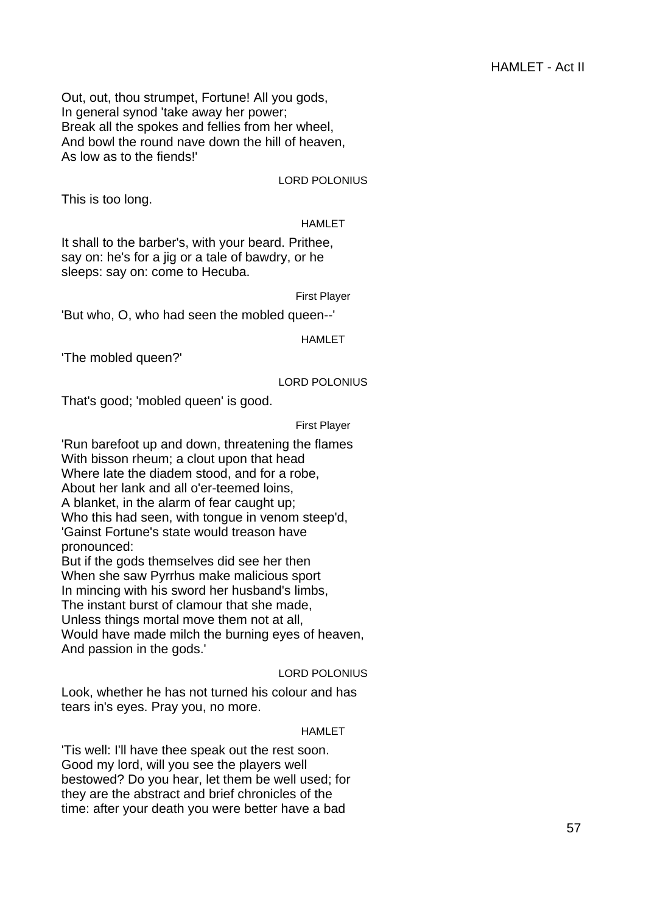Out, out, thou strumpet, Fortune! All you gods,
In general synod 'take away her power;
Break all the spokes and fellies from her wheel,
And bowl the round nave down the hill of heaven,
As low as to the fiends!'

LORD POLONIUS

This is too long.

HAMLET

It shall to the barber's, with your beard. Prithee,
say on: he's for a jig or a tale of bawdry, or he
sleeps: say on: come to Hecuba.

First Player

'But who, O, who had seen the mobled queen--'

HAMLET

'The mobled queen?'

LORD POLONIUS

That's good; 'mobled queen' is good.

First Player

'Run barefoot up and down, threatening the flames
With bisson rheum; a clout upon that head
Where late the diadem stood, and for a robe,
About her lank and all o'er-teemed loins,
A blanket, in the alarm of fear caught up;
Who this had seen, with tongue in venom steep'd,
'Gainst Fortune's state would treason have
pronounced:
But if the gods themselves did see her then
When she saw Pyrrhus make malicious sport
In mincing with his sword her husband's limbs,
The instant burst of clamour that she made,
Unless things mortal move them not at all,
Would have made milch the burning eyes of heaven,
And passion in the gods.'

LORD POLONIUS

Look, whether he has not turned his colour and has
tears in's eyes. Pray you, no more.

HAMLET

'Tis well: I'll have thee speak out the rest soon.
Good my lord, will you see the players well
bestowed? Do you hear, let them be well used; for
they are the abstract and brief chronicles of the
time: after your death you were better have a bad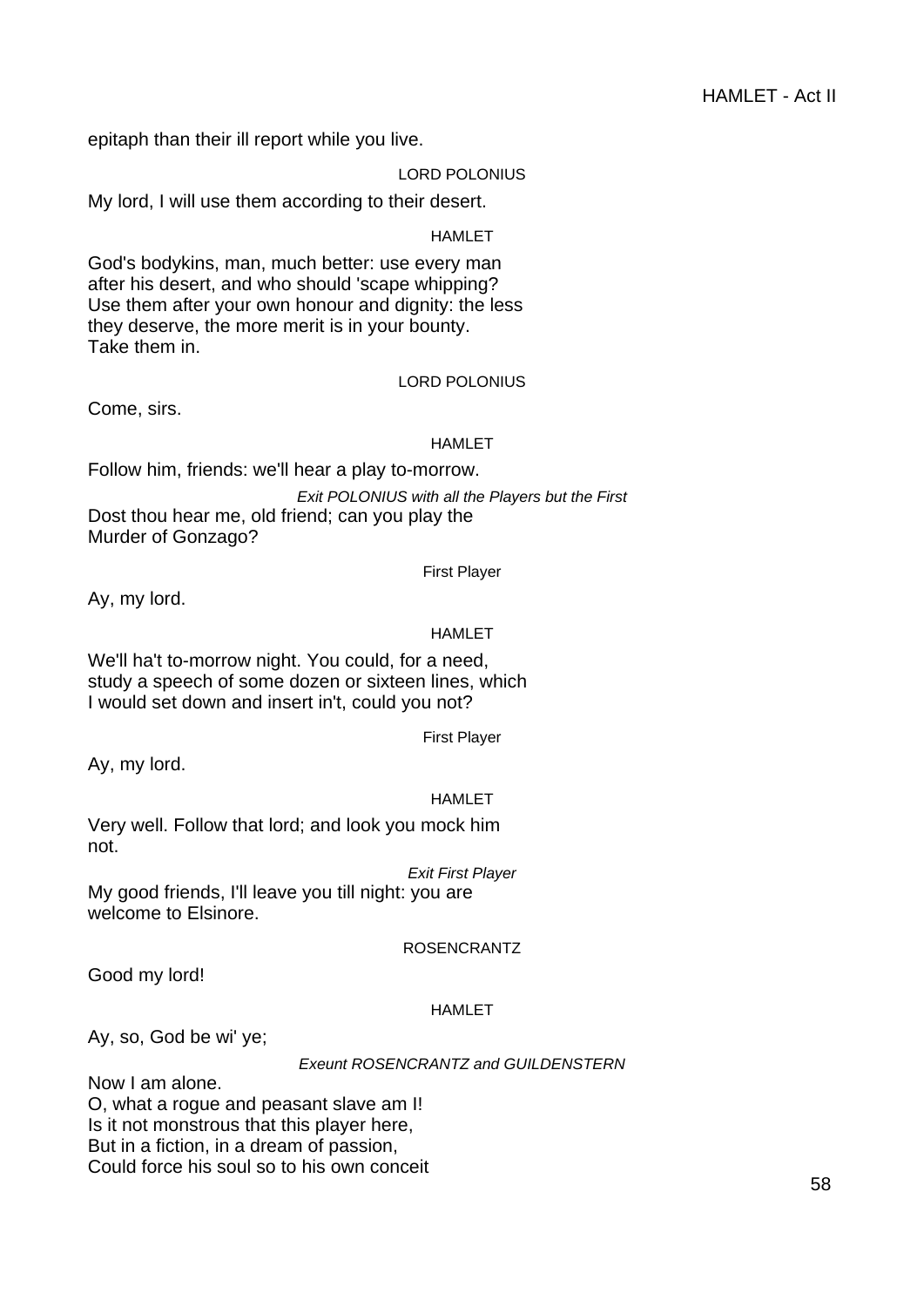epitaph than their ill report while you live.

LORD POLONIUS

My lord, I will use them according to their desert.

HAMLET

God's bodykins, man, much better: use every man
after his desert, and who should 'scape whipping?
Use them after your own honour and dignity: the less
they deserve, the more merit is in your bounty.
Take them in.

LORD POLONIUS

Come, sirs.

HAMLET

Follow him, friends: we'll hear a play to-morrow.

*Exit POLONIUS with all the Players but the First*

Dost thou hear me, old friend; can you play the
Murder of Gonzago?

First Player

Ay, my lord.

HAMLET

We'll ha't to-morrow night. You could, for a need,
study a speech of some dozen or sixteen lines, which
I would set down and insert in't, could you not?

First Player

Ay, my lord.

HAMLET

Very well. Follow that lord; and look you mock him
not.

*Exit First Player*

My good friends, I'll leave you till night: you are
welcome to Elsinore.

ROSENCRANTZ

Good my lord!

HAMLET

Ay, so, God be wi' ye;

*Exeunt ROSENCRANTZ and GUILDENSTERN*

Now I am alone.
O, what a rogue and peasant slave am I!
Is it not monstrous that this player here,
But in a fiction, in a dream of passion,
Could force his soul so to his own conceit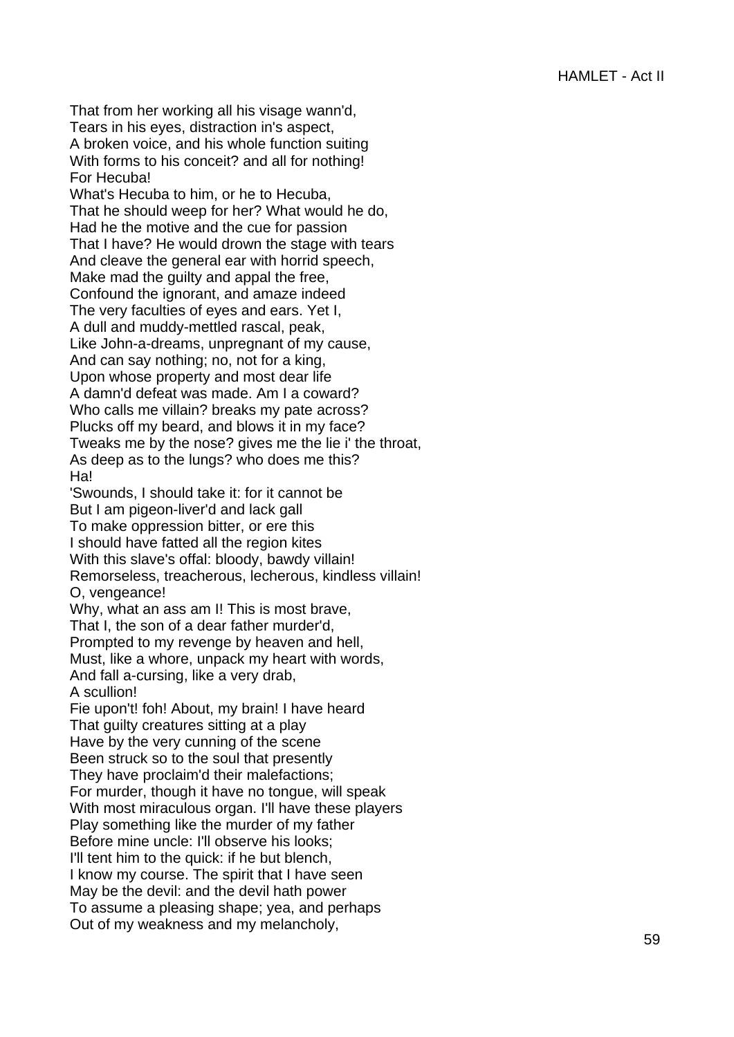That from her working all his visage wann'd,
Tears in his eyes, distraction in's aspect,
A broken voice, and his whole function suiting
With forms to his conceit? and all for nothing!
For Hecuba!
What's Hecuba to him, or he to Hecuba,
That he should weep for her? What would he do,
Had he the motive and the cue for passion
That I have? He would drown the stage with tears
And cleave the general ear with horrid speech,
Make mad the guilty and appal the free,
Confound the ignorant, and amaze indeed
The very faculties of eyes and ears. Yet I,
A dull and muddy-mettled rascal, peak,
Like John-a-dreams, unpregnant of my cause,
And can say nothing; no, not for a king,
Upon whose property and most dear life
A damn'd defeat was made. Am I a coward?
Who calls me villain? breaks my pate across?
Plucks off my beard, and blows it in my face?
Tweaks me by the nose? gives me the lie i' the throat,
As deep as to the lungs? who does me this?
Ha!
'Swounds, I should take it: for it cannot be
But I am pigeon-liver'd and lack gall
To make oppression bitter, or ere this
I should have fatted all the region kites
With this slave's offal: bloody, bawdy villain!
Remorseless, treacherous, lecherous, kindless villain!
O, vengeance!
Why, what an ass am I! This is most brave,
That I, the son of a dear father murder'd,
Prompted to my revenge by heaven and hell,
Must, like a whore, unpack my heart with words,
And fall a-cursing, like a very drab,
A scullion!
Fie upon't! foh! About, my brain! I have heard
That guilty creatures sitting at a play
Have by the very cunning of the scene
Been struck so to the soul that presently
They have proclaim'd their malefactions;
For murder, though it have no tongue, will speak
With most miraculous organ. I'll have these players
Play something like the murder of my father
Before mine uncle: I'll observe his looks;
I'll tent him to the quick: if he but blench,
I know my course. The spirit that I have seen
May be the devil: and the devil hath power
To assume a pleasing shape; yea, and perhaps
Out of my weakness and my melancholy,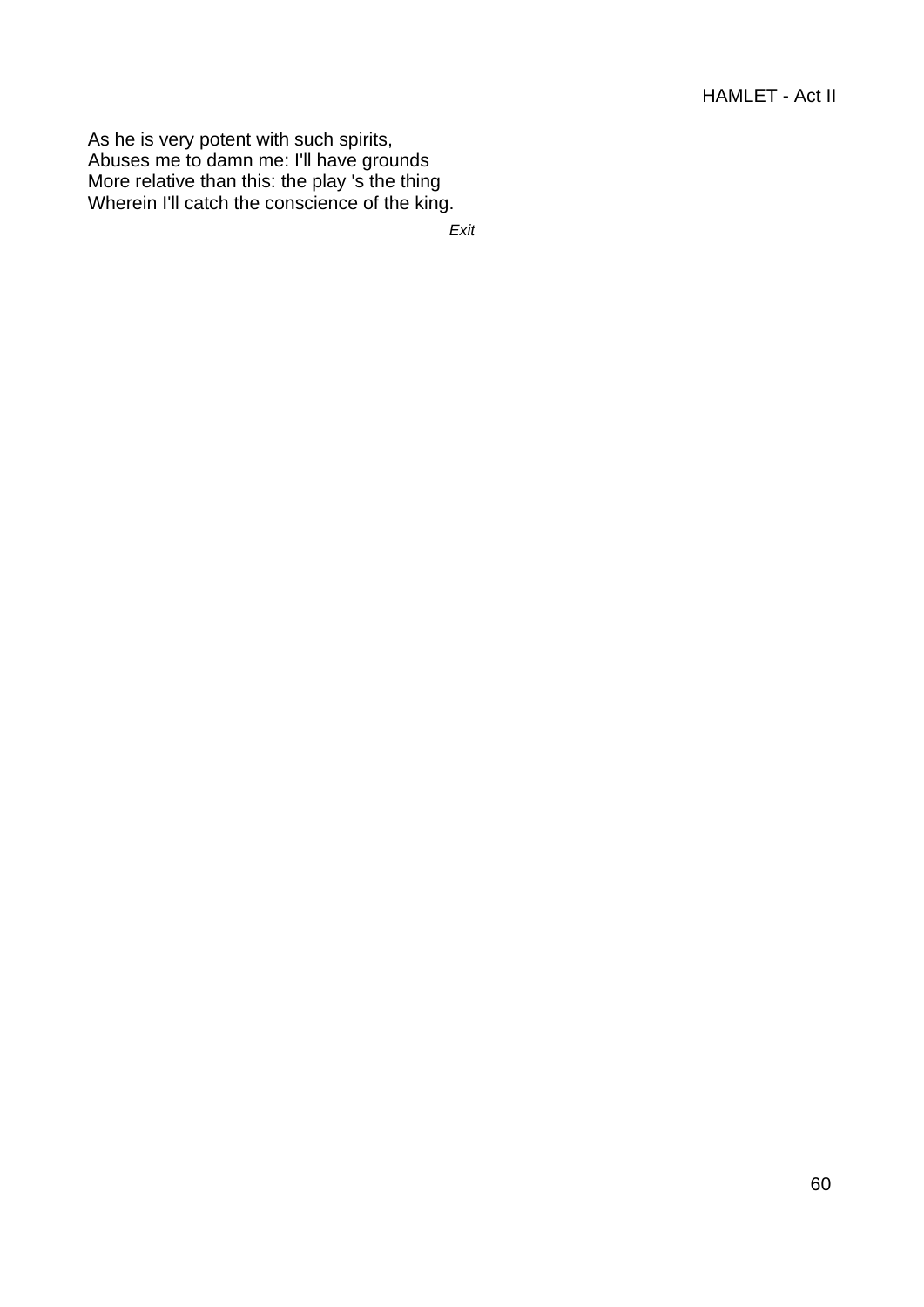As he is very potent with such spirits,
Abuses me to damn me: I'll have grounds
More relative than this: the play 's the thing
Wherein I'll catch the conscience of the king.

*Exit*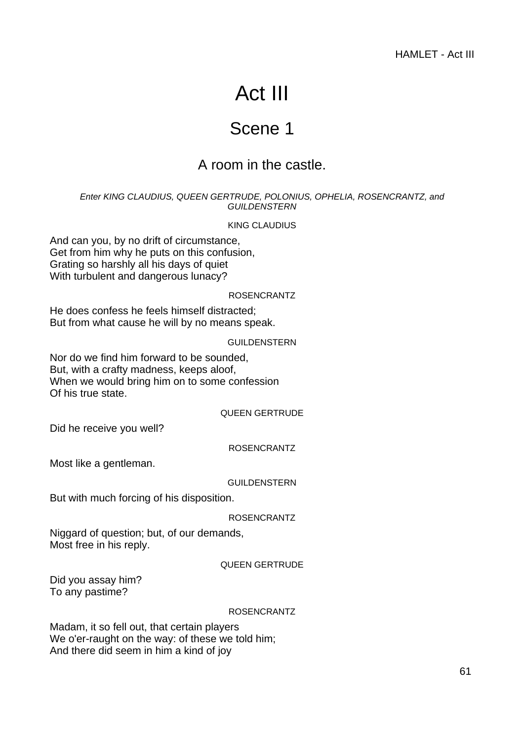# Act III

## Scene 1

### A room in the castle.

*Enter KING CLAUDIUS, QUEEN GERTRUDE, POLONIUS, OPHELIA, ROSENCRANTZ, and GUILDENSTERN*

KING CLAUDIUS

And can you, by no drift of circumstance,
Get from him why he puts on this confusion,
Grating so harshly all his days of quiet
With turbulent and dangerous lunacy?

ROSENCRANTZ

He does confess he feels himself distracted;
But from what cause he will by no means speak.

GUILDENSTERN

Nor do we find him forward to be sounded,
But, with a crafty madness, keeps aloof,
When we would bring him on to some confession
Of his true state.

QUEEN GERTRUDE

Did he receive you well?

ROSENCRANTZ

Most like a gentleman.

GUILDENSTERN

But with much forcing of his disposition.

ROSENCRANTZ

Niggard of question; but, of our demands,
Most free in his reply.

QUEEN GERTRUDE

Did you assay him?
To any pastime?

ROSENCRANTZ

Madam, it so fell out, that certain players
We o'er-raught on the way: of these we told him;
And there did seem in him a kind of joy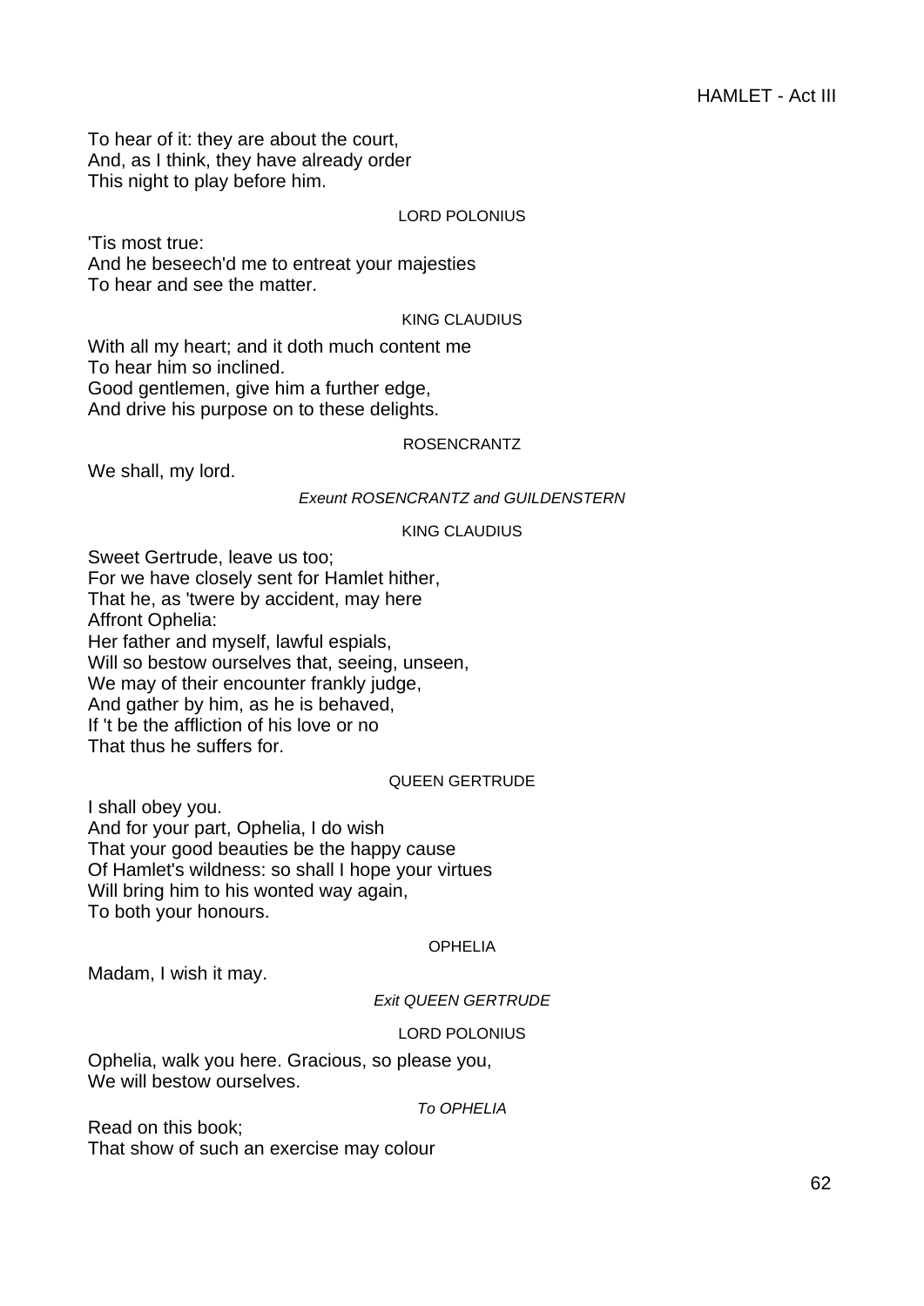To hear of it: they are about the court,
And, as I think, they have already order
This night to play before him.

LORD POLONIUS

'Tis most true:
And he beseech'd me to entreat your majesties
To hear and see the matter.

KING CLAUDIUS

With all my heart; and it doth much content me
To hear him so inclined.
Good gentlemen, give him a further edge,
And drive his purpose on to these delights.

ROSENCRANTZ

We shall, my lord.

*Exeunt ROSENCRANTZ and GUILDENSTERN*

KING CLAUDIUS

Sweet Gertrude, leave us too;
For we have closely sent for Hamlet hither,
That he, as 'twere by accident, may here
Affront Ophelia:
Her father and myself, lawful espials,
Will so bestow ourselves that, seeing, unseen,
We may of their encounter frankly judge,
And gather by him, as he is behaved,
If 't be the affliction of his love or no
That thus he suffers for.

QUEEN GERTRUDE

I shall obey you.
And for your part, Ophelia, I do wish
That your good beauties be the happy cause
Of Hamlet's wildness: so shall I hope your virtues
Will bring him to his wonted way again,
To both your honours.

OPHELIA

Madam, I wish it may.

*Exit QUEEN GERTRUDE*

LORD POLONIUS

Ophelia, walk you here. Gracious, so please you,
We will bestow ourselves.

*To OPHELIA*

Read on this book;
That show of such an exercise may colour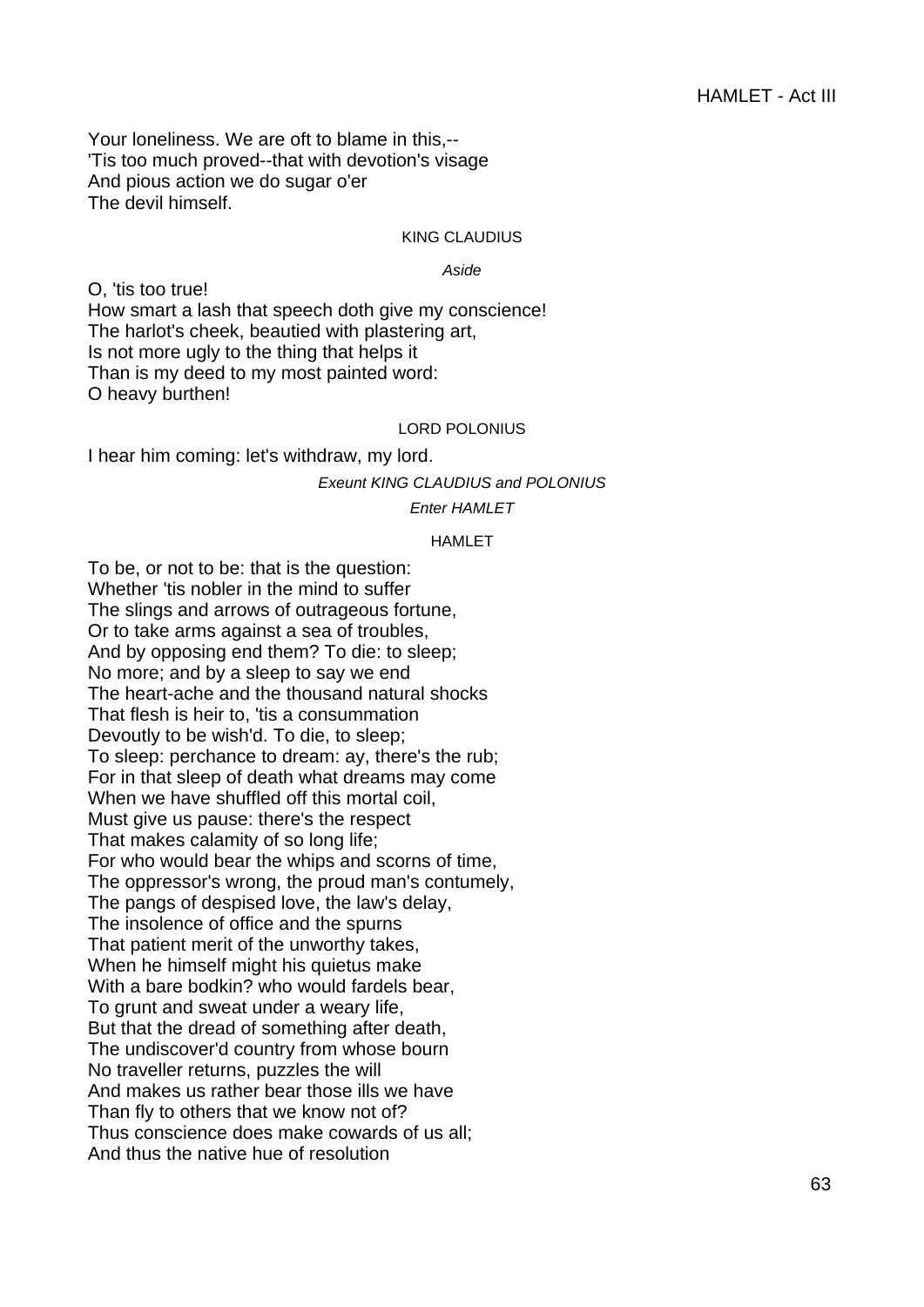Your loneliness. We are oft to blame in this,--
'Tis too much proved--that with devotion's visage
And pious action we do sugar o'er
The devil himself.

KING CLAUDIUS

*Aside*

O, 'tis too true!
How smart a lash that speech doth give my conscience!
The harlot's cheek, beautied with plastering art,
Is not more ugly to the thing that helps it
Than is my deed to my most painted word:
O heavy burthen!

LORD POLONIUS

I hear him coming: let's withdraw, my lord.

*Exeunt KING CLAUDIUS and POLONIUS*

*Enter HAMLET*

HAMLET

To be, or not to be: that is the question:
Whether 'tis nobler in the mind to suffer
The slings and arrows of outrageous fortune,
Or to take arms against a sea of troubles,
And by opposing end them? To die: to sleep;
No more; and by a sleep to say we end
The heart-ache and the thousand natural shocks
That flesh is heir to, 'tis a consummation
Devoutly to be wish'd. To die, to sleep;
To sleep: perchance to dream: ay, there's the rub;
For in that sleep of death what dreams may come
When we have shuffled off this mortal coil,
Must give us pause: there's the respect
That makes calamity of so long life;
For who would bear the whips and scorns of time,
The oppressor's wrong, the proud man's contumely,
The pangs of despised love, the law's delay,
The insolence of office and the spurns
That patient merit of the unworthy takes,
When he himself might his quietus make
With a bare bodkin? who would fardels bear,
To grunt and sweat under a weary life,
But that the dread of something after death,
The undiscover'd country from whose bourn
No traveller returns, puzzles the will
And makes us rather bear those ills we have
Than fly to others that we know not of?
Thus conscience does make cowards of us all;
And thus the native hue of resolution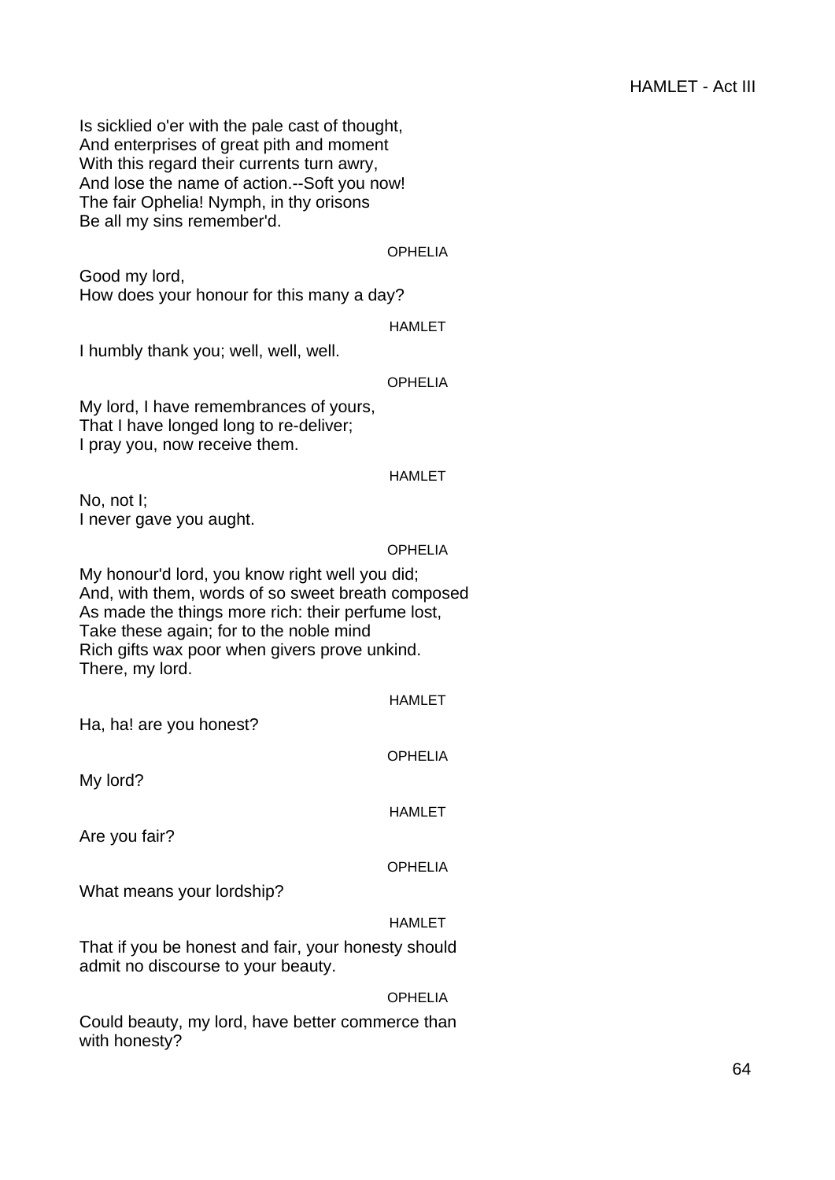Is sicklied o'er with the pale cast of thought,
And enterprises of great pith and moment
With this regard their currents turn awry,
And lose the name of action.--Soft you now!
The fair Ophelia! Nymph, in thy orisons
Be all my sins remember'd.

OPHELIA

Good my lord,
How does your honour for this many a day?

HAMLET

I humbly thank you; well, well, well.

OPHELIA

My lord, I have remembrances of yours,
That I have longed long to re-deliver;
I pray you, now receive them.

HAMLET

No, not I;
I never gave you aught.

OPHELIA

My honour'd lord, you know right well you did;
And, with them, words of so sweet breath composed
As made the things more rich: their perfume lost,
Take these again; for to the noble mind
Rich gifts wax poor when givers prove unkind.
There, my lord.

HAMLET

Ha, ha! are you honest?

OPHELIA

My lord?

HAMLET

Are you fair?

OPHELIA

What means your lordship?

HAMLET

That if you be honest and fair, your honesty should
admit no discourse to your beauty.

OPHELIA

Could beauty, my lord, have better commerce than
with honesty?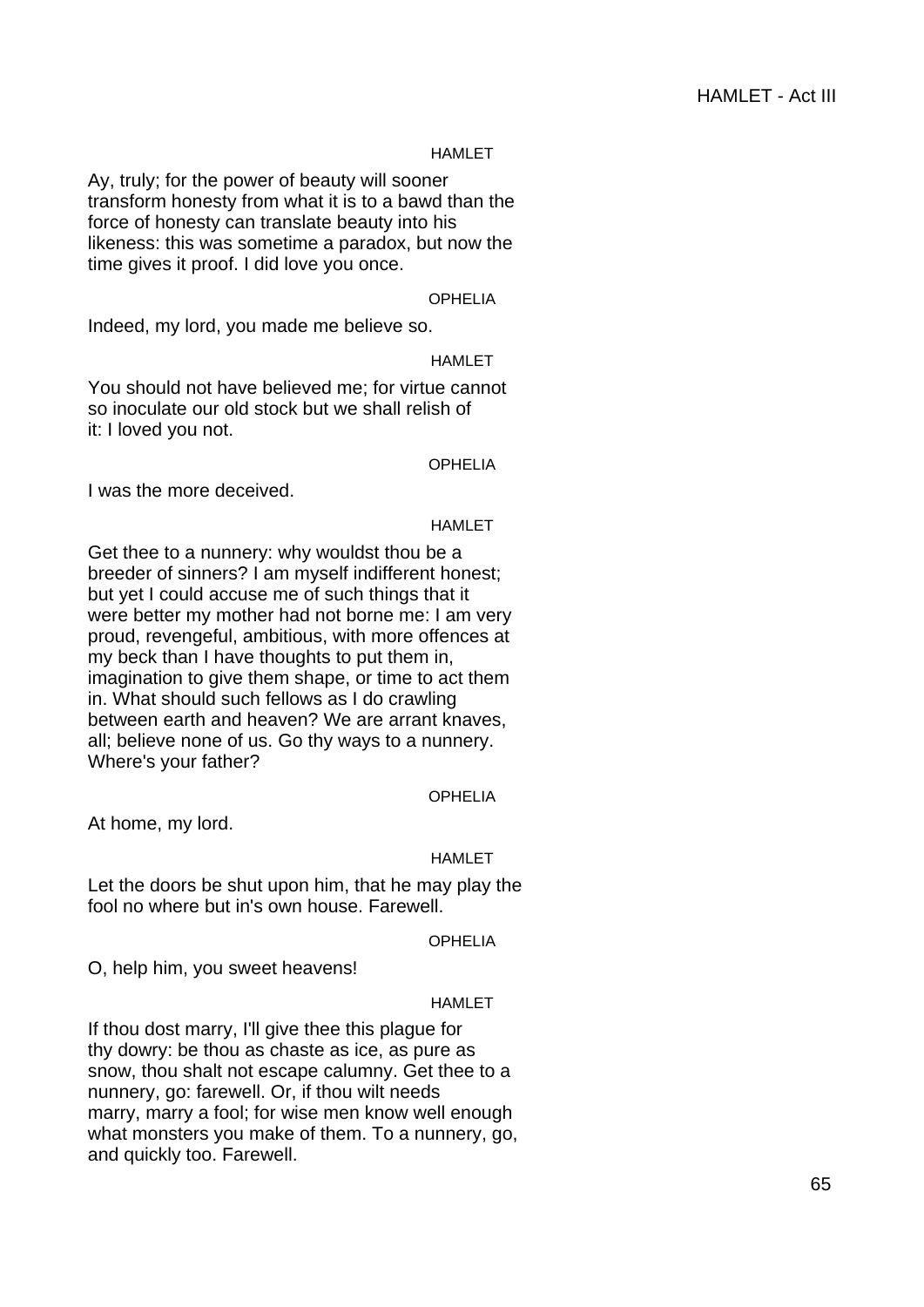HAMLET

Ay, truly; for the power of beauty will sooner transform honesty from what it is to a bawd than the force of honesty can translate beauty into his likeness: this was sometime a paradox, but now the time gives it proof. I did love you once.

OPHELIA

Indeed, my lord, you made me believe so.

HAMLET

You should not have believed me; for virtue cannot so inoculate our old stock but we shall relish of it: I loved you not.

OPHELIA

I was the more deceived.

HAMLET

Get thee to a nunnery: why wouldst thou be a breeder of sinners? I am myself indifferent honest; but yet I could accuse me of such things that it were better my mother had not borne me: I am very proud, revengeful, ambitious, with more offences at my beck than I have thoughts to put them in, imagination to give them shape, or time to act them in. What should such fellows as I do crawling between earth and heaven? We are arrant knaves, all; believe none of us. Go thy ways to a nunnery. Where's your father?

OPHELIA

At home, my lord.

HAMLET

Let the doors be shut upon him, that he may play the fool no where but in's own house. Farewell.

OPHELIA

O, help him, you sweet heavens!

HAMLET

If thou dost marry, I'll give thee this plague for thy dowry: be thou as chaste as ice, as pure as snow, thou shalt not escape calumny. Get thee to a nunnery, go: farewell. Or, if thou wilt needs marry, marry a fool; for wise men know well enough what monsters you make of them. To a nunnery, go, and quickly too. Farewell.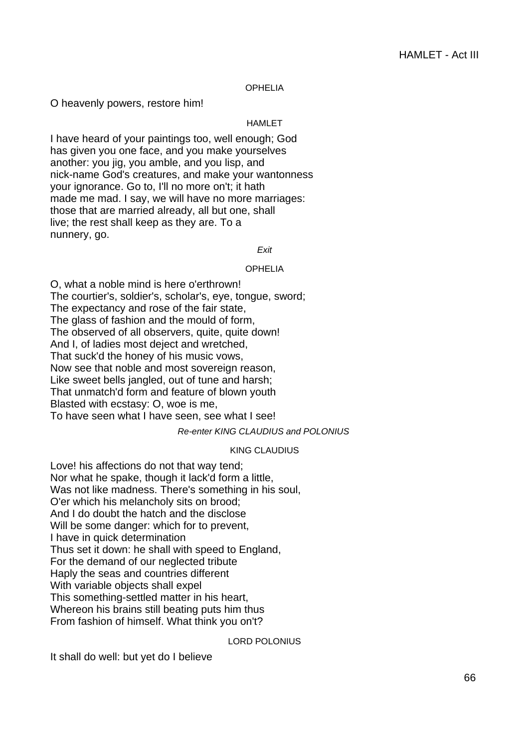OPHELIA

O heavenly powers, restore him!

HAMLET

I have heard of your paintings too, well enough; God
has given you one face, and you make yourselves
another: you jig, you amble, and you lisp, and
nick-name God's creatures, and make your wantonness
your ignorance. Go to, I'll no more on't; it hath
made me mad. I say, we will have no more marriages:
those that are married already, all but one, shall
live; the rest shall keep as they are. To a
nunnery, go.

*Exit*

OPHELIA

O, what a noble mind is here o'erthrown!
The courtier's, soldier's, scholar's, eye, tongue, sword;
The expectancy and rose of the fair state,
The glass of fashion and the mould of form,
The observed of all observers, quite, quite down!
And I, of ladies most deject and wretched,
That suck'd the honey of his music vows,
Now see that noble and most sovereign reason,
Like sweet bells jangled, out of tune and harsh;
That unmatch'd form and feature of blown youth
Blasted with ecstasy: O, woe is me,
To have seen what I have seen, see what I see!

*Re-enter KING CLAUDIUS and POLONIUS*

KING CLAUDIUS

Love! his affections do not that way tend;
Nor what he spake, though it lack'd form a little,
Was not like madness. There's something in his soul,
O'er which his melancholy sits on brood;
And I do doubt the hatch and the disclose
Will be some danger: which for to prevent,
I have in quick determination
Thus set it down: he shall with speed to England,
For the demand of our neglected tribute
Haply the seas and countries different
With variable objects shall expel
This something-settled matter in his heart,
Whereon his brains still beating puts him thus
From fashion of himself. What think you on't?

LORD POLONIUS

It shall do well: but yet do I believe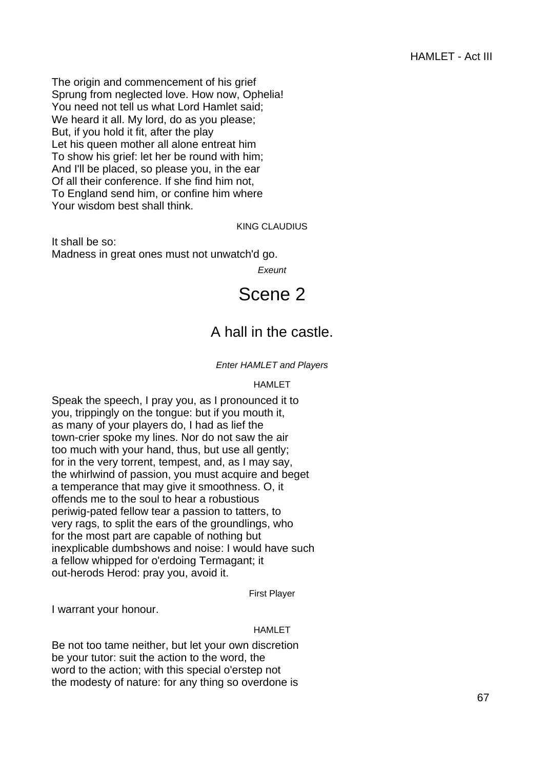The origin and commencement of his grief
Sprung from neglected love. How now, Ophelia!
You need not tell us what Lord Hamlet said;
We heard it all. My lord, do as you please;
But, if you hold it fit, after the play
Let his queen mother all alone entreat him
To show his grief: let her be round with him;
And I'll be placed, so please you, in the ear
Of all their conference. If she find him not,
To England send him, or confine him where
Your wisdom best shall think.

KING CLAUDIUS

It shall be so:
Madness in great ones must not unwatch'd go.

*Exeunt*

# Scene 2

## A hall in the castle.

*Enter HAMLET and Players*

HAMLET

Speak the speech, I pray you, as I pronounced it to
you, trippingly on the tongue: but if you mouth it,
as many of your players do, I had as lief the
town-crier spoke my lines. Nor do not saw the air
too much with your hand, thus, but use all gently;
for in the very torrent, tempest, and, as I may say,
the whirlwind of passion, you must acquire and beget
a temperance that may give it smoothness. O, it
offends me to the soul to hear a robustious
periwig-pated fellow tear a passion to tatters, to
very rags, to split the ears of the groundlings, who
for the most part are capable of nothing but
inexplicable dumbshows and noise: I would have such
a fellow whipped for o'erdoing Termagant; it
out-herods Herod: pray you, avoid it.

First Player

I warrant your honour.

HAMLET

Be not too tame neither, but let your own discretion
be your tutor: suit the action to the word, the
word to the action; with this special o'erstep not
the modesty of nature: for any thing so overdone is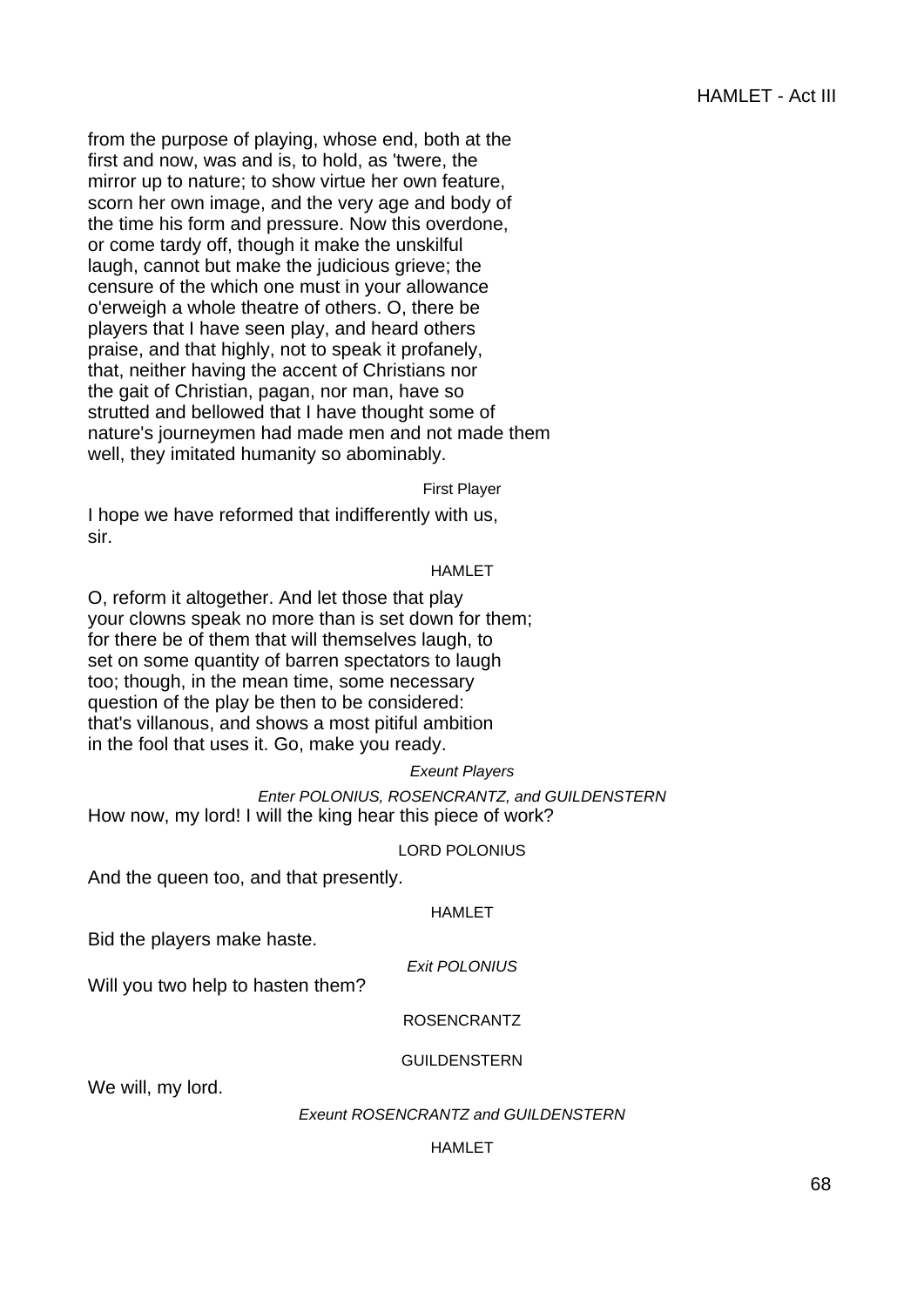from the purpose of playing, whose end, both at the
first and now, was and is, to hold, as 'twere, the
mirror up to nature; to show virtue her own feature,
scorn her own image, and the very age and body of
the time his form and pressure. Now this overdone,
or come tardy off, though it make the unskilful
laugh, cannot but make the judicious grieve; the
censure of the which one must in your allowance
o'erweigh a whole theatre of others. O, there be
players that I have seen play, and heard others
praise, and that highly, not to speak it profanely,
that, neither having the accent of Christians nor
the gait of Christian, pagan, nor man, have so
strutted and bellowed that I have thought some of
nature's journeymen had made men and not made them
well, they imitated humanity so abominably.

First Player

I hope we have reformed that indifferently with us,
sir.

HAMLET

O, reform it altogether. And let those that play
your clowns speak no more than is set down for them;
for there be of them that will themselves laugh, to
set on some quantity of barren spectators to laugh
too; though, in the mean time, some necessary
question of the play be then to be considered:
that's villanous, and shows a most pitiful ambition
in the fool that uses it. Go, make you ready.

*Exeunt Players*

*Enter POLONIUS, ROSENCRANTZ, and GUILDENSTERN*

How now, my lord! I will the king hear this piece of work?

LORD POLONIUS

And the queen too, and that presently.

HAMLET

Bid the players make haste.

*Exit POLONIUS*

Will you two help to hasten them?

ROSENCRANTZ

GUILDENSTERN

We will, my lord.

*Exeunt ROSENCRANTZ and GUILDENSTERN*

HAMLET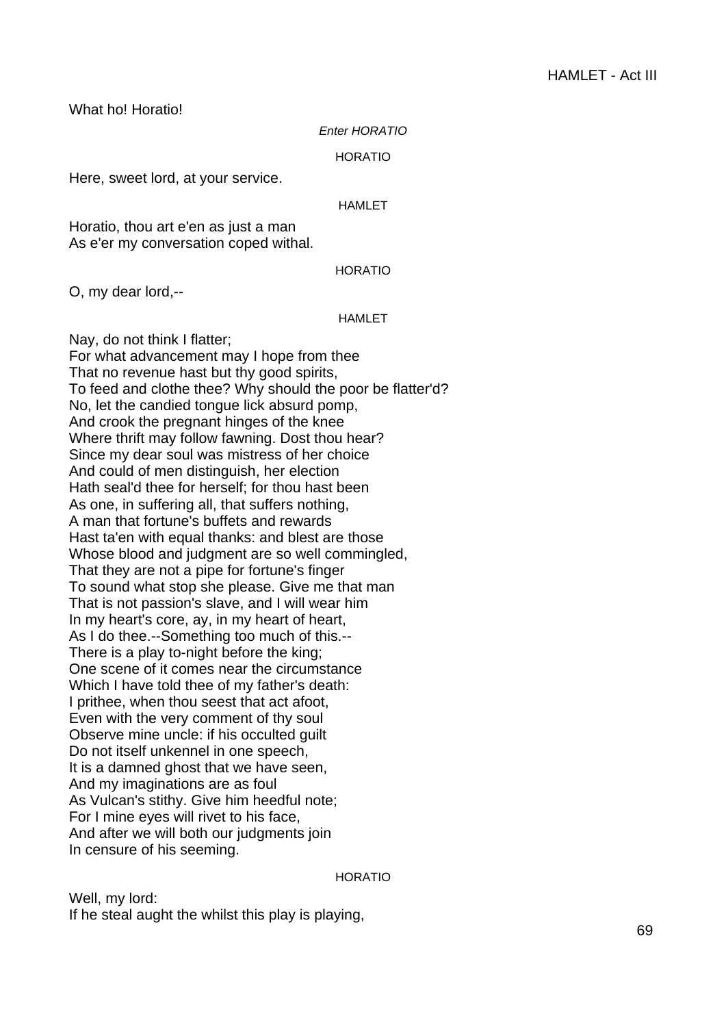What ho! Horatio!

*Enter HORATIO*

HORATIO

Here, sweet lord, at your service.

HAMLET

Horatio, thou art e'en as just a man
As e'er my conversation coped withal.

HORATIO

O, my dear lord,--

HAMLET

Nay, do not think I flatter;
For what advancement may I hope from thee
That no revenue hast but thy good spirits,
To feed and clothe thee? Why should the poor be flatter'd?
No, let the candied tongue lick absurd pomp,
And crook the pregnant hinges of the knee
Where thrift may follow fawning. Dost thou hear?
Since my dear soul was mistress of her choice
And could of men distinguish, her election
Hath seal'd thee for herself; for thou hast been
As one, in suffering all, that suffers nothing,
A man that fortune's buffets and rewards
Hast ta'en with equal thanks: and blest are those
Whose blood and judgment are so well commingled,
That they are not a pipe for fortune's finger
To sound what stop she please. Give me that man
That is not passion's slave, and I will wear him
In my heart's core, ay, in my heart of heart,
As I do thee.--Something too much of this.--
There is a play to-night before the king;
One scene of it comes near the circumstance
Which I have told thee of my father's death:
I prithee, when thou seest that act afoot,
Even with the very comment of thy soul
Observe mine uncle: if his occulted guilt
Do not itself unkennel in one speech,
It is a damned ghost that we have seen,
And my imaginations are as foul
As Vulcan's stithy. Give him heedful note;
For I mine eyes will rivet to his face,
And after we will both our judgments join
In censure of his seeming.

HORATIO

Well, my lord:
If he steal aught the whilst this play is playing,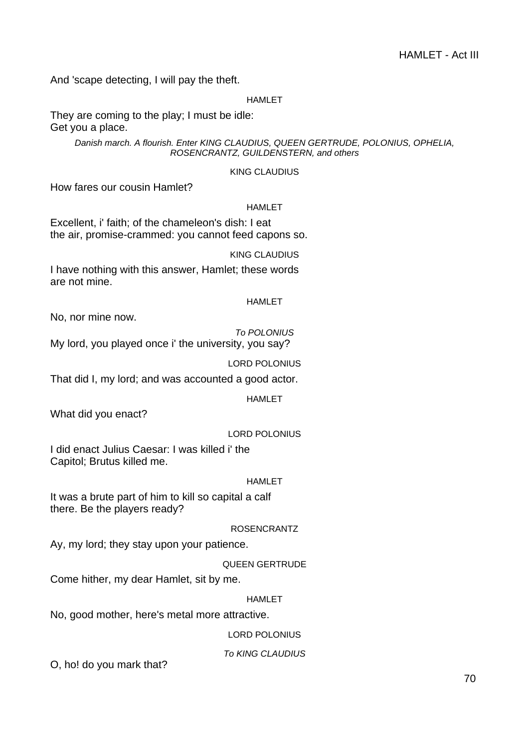And 'scape detecting, I will pay the theft.

HAMLET

They are coming to the play; I must be idle:
Get you a place.

*Danish march. A flourish. Enter KING CLAUDIUS, QUEEN GERTRUDE, POLONIUS, OPHELIA, ROSENCRANTZ, GUILDENSTERN, and others*

KING CLAUDIUS

How fares our cousin Hamlet?

HAMLET

Excellent, i' faith; of the chameleon's dish: I eat
the air, promise-crammed: you cannot feed capons so.

KING CLAUDIUS

I have nothing with this answer, Hamlet; these words
are not mine.

HAMLET

No, nor mine now.

*To POLONIUS*

My lord, you played once i' the university, you say?

LORD POLONIUS

That did I, my lord; and was accounted a good actor.

HAMLET

What did you enact?

LORD POLONIUS

I did enact Julius Caesar: I was killed i' the
Capitol; Brutus killed me.

HAMLET

It was a brute part of him to kill so capital a calf
there. Be the players ready?

ROSENCRANTZ

Ay, my lord; they stay upon your patience.

QUEEN GERTRUDE

Come hither, my dear Hamlet, sit by me.

HAMLET

No, good mother, here's metal more attractive.

LORD POLONIUS

*To KING CLAUDIUS*

O, ho! do you mark that?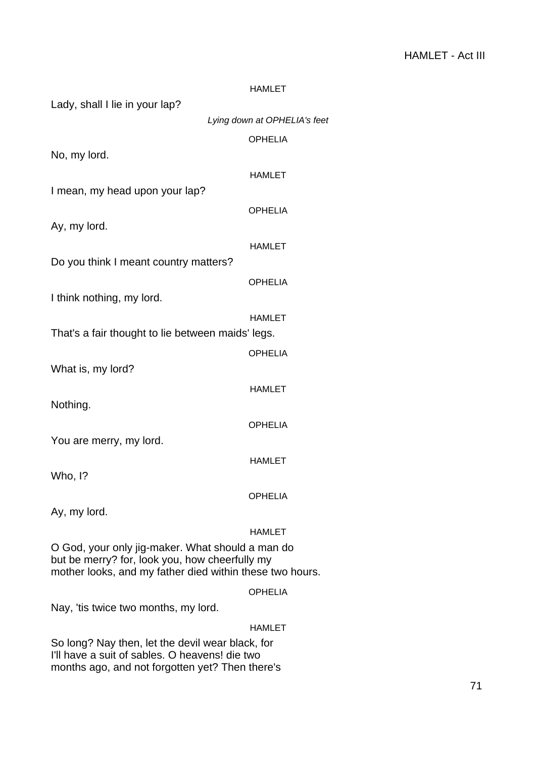HAMLET

Lady, shall I lie in your lap?

*Lying down at OPHELIA's feet*

OPHELIA

No, my lord.

HAMLET

I mean, my head upon your lap?

OPHELIA

Ay, my lord.

HAMLET

Do you think I meant country matters?

OPHELIA

I think nothing, my lord.

HAMLET

That's a fair thought to lie between maids' legs.

OPHELIA

What is, my lord?

HAMLET

Nothing.

OPHELIA

You are merry, my lord.

HAMLET

Who, I?

OPHELIA

Ay, my lord.

HAMLET

O God, your only jig-maker. What should a man do
but be merry? for, look you, how cheerfully my
mother looks, and my father died within these two hours.

OPHELIA

Nay, 'tis twice two months, my lord.

HAMLET

So long? Nay then, let the devil wear black, for
I'll have a suit of sables. O heavens! die two
months ago, and not forgotten yet? Then there's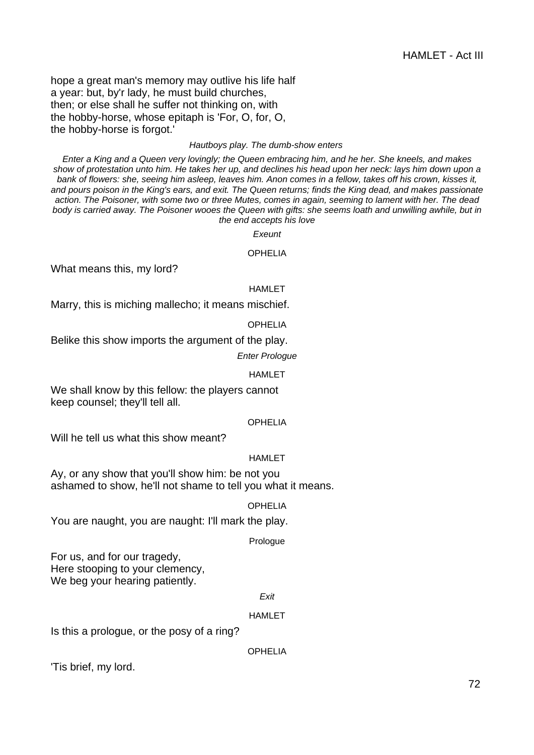hope a great man's memory may outlive his life half
a year: but, by'r lady, he must build churches,
then; or else shall he suffer not thinking on, with
the hobby-horse, whose epitaph is 'For, O, for, O,
the hobby-horse is forgot.'

*Hautboys play. The dumb-show enters*

*Enter a King and a Queen very lovingly; the Queen embracing him, and he her. She kneels, and makes show of protestation unto him. He takes her up, and declines his head upon her neck: lays him down upon a bank of flowers: she, seeing him asleep, leaves him. Anon comes in a fellow, takes off his crown, kisses it, and pours poison in the King's ears, and exit. The Queen returns; finds the King dead, and makes passionate action. The Poisoner, with some two or three Mutes, comes in again, seeming to lament with her. The dead body is carried away. The Poisoner wooes the Queen with gifts: she seems loath and unwilling awhile, but in the end accepts his love*

*Exeunt*

OPHELIA

What means this, my lord?

HAMLET

Marry, this is miching mallecho; it means mischief.

OPHELIA

Belike this show imports the argument of the play.

*Enter Prologue*

HAMLET

We shall know by this fellow: the players cannot
keep counsel; they'll tell all.

OPHELIA

Will he tell us what this show meant?

HAMLET

Ay, or any show that you'll show him: be not you
ashamed to show, he'll not shame to tell you what it means.

OPHELIA

You are naught, you are naught: I'll mark the play.

Prologue

For us, and for our tragedy,
Here stooping to your clemency,
We beg your hearing patiently.

*Exit*

HAMLET

Is this a prologue, or the posy of a ring?

OPHELIA

'Tis brief, my lord.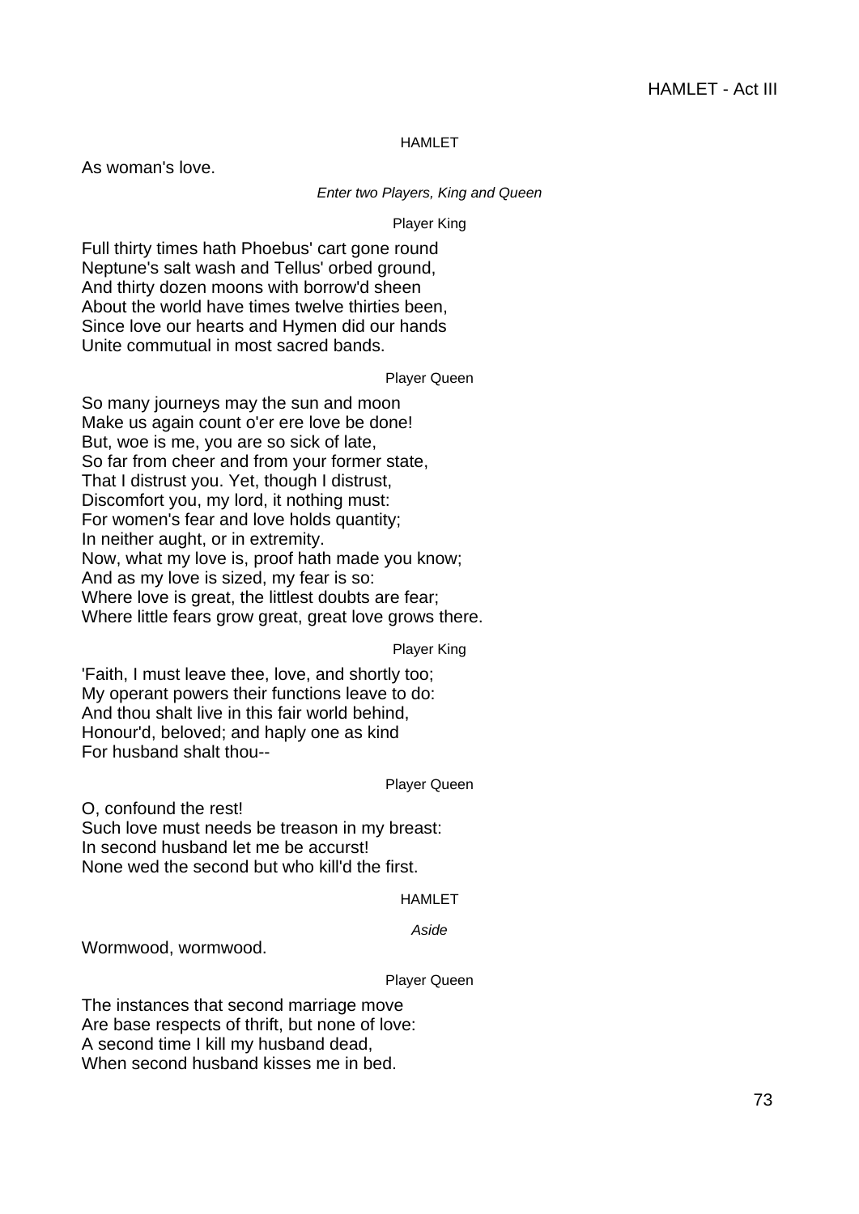HAMLET

As woman's love.

*Enter two Players, King and Queen*

Player King

Full thirty times hath Phoebus' cart gone round
Neptune's salt wash and Tellus' orbed ground,
And thirty dozen moons with borrow'd sheen
About the world have times twelve thirties been,
Since love our hearts and Hymen did our hands
Unite commutual in most sacred bands.

Player Queen

So many journeys may the sun and moon
Make us again count o'er ere love be done!
But, woe is me, you are so sick of late,
So far from cheer and from your former state,
That I distrust you. Yet, though I distrust,
Discomfort you, my lord, it nothing must:
For women's fear and love holds quantity;
In neither aught, or in extremity.
Now, what my love is, proof hath made you know;
And as my love is sized, my fear is so:
Where love is great, the littlest doubts are fear;
Where little fears grow great, great love grows there.

Player King

'Faith, I must leave thee, love, and shortly too;
My operant powers their functions leave to do:
And thou shalt live in this fair world behind,
Honour'd, beloved; and haply one as kind
For husband shalt thou--

Player Queen

O, confound the rest!
Such love must needs be treason in my breast:
In second husband let me be accurst!
None wed the second but who kill'd the first.

HAMLET

*Aside*

Wormwood, wormwood.

Player Queen

The instances that second marriage move
Are base respects of thrift, but none of love:
A second time I kill my husband dead,
When second husband kisses me in bed.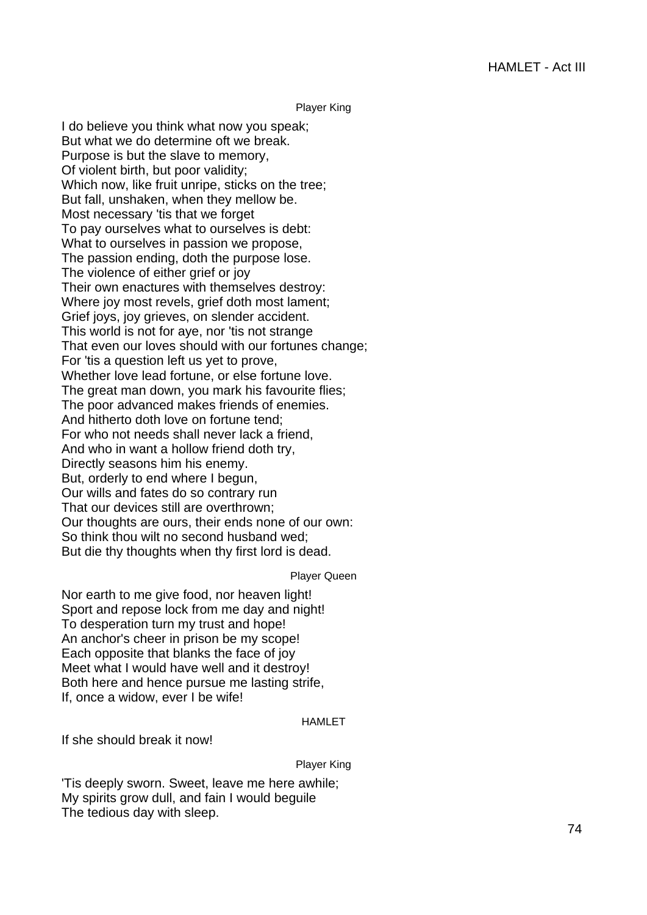Player King

I do believe you think what now you speak;
But what we do determine oft we break.
Purpose is but the slave to memory,
Of violent birth, but poor validity;
Which now, like fruit unripe, sticks on the tree;
But fall, unshaken, when they mellow be.
Most necessary 'tis that we forget
To pay ourselves what to ourselves is debt:
What to ourselves in passion we propose,
The passion ending, doth the purpose lose.
The violence of either grief or joy
Their own enactures with themselves destroy:
Where joy most revels, grief doth most lament;
Grief joys, joy grieves, on slender accident.
This world is not for aye, nor 'tis not strange
That even our loves should with our fortunes change;
For 'tis a question left us yet to prove,
Whether love lead fortune, or else fortune love.
The great man down, you mark his favourite flies;
The poor advanced makes friends of enemies.
And hitherto doth love on fortune tend;
For who not needs shall never lack a friend,
And who in want a hollow friend doth try,
Directly seasons him his enemy.
But, orderly to end where I begun,
Our wills and fates do so contrary run
That our devices still are overthrown;
Our thoughts are ours, their ends none of our own:
So think thou wilt no second husband wed;
But die thy thoughts when thy first lord is dead.

Player Queen

Nor earth to me give food, nor heaven light!
Sport and repose lock from me day and night!
To desperation turn my trust and hope!
An anchor's cheer in prison be my scope!
Each opposite that blanks the face of joy
Meet what I would have well and it destroy!
Both here and hence pursue me lasting strife,
If, once a widow, ever I be wife!

HAMLET

If she should break it now!

Player King

'Tis deeply sworn. Sweet, leave me here awhile;
My spirits grow dull, and fain I would beguile
The tedious day with sleep.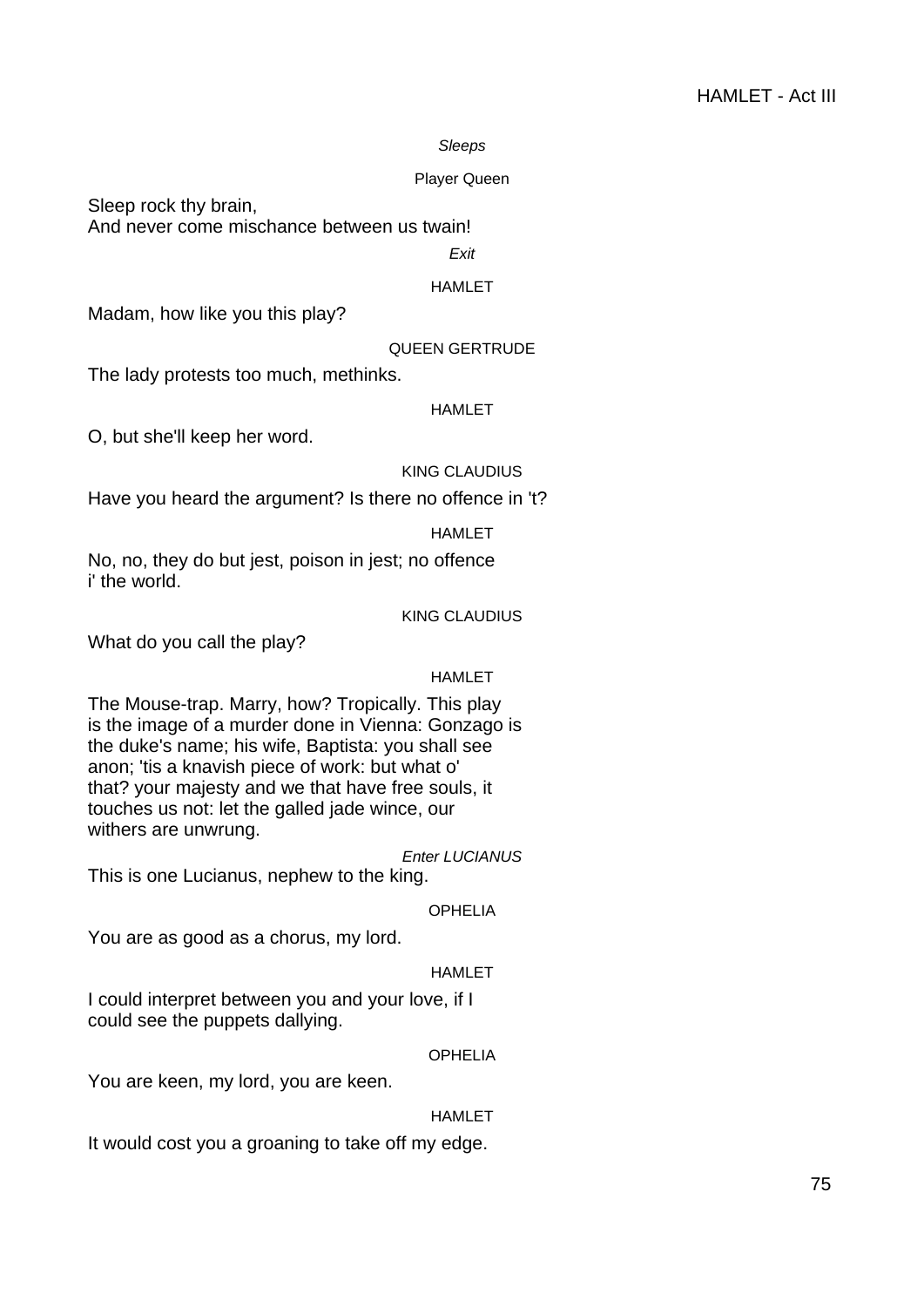*Sleeps*

Player Queen

Sleep rock thy brain,
And never come mischance between us twain!

*Exit*

HAMLET

Madam, how like you this play?

QUEEN GERTRUDE

The lady protests too much, methinks.

HAMLET

O, but she'll keep her word.

KING CLAUDIUS

Have you heard the argument? Is there no offence in 't?

HAMLET

No, no, they do but jest, poison in jest; no offence
i' the world.

KING CLAUDIUS

What do you call the play?

HAMLET

The Mouse-trap. Marry, how? Tropically. This play
is the image of a murder done in Vienna: Gonzago is
the duke's name; his wife, Baptista: you shall see
anon; 'tis a knavish piece of work: but what o'
that? your majesty and we that have free souls, it
touches us not: let the galled jade wince, our
withers are unwrung.

*Enter LUCIANUS*

This is one Lucianus, nephew to the king.

OPHELIA

You are as good as a chorus, my lord.

HAMLET

I could interpret between you and your love, if I
could see the puppets dallying.

OPHELIA

You are keen, my lord, you are keen.

HAMLET

It would cost you a groaning to take off my edge.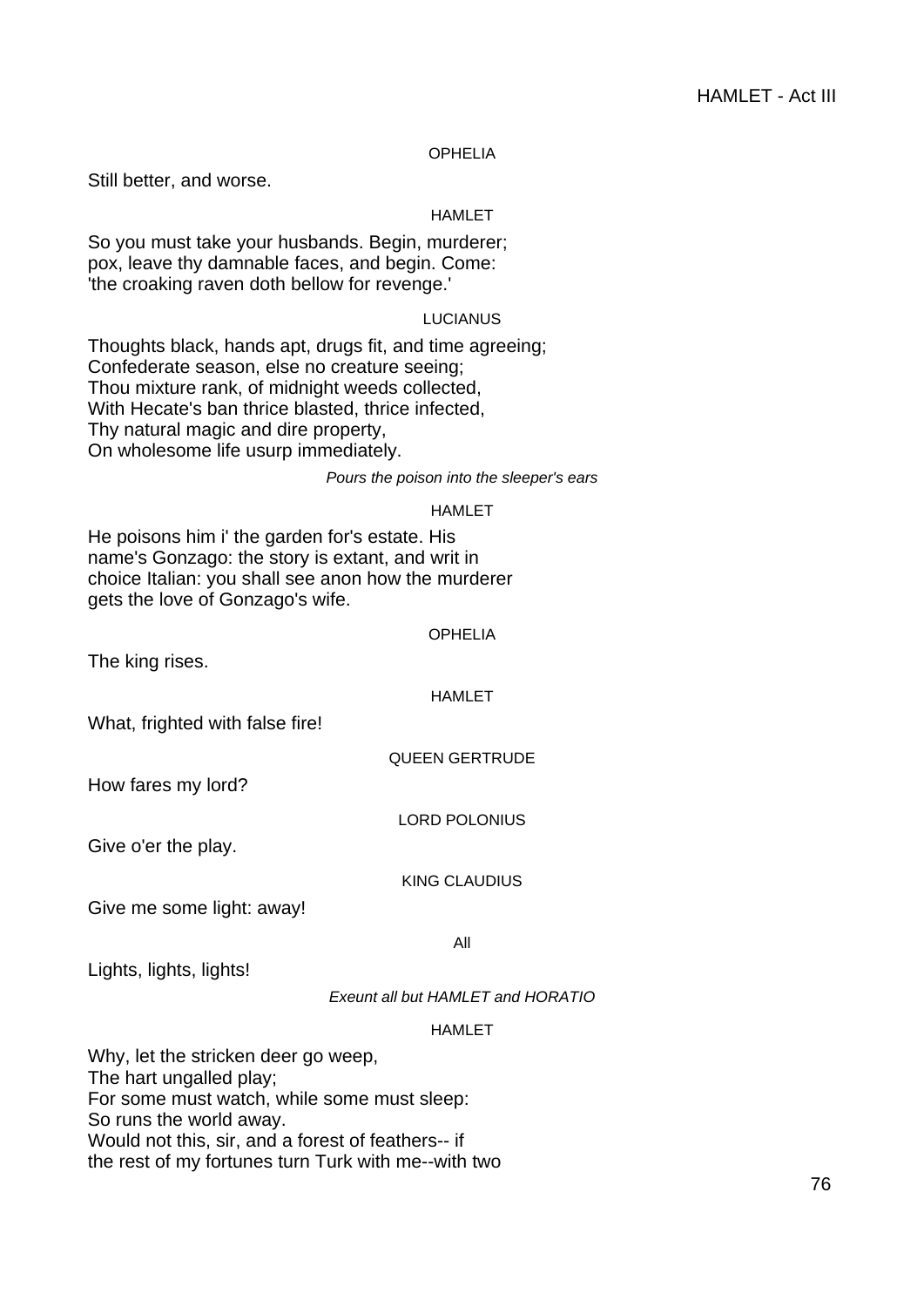OPHELIA

Still better, and worse.

HAMLET

So you must take your husbands. Begin, murderer;
pox, leave thy damnable faces, and begin. Come:
'the croaking raven doth bellow for revenge.'

LUCIANUS

Thoughts black, hands apt, drugs fit, and time agreeing;
Confederate season, else no creature seeing;
Thou mixture rank, of midnight weeds collected,
With Hecate's ban thrice blasted, thrice infected,
Thy natural magic and dire property,
On wholesome life usurp immediately.

*Pours the poison into the sleeper's ears*

HAMLET

He poisons him i' the garden for's estate. His
name's Gonzago: the story is extant, and writ in
choice Italian: you shall see anon how the murderer
gets the love of Gonzago's wife.

OPHELIA

The king rises.

HAMLET

What, frighted with false fire!

QUEEN GERTRUDE

How fares my lord?

LORD POLONIUS

Give o'er the play.

KING CLAUDIUS

Give me some light: away!

All

Lights, lights, lights!

*Exeunt all but HAMLET and HORATIO*

HAMLET

Why, let the stricken deer go weep,
The hart ungalled play;
For some must watch, while some must sleep:
So runs the world away.
Would not this, sir, and a forest of feathers-- if
the rest of my fortunes turn Turk with me--with two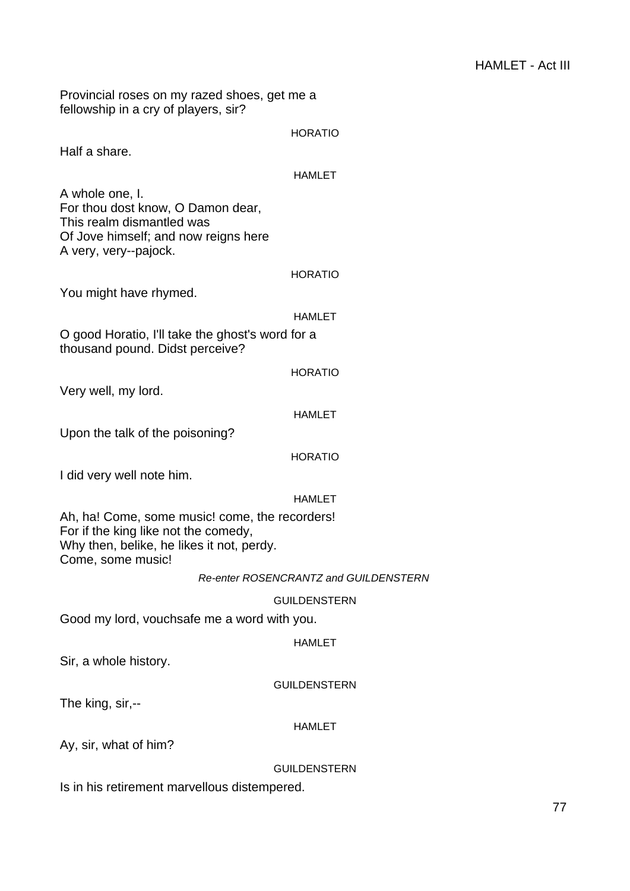Provincial roses on my razed shoes, get me a
fellowship in a cry of players, sir?

HORATIO

Half a share.

HAMLET

A whole one, I.
For thou dost know, O Damon dear,
This realm dismantled was
Of Jove himself; and now reigns here
A very, very--pajock.

HORATIO

You might have rhymed.

HAMLET

O good Horatio, I'll take the ghost's word for a
thousand pound. Didst perceive?

HORATIO

Very well, my lord.

HAMLET

Upon the talk of the poisoning?

HORATIO

I did very well note him.

HAMLET

Ah, ha! Come, some music! come, the recorders!
For if the king like not the comedy,
Why then, belike, he likes it not, perdy.
Come, some music!

*Re-enter ROSENCRANTZ and GUILDENSTERN*

GUILDENSTERN

Good my lord, vouchsafe me a word with you.

HAMLET

Sir, a whole history.

GUILDENSTERN

The king, sir,--

HAMLET

Ay, sir, what of him?

GUILDENSTERN

Is in his retirement marvellous distempered.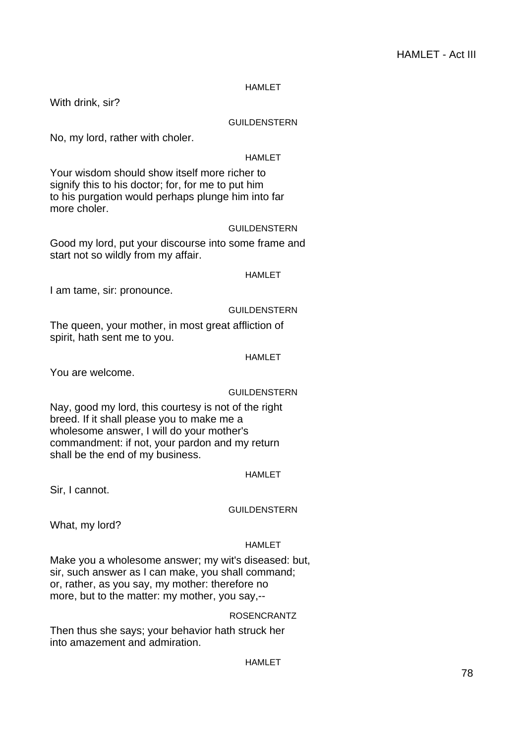HAMLET

With drink, sir?

GUILDENSTERN

No, my lord, rather with choler.

HAMLET

Your wisdom should show itself more richer to
signify this to his doctor; for, for me to put him
to his purgation would perhaps plunge him into far
more choler.

GUILDENSTERN

Good my lord, put your discourse into some frame and
start not so wildly from my affair.

HAMLET

I am tame, sir: pronounce.

GUILDENSTERN

The queen, your mother, in most great affliction of
spirit, hath sent me to you.

HAMLET

You are welcome.

GUILDENSTERN

Nay, good my lord, this courtesy is not of the right
breed. If it shall please you to make me a
wholesome answer, I will do your mother's
commandment: if not, your pardon and my return
shall be the end of my business.

HAMLET

Sir, I cannot.

GUILDENSTERN

What, my lord?

HAMLET

Make you a wholesome answer; my wit's diseased: but,
sir, such answer as I can make, you shall command;
or, rather, as you say, my mother: therefore no
more, but to the matter: my mother, you say,--

ROSENCRANTZ

Then thus she says; your behavior hath struck her
into amazement and admiration.

HAMLET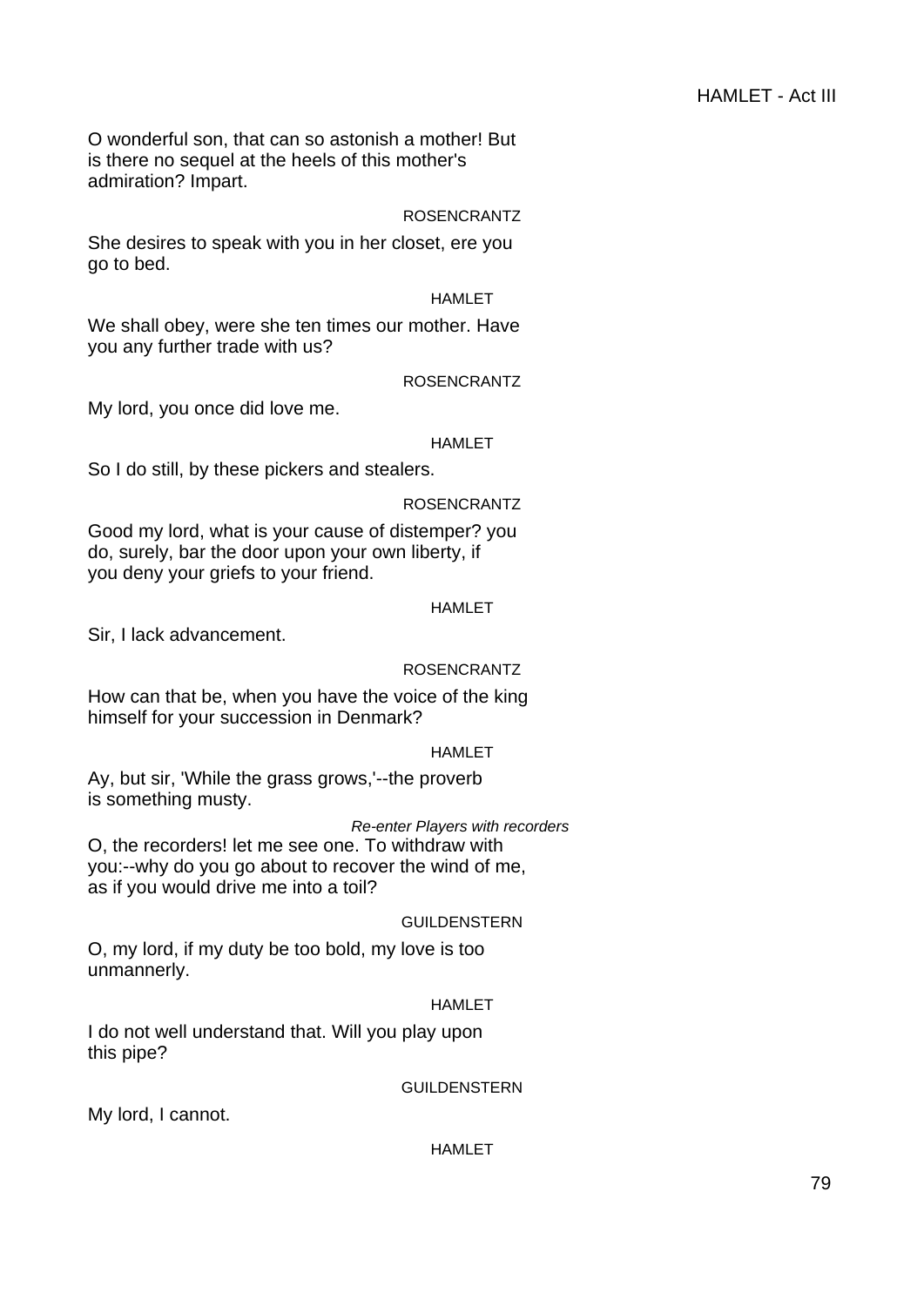O wonderful son, that can so astonish a mother! But is there no sequel at the heels of this mother's admiration? Impart.

ROSENCRANTZ

She desires to speak with you in her closet, ere you go to bed.

HAMLET

We shall obey, were she ten times our mother. Have you any further trade with us?

ROSENCRANTZ

My lord, you once did love me.

HAMLET

So I do still, by these pickers and stealers.

ROSENCRANTZ

Good my lord, what is your cause of distemper? you do, surely, bar the door upon your own liberty, if you deny your griefs to your friend.

HAMLET

Sir, I lack advancement.

ROSENCRANTZ

How can that be, when you have the voice of the king himself for your succession in Denmark?

HAMLET

Ay, but sir, 'While the grass grows,'--the proverb is something musty.

*Re-enter Players with recorders*

O, the recorders! let me see one. To withdraw with you:--why do you go about to recover the wind of me, as if you would drive me into a toil?

GUILDENSTERN

O, my lord, if my duty be too bold, my love is too unmannerly.

HAMLET

I do not well understand that. Will you play upon this pipe?

GUILDENSTERN

My lord, I cannot.

HAMLET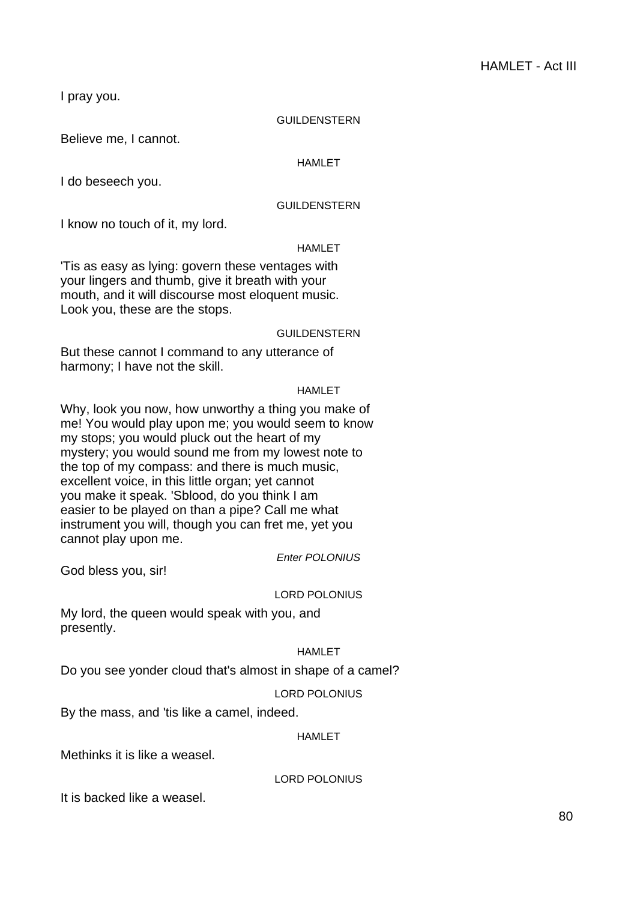I pray you.

GUILDENSTERN

Believe me, I cannot.

HAMLET

I do beseech you.

GUILDENSTERN

I know no touch of it, my lord.

HAMLET

'Tis as easy as lying: govern these ventages with
your lingers and thumb, give it breath with your
mouth, and it will discourse most eloquent music.
Look you, these are the stops.

GUILDENSTERN

But these cannot I command to any utterance of
harmony; I have not the skill.

HAMLET

Why, look you now, how unworthy a thing you make of
me! You would play upon me; you would seem to know
my stops; you would pluck out the heart of my
mystery; you would sound me from my lowest note to
the top of my compass: and there is much music,
excellent voice, in this little organ; yet cannot
you make it speak. 'Sblood, do you think I am
easier to be played on than a pipe? Call me what
instrument you will, though you can fret me, yet you
cannot play upon me.

*Enter POLONIUS*

God bless you, sir!

LORD POLONIUS

My lord, the queen would speak with you, and
presently.

HAMLET

Do you see yonder cloud that's almost in shape of a camel?

LORD POLONIUS

By the mass, and 'tis like a camel, indeed.

HAMLET

Methinks it is like a weasel.

LORD POLONIUS

It is backed like a weasel.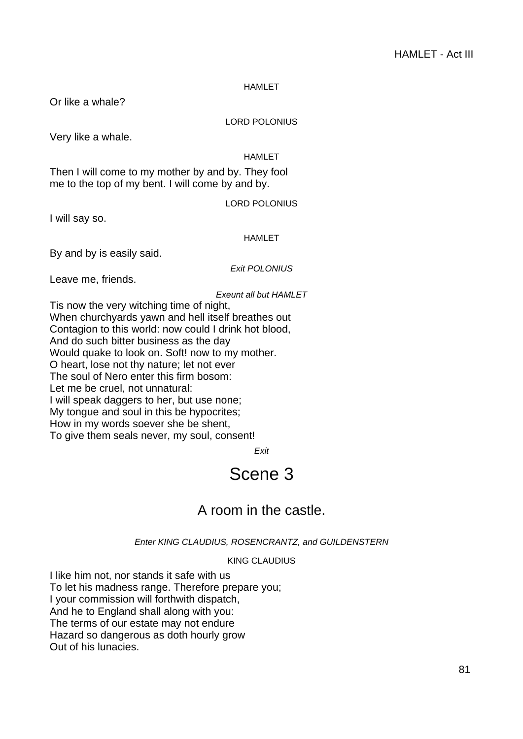HAMLET

Or like a whale?

LORD POLONIUS

Very like a whale.

HAMLET

Then I will come to my mother by and by. They fool
me to the top of my bent. I will come by and by.

LORD POLONIUS

I will say so.

HAMLET

By and by is easily said.

*Exit POLONIUS*

Leave me, friends.

*Exeunt all but HAMLET*

Tis now the very witching time of night,
When churchyards yawn and hell itself breathes out
Contagion to this world: now could I drink hot blood,
And do such bitter business as the day
Would quake to look on. Soft! now to my mother.
O heart, lose not thy nature; let not ever
The soul of Nero enter this firm bosom:
Let me be cruel, not unnatural:
I will speak daggers to her, but use none;
My tongue and soul in this be hypocrites;
How in my words soever she be shent,
To give them seals never, my soul, consent!

*Exit*

# Scene 3

## A room in the castle.

*Enter KING CLAUDIUS, ROSENCRANTZ, and GUILDENSTERN*

KING CLAUDIUS

I like him not, nor stands it safe with us
To let his madness range. Therefore prepare you;
I your commission will forthwith dispatch,
And he to England shall along with you:
The terms of our estate may not endure
Hazard so dangerous as doth hourly grow
Out of his lunacies.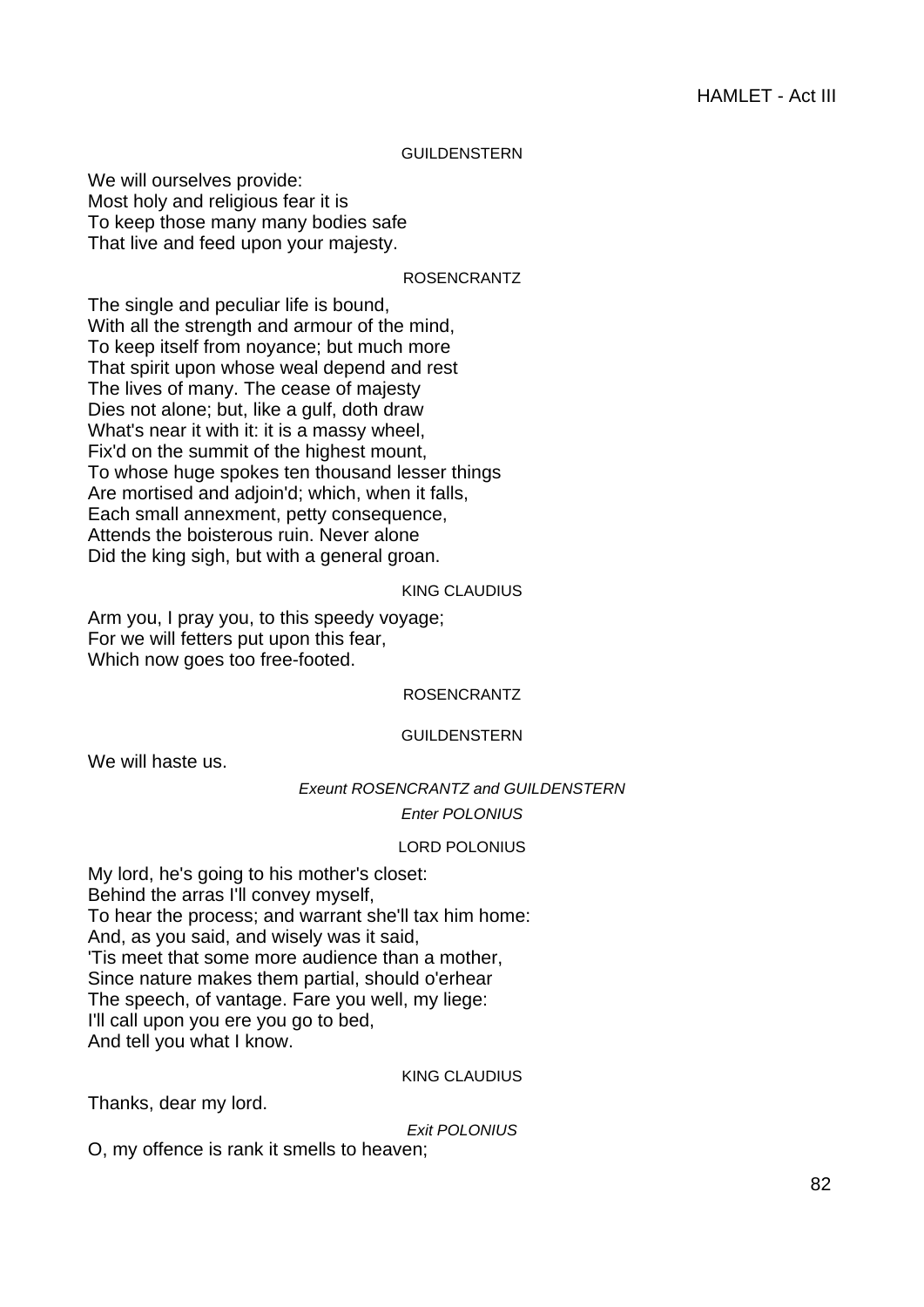GUILDENSTERN

We will ourselves provide:  
Most holy and religious fear it is  
To keep those many many bodies safe  
That live and feed upon your majesty.

ROSENCRANTZ

The single and peculiar life is bound,  
With all the strength and armour of the mind,  
To keep itself from noyance; but much more  
That spirit upon whose weal depend and rest  
The lives of many. The cease of majesty  
Dies not alone; but, like a gulf, doth draw  
What's near it with it: it is a massy wheel,  
Fix'd on the summit of the highest mount,  
To whose huge spokes ten thousand lesser things  
Are mortised and adjoin'd; which, when it falls,  
Each small annexment, petty consequence,  
Attends the boisterous ruin. Never alone  
Did the king sigh, but with a general groan.

KING CLAUDIUS

Arm you, I pray you, to this speedy voyage;  
For we will fetters put upon this fear,  
Which now goes too free-footed.

ROSENCRANTZ

GUILDENSTERN

We will haste us.

*Exeunt ROSENCRANTZ and GUILDENSTERN*

*Enter POLONIUS*

LORD POLONIUS

My lord, he's going to his mother's closet:  
Behind the arras I'll convey myself,  
To hear the process; and warrant she'll tax him home:  
And, as you said, and wisely was it said,  
'Tis meet that some more audience than a mother,  
Since nature makes them partial, should o'erhear  
The speech, of vantage. Fare you well, my liege:  
I'll call upon you ere you go to bed,  
And tell you what I know.

KING CLAUDIUS

Thanks, dear my lord.

*Exit POLONIUS*

O, my offence is rank it smells to heaven;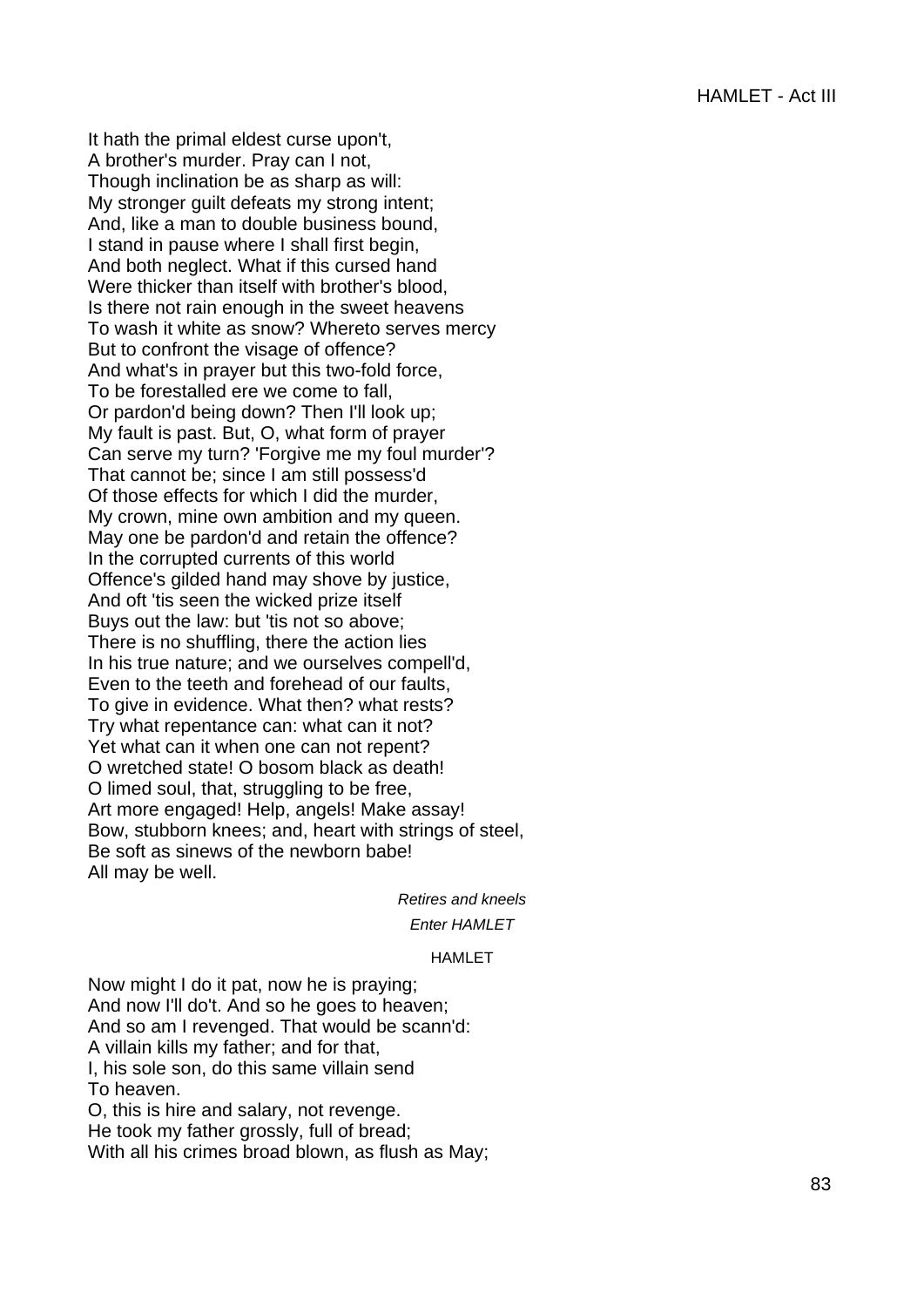It hath the primal eldest curse upon't,
A brother's murder. Pray can I not,
Though inclination be as sharp as will:
My stronger guilt defeats my strong intent;
And, like a man to double business bound,
I stand in pause where I shall first begin,
And both neglect. What if this cursed hand
Were thicker than itself with brother's blood,
Is there not rain enough in the sweet heavens
To wash it white as snow? Whereto serves mercy
But to confront the visage of offence?
And what's in prayer but this two-fold force,
To be forestalled ere we come to fall,
Or pardon'd being down? Then I'll look up;
My fault is past. But, O, what form of prayer
Can serve my turn? 'Forgive me my foul murder'?
That cannot be; since I am still possess'd
Of those effects for which I did the murder,
My crown, mine own ambition and my queen.
May one be pardon'd and retain the offence?
In the corrupted currents of this world
Offence's gilded hand may shove by justice,
And oft 'tis seen the wicked prize itself
Buys out the law: but 'tis not so above;
There is no shuffling, there the action lies
In his true nature; and we ourselves compell'd,
Even to the teeth and forehead of our faults,
To give in evidence. What then? what rests?
Try what repentance can: what can it not?
Yet what can it when one can not repent?
O wretched state! O bosom black as death!
O limed soul, that, struggling to be free,
Art more engaged! Help, angels! Make assay!
Bow, stubborn knees; and, heart with strings of steel,
Be soft as sinews of the newborn babe!
All may be well.

*Retires and kneels*

*Enter HAMLET*

HAMLET

Now might I do it pat, now he is praying;
And now I'll do't. And so he goes to heaven;
And so am I revenged. That would be scann'd:
A villain kills my father; and for that,
I, his sole son, do this same villain send
To heaven.
O, this is hire and salary, not revenge.
He took my father grossly, full of bread;
With all his crimes broad blown, as flush as May;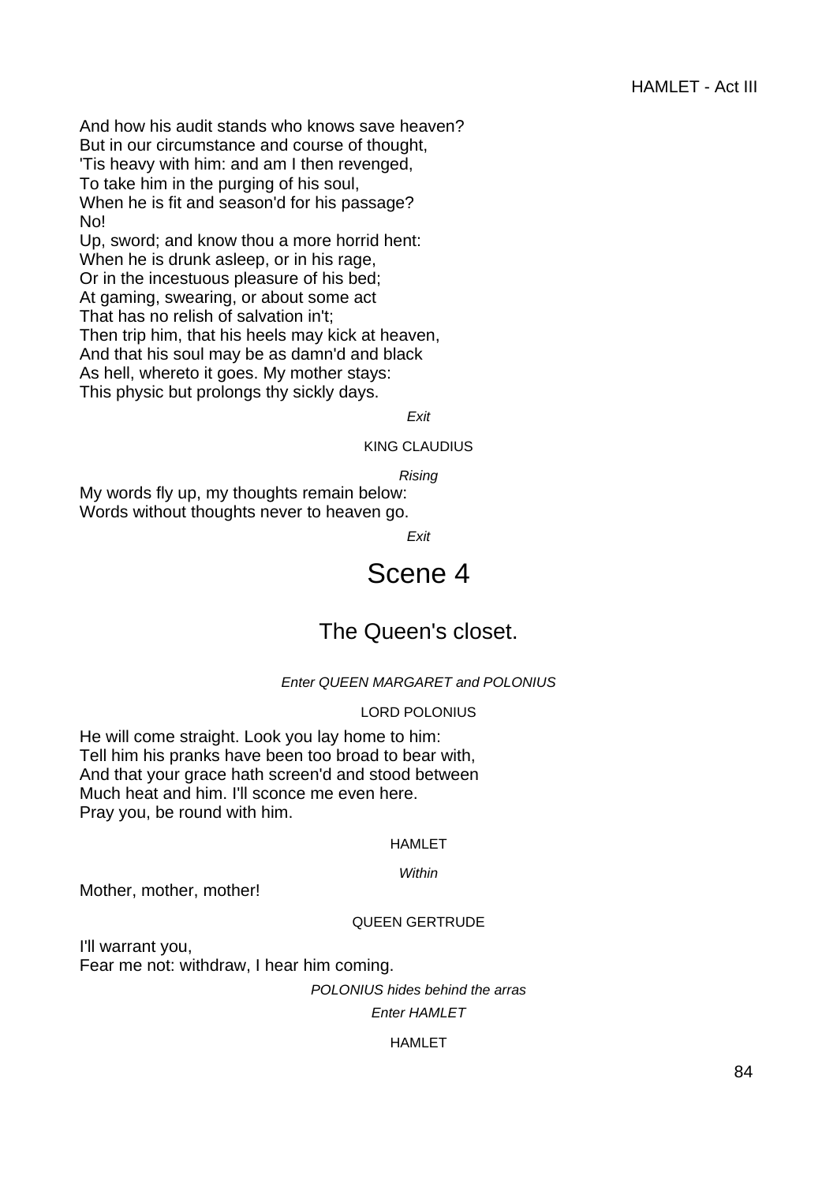And how his audit stands who knows save heaven?
But in our circumstance and course of thought,
'Tis heavy with him: and am I then revenged,
To take him in the purging of his soul,
When he is fit and season'd for his passage?
No!
Up, sword; and know thou a more horrid hent:
When he is drunk asleep, or in his rage,
Or in the incestuous pleasure of his bed;
At gaming, swearing, or about some act
That has no relish of salvation in't;
Then trip him, that his heels may kick at heaven,
And that his soul may be as damn'd and black
As hell, whereto it goes. My mother stays:
This physic but prolongs thy sickly days.

*Exit*

KING CLAUDIUS

*Rising*

My words fly up, my thoughts remain below:
Words without thoughts never to heaven go.

*Exit*

# Scene 4

## The Queen's closet.

*Enter QUEEN MARGARET and POLONIUS*

LORD POLONIUS

He will come straight. Look you lay home to him:
Tell him his pranks have been too broad to bear with,
And that your grace hath screen'd and stood between
Much heat and him. I'll sconce me even here.
Pray you, be round with him.

HAMLET

*Within*

Mother, mother, mother!

QUEEN GERTRUDE

I'll warrant you,
Fear me not: withdraw, I hear him coming.

*POLONIUS hides behind the arras*

*Enter HAMLET*

HAMLET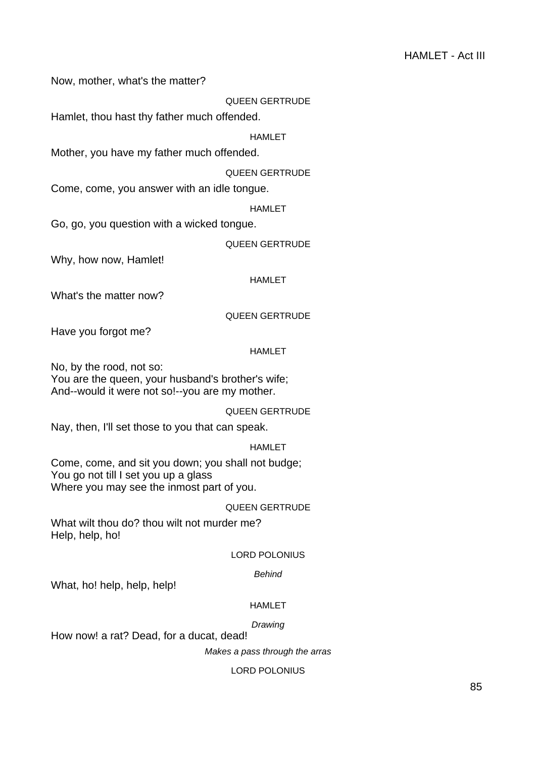Now, mother, what's the matter?

QUEEN GERTRUDE

Hamlet, thou hast thy father much offended.

HAMLET

Mother, you have my father much offended.

QUEEN GERTRUDE

Come, come, you answer with an idle tongue.

HAMLET

Go, go, you question with a wicked tongue.

QUEEN GERTRUDE

Why, how now, Hamlet!

HAMLET

What's the matter now?

QUEEN GERTRUDE

Have you forgot me?

HAMLET

No, by the rood, not so:
You are the queen, your husband's brother's wife;
And--would it were not so!--you are my mother.

QUEEN GERTRUDE

Nay, then, I'll set those to you that can speak.

HAMLET

Come, come, and sit you down; you shall not budge;
You go not till I set you up a glass
Where you may see the inmost part of you.

QUEEN GERTRUDE

What wilt thou do? thou wilt not murder me?
Help, help, ho!

LORD POLONIUS

*Behind*

What, ho! help, help, help!

HAMLET

*Drawing*

How now! a rat? Dead, for a ducat, dead!

*Makes a pass through the arras*

LORD POLONIUS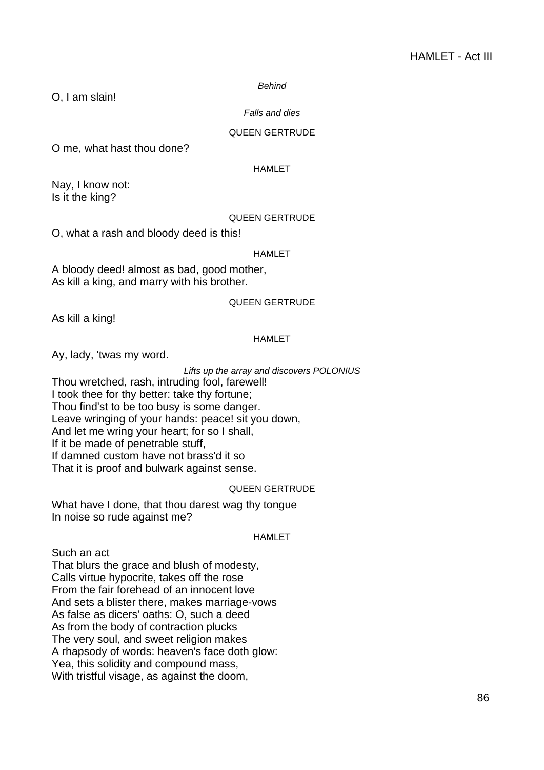*Behind*

O, I am slain!

*Falls and dies*

QUEEN GERTRUDE

O me, what hast thou done?

HAMLET

Nay, I know not:
Is it the king?

QUEEN GERTRUDE

O, what a rash and bloody deed is this!

HAMLET

A bloody deed! almost as bad, good mother,
As kill a king, and marry with his brother.

QUEEN GERTRUDE

As kill a king!

HAMLET

Ay, lady, 'twas my word.

*Lifts up the array and discovers POLONIUS*

Thou wretched, rash, intruding fool, farewell!
I took thee for thy better: take thy fortune;
Thou find'st to be too busy is some danger.
Leave wringing of your hands: peace! sit you down,
And let me wring your heart; for so I shall,
If it be made of penetrable stuff,
If damned custom have not brass'd it so
That it is proof and bulwark against sense.

QUEEN GERTRUDE

What have I done, that thou darest wag thy tongue
In noise so rude against me?

HAMLET

Such an act
That blurs the grace and blush of modesty,
Calls virtue hypocrite, takes off the rose
From the fair forehead of an innocent love
And sets a blister there, makes marriage-vows
As false as dicers' oaths: O, such a deed
As from the body of contraction plucks
The very soul, and sweet religion makes
A rhapsody of words: heaven's face doth glow:
Yea, this solidity and compound mass,
With tristful visage, as against the doom,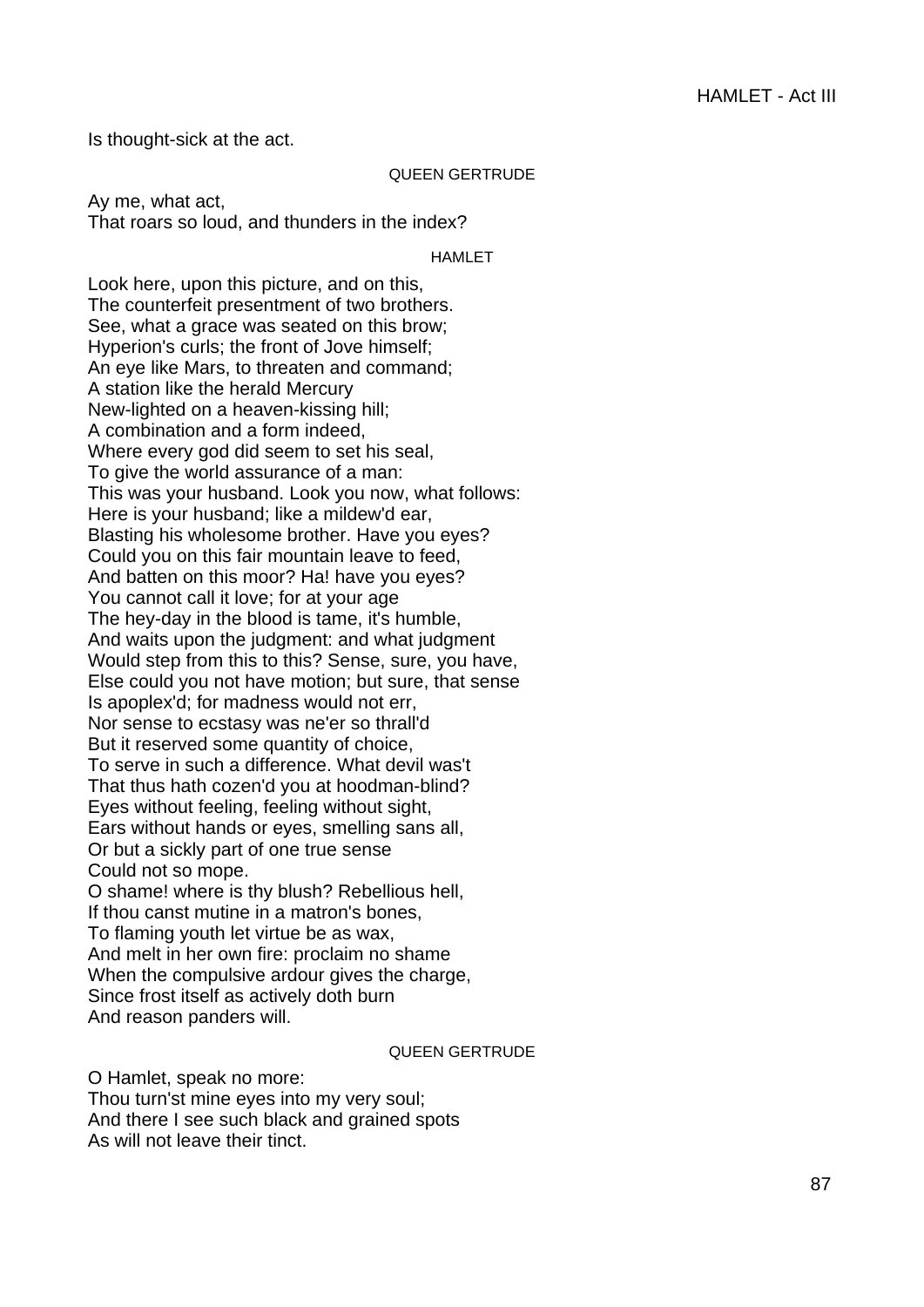Is thought-sick at the act.

QUEEN GERTRUDE

Ay me, what act,
That roars so loud, and thunders in the index?

HAMLET

Look here, upon this picture, and on this,
The counterfeit presentment of two brothers.
See, what a grace was seated on this brow;
Hyperion's curls; the front of Jove himself;
An eye like Mars, to threaten and command;
A station like the herald Mercury
New-lighted on a heaven-kissing hill;
A combination and a form indeed,
Where every god did seem to set his seal,
To give the world assurance of a man:
This was your husband. Look you now, what follows:
Here is your husband; like a mildew'd ear,
Blasting his wholesome brother. Have you eyes?
Could you on this fair mountain leave to feed,
And batten on this moor? Ha! have you eyes?
You cannot call it love; for at your age
The hey-day in the blood is tame, it's humble,
And waits upon the judgment: and what judgment
Would step from this to this? Sense, sure, you have,
Else could you not have motion; but sure, that sense
Is apoplex'd; for madness would not err,
Nor sense to ecstasy was ne'er so thrall'd
But it reserved some quantity of choice,
To serve in such a difference. What devil was't
That thus hath cozen'd you at hoodman-blind?
Eyes without feeling, feeling without sight,
Ears without hands or eyes, smelling sans all,
Or but a sickly part of one true sense
Could not so mope.
O shame! where is thy blush? Rebellious hell,
If thou canst mutine in a matron's bones,
To flaming youth let virtue be as wax,
And melt in her own fire: proclaim no shame
When the compulsive ardour gives the charge,
Since frost itself as actively doth burn
And reason panders will.

QUEEN GERTRUDE

O Hamlet, speak no more:
Thou turn'st mine eyes into my very soul;
And there I see such black and grained spots
As will not leave their tinct.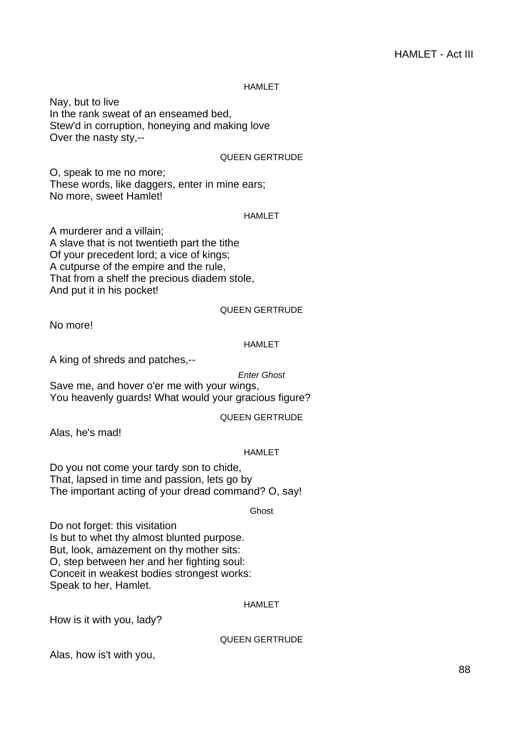HAMLET

Nay, but to live
In the rank sweat of an enseamed bed,
Stew'd in corruption, honeying and making love
Over the nasty sty,--

QUEEN GERTRUDE

O, speak to me no more;
These words, like daggers, enter in mine ears;
No more, sweet Hamlet!

HAMLET

A murderer and a villain;
A slave that is not twentieth part the tithe
Of your precedent lord; a vice of kings;
A cutpurse of the empire and the rule,
That from a shelf the precious diadem stole,
And put it in his pocket!

QUEEN GERTRUDE

No more!

HAMLET

A king of shreds and patches,--

*Enter Ghost*

Save me, and hover o'er me with your wings,
You heavenly guards! What would your gracious figure?

QUEEN GERTRUDE

Alas, he's mad!

HAMLET

Do you not come your tardy son to chide,
That, lapsed in time and passion, lets go by
The important acting of your dread command? O, say!

Ghost

Do not forget: this visitation
Is but to whet thy almost blunted purpose.
But, look, amazement on thy mother sits:
O, step between her and her fighting soul:
Conceit in weakest bodies strongest works:
Speak to her, Hamlet.

HAMLET

How is it with you, lady?

QUEEN GERTRUDE

Alas, how is't with you,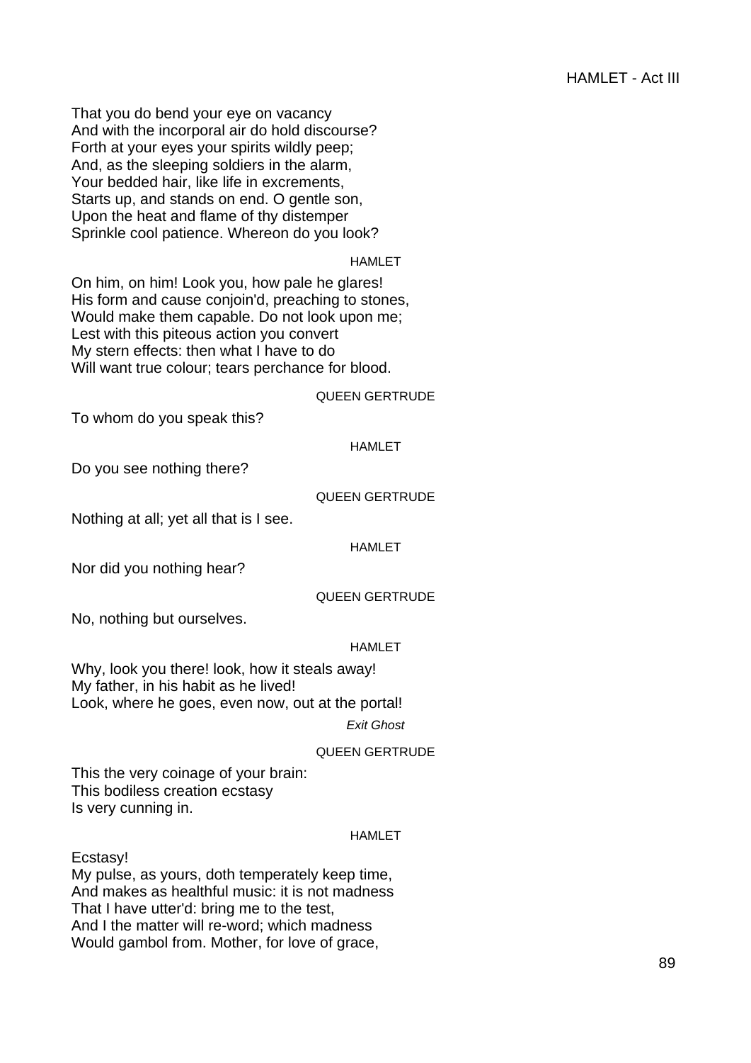That you do bend your eye on vacancy
And with the incorporal air do hold discourse?
Forth at your eyes your spirits wildly peep;
And, as the sleeping soldiers in the alarm,
Your bedded hair, like life in excrements,
Starts up, and stands on end. O gentle son,
Upon the heat and flame of thy distemper
Sprinkle cool patience. Whereon do you look?

HAMLET

On him, on him! Look you, how pale he glares!
His form and cause conjoin'd, preaching to stones,
Would make them capable. Do not look upon me;
Lest with this piteous action you convert
My stern effects: then what I have to do
Will want true colour; tears perchance for blood.

QUEEN GERTRUDE

To whom do you speak this?

HAMLET

Do you see nothing there?

QUEEN GERTRUDE

Nothing at all; yet all that is I see.

HAMLET

Nor did you nothing hear?

QUEEN GERTRUDE

No, nothing but ourselves.

HAMLET

Why, look you there! look, how it steals away!
My father, in his habit as he lived!
Look, where he goes, even now, out at the portal!

*Exit Ghost*

QUEEN GERTRUDE

This the very coinage of your brain:
This bodiless creation ecstasy
Is very cunning in.

HAMLET

Ecstasy!
My pulse, as yours, doth temperately keep time,
And makes as healthful music: it is not madness
That I have utter'd: bring me to the test,
And I the matter will re-word; which madness
Would gambol from. Mother, for love of grace,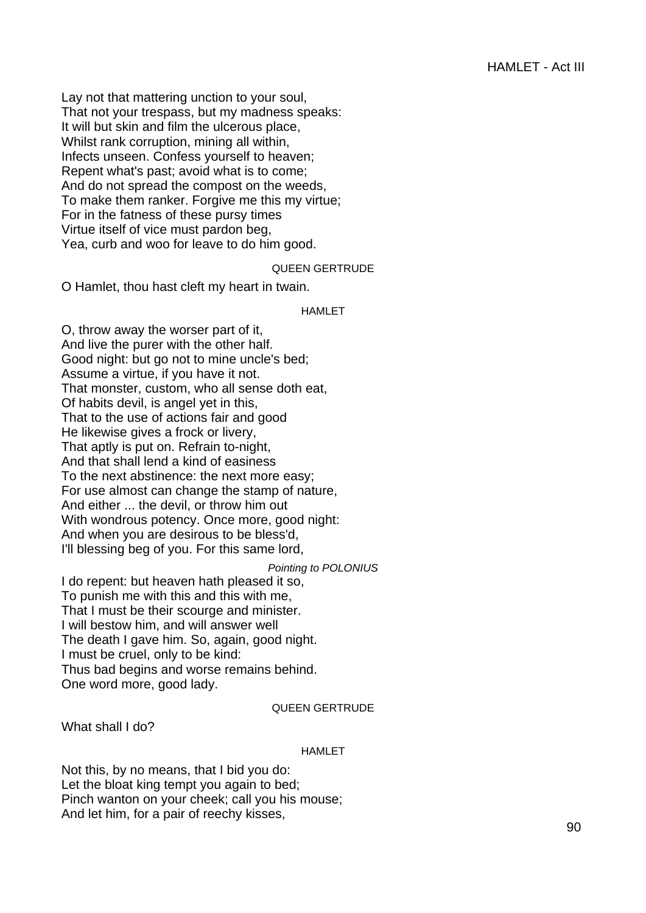Lay not that mattering unction to your soul,
That not your trespass, but my madness speaks:
It will but skin and film the ulcerous place,
Whilst rank corruption, mining all within,
Infects unseen. Confess yourself to heaven;
Repent what's past; avoid what is to come;
And do not spread the compost on the weeds,
To make them ranker. Forgive me this my virtue;
For in the fatness of these pursy times
Virtue itself of vice must pardon beg,
Yea, curb and woo for leave to do him good.

QUEEN GERTRUDE

O Hamlet, thou hast cleft my heart in twain.

HAMLET

O, throw away the worser part of it,
And live the purer with the other half.
Good night: but go not to mine uncle's bed;
Assume a virtue, if you have it not.
That monster, custom, who all sense doth eat,
Of habits devil, is angel yet in this,
That to the use of actions fair and good
He likewise gives a frock or livery,
That aptly is put on. Refrain to-night,
And that shall lend a kind of easiness
To the next abstinence: the next more easy;
For use almost can change the stamp of nature,
And either ... the devil, or throw him out
With wondrous potency. Once more, good night:
And when you are desirous to be bless'd,
I'll blessing beg of you. For this same lord,

*Pointing to POLONIUS*

I do repent: but heaven hath pleased it so,
To punish me with this and this with me,
That I must be their scourge and minister.
I will bestow him, and will answer well
The death I gave him. So, again, good night.
I must be cruel, only to be kind:
Thus bad begins and worse remains behind.
One word more, good lady.

QUEEN GERTRUDE

What shall I do?

HAMLET

Not this, by no means, that I bid you do:
Let the bloat king tempt you again to bed;
Pinch wanton on your cheek; call you his mouse;
And let him, for a pair of reechy kisses,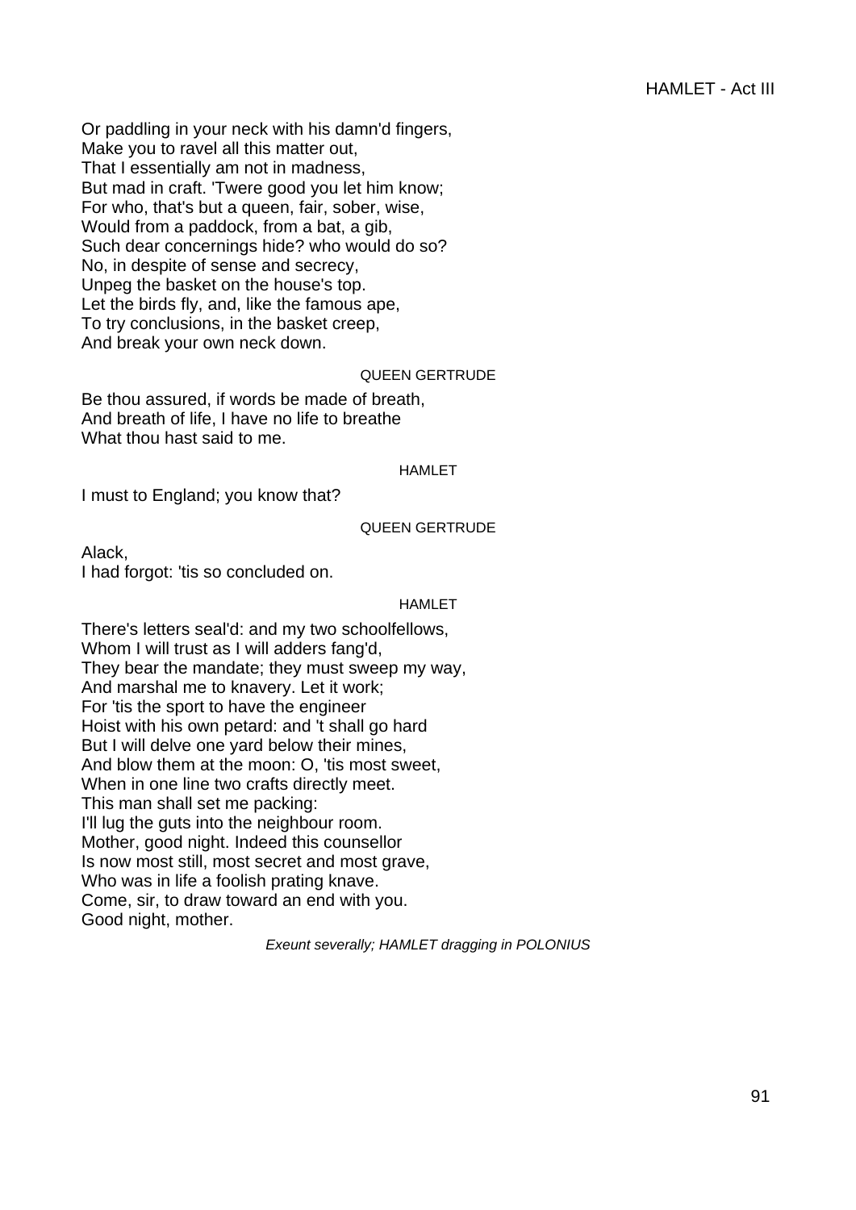Or paddling in your neck with his damn'd fingers,
Make you to ravel all this matter out,
That I essentially am not in madness,
But mad in craft. 'Twere good you let him know;
For who, that's but a queen, fair, sober, wise,
Would from a paddock, from a bat, a gib,
Such dear concernings hide? who would do so?
No, in despite of sense and secrecy,
Unpeg the basket on the house's top.
Let the birds fly, and, like the famous ape,
To try conclusions, in the basket creep,
And break your own neck down.

QUEEN GERTRUDE

Be thou assured, if words be made of breath,
And breath of life, I have no life to breathe
What thou hast said to me.

HAMLET

I must to England; you know that?

QUEEN GERTRUDE

Alack,
I had forgot: 'tis so concluded on.

HAMLET

There's letters seal'd: and my two schoolfellows,
Whom I will trust as I will adders fang'd,
They bear the mandate; they must sweep my way,
And marshal me to knavery. Let it work;
For 'tis the sport to have the engineer
Hoist with his own petard: and 't shall go hard
But I will delve one yard below their mines,
And blow them at the moon: O, 'tis most sweet,
When in one line two crafts directly meet.
This man shall set me packing:
I'll lug the guts into the neighbour room.
Mother, good night. Indeed this counsellor
Is now most still, most secret and most grave,
Who was in life a foolish prating knave.
Come, sir, to draw toward an end with you.
Good night, mother.

*Exeunt severally; HAMLET dragging in POLONIUS*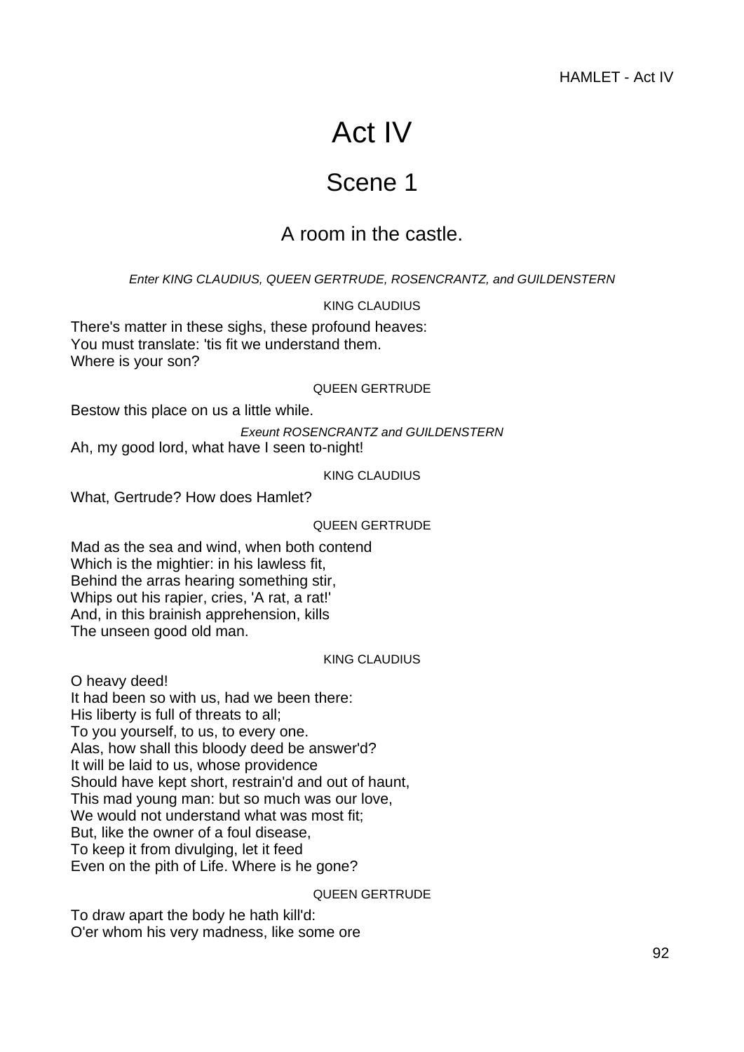# Act IV

## Scene 1

### A room in the castle.

*Enter KING CLAUDIUS, QUEEN GERTRUDE, ROSENCRANTZ, and GUILDENSTERN*

KING CLAUDIUS

There's matter in these sighs, these profound heaves:
You must translate: 'tis fit we understand them.
Where is your son?

QUEEN GERTRUDE

Bestow this place on us a little while.

*Exeunt ROSENCRANTZ and GUILDENSTERN*

Ah, my good lord, what have I seen to-night!

KING CLAUDIUS

What, Gertrude? How does Hamlet?

QUEEN GERTRUDE

Mad as the sea and wind, when both contend
Which is the mightier: in his lawless fit,
Behind the arras hearing something stir,
Whips out his rapier, cries, 'A rat, a rat!'
And, in this brainish apprehension, kills
The unseen good old man.

KING CLAUDIUS

O heavy deed!
It had been so with us, had we been there:
His liberty is full of threats to all;
To you yourself, to us, to every one.
Alas, how shall this bloody deed be answer'd?
It will be laid to us, whose providence
Should have kept short, restrain'd and out of haunt,
This mad young man: but so much was our love,
We would not understand what was most fit;
But, like the owner of a foul disease,
To keep it from divulging, let it feed
Even on the pith of Life. Where is he gone?

QUEEN GERTRUDE

To draw apart the body he hath kill'd:
O'er whom his very madness, like some ore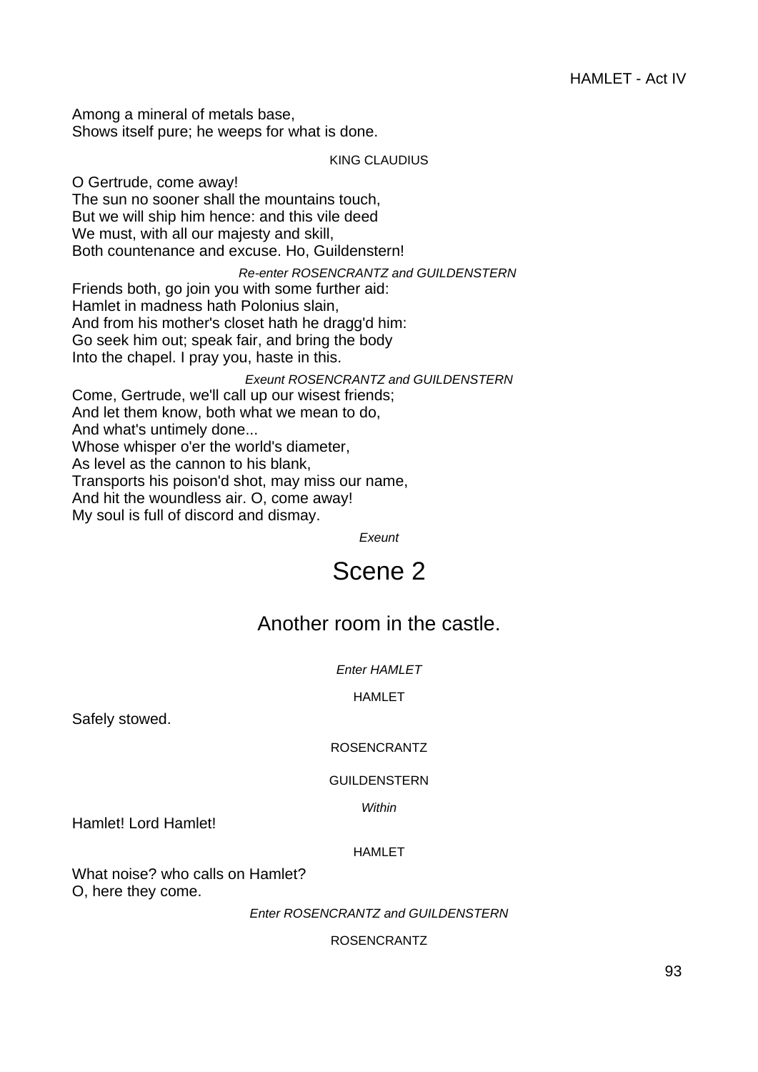Among a mineral of metals base,
Shows itself pure; he weeps for what is done.

KING CLAUDIUS

O Gertrude, come away!
The sun no sooner shall the mountains touch,
But we will ship him hence: and this vile deed
We must, with all our majesty and skill,
Both countenance and excuse. Ho, Guildenstern!

*Re-enter ROSENCRANTZ and GUILDENSTERN*

Friends both, go join you with some further aid:
Hamlet in madness hath Polonius slain,
And from his mother's closet hath he dragg'd him:
Go seek him out; speak fair, and bring the body
Into the chapel. I pray you, haste in this.

*Exeunt ROSENCRANTZ and GUILDENSTERN*

Come, Gertrude, we'll call up our wisest friends;
And let them know, both what we mean to do,
And what's untimely done...
Whose whisper o'er the world's diameter,
As level as the cannon to his blank,
Transports his poison'd shot, may miss our name,
And hit the woundless air. O, come away!
My soul is full of discord and dismay.

*Exeunt*

# Scene 2

## Another room in the castle.

*Enter HAMLET*

HAMLET

Safely stowed.

ROSENCRANTZ

GUILDENSTERN

*Within*

Hamlet! Lord Hamlet!

HAMLET

What noise? who calls on Hamlet?
O, here they come.

*Enter ROSENCRANTZ and GUILDENSTERN*

ROSENCRANTZ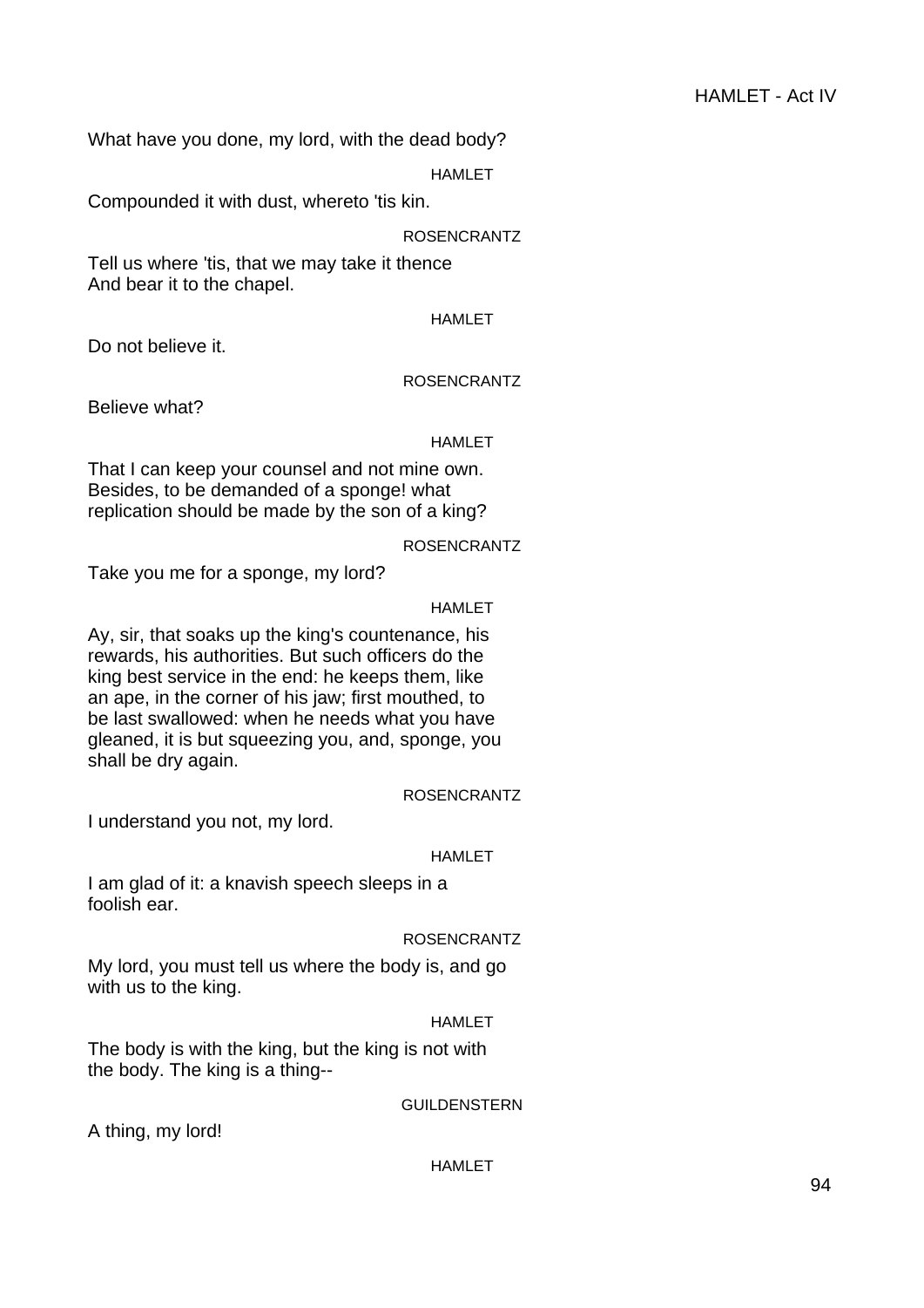What have you done, my lord, with the dead body?

HAMLET

Compounded it with dust, whereto 'tis kin.

ROSENCRANTZ

Tell us where 'tis, that we may take it thence
And bear it to the chapel.

HAMLET

Do not believe it.

ROSENCRANTZ

Believe what?

HAMLET

That I can keep your counsel and not mine own.
Besides, to be demanded of a sponge! what
replication should be made by the son of a king?

ROSENCRANTZ

Take you me for a sponge, my lord?

HAMLET

Ay, sir, that soaks up the king's countenance, his
rewards, his authorities. But such officers do the
king best service in the end: he keeps them, like
an ape, in the corner of his jaw; first mouthed, to
be last swallowed: when he needs what you have
gleaned, it is but squeezing you, and, sponge, you
shall be dry again.

ROSENCRANTZ

I understand you not, my lord.

HAMLET

I am glad of it: a knavish speech sleeps in a
foolish ear.

ROSENCRANTZ

My lord, you must tell us where the body is, and go
with us to the king.

HAMLET

The body is with the king, but the king is not with
the body. The king is a thing--

GUILDENSTERN

A thing, my lord!

HAMLET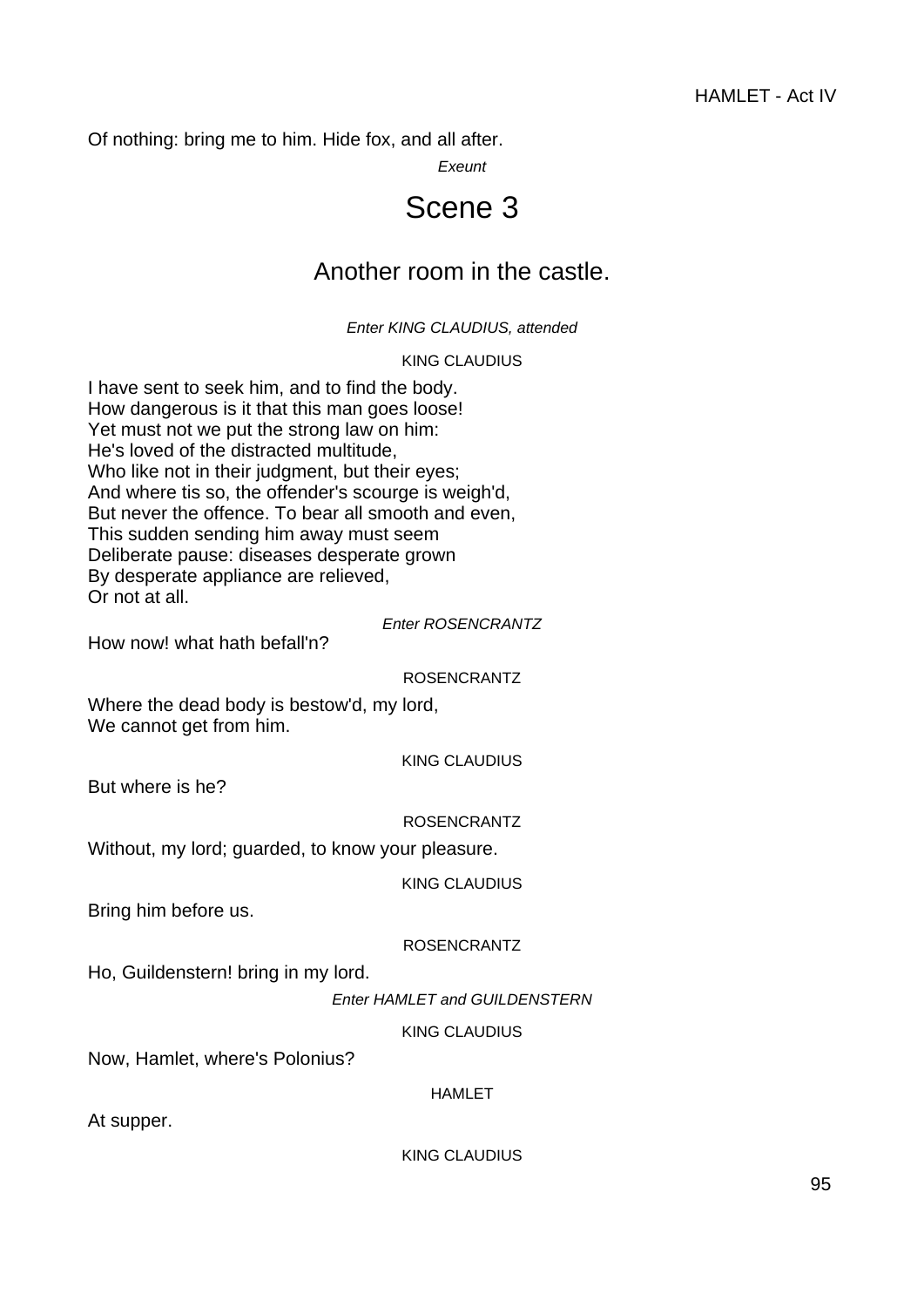Of nothing: bring me to him. Hide fox, and all after.

*Exeunt*

# Scene 3

## Another room in the castle.

*Enter KING CLAUDIUS, attended*

KING CLAUDIUS

I have sent to seek him, and to find the body.
How dangerous is it that this man goes loose!
Yet must not we put the strong law on him:
He's loved of the distracted multitude,
Who like not in their judgment, but their eyes;
And where tis so, the offender's scourge is weigh'd,
But never the offence. To bear all smooth and even,
This sudden sending him away must seem
Deliberate pause: diseases desperate grown
By desperate appliance are relieved,
Or not at all.

*Enter ROSENCRANTZ*

How now! what hath befall'n?

ROSENCRANTZ

Where the dead body is bestow'd, my lord,
We cannot get from him.

KING CLAUDIUS

But where is he?

ROSENCRANTZ

Without, my lord; guarded, to know your pleasure.

KING CLAUDIUS

Bring him before us.

ROSENCRANTZ

Ho, Guildenstern! bring in my lord.

*Enter HAMLET and GUILDENSTERN*

KING CLAUDIUS

Now, Hamlet, where's Polonius?

HAMLET

At supper.

KING CLAUDIUS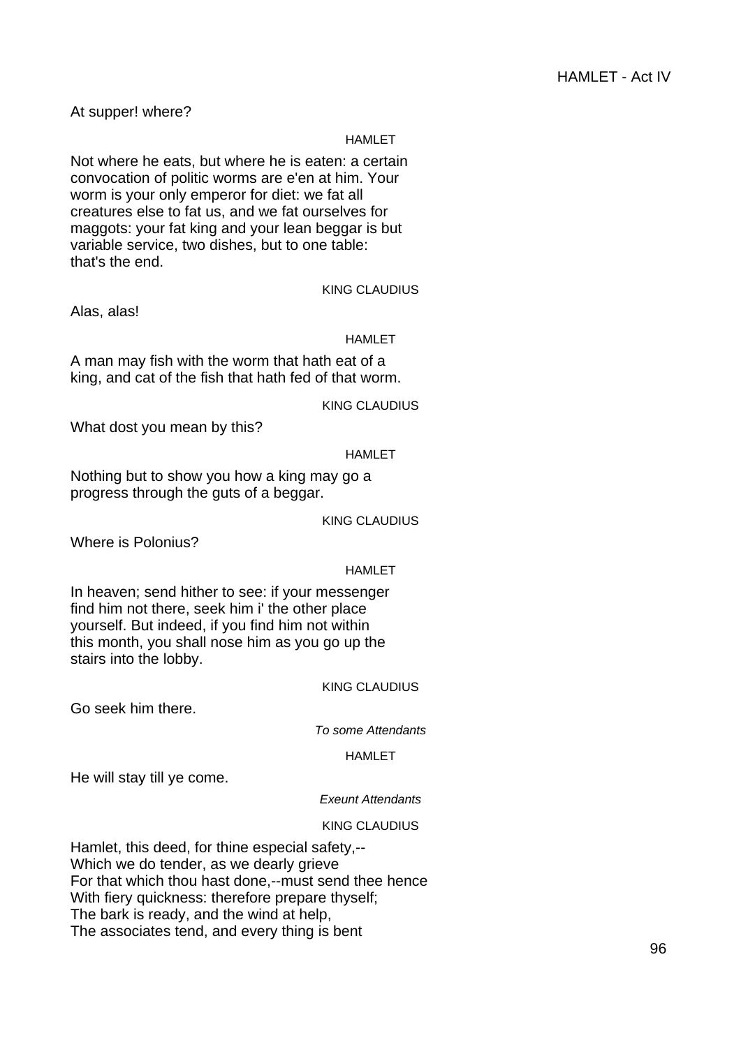At supper! where?

HAMLET

Not where he eats, but where he is eaten: a certain convocation of politic worms are e'en at him. Your worm is your only emperor for diet: we fat all creatures else to fat us, and we fat ourselves for maggots: your fat king and your lean beggar is but variable service, two dishes, but to one table: that's the end.

KING CLAUDIUS

Alas, alas!

HAMLET

A man may fish with the worm that hath eat of a king, and cat of the fish that hath fed of that worm.

KING CLAUDIUS

What dost you mean by this?

HAMLET

Nothing but to show you how a king may go a progress through the guts of a beggar.

KING CLAUDIUS

Where is Polonius?

HAMLET

In heaven; send hither to see: if your messenger find him not there, seek him i' the other place yourself. But indeed, if you find him not within this month, you shall nose him as you go up the stairs into the lobby.

KING CLAUDIUS

Go seek him there.

*To some Attendants*

HAMLET

He will stay till ye come.

*Exeunt Attendants*

KING CLAUDIUS

Hamlet, this deed, for thine especial safety,--
Which we do tender, as we dearly grieve
For that which thou hast done,--must send thee hence
With fiery quickness: therefore prepare thyself;
The bark is ready, and the wind at help,
The associates tend, and every thing is bent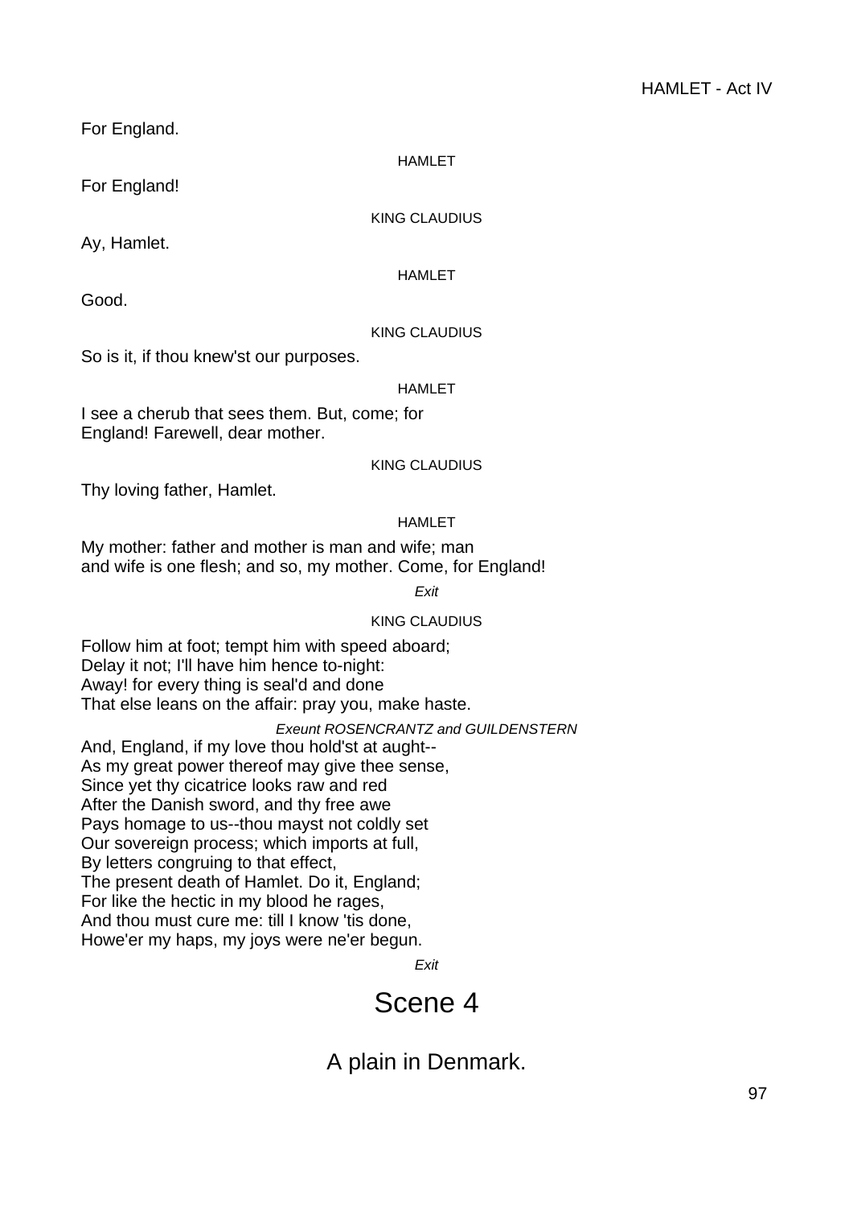For England.

HAMLET

For England!

KING CLAUDIUS

Ay, Hamlet.

HAMLET

Good.

KING CLAUDIUS

So is it, if thou knew'st our purposes.

HAMLET

I see a cherub that sees them. But, come; for
England! Farewell, dear mother.

KING CLAUDIUS

Thy loving father, Hamlet.

HAMLET

My mother: father and mother is man and wife; man
and wife is one flesh; and so, my mother. Come, for England!

*Exit*

KING CLAUDIUS

Follow him at foot; tempt him with speed aboard;
Delay it not; I'll have him hence to-night:
Away! for every thing is seal'd and done
That else leans on the affair: pray you, make haste.

*Exeunt ROSENCRANTZ and GUILDENSTERN*

And, England, if my love thou hold'st at aught--
As my great power thereof may give thee sense,
Since yet thy cicatrice looks raw and red
After the Danish sword, and thy free awe
Pays homage to us--thou mayst not coldly set
Our sovereign process; which imports at full,
By letters congruing to that effect,
The present death of Hamlet. Do it, England;
For like the hectic in my blood he rages,
And thou must cure me: till I know 'tis done,
Howe'er my haps, my joys were ne'er begun.

*Exit*

# Scene 4

## A plain in Denmark.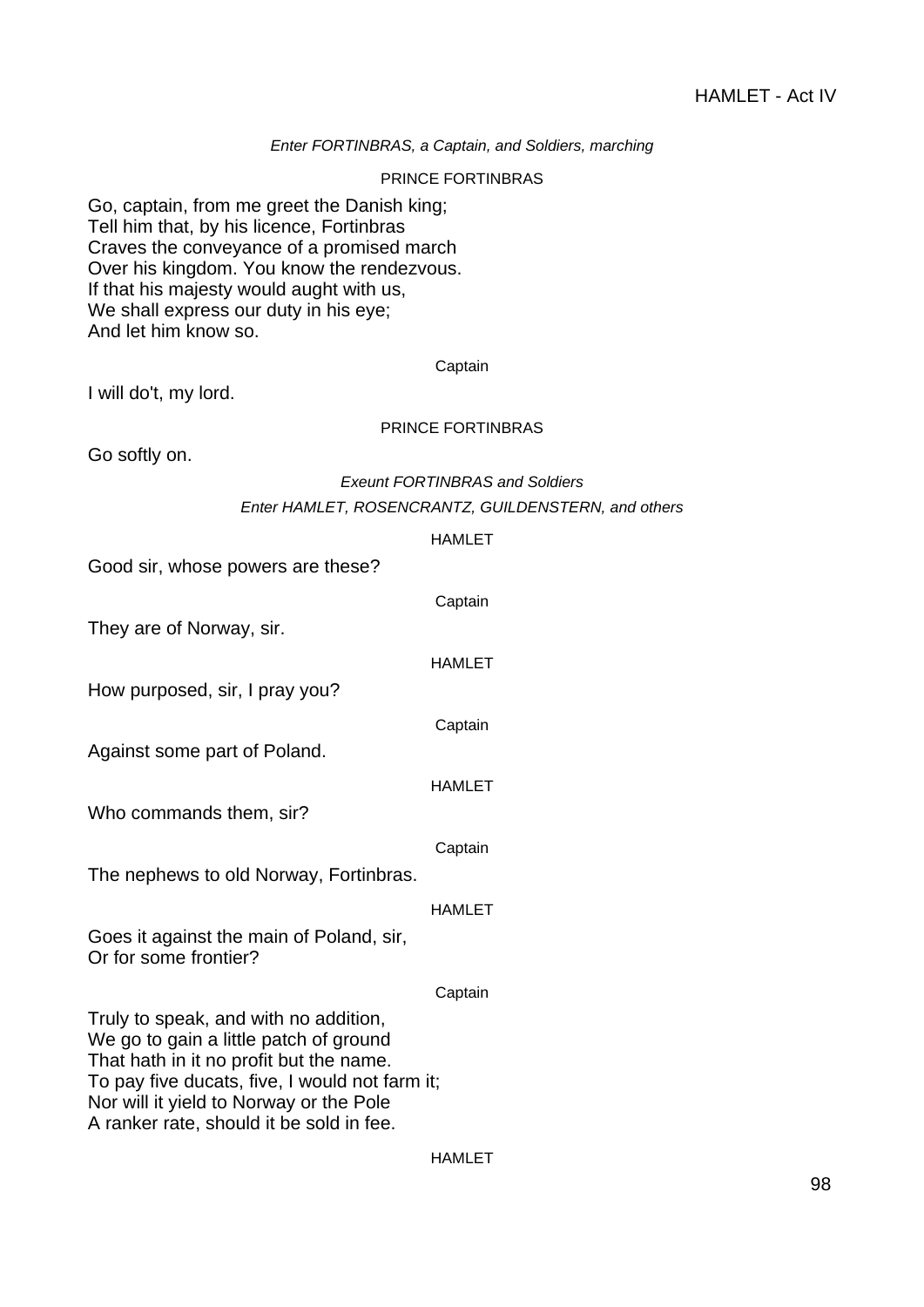*Enter FORTINBRAS, a Captain, and Soldiers, marching*

PRINCE FORTINBRAS

Go, captain, from me greet the Danish king;
Tell him that, by his licence, Fortinbras
Craves the conveyance of a promised march
Over his kingdom. You know the rendezvous.
If that his majesty would aught with us,
We shall express our duty in his eye;
And let him know so.

Captain

I will do't, my lord.

PRINCE FORTINBRAS

Go softly on.

*Exeunt FORTINBRAS and Soldiers*

*Enter HAMLET, ROSENCRANTZ, GUILDENSTERN, and others*

HAMLET

Good sir, whose powers are these?

Captain

They are of Norway, sir.

HAMLET

How purposed, sir, I pray you?

Captain

Against some part of Poland.

HAMLET

Who commands them, sir?

Captain

The nephews to old Norway, Fortinbras.

HAMLET

Goes it against the main of Poland, sir,
Or for some frontier?

Captain

Truly to speak, and with no addition,
We go to gain a little patch of ground
That hath in it no profit but the name.
To pay five ducats, five, I would not farm it;
Nor will it yield to Norway or the Pole
A ranker rate, should it be sold in fee.

HAMLET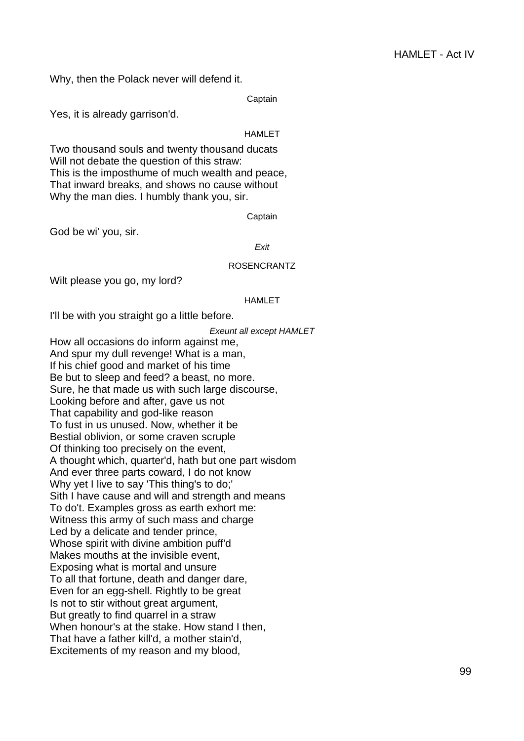Why, then the Polack never will defend it.

Captain

Yes, it is already garrison'd.

HAMLET

Two thousand souls and twenty thousand ducats
Will not debate the question of this straw:
This is the imposthume of much wealth and peace,
That inward breaks, and shows no cause without
Why the man dies. I humbly thank you, sir.

Captain

God be wi' you, sir.

*Exit*

ROSENCRANTZ

Wilt please you go, my lord?

HAMLET

I'll be with you straight go a little before.

*Exeunt all except HAMLET*

How all occasions do inform against me,
And spur my dull revenge! What is a man,
If his chief good and market of his time
Be but to sleep and feed? a beast, no more.
Sure, he that made us with such large discourse,
Looking before and after, gave us not
That capability and god-like reason
To fust in us unused. Now, whether it be
Bestial oblivion, or some craven scruple
Of thinking too precisely on the event,
A thought which, quarter'd, hath but one part wisdom
And ever three parts coward, I do not know
Why yet I live to say 'This thing's to do;'
Sith I have cause and will and strength and means
To do't. Examples gross as earth exhort me:
Witness this army of such mass and charge
Led by a delicate and tender prince,
Whose spirit with divine ambition puff'd
Makes mouths at the invisible event,
Exposing what is mortal and unsure
To all that fortune, death and danger dare,
Even for an egg-shell. Rightly to be great
Is not to stir without great argument,
But greatly to find quarrel in a straw
When honour's at the stake. How stand I then,
That have a father kill'd, a mother stain'd,
Excitements of my reason and my blood,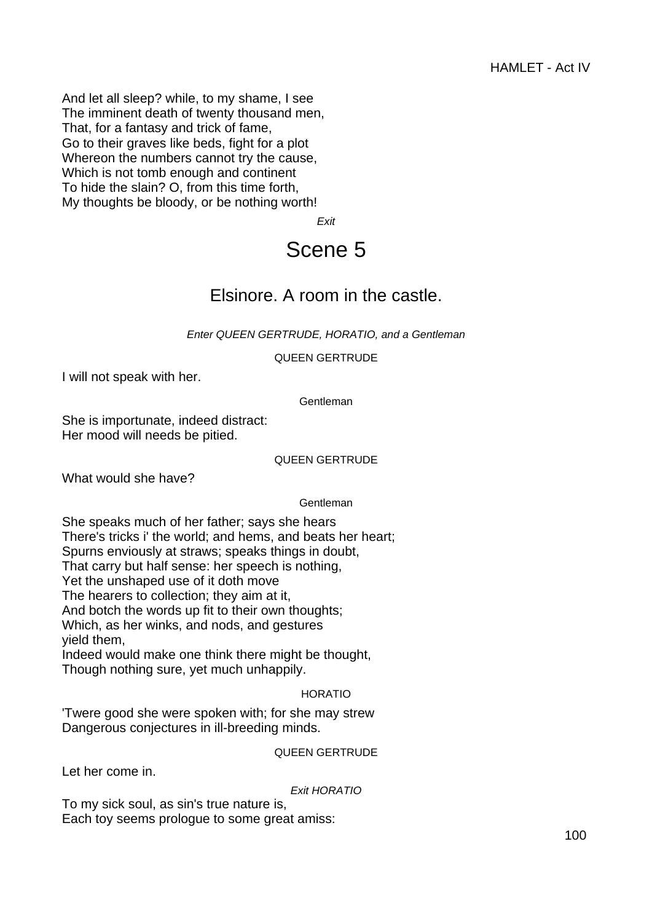And let all sleep? while, to my shame, I see
The imminent death of twenty thousand men,
That, for a fantasy and trick of fame,
Go to their graves like beds, fight for a plot
Whereon the numbers cannot try the cause,
Which is not tomb enough and continent
To hide the slain? O, from this time forth,
My thoughts be bloody, or be nothing worth!

*Exit*

# Scene 5

## Elsinore. A room in the castle.

*Enter QUEEN GERTRUDE, HORATIO, and a Gentleman*

QUEEN GERTRUDE

I will not speak with her.

Gentleman

She is importunate, indeed distract:
Her mood will needs be pitied.

QUEEN GERTRUDE

What would she have?

Gentleman

She speaks much of her father; says she hears
There's tricks i' the world; and hems, and beats her heart;
Spurns enviously at straws; speaks things in doubt,
That carry but half sense: her speech is nothing,
Yet the unshaped use of it doth move
The hearers to collection; they aim at it,
And botch the words up fit to their own thoughts;
Which, as her winks, and nods, and gestures
yield them,
Indeed would make one think there might be thought,
Though nothing sure, yet much unhappily.

HORATIO

'Twere good she were spoken with; for she may strew
Dangerous conjectures in ill-breeding minds.

QUEEN GERTRUDE

Let her come in.

*Exit HORATIO*

To my sick soul, as sin's true nature is,
Each toy seems prologue to some great amiss: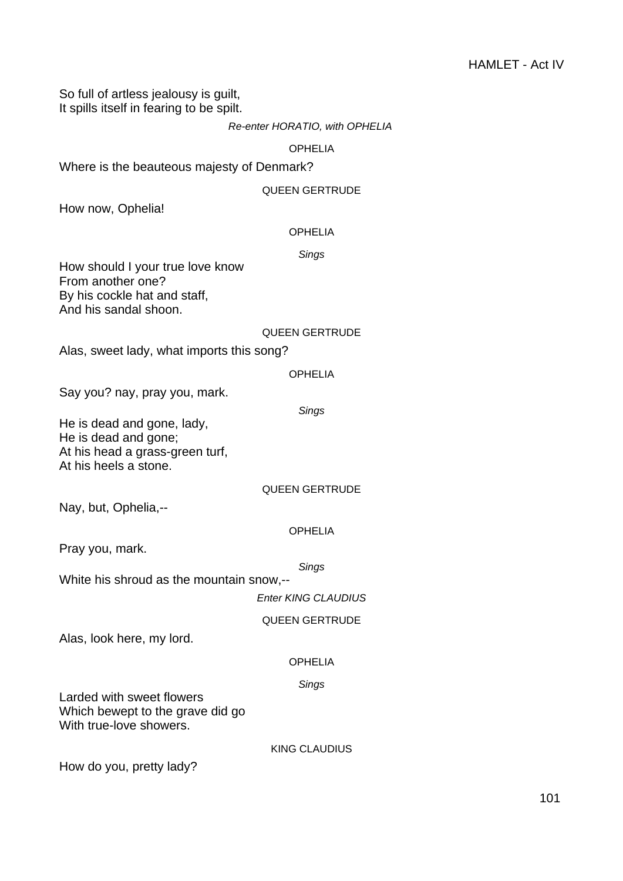So full of artless jealousy is guilt,
It spills itself in fearing to be spilt.

*Re-enter HORATIO, with OPHELIA*

OPHELIA

Where is the beauteous majesty of Denmark?

QUEEN GERTRUDE

How now, Ophelia!

OPHELIA

*Sings*

How should I your true love know
From another one?
By his cockle hat and staff,
And his sandal shoon.

QUEEN GERTRUDE

Alas, sweet lady, what imports this song?

OPHELIA

Say you? nay, pray you, mark.

*Sings*

He is dead and gone, lady,
He is dead and gone;
At his head a grass-green turf,
At his heels a stone.

QUEEN GERTRUDE

Nay, but, Ophelia,--

OPHELIA

Pray you, mark.

*Sings*

White his shroud as the mountain snow,--

*Enter KING CLAUDIUS*

QUEEN GERTRUDE

Alas, look here, my lord.

OPHELIA

*Sings*

Larded with sweet flowers
Which bewept to the grave did go
With true-love showers.

KING CLAUDIUS

How do you, pretty lady?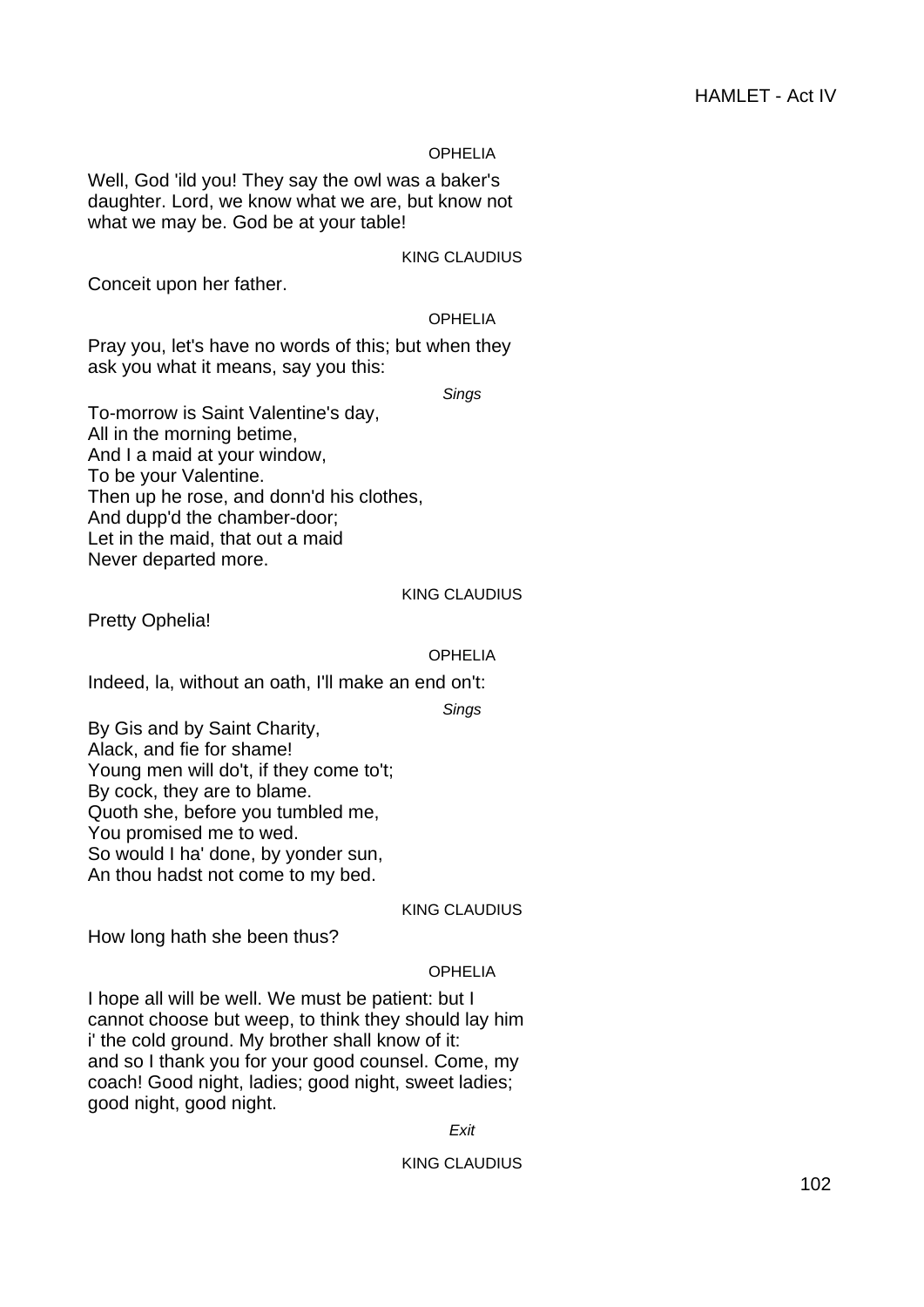OPHELIA

Well, God 'ild you! They say the owl was a baker's daughter. Lord, we know what we are, but know not what we may be. God be at your table!

KING CLAUDIUS

Conceit upon her father.

OPHELIA

Pray you, let's have no words of this; but when they ask you what it means, say you this:

*Sings*

To-morrow is Saint Valentine's day,  
All in the morning betime,  
And I a maid at your window,  
To be your Valentine.  
Then up he rose, and donn'd his clothes,  
And dupp'd the chamber-door;  
Let in the maid, that out a maid  
Never departed more.

KING CLAUDIUS

Pretty Ophelia!

OPHELIA

Indeed, la, without an oath, I'll make an end on't:

*Sings*

By Gis and by Saint Charity,  
Alack, and fie for shame!  
Young men will do't, if they come to't;  
By cock, they are to blame.  
Quoth she, before you tumbled me,  
You promised me to wed.  
So would I ha' done, by yonder sun,  
An thou hadst not come to my bed.

KING CLAUDIUS

How long hath she been thus?

OPHELIA

I hope all will be well. We must be patient: but I cannot choose but weep, to think they should lay him i' the cold ground. My brother shall know of it: and so I thank you for your good counsel. Come, my coach! Good night, ladies; good night, sweet ladies; good night, good night.

*Exit*

KING CLAUDIUS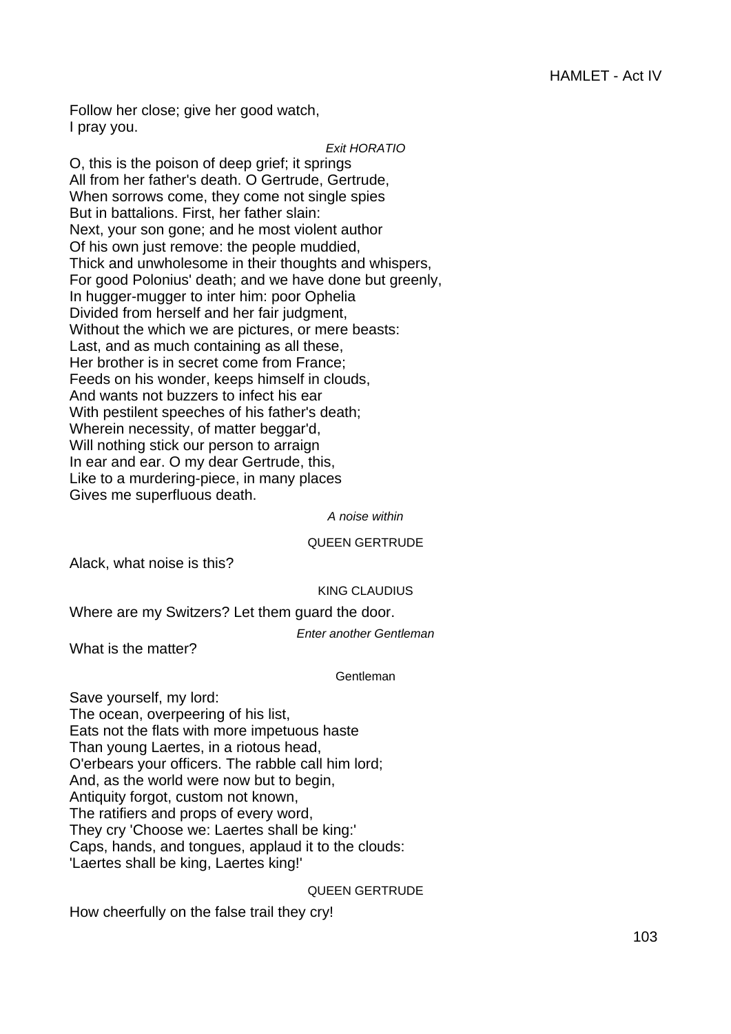Follow her close; give her good watch,
I pray you.

*Exit HORATIO*

O, this is the poison of deep grief; it springs
All from her father's death. O Gertrude, Gertrude,
When sorrows come, they come not single spies
But in battalions. First, her father slain:
Next, your son gone; and he most violent author
Of his own just remove: the people muddied,
Thick and unwholesome in their thoughts and whispers,
For good Polonius' death; and we have done but greenly,
In hugger-mugger to inter him: poor Ophelia
Divided from herself and her fair judgment,
Without the which we are pictures, or mere beasts:
Last, and as much containing as all these,
Her brother is in secret come from France;
Feeds on his wonder, keeps himself in clouds,
And wants not buzzers to infect his ear
With pestilent speeches of his father's death;
Wherein necessity, of matter beggar'd,
Will nothing stick our person to arraign
In ear and ear. O my dear Gertrude, this,
Like to a murdering-piece, in many places
Gives me superfluous death.

*A noise within*

QUEEN GERTRUDE

Alack, what noise is this?

KING CLAUDIUS

Where are my Switzers? Let them guard the door.

*Enter another Gentleman*

What is the matter?

Gentleman

Save yourself, my lord:
The ocean, overpeering of his list,
Eats not the flats with more impetuous haste
Than young Laertes, in a riotous head,
O'erbears your officers. The rabble call him lord;
And, as the world were now but to begin,
Antiquity forgot, custom not known,
The ratifiers and props of every word,
They cry 'Choose we: Laertes shall be king:'
Caps, hands, and tongues, applaud it to the clouds:
'Laertes shall be king, Laertes king!'

QUEEN GERTRUDE

How cheerfully on the false trail they cry!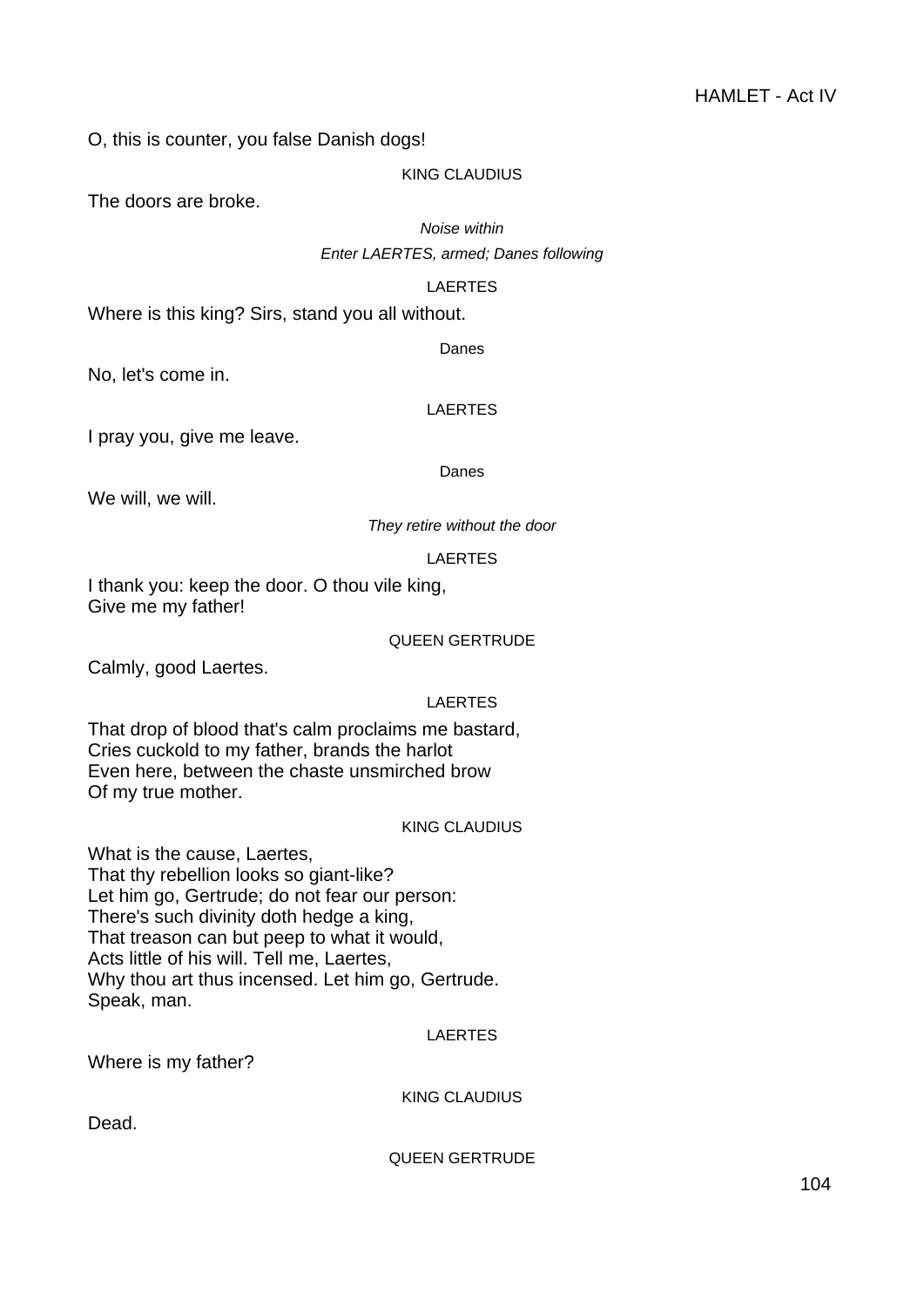O, this is counter, you false Danish dogs!

KING CLAUDIUS

The doors are broke.

*Noise within*

*Enter LAERTES, armed; Danes following*

LAERTES

Where is this king? Sirs, stand you all without.

Danes

No, let's come in.

LAERTES

I pray you, give me leave.

Danes

We will, we will.

*They retire without the door*

LAERTES

I thank you: keep the door. O thou vile king,  
Give me my father!

QUEEN GERTRUDE

Calmly, good Laertes.

LAERTES

That drop of blood that's calm proclaims me bastard,  
Cries cuckold to my father, brands the harlot  
Even here, between the chaste unsmirched brow  
Of my true mother.

KING CLAUDIUS

What is the cause, Laertes,  
That thy rebellion looks so giant-like?  
Let him go, Gertrude; do not fear our person:  
There's such divinity doth hedge a king,  
That treason can but peep to what it would,  
Acts little of his will. Tell me, Laertes,  
Why thou art thus incensed. Let him go, Gertrude.  
Speak, man.

LAERTES

Where is my father?

KING CLAUDIUS

Dead.

QUEEN GERTRUDE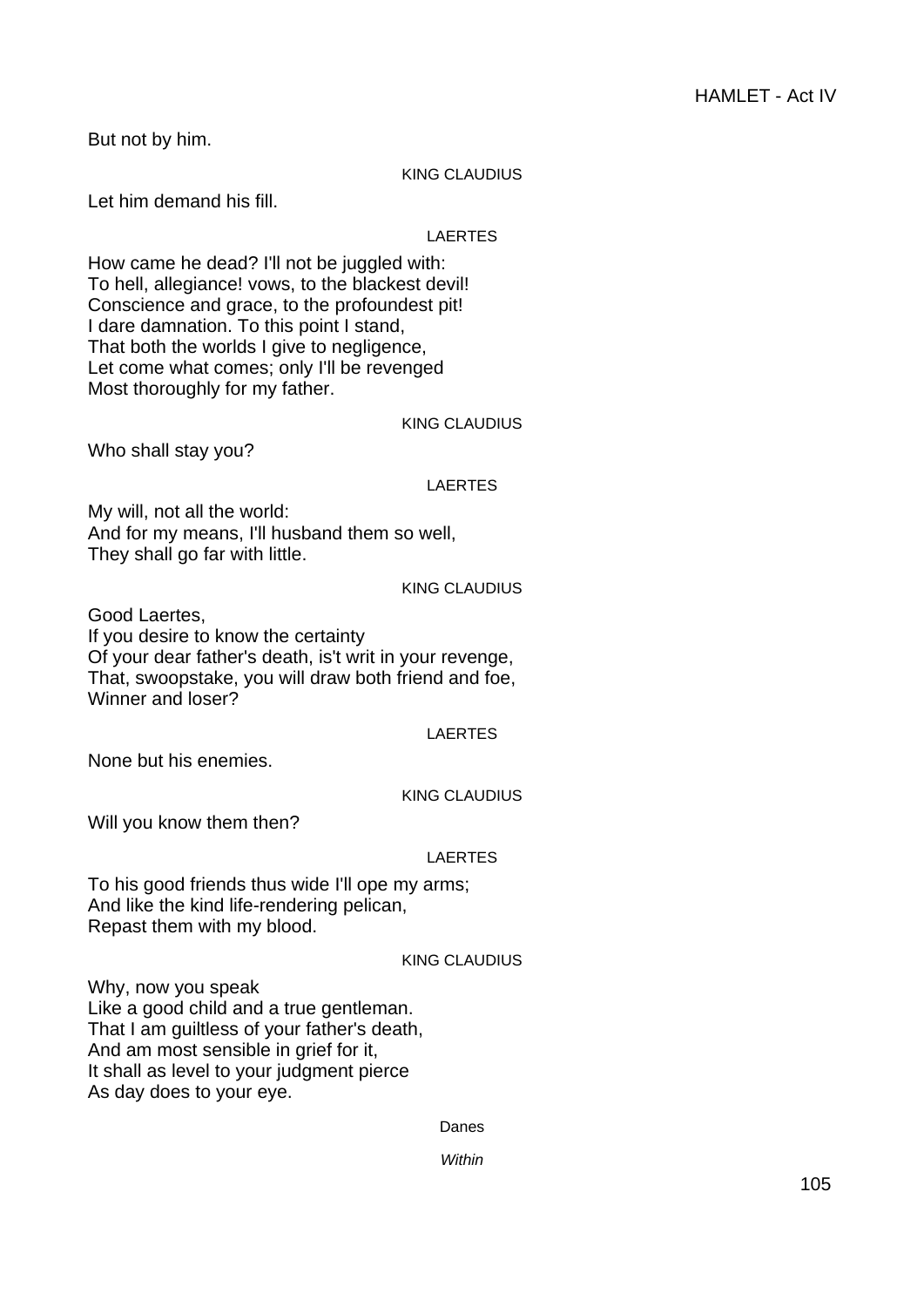But not by him.

KING CLAUDIUS

Let him demand his fill.

LAERTES

How came he dead? I'll not be juggled with:
To hell, allegiance! vows, to the blackest devil!
Conscience and grace, to the profoundest pit!
I dare damnation. To this point I stand,
That both the worlds I give to negligence,
Let come what comes; only I'll be revenged
Most thoroughly for my father.

KING CLAUDIUS

Who shall stay you?

LAERTES

My will, not all the world:
And for my means, I'll husband them so well,
They shall go far with little.

KING CLAUDIUS

Good Laertes,
If you desire to know the certainty
Of your dear father's death, is't writ in your revenge,
That, swoopstake, you will draw both friend and foe,
Winner and loser?

LAERTES

None but his enemies.

KING CLAUDIUS

Will you know them then?

LAERTES

To his good friends thus wide I'll ope my arms;
And like the kind life-rendering pelican,
Repast them with my blood.

KING CLAUDIUS

Why, now you speak
Like a good child and a true gentleman.
That I am guiltless of your father's death,
And am most sensible in grief for it,
It shall as level to your judgment pierce
As day does to your eye.

Danes

*Within*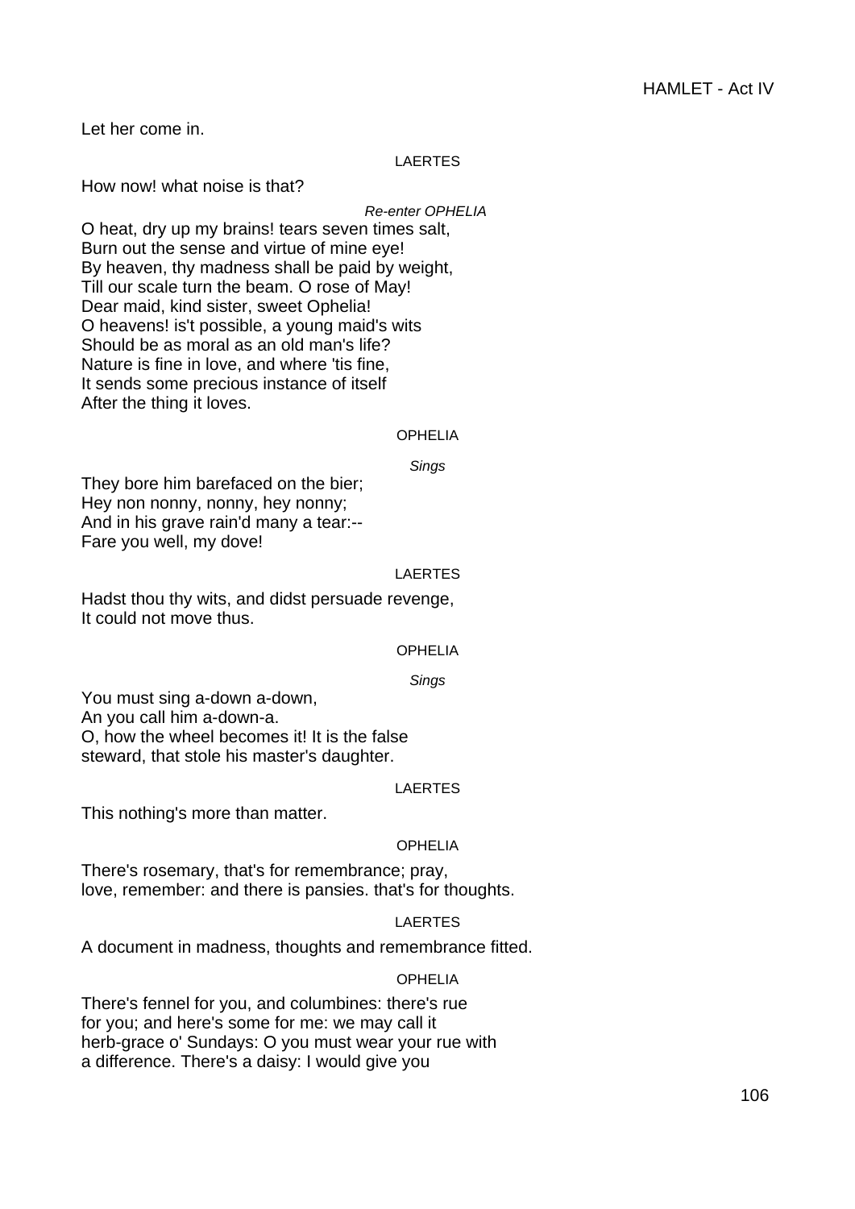Let her come in.

LAERTES

How now! what noise is that?

*Re-enter OPHELIA*

O heat, dry up my brains! tears seven times salt,
Burn out the sense and virtue of mine eye!
By heaven, thy madness shall be paid by weight,
Till our scale turn the beam. O rose of May!
Dear maid, kind sister, sweet Ophelia!
O heavens! is't possible, a young maid's wits
Should be as moral as an old man's life?
Nature is fine in love, and where 'tis fine,
It sends some precious instance of itself
After the thing it loves.

OPHELIA

*Sings*

They bore him barefaced on the bier;
Hey non nonny, nonny, hey nonny;
And in his grave rain'd many a tear:--
Fare you well, my dove!

LAERTES

Hadst thou thy wits, and didst persuade revenge,
It could not move thus.

OPHELIA

*Sings*

You must sing a-down a-down,
An you call him a-down-a.
O, how the wheel becomes it! It is the false
steward, that stole his master's daughter.

LAERTES

This nothing's more than matter.

OPHELIA

There's rosemary, that's for remembrance; pray,
love, remember: and there is pansies. that's for thoughts.

LAERTES

A document in madness, thoughts and remembrance fitted.

OPHELIA

There's fennel for you, and columbines: there's rue
for you; and here's some for me: we may call it
herb-grace o' Sundays: O you must wear your rue with
a difference. There's a daisy: I would give you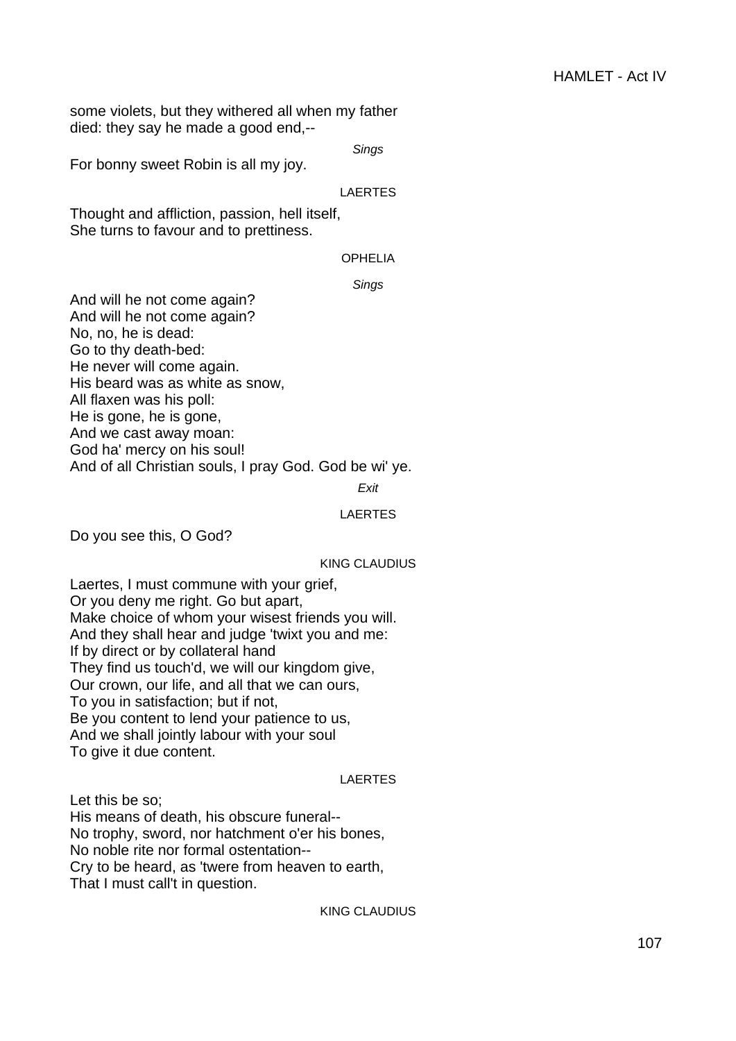some violets, but they withered all when my father
died: they say he made a good end,--

*Sings*

For bonny sweet Robin is all my joy.

LAERTES

Thought and affliction, passion, hell itself,
She turns to favour and to prettiness.

OPHELIA

*Sings*

And will he not come again?
And will he not come again?
No, no, he is dead:
Go to thy death-bed:
He never will come again.
His beard was as white as snow,
All flaxen was his poll:
He is gone, he is gone,
And we cast away moan:
God ha' mercy on his soul!
And of all Christian souls, I pray God. God be wi' ye.

*Exit*

LAERTES

Do you see this, O God?

KING CLAUDIUS

Laertes, I must commune with your grief,
Or you deny me right. Go but apart,
Make choice of whom your wisest friends you will.
And they shall hear and judge 'twixt you and me:
If by direct or by collateral hand
They find us touch'd, we will our kingdom give,
Our crown, our life, and all that we can ours,
To you in satisfaction; but if not,
Be you content to lend your patience to us,
And we shall jointly labour with your soul
To give it due content.

LAERTES

Let this be so;
His means of death, his obscure funeral--
No trophy, sword, nor hatchment o'er his bones,
No noble rite nor formal ostentation--
Cry to be heard, as 'twere from heaven to earth,
That I must call't in question.

KING CLAUDIUS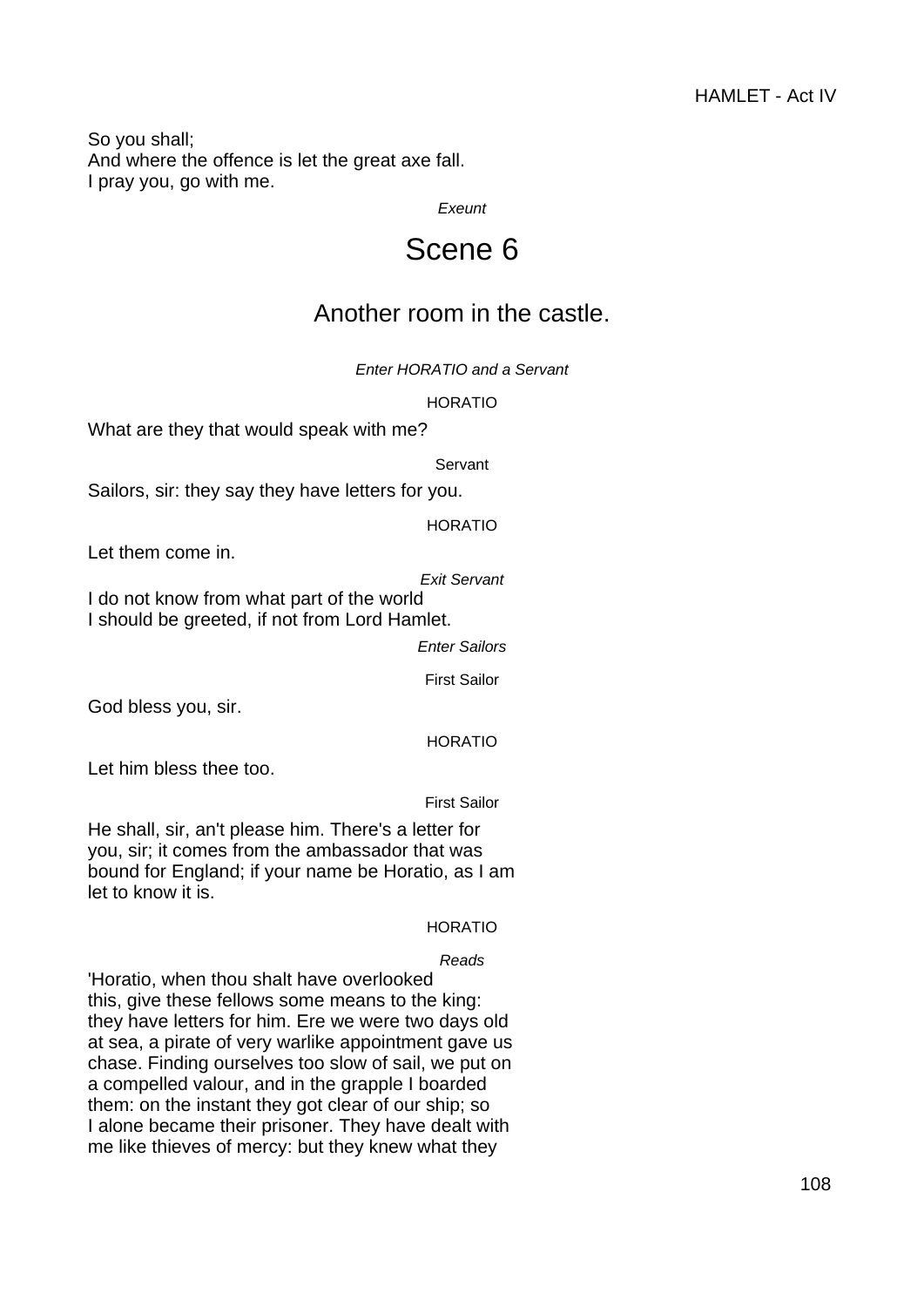So you shall;
And where the offence is let the great axe fall.
I pray you, go with me.

*Exeunt*

# Scene 6

## Another room in the castle.

*Enter HORATIO and a Servant*

HORATIO

What are they that would speak with me?

Servant

Sailors, sir: they say they have letters for you.

HORATIO

Let them come in.

*Exit Servant*

I do not know from what part of the world
I should be greeted, if not from Lord Hamlet.

*Enter Sailors*

First Sailor

God bless you, sir.

HORATIO

Let him bless thee too.

First Sailor

He shall, sir, an't please him. There's a letter for
you, sir; it comes from the ambassador that was
bound for England; if your name be Horatio, as I am
let to know it is.

HORATIO

*Reads*

'Horatio, when thou shalt have overlooked
this, give these fellows some means to the king:
they have letters for him. Ere we were two days old
at sea, a pirate of very warlike appointment gave us
chase. Finding ourselves too slow of sail, we put on
a compelled valour, and in the grapple I boarded
them: on the instant they got clear of our ship; so
I alone became their prisoner. They have dealt with
me like thieves of mercy: but they knew what they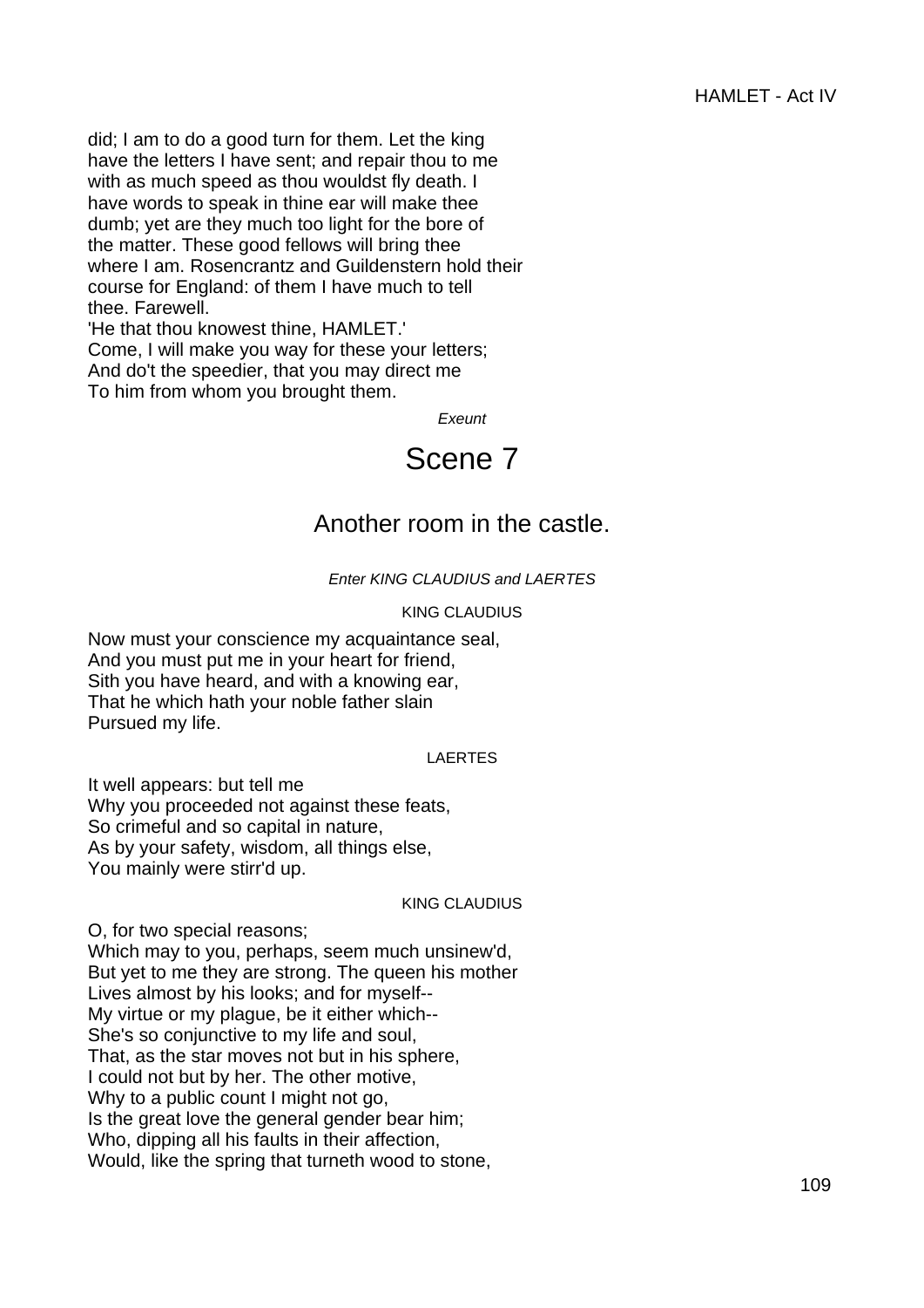did; I am to do a good turn for them. Let the king
have the letters I have sent; and repair thou to me
with as much speed as thou wouldst fly death. I
have words to speak in thine ear will make thee
dumb; yet are they much too light for the bore of
the matter. These good fellows will bring thee
where I am. Rosencrantz and Guildenstern hold their
course for England: of them I have much to tell
thee. Farewell.
'He that thou knowest thine, HAMLET.'
Come, I will make you way for these your letters;
And do't the speedier, that you may direct me
To him from whom you brought them.

*Exeunt*

# Scene 7

## Another room in the castle.

*Enter KING CLAUDIUS and LAERTES*

KING CLAUDIUS

Now must your conscience my acquaintance seal,
And you must put me in your heart for friend,
Sith you have heard, and with a knowing ear,
That he which hath your noble father slain
Pursued my life.

LAERTES

It well appears: but tell me
Why you proceeded not against these feats,
So crimeful and so capital in nature,
As by your safety, wisdom, all things else,
You mainly were stirr'd up.

KING CLAUDIUS

O, for two special reasons;
Which may to you, perhaps, seem much unsinew'd,
But yet to me they are strong. The queen his mother
Lives almost by his looks; and for myself--
My virtue or my plague, be it either which--
She's so conjunctive to my life and soul,
That, as the star moves not but in his sphere,
I could not but by her. The other motive,
Why to a public count I might not go,
Is the great love the general gender bear him;
Who, dipping all his faults in their affection,
Would, like the spring that turneth wood to stone,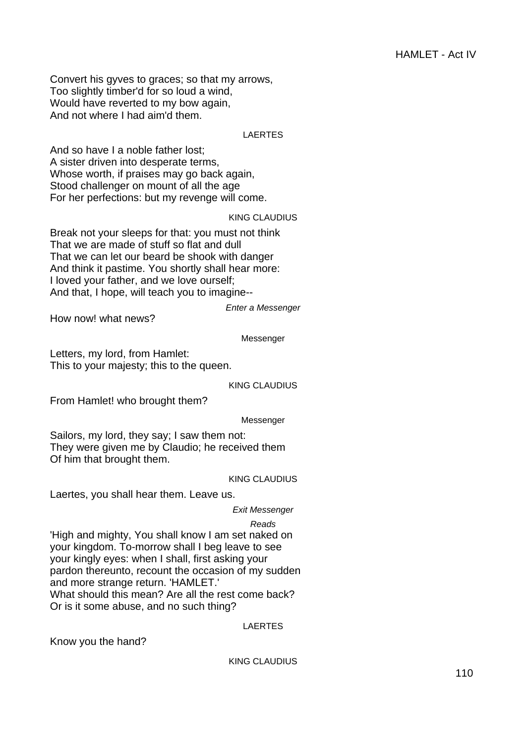Convert his gyves to graces; so that my arrows,
Too slightly timber'd for so loud a wind,
Would have reverted to my bow again,
And not where I had aim'd them.

LAERTES

And so have I a noble father lost;
A sister driven into desperate terms,
Whose worth, if praises may go back again,
Stood challenger on mount of all the age
For her perfections: but my revenge will come.

KING CLAUDIUS

Break not your sleeps for that: you must not think
That we are made of stuff so flat and dull
That we can let our beard be shook with danger
And think it pastime. You shortly shall hear more:
I loved your father, and we love ourself;
And that, I hope, will teach you to imagine--

*Enter a Messenger*

How now! what news?

Messenger

Letters, my lord, from Hamlet:
This to your majesty; this to the queen.

KING CLAUDIUS

From Hamlet! who brought them?

Messenger

Sailors, my lord, they say; I saw them not:
They were given me by Claudio; he received them
Of him that brought them.

KING CLAUDIUS

Laertes, you shall hear them. Leave us.

*Exit Messenger*

*Reads*

'High and mighty, You shall know I am set naked on
your kingdom. To-morrow shall I beg leave to see
your kingly eyes: when I shall, first asking your
pardon thereunto, recount the occasion of my sudden
and more strange return. 'HAMLET.'
What should this mean? Are all the rest come back?
Or is it some abuse, and no such thing?

LAERTES

Know you the hand?

KING CLAUDIUS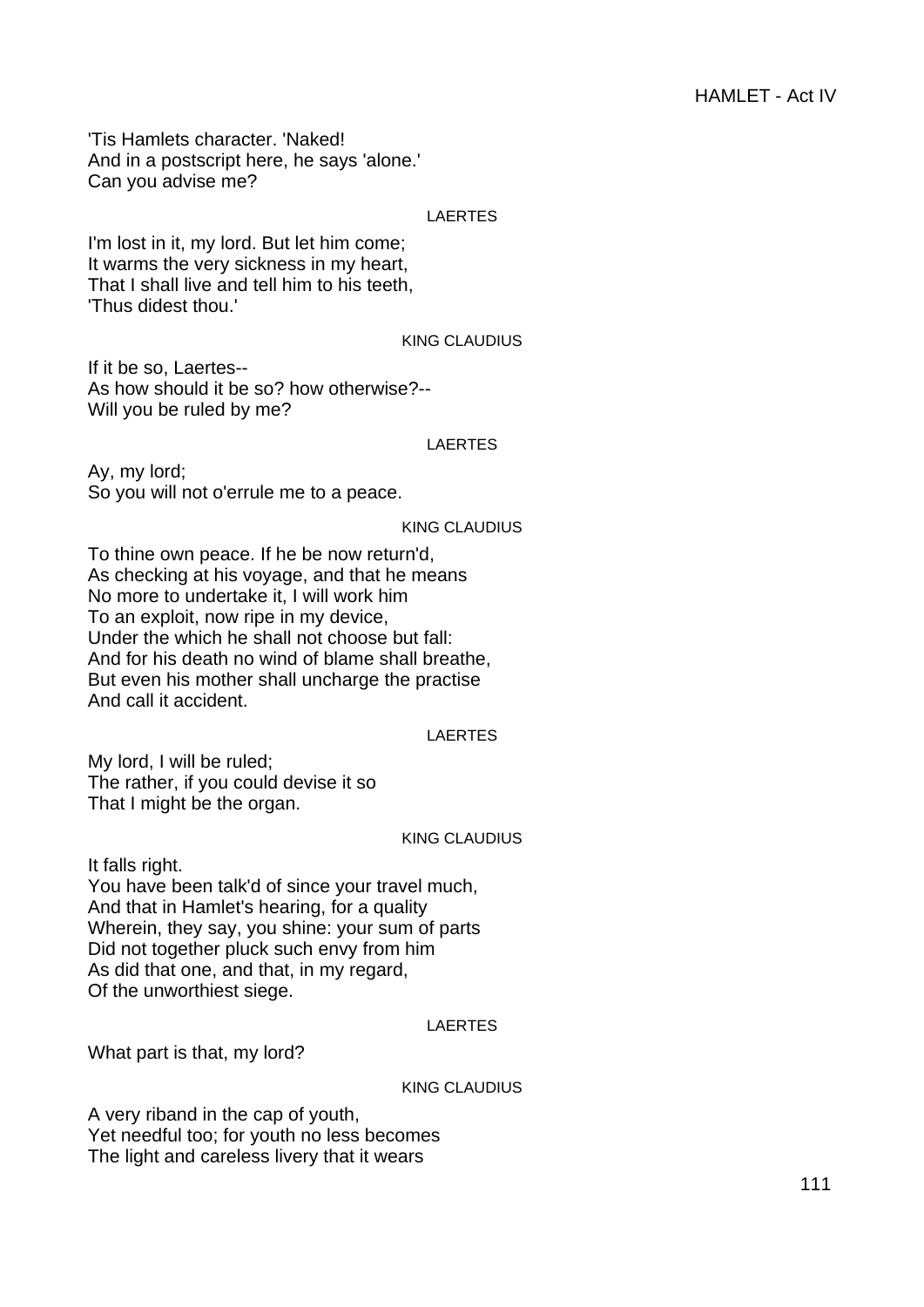'Tis Hamlets character. 'Naked!
And in a postscript here, he says 'alone.'
Can you advise me?

LAERTES

I'm lost in it, my lord. But let him come;
It warms the very sickness in my heart,
That I shall live and tell him to his teeth,
'Thus didest thou.'

KING CLAUDIUS

If it be so, Laertes--
As how should it be so? how otherwise?--
Will you be ruled by me?

LAERTES

Ay, my lord;
So you will not o'errule me to a peace.

KING CLAUDIUS

To thine own peace. If he be now return'd,
As checking at his voyage, and that he means
No more to undertake it, I will work him
To an exploit, now ripe in my device,
Under the which he shall not choose but fall:
And for his death no wind of blame shall breathe,
But even his mother shall uncharge the practise
And call it accident.

LAERTES

My lord, I will be ruled;
The rather, if you could devise it so
That I might be the organ.

KING CLAUDIUS

It falls right.
You have been talk'd of since your travel much,
And that in Hamlet's hearing, for a quality
Wherein, they say, you shine: your sum of parts
Did not together pluck such envy from him
As did that one, and that, in my regard,
Of the unworthiest siege.

LAERTES

What part is that, my lord?

KING CLAUDIUS

A very riband in the cap of youth,
Yet needful too; for youth no less becomes
The light and careless livery that it wears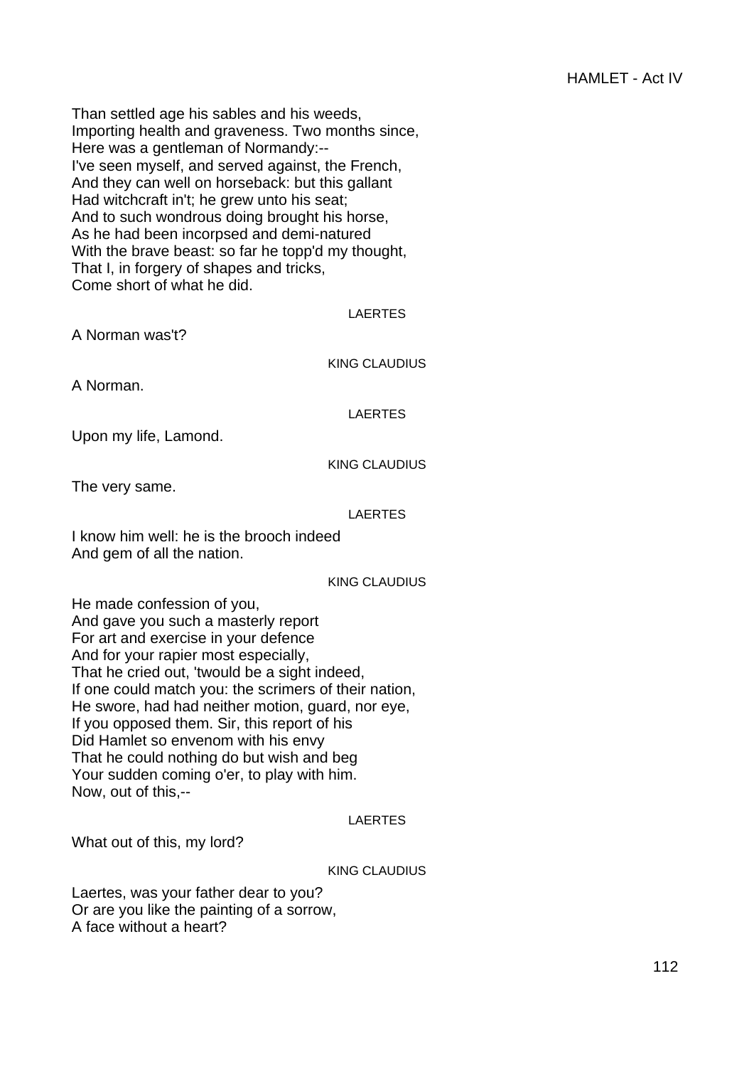Than settled age his sables and his weeds,
Importing health and graveness. Two months since,
Here was a gentleman of Normandy:--
I've seen myself, and served against, the French,
And they can well on horseback: but this gallant
Had witchcraft in't; he grew unto his seat;
And to such wondrous doing brought his horse,
As he had been incorpsed and demi-natured
With the brave beast: so far he topp'd my thought,
That I, in forgery of shapes and tricks,
Come short of what he did.

LAERTES

A Norman was't?

KING CLAUDIUS

A Norman.

LAERTES

Upon my life, Lamond.

KING CLAUDIUS

The very same.

LAERTES

I know him well: he is the brooch indeed
And gem of all the nation.

KING CLAUDIUS

He made confession of you,
And gave you such a masterly report
For art and exercise in your defence
And for your rapier most especially,
That he cried out, 'twould be a sight indeed,
If one could match you: the scrimers of their nation,
He swore, had had neither motion, guard, nor eye,
If you opposed them. Sir, this report of his
Did Hamlet so envenom with his envy
That he could nothing do but wish and beg
Your sudden coming o'er, to play with him.
Now, out of this,--

LAERTES

What out of this, my lord?

KING CLAUDIUS

Laertes, was your father dear to you?
Or are you like the painting of a sorrow,
A face without a heart?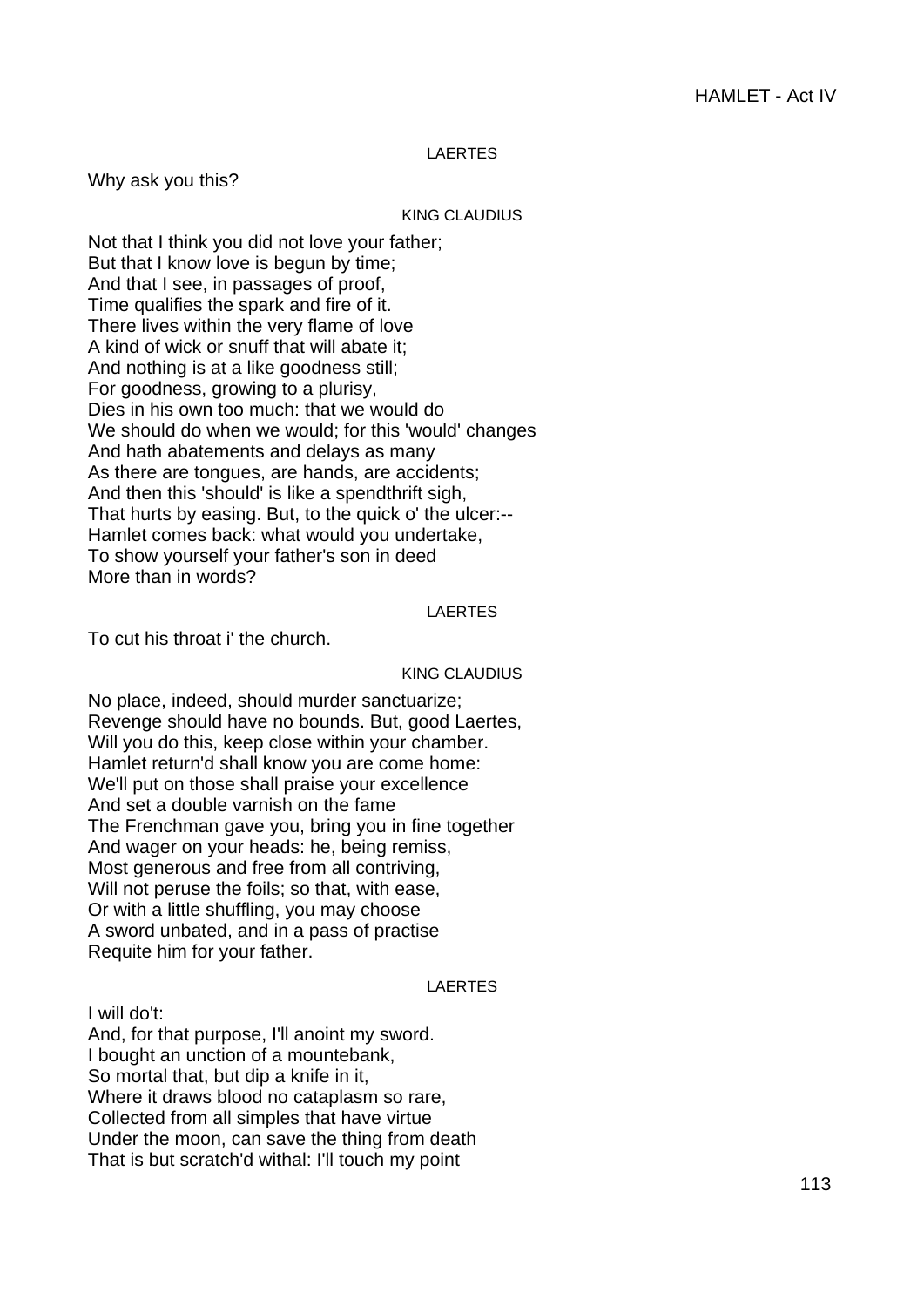LAERTES

Why ask you this?

KING CLAUDIUS

Not that I think you did not love your father;
But that I know love is begun by time;
And that I see, in passages of proof,
Time qualifies the spark and fire of it.
There lives within the very flame of love
A kind of wick or snuff that will abate it;
And nothing is at a like goodness still;
For goodness, growing to a plurisy,
Dies in his own too much: that we would do
We should do when we would; for this 'would' changes
And hath abatements and delays as many
As there are tongues, are hands, are accidents;
And then this 'should' is like a spendthrift sigh,
That hurts by easing. But, to the quick o' the ulcer:--
Hamlet comes back: what would you undertake,
To show yourself your father's son in deed
More than in words?

LAERTES

To cut his throat i' the church.

KING CLAUDIUS

No place, indeed, should murder sanctuarize;
Revenge should have no bounds. But, good Laertes,
Will you do this, keep close within your chamber.
Hamlet return'd shall know you are come home:
We'll put on those shall praise your excellence
And set a double varnish on the fame
The Frenchman gave you, bring you in fine together
And wager on your heads: he, being remiss,
Most generous and free from all contriving,
Will not peruse the foils; so that, with ease,
Or with a little shuffling, you may choose
A sword unbated, and in a pass of practise
Requite him for your father.

LAERTES

I will do't:
And, for that purpose, I'll anoint my sword.
I bought an unction of a mountebank,
So mortal that, but dip a knife in it,
Where it draws blood no cataplasm so rare,
Collected from all simples that have virtue
Under the moon, can save the thing from death
That is but scratch'd withal: I'll touch my point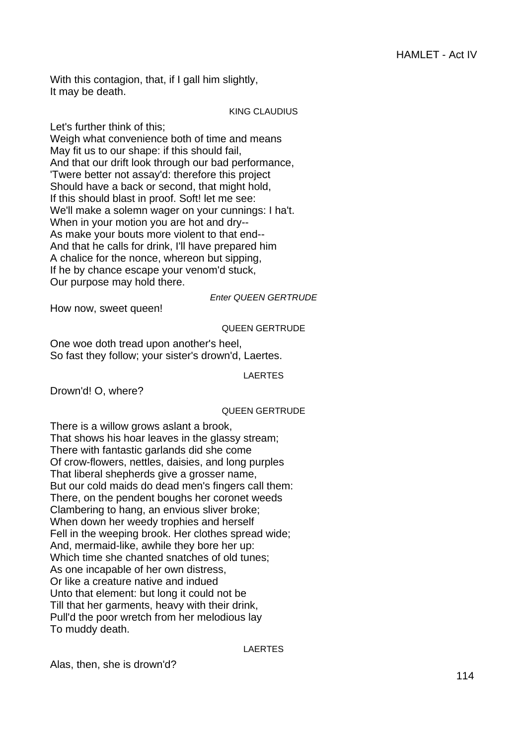With this contagion, that, if I gall him slightly,
It may be death.

KING CLAUDIUS

Let's further think of this;
Weigh what convenience both of time and means
May fit us to our shape: if this should fail,
And that our drift look through our bad performance,
'Twere better not assay'd: therefore this project
Should have a back or second, that might hold,
If this should blast in proof. Soft! let me see:
We'll make a solemn wager on your cunnings: I ha't.
When in your motion you are hot and dry--
As make your bouts more violent to that end--
And that he calls for drink, I'll have prepared him
A chalice for the nonce, whereon but sipping,
If he by chance escape your venom'd stuck,
Our purpose may hold there.

*Enter QUEEN GERTRUDE*

How now, sweet queen!

QUEEN GERTRUDE

One woe doth tread upon another's heel,
So fast they follow; your sister's drown'd, Laertes.

LAERTES

Drown'd! O, where?

QUEEN GERTRUDE

There is a willow grows aslant a brook,
That shows his hoar leaves in the glassy stream;
There with fantastic garlands did she come
Of crow-flowers, nettles, daisies, and long purples
That liberal shepherds give a grosser name,
But our cold maids do dead men's fingers call them:
There, on the pendent boughs her coronet weeds
Clambering to hang, an envious sliver broke;
When down her weedy trophies and herself
Fell in the weeping brook. Her clothes spread wide;
And, mermaid-like, awhile they bore her up:
Which time she chanted snatches of old tunes;
As one incapable of her own distress,
Or like a creature native and indued
Unto that element: but long it could not be
Till that her garments, heavy with their drink,
Pull'd the poor wretch from her melodious lay
To muddy death.

LAERTES

Alas, then, she is drown'd?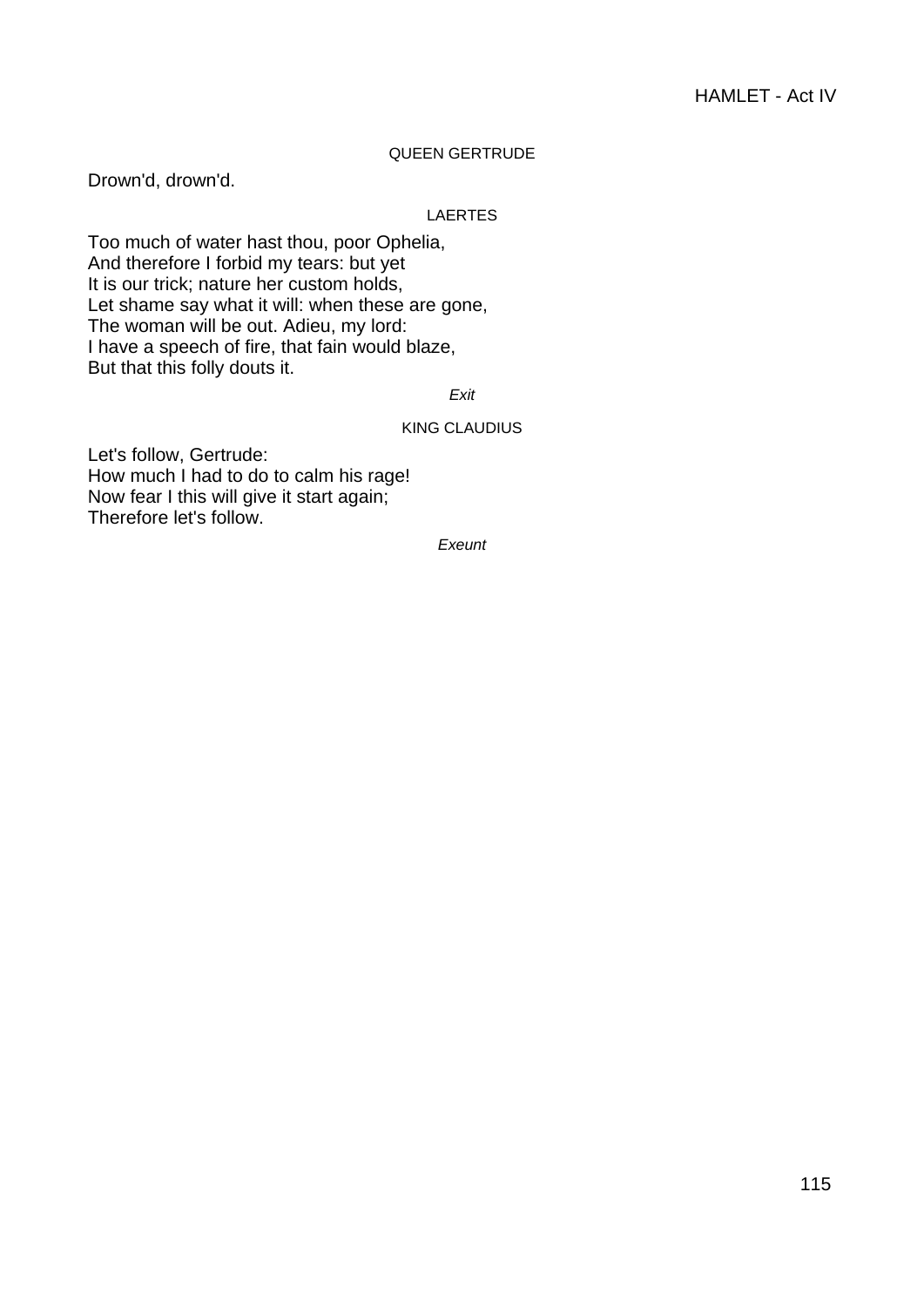QUEEN GERTRUDE

Drown'd, drown'd.

LAERTES

Too much of water hast thou, poor Ophelia,
And therefore I forbid my tears: but yet
It is our trick; nature her custom holds,
Let shame say what it will: when these are gone,
The woman will be out. Adieu, my lord:
I have a speech of fire, that fain would blaze,
But that this folly douts it.

*Exit*

KING CLAUDIUS

Let's follow, Gertrude:
How much I had to do to calm his rage!
Now fear I this will give it start again;
Therefore let's follow.

*Exeunt*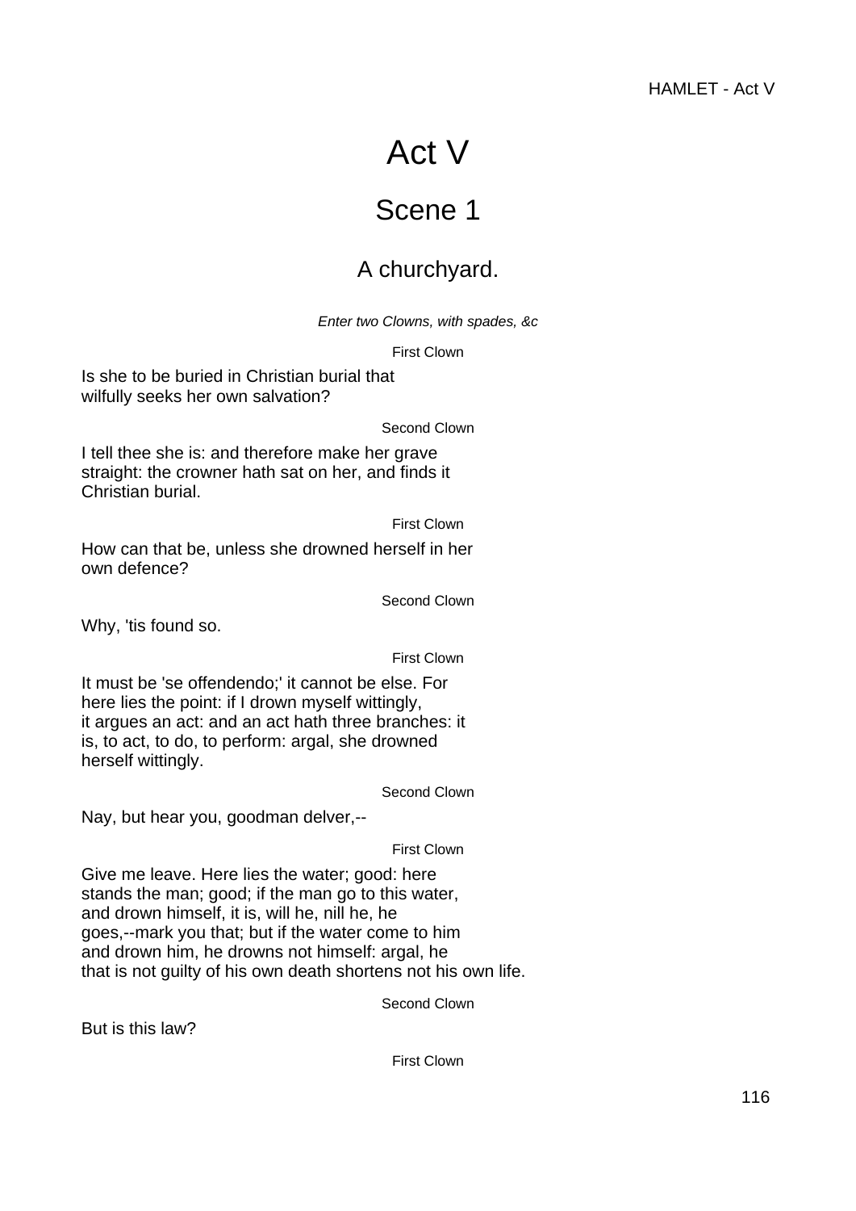# Act V

## Scene 1

### A churchyard.

*Enter two Clowns, with spades, &c*

First Clown

Is she to be buried in Christian burial that
wilfully seeks her own salvation?

Second Clown

I tell thee she is: and therefore make her grave
straight: the crowner hath sat on her, and finds it
Christian burial.

First Clown

How can that be, unless she drowned herself in her
own defence?

Second Clown

Why, 'tis found so.

First Clown

It must be 'se offendendo;' it cannot be else. For
here lies the point: if I drown myself wittingly,
it argues an act: and an act hath three branches: it
is, to act, to do, to perform: argal, she drowned
herself wittingly.

Second Clown

Nay, but hear you, goodman delver,--

First Clown

Give me leave. Here lies the water; good: here
stands the man; good; if the man go to this water,
and drown himself, it is, will he, nill he, he
goes,--mark you that; but if the water come to him
and drown him, he drowns not himself: argal, he
that is not guilty of his own death shortens not his own life.

Second Clown

But is this law?

First Clown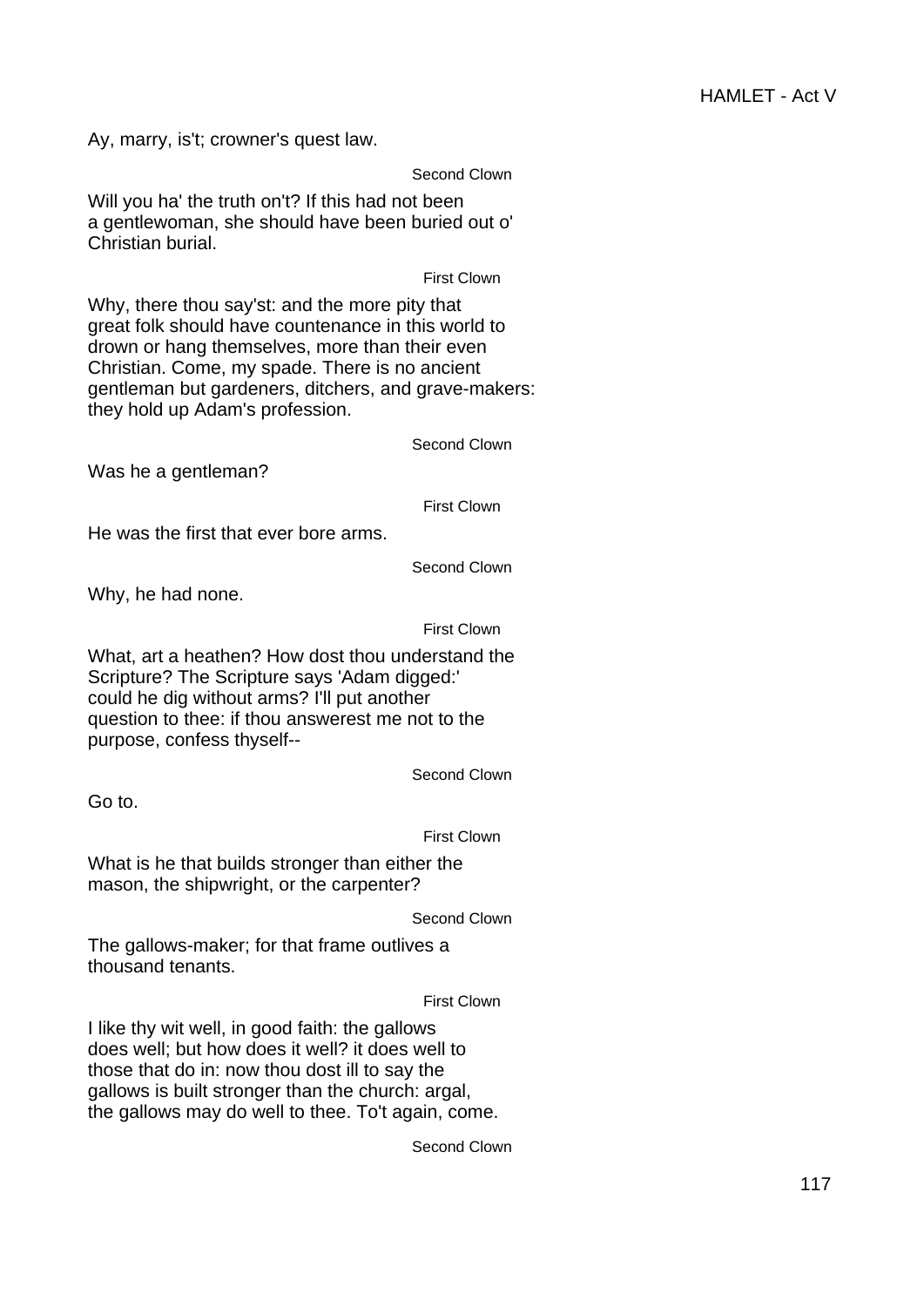Ay, marry, is't; crowner's quest law.

Second Clown

Will you ha' the truth on't? If this had not been
a gentlewoman, she should have been buried out o'
Christian burial.

First Clown

Why, there thou say'st: and the more pity that
great folk should have countenance in this world to
drown or hang themselves, more than their even
Christian. Come, my spade. There is no ancient
gentleman but gardeners, ditchers, and grave-makers:
they hold up Adam's profession.

Second Clown

Was he a gentleman?

First Clown

He was the first that ever bore arms.

Second Clown

Why, he had none.

First Clown

What, art a heathen? How dost thou understand the
Scripture? The Scripture says 'Adam digged:'
could he dig without arms? I'll put another
question to thee: if thou answerest me not to the
purpose, confess thyself--

Second Clown

Go to.

First Clown

What is he that builds stronger than either the
mason, the shipwright, or the carpenter?

Second Clown

The gallows-maker; for that frame outlives a
thousand tenants.

First Clown

I like thy wit well, in good faith: the gallows
does well; but how does it well? it does well to
those that do in: now thou dost ill to say the
gallows is built stronger than the church: argal,
the gallows may do well to thee. To't again, come.

Second Clown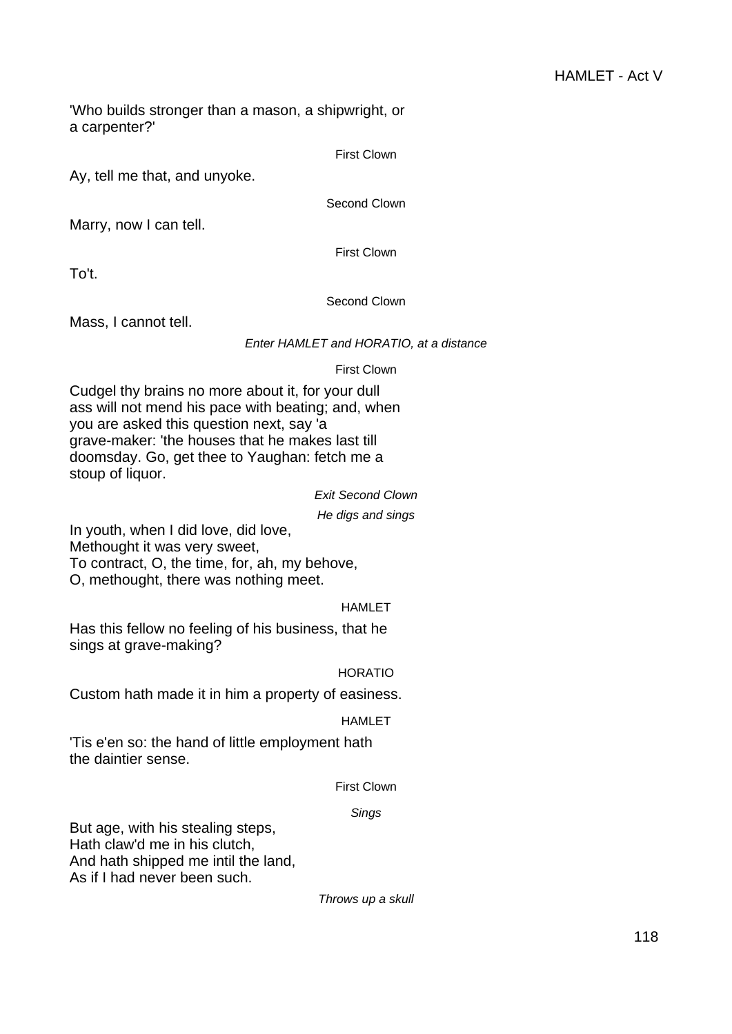'Who builds stronger than a mason, a shipwright, or
a carpenter?'

First Clown

Ay, tell me that, and unyoke.

Second Clown

Marry, now I can tell.

First Clown

To't.

Second Clown

Mass, I cannot tell.

*Enter HAMLET and HORATIO, at a distance*

First Clown

Cudgel thy brains no more about it, for your dull
ass will not mend his pace with beating; and, when
you are asked this question next, say 'a
grave-maker: 'the houses that he makes last till
doomsday. Go, get thee to Yaughan: fetch me a
stoup of liquor.

*Exit Second Clown*

*He digs and sings*

In youth, when I did love, did love,
Methought it was very sweet,
To contract, O, the time, for, ah, my behove,
O, methought, there was nothing meet.

HAMLET

Has this fellow no feeling of his business, that he
sings at grave-making?

HORATIO

Custom hath made it in him a property of easiness.

HAMLET

'Tis e'en so: the hand of little employment hath
the daintier sense.

First Clown

*Sings*

But age, with his stealing steps,
Hath claw'd me in his clutch,
And hath shipped me intil the land,
As if I had never been such.

*Throws up a skull*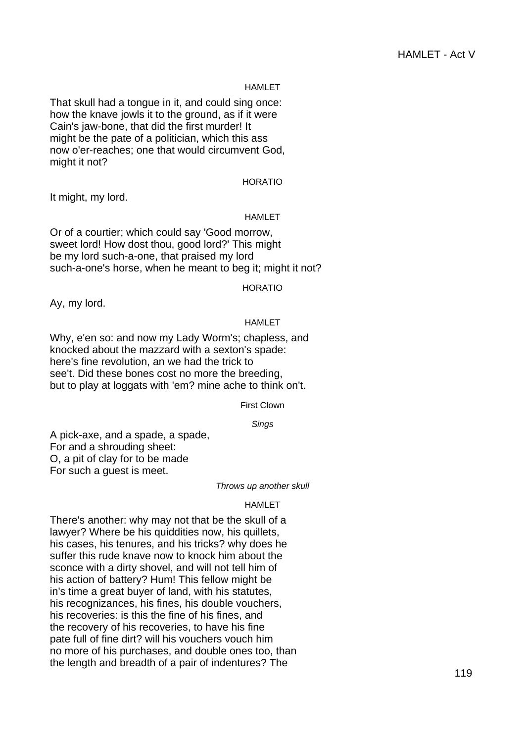HAMLET

That skull had a tongue in it, and could sing once:
how the knave jowls it to the ground, as if it were
Cain's jaw-bone, that did the first murder! It
might be the pate of a politician, which this ass
now o'er-reaches; one that would circumvent God,
might it not?

HORATIO

It might, my lord.

HAMLET

Or of a courtier; which could say 'Good morrow,
sweet lord! How dost thou, good lord?' This might
be my lord such-a-one, that praised my lord
such-a-one's horse, when he meant to beg it; might it not?

HORATIO

Ay, my lord.

HAMLET

Why, e'en so: and now my Lady Worm's; chapless, and
knocked about the mazzard with a sexton's spade:
here's fine revolution, an we had the trick to
see't. Did these bones cost no more the breeding,
but to play at loggats with 'em? mine ache to think on't.

First Clown

*Sings*

A pick-axe, and a spade, a spade,
For and a shrouding sheet:
O, a pit of clay for to be made
For such a guest is meet.

*Throws up another skull*

HAMLET

There's another: why may not that be the skull of a
lawyer? Where be his quiddities now, his quillets,
his cases, his tenures, and his tricks? why does he
suffer this rude knave now to knock him about the
sconce with a dirty shovel, and will not tell him of
his action of battery? Hum! This fellow might be
in's time a great buyer of land, with his statutes,
his recognizances, his fines, his double vouchers,
his recoveries: is this the fine of his fines, and
the recovery of his recoveries, to have his fine
pate full of fine dirt? will his vouchers vouch him
no more of his purchases, and double ones too, than
the length and breadth of a pair of indentures? The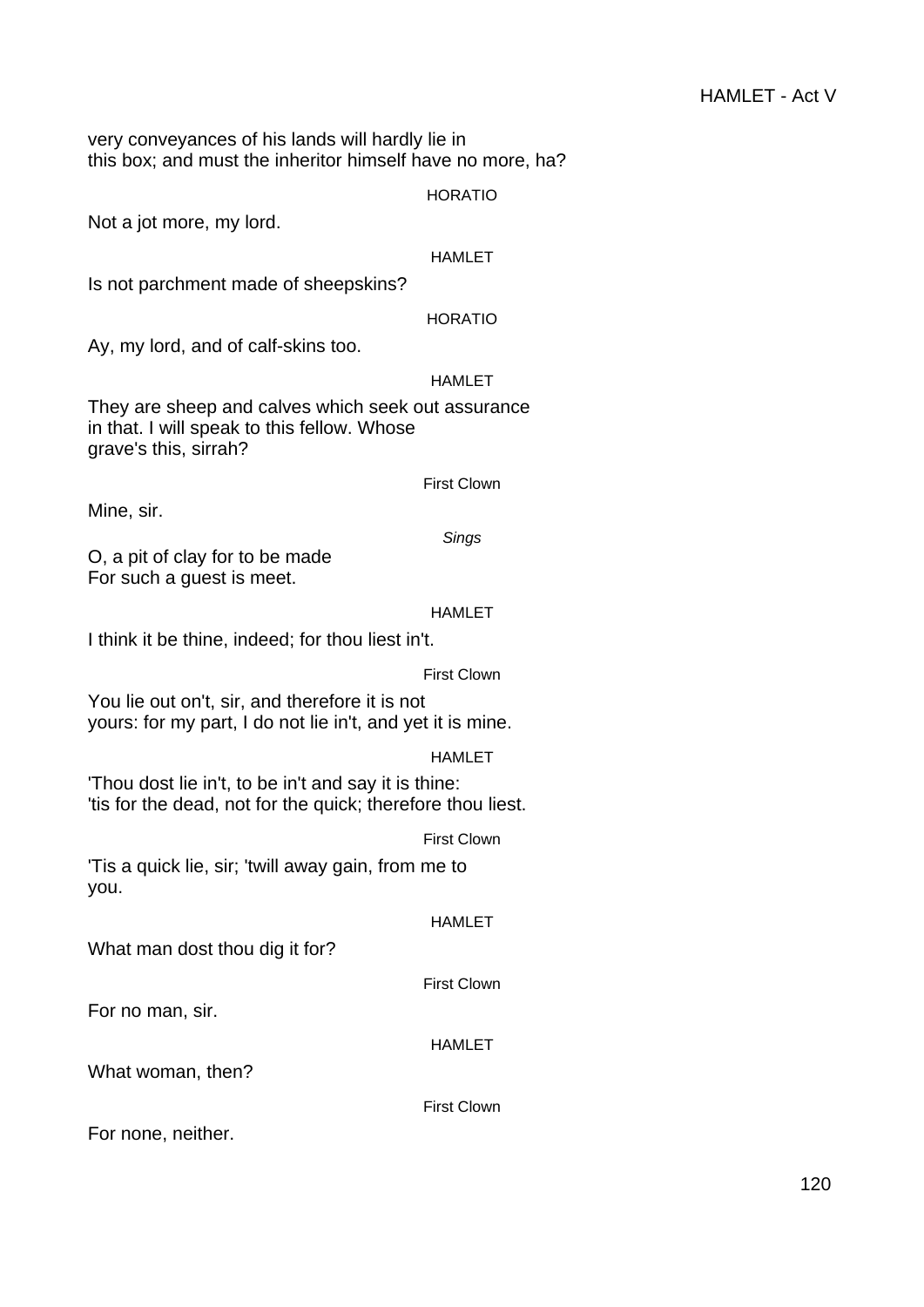very conveyances of his lands will hardly lie in
this box; and must the inheritor himself have no more, ha?

HORATIO

Not a jot more, my lord.

HAMLET

Is not parchment made of sheepskins?

HORATIO

Ay, my lord, and of calf-skins too.

HAMLET

They are sheep and calves which seek out assurance
in that. I will speak to this fellow. Whose
grave's this, sirrah?

First Clown

Mine, sir.

*Sings*

O, a pit of clay for to be made
For such a guest is meet.

HAMLET

I think it be thine, indeed; for thou liest in't.

First Clown

You lie out on't, sir, and therefore it is not
yours: for my part, I do not lie in't, and yet it is mine.

HAMLET

'Thou dost lie in't, to be in't and say it is thine:
'tis for the dead, not for the quick; therefore thou liest.

First Clown

'Tis a quick lie, sir; 'twill away gain, from me to
you.

HAMLET

What man dost thou dig it for?

First Clown

For no man, sir.

HAMLET

What woman, then?

First Clown

For none, neither.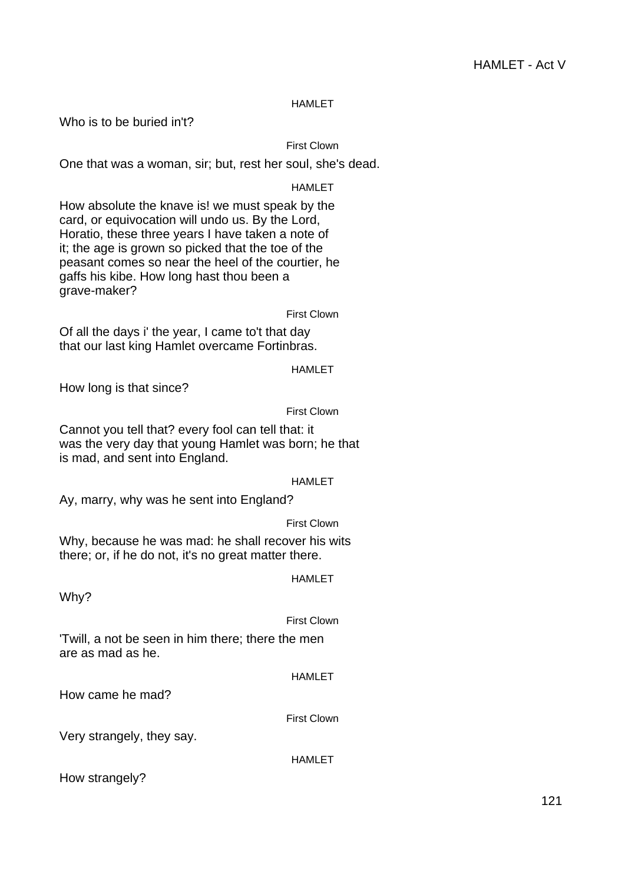HAMLET

Who is to be buried in't?

First Clown

One that was a woman, sir; but, rest her soul, she's dead.

HAMLET

How absolute the knave is! we must speak by the
card, or equivocation will undo us. By the Lord,
Horatio, these three years I have taken a note of
it; the age is grown so picked that the toe of the
peasant comes so near the heel of the courtier, he
gaffs his kibe. How long hast thou been a
grave-maker?

First Clown

Of all the days i' the year, I came to't that day
that our last king Hamlet overcame Fortinbras.

HAMLET

How long is that since?

First Clown

Cannot you tell that? every fool can tell that: it
was the very day that young Hamlet was born; he that
is mad, and sent into England.

HAMLET

Ay, marry, why was he sent into England?

First Clown

Why, because he was mad: he shall recover his wits
there; or, if he do not, it's no great matter there.

HAMLET

Why?

First Clown

'Twill, a not be seen in him there; there the men
are as mad as he.

HAMLET

How came he mad?

First Clown

Very strangely, they say.

HAMLET

How strangely?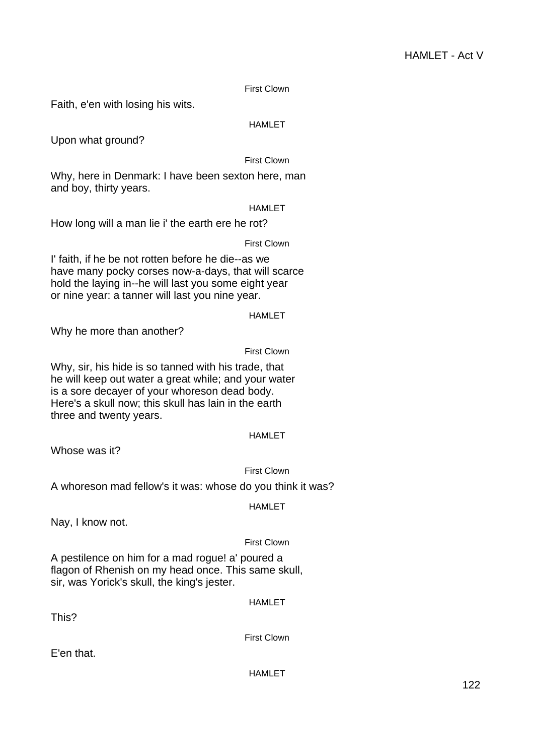First Clown

Faith, e'en with losing his wits.

HAMLET

Upon what ground?

First Clown

Why, here in Denmark: I have been sexton here, man
and boy, thirty years.

HAMLET

How long will a man lie i' the earth ere he rot?

First Clown

I' faith, if he be not rotten before he die--as we
have many pocky corses now-a-days, that will scarce
hold the laying in--he will last you some eight year
or nine year: a tanner will last you nine year.

HAMLET

Why he more than another?

First Clown

Why, sir, his hide is so tanned with his trade, that
he will keep out water a great while; and your water
is a sore decayer of your whoreson dead body.
Here's a skull now; this skull has lain in the earth
three and twenty years.

HAMLET

Whose was it?

First Clown

A whoreson mad fellow's it was: whose do you think it was?

HAMLET

Nay, I know not.

First Clown

A pestilence on him for a mad rogue! a' poured a
flagon of Rhenish on my head once. This same skull,
sir, was Yorick's skull, the king's jester.

HAMLET

This?

First Clown

E'en that.

HAMLET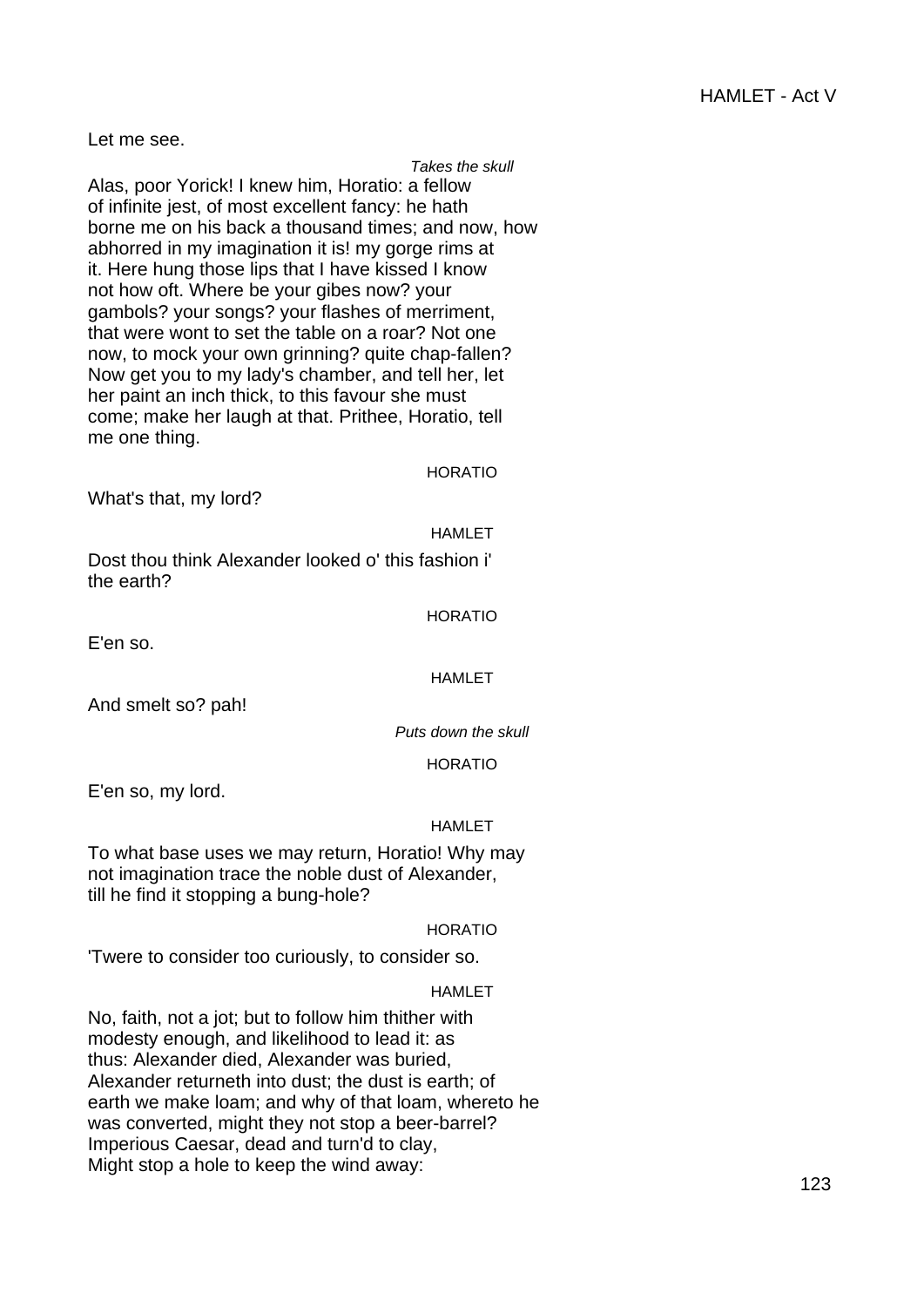Let me see.

*Takes the skull*

Alas, poor Yorick! I knew him, Horatio: a fellow
of infinite jest, of most excellent fancy: he hath
borne me on his back a thousand times; and now, how
abhorred in my imagination it is! my gorge rims at
it. Here hung those lips that I have kissed I know
not how oft. Where be your gibes now? your
gambols? your songs? your flashes of merriment,
that were wont to set the table on a roar? Not one
now, to mock your own grinning? quite chap-fallen?
Now get you to my lady's chamber, and tell her, let
her paint an inch thick, to this favour she must
come; make her laugh at that. Prithee, Horatio, tell
me one thing.

HORATIO

What's that, my lord?

HAMLET

Dost thou think Alexander looked o' this fashion i'
the earth?

HORATIO

E'en so.

HAMLET

And smelt so? pah!

*Puts down the skull*

HORATIO

E'en so, my lord.

HAMLET

To what base uses we may return, Horatio! Why may
not imagination trace the noble dust of Alexander,
till he find it stopping a bung-hole?

HORATIO

'Twere to consider too curiously, to consider so.

HAMLET

No, faith, not a jot; but to follow him thither with
modesty enough, and likelihood to lead it: as
thus: Alexander died, Alexander was buried,
Alexander returneth into dust; the dust is earth; of
earth we make loam; and why of that loam, whereto he
was converted, might they not stop a beer-barrel?
Imperious Caesar, dead and turn'd to clay,
Might stop a hole to keep the wind away: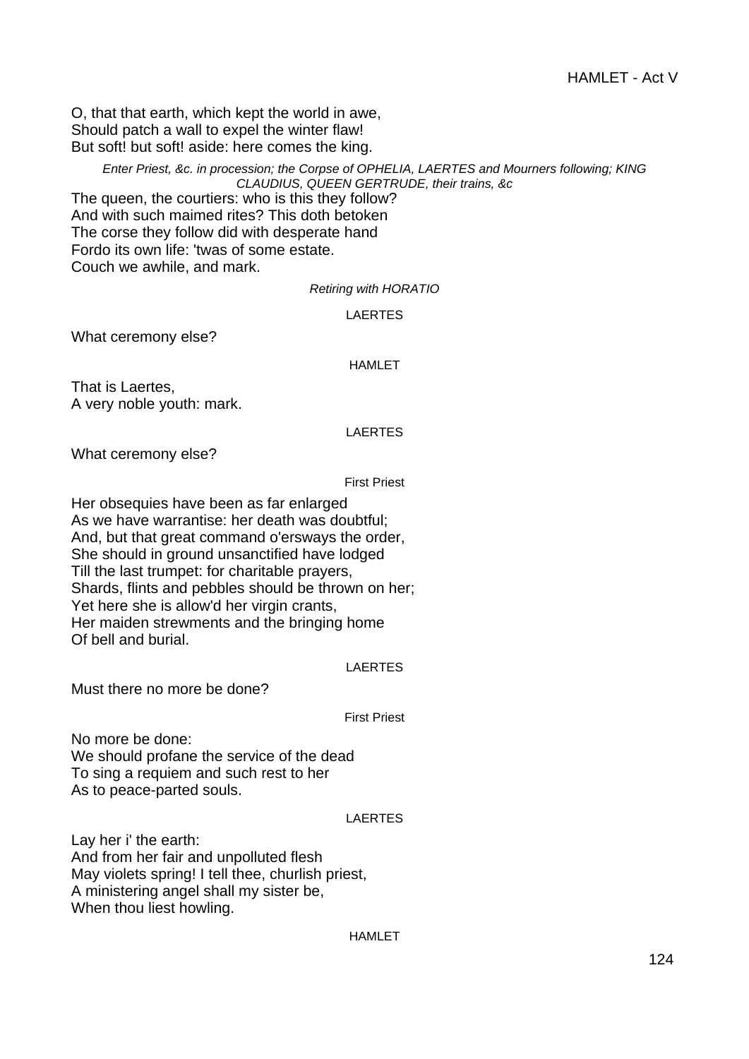O, that that earth, which kept the world in awe,
Should patch a wall to expel the winter flaw!
But soft! but soft! aside: here comes the king.

*Enter Priest, &c. in procession; the Corpse of OPHELIA, LAERTES and Mourners following; KING CLAUDIUS, QUEEN GERTRUDE, their trains, &c*

The queen, the courtiers: who is this they follow?
And with such maimed rites? This doth betoken
The corse they follow did with desperate hand
Fordo its own life: 'twas of some estate.
Couch we awhile, and mark.

*Retiring with HORATIO*

LAERTES

What ceremony else?

HAMLET

That is Laertes,
A very noble youth: mark.

LAERTES

What ceremony else?

First Priest

Her obsequies have been as far enlarged
As we have warrantise: her death was doubtful;
And, but that great command o'ersways the order,
She should in ground unsanctified have lodged
Till the last trumpet: for charitable prayers,
Shards, flints and pebbles should be thrown on her;
Yet here she is allow'd her virgin crants,
Her maiden strewments and the bringing home
Of bell and burial.

LAERTES

Must there no more be done?

First Priest

No more be done:
We should profane the service of the dead
To sing a requiem and such rest to her
As to peace-parted souls.

LAERTES

Lay her i' the earth:
And from her fair and unpolluted flesh
May violets spring! I tell thee, churlish priest,
A ministering angel shall my sister be,
When thou liest howling.

HAMLET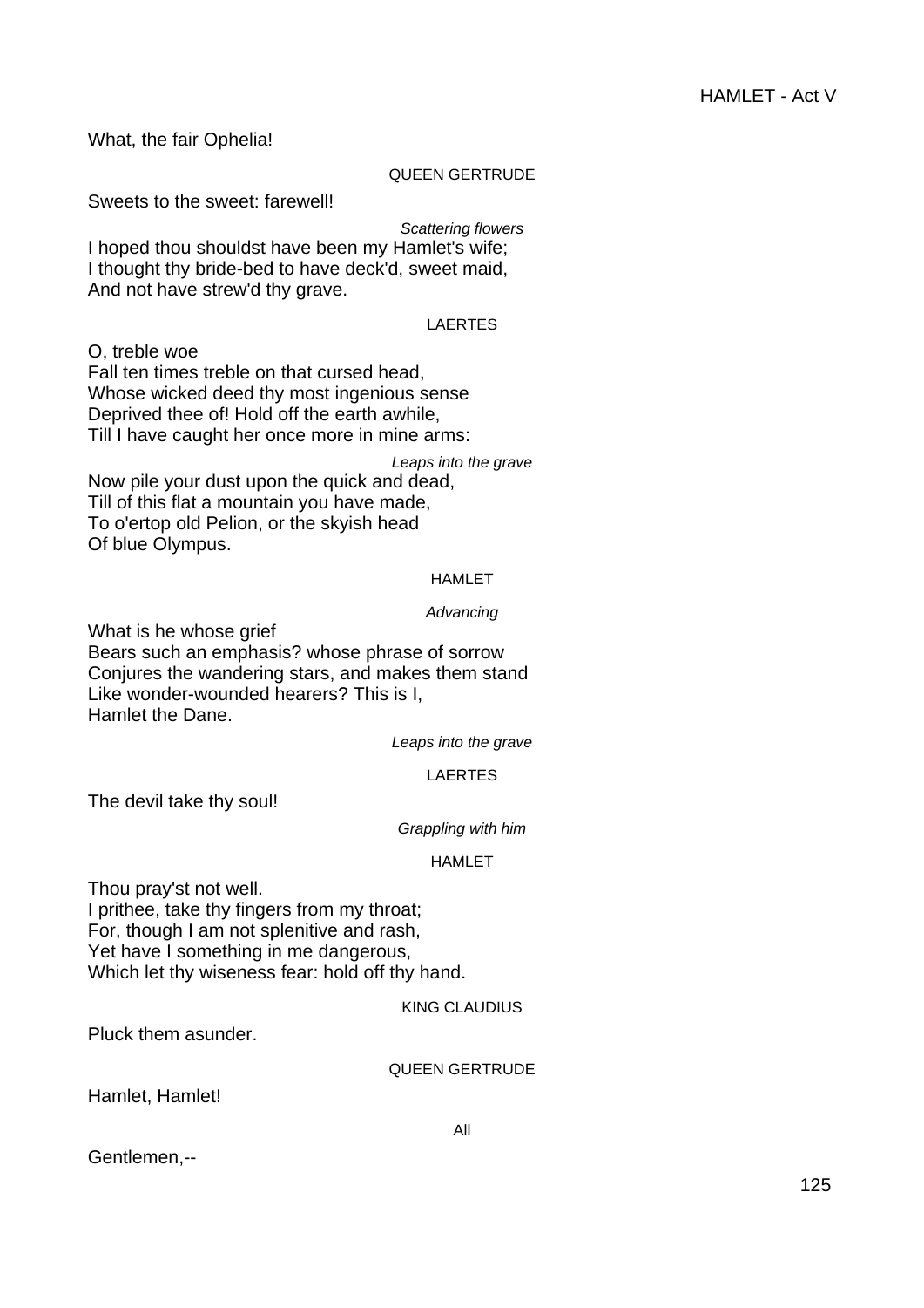What, the fair Ophelia!

QUEEN GERTRUDE

Sweets to the sweet: farewell!

*Scattering flowers*

I hoped thou shouldst have been my Hamlet's wife;
I thought thy bride-bed to have deck'd, sweet maid,
And not have strew'd thy grave.

LAERTES

O, treble woe
Fall ten times treble on that cursed head,
Whose wicked deed thy most ingenious sense
Deprived thee of! Hold off the earth awhile,
Till I have caught her once more in mine arms:

*Leaps into the grave*

Now pile your dust upon the quick and dead,
Till of this flat a mountain you have made,
To o'ertop old Pelion, or the skyish head
Of blue Olympus.

HAMLET

*Advancing*

What is he whose grief
Bears such an emphasis? whose phrase of sorrow
Conjures the wandering stars, and makes them stand
Like wonder-wounded hearers? This is I,
Hamlet the Dane.

*Leaps into the grave*

LAERTES

The devil take thy soul!

*Grappling with him*

HAMLET

Thou pray'st not well.
I prithee, take thy fingers from my throat;
For, though I am not splenitive and rash,
Yet have I something in me dangerous,
Which let thy wiseness fear: hold off thy hand.

KING CLAUDIUS

Pluck them asunder.

QUEEN GERTRUDE

Hamlet, Hamlet!

All

Gentlemen,--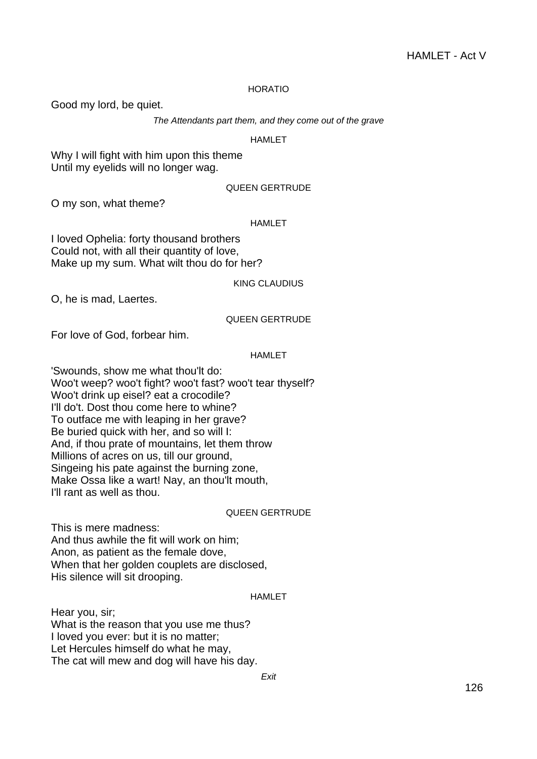HORATIO

Good my lord, be quiet.

*The Attendants part them, and they come out of the grave*

HAMLET

Why I will fight with him upon this theme
Until my eyelids will no longer wag.

QUEEN GERTRUDE

O my son, what theme?

HAMLET

I loved Ophelia: forty thousand brothers
Could not, with all their quantity of love,
Make up my sum. What wilt thou do for her?

KING CLAUDIUS

O, he is mad, Laertes.

QUEEN GERTRUDE

For love of God, forbear him.

HAMLET

'Swounds, show me what thou'lt do:
Woo't weep? woo't fight? woo't fast? woo't tear thyself?
Woo't drink up eisel? eat a crocodile?
I'll do't. Dost thou come here to whine?
To outface me with leaping in her grave?
Be buried quick with her, and so will I:
And, if thou prate of mountains, let them throw
Millions of acres on us, till our ground,
Singeing his pate against the burning zone,
Make Ossa like a wart! Nay, an thou'lt mouth,
I'll rant as well as thou.

QUEEN GERTRUDE

This is mere madness:
And thus awhile the fit will work on him;
Anon, as patient as the female dove,
When that her golden couplets are disclosed,
His silence will sit drooping.

HAMLET

Hear you, sir;
What is the reason that you use me thus?
I loved you ever: but it is no matter;
Let Hercules himself do what he may,
The cat will mew and dog will have his day.

*Exit*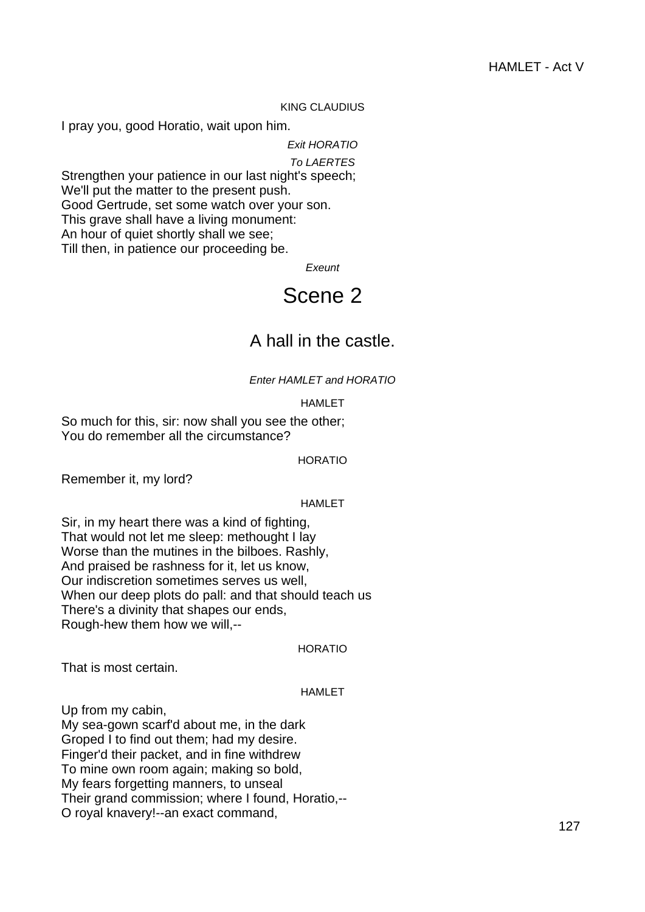KING CLAUDIUS

I pray you, good Horatio, wait upon him.

*Exit HORATIO*

*To LAERTES*

Strengthen your patience in our last night's speech;
We'll put the matter to the present push.
Good Gertrude, set some watch over your son.
This grave shall have a living monument:
An hour of quiet shortly shall we see;
Till then, in patience our proceeding be.

*Exeunt*

# Scene 2

## A hall in the castle.

*Enter HAMLET and HORATIO*

HAMLET

So much for this, sir: now shall you see the other;
You do remember all the circumstance?

HORATIO

Remember it, my lord?

HAMLET

Sir, in my heart there was a kind of fighting,
That would not let me sleep: methought I lay
Worse than the mutines in the bilboes. Rashly,
And praised be rashness for it, let us know,
Our indiscretion sometimes serves us well,
When our deep plots do pall: and that should teach us
There's a divinity that shapes our ends,
Rough-hew them how we will,--

HORATIO

That is most certain.

HAMLET

Up from my cabin,
My sea-gown scarf'd about me, in the dark
Groped I to find out them; had my desire.
Finger'd their packet, and in fine withdrew
To mine own room again; making so bold,
My fears forgetting manners, to unseal
Their grand commission; where I found, Horatio,--
O royal knavery!--an exact command,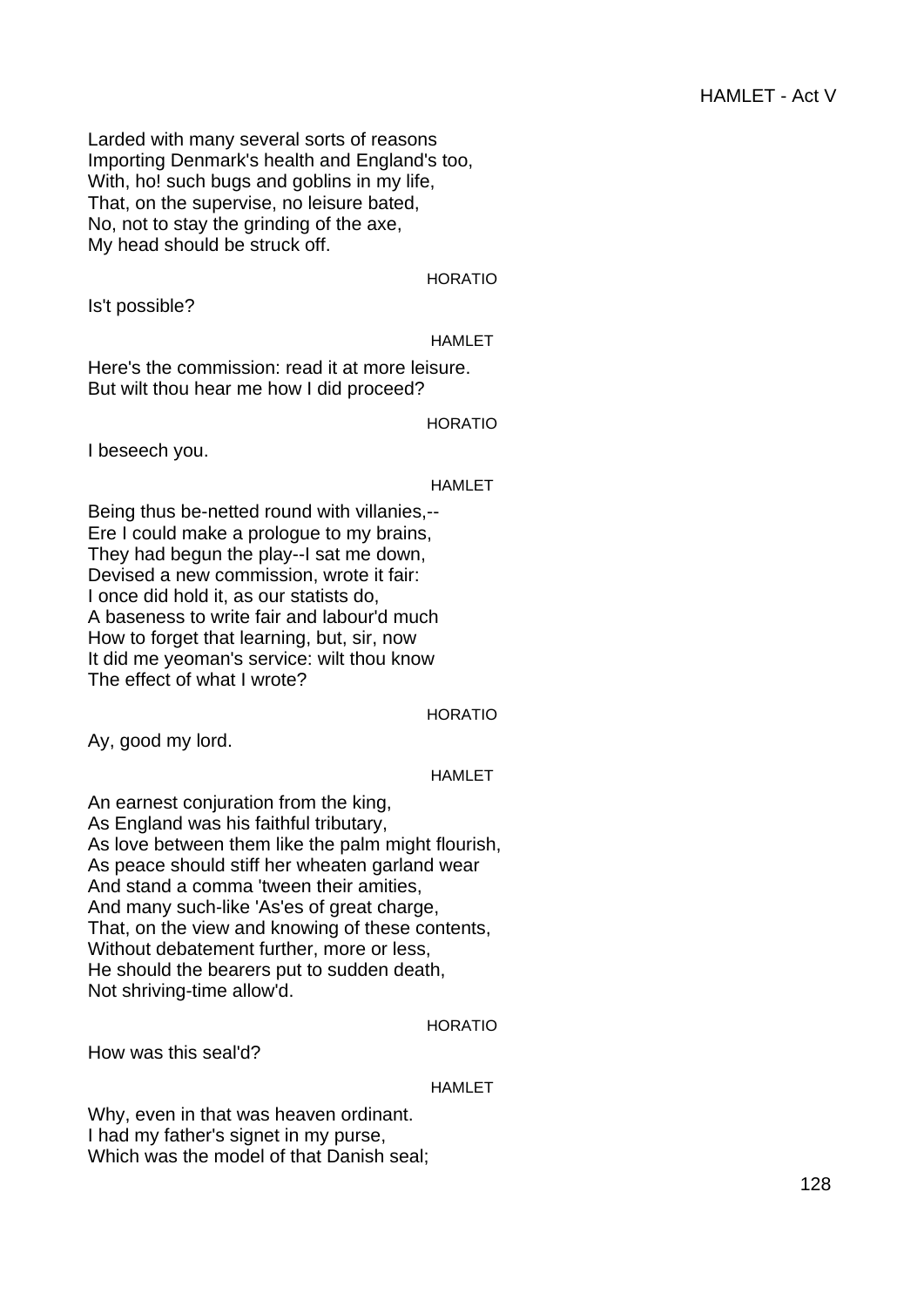Larded with many several sorts of reasons  
Importing Denmark's health and England's too,  
With, ho! such bugs and goblins in my life,  
That, on the supervise, no leisure bated,  
No, not to stay the grinding of the axe,  
My head should be struck off.

HORATIO

Is't possible?

HAMLET

Here's the commission: read it at more leisure.  
But wilt thou hear me how I did proceed?

HORATIO

I beseech you.

HAMLET

Being thus be-netted round with villanies,--  
Ere I could make a prologue to my brains,  
They had begun the play--I sat me down,  
Devised a new commission, wrote it fair:  
I once did hold it, as our statists do,  
A baseness to write fair and labour'd much  
How to forget that learning, but, sir, now  
It did me yeoman's service: wilt thou know  
The effect of what I wrote?

HORATIO

Ay, good my lord.

HAMLET

An earnest conjuration from the king,  
As England was his faithful tributary,  
As love between them like the palm might flourish,  
As peace should stiff her wheaten garland wear  
And stand a comma 'tween their amities,  
And many such-like 'As'es of great charge,  
That, on the view and knowing of these contents,  
Without debatement further, more or less,  
He should the bearers put to sudden death,  
Not shriving-time allow'd.

HORATIO

How was this seal'd?

HAMLET

Why, even in that was heaven ordinant.  
I had my father's signet in my purse,  
Which was the model of that Danish seal;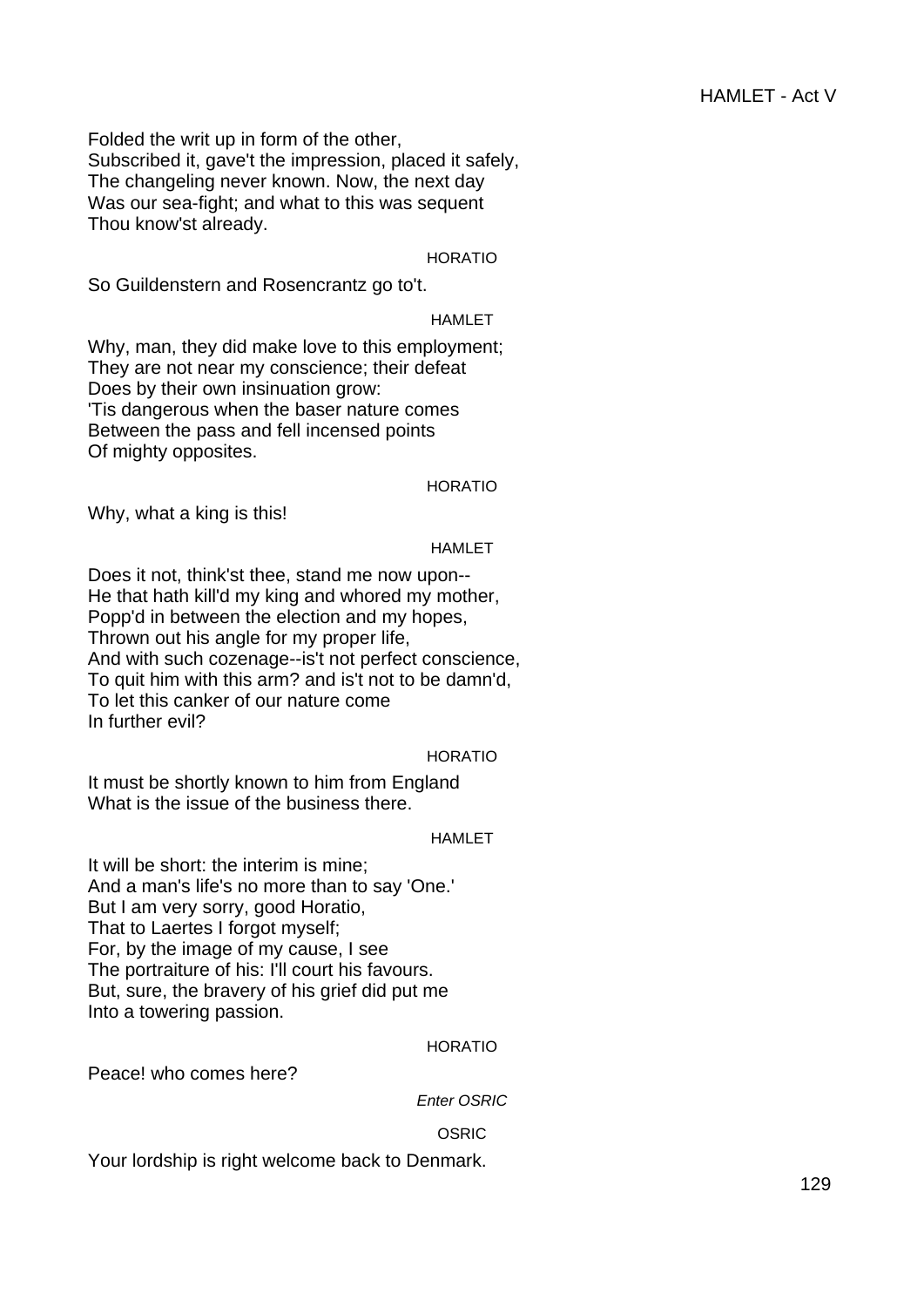Folded the writ up in form of the other,
Subscribed it, gave't the impression, placed it safely,
The changeling never known. Now, the next day
Was our sea-fight; and what to this was sequent
Thou know'st already.

HORATIO

So Guildenstern and Rosencrantz go to't.

HAMLET

Why, man, they did make love to this employment;
They are not near my conscience; their defeat
Does by their own insinuation grow:
'Tis dangerous when the baser nature comes
Between the pass and fell incensed points
Of mighty opposites.

HORATIO

Why, what a king is this!

HAMLET

Does it not, think'st thee, stand me now upon--
He that hath kill'd my king and whored my mother,
Popp'd in between the election and my hopes,
Thrown out his angle for my proper life,
And with such cozenage--is't not perfect conscience,
To quit him with this arm? and is't not to be damn'd,
To let this canker of our nature come
In further evil?

HORATIO

It must be shortly known to him from England
What is the issue of the business there.

HAMLET

It will be short: the interim is mine;
And a man's life's no more than to say 'One.'
But I am very sorry, good Horatio,
That to Laertes I forgot myself;
For, by the image of my cause, I see
The portraiture of his: I'll court his favours.
But, sure, the bravery of his grief did put me
Into a towering passion.

HORATIO

Peace! who comes here?

*Enter OSRIC*

OSRIC

Your lordship is right welcome back to Denmark.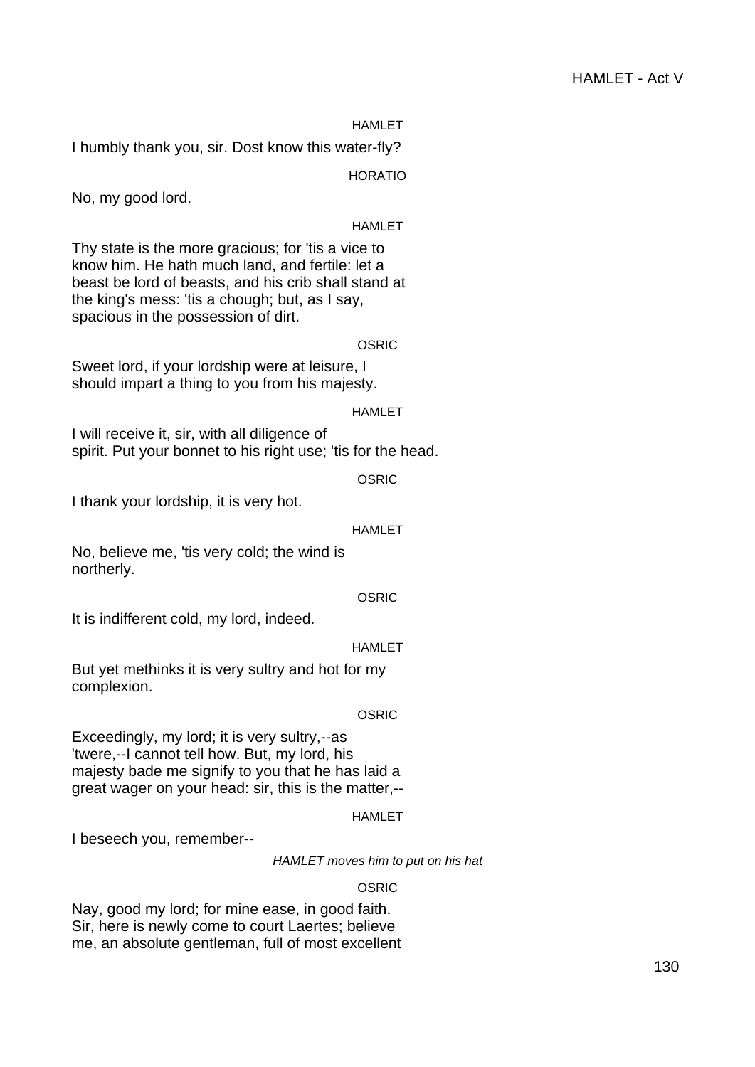HAMLET

I humbly thank you, sir. Dost know this water-fly?

HORATIO

No, my good lord.

HAMLET

Thy state is the more gracious; for 'tis a vice to
know him. He hath much land, and fertile: let a
beast be lord of beasts, and his crib shall stand at
the king's mess: 'tis a chough; but, as I say,
spacious in the possession of dirt.

OSRIC

Sweet lord, if your lordship were at leisure, I
should impart a thing to you from his majesty.

HAMLET

I will receive it, sir, with all diligence of
spirit. Put your bonnet to his right use; 'tis for the head.

OSRIC

I thank your lordship, it is very hot.

HAMLET

No, believe me, 'tis very cold; the wind is
northerly.

OSRIC

It is indifferent cold, my lord, indeed.

HAMLET

But yet methinks it is very sultry and hot for my
complexion.

OSRIC

Exceedingly, my lord; it is very sultry,--as
'twere,--I cannot tell how. But, my lord, his
majesty bade me signify to you that he has laid a
great wager on your head: sir, this is the matter,--

HAMLET

I beseech you, remember--

*HAMLET moves him to put on his hat*

OSRIC

Nay, good my lord; for mine ease, in good faith.
Sir, here is newly come to court Laertes; believe
me, an absolute gentleman, full of most excellent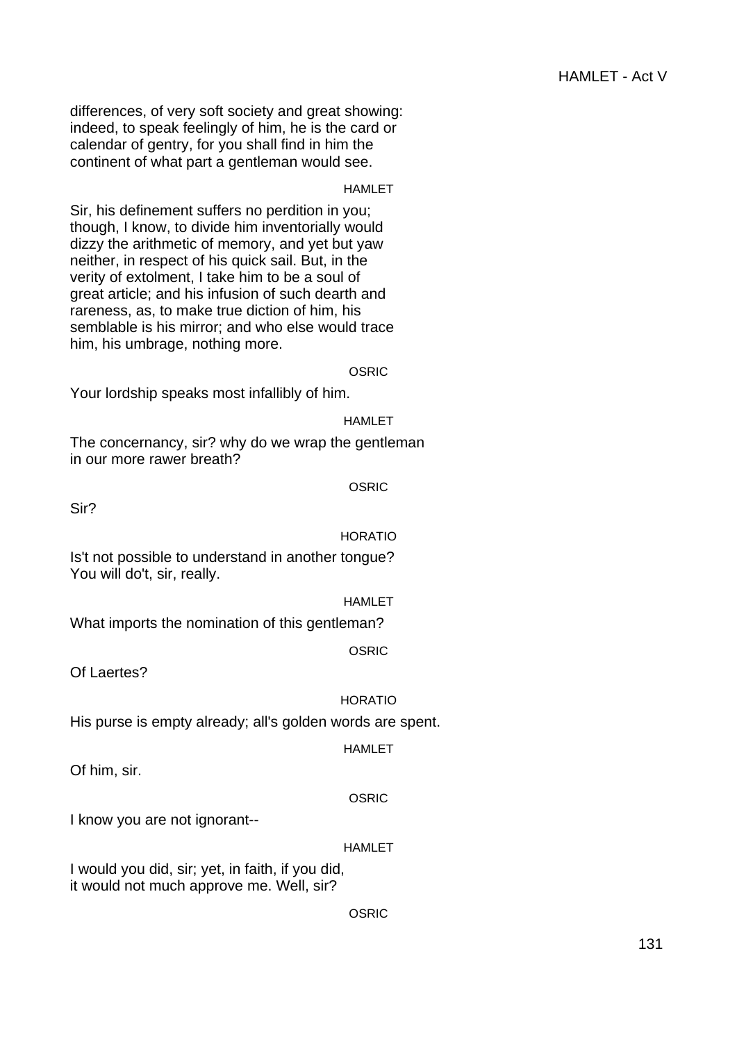differences, of very soft society and great showing:
indeed, to speak feelingly of him, he is the card or
calendar of gentry, for you shall find in him the
continent of what part a gentleman would see.

HAMLET

Sir, his definement suffers no perdition in you;
though, I know, to divide him inventorially would
dizzy the arithmetic of memory, and yet but yaw
neither, in respect of his quick sail. But, in the
verity of extolment, I take him to be a soul of
great article; and his infusion of such dearth and
rareness, as, to make true diction of him, his
semblable is his mirror; and who else would trace
him, his umbrage, nothing more.

OSRIC

Your lordship speaks most infallibly of him.

HAMLET

The concernancy, sir? why do we wrap the gentleman
in our more rawer breath?

OSRIC

Sir?

HORATIO

Is't not possible to understand in another tongue?
You will do't, sir, really.

HAMLET

What imports the nomination of this gentleman?

OSRIC

Of Laertes?

HORATIO

His purse is empty already; all's golden words are spent.

HAMLET

Of him, sir.

OSRIC

I know you are not ignorant--

HAMLET

I would you did, sir; yet, in faith, if you did,
it would not much approve me. Well, sir?

OSRIC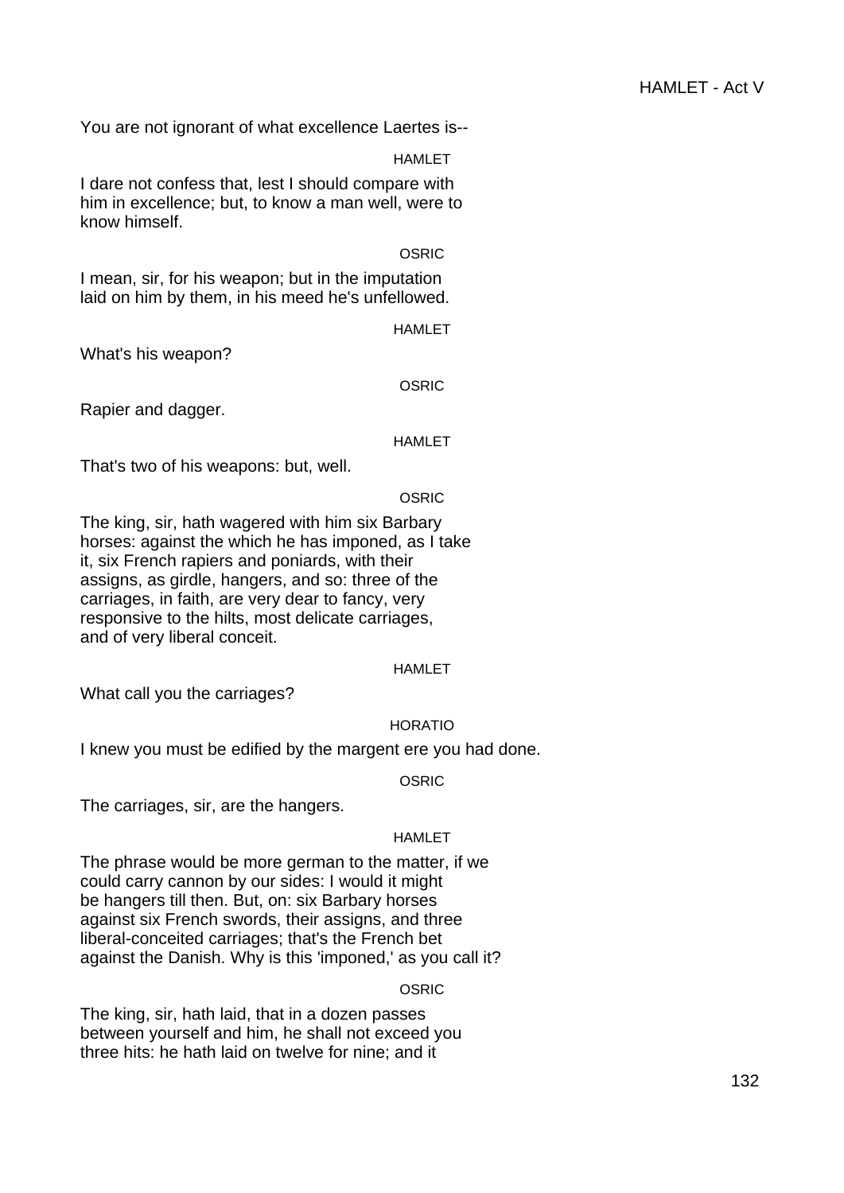You are not ignorant of what excellence Laertes is--

HAMLET

I dare not confess that, lest I should compare with
him in excellence; but, to know a man well, were to
know himself.

OSRIC

I mean, sir, for his weapon; but in the imputation
laid on him by them, in his meed he's unfellowed.

HAMLET

What's his weapon?

OSRIC

Rapier and dagger.

HAMLET

That's two of his weapons: but, well.

OSRIC

The king, sir, hath wagered with him six Barbary
horses: against the which he has imponed, as I take
it, six French rapiers and poniards, with their
assigns, as girdle, hangers, and so: three of the
carriages, in faith, are very dear to fancy, very
responsive to the hilts, most delicate carriages,
and of very liberal conceit.

HAMLET

What call you the carriages?

HORATIO

I knew you must be edified by the margent ere you had done.

OSRIC

The carriages, sir, are the hangers.

HAMLET

The phrase would be more german to the matter, if we
could carry cannon by our sides: I would it might
be hangers till then. But, on: six Barbary horses
against six French swords, their assigns, and three
liberal-conceited carriages; that's the French bet
against the Danish. Why is this 'imponed,' as you call it?

OSRIC

The king, sir, hath laid, that in a dozen passes
between yourself and him, he shall not exceed you
three hits: he hath laid on twelve for nine; and it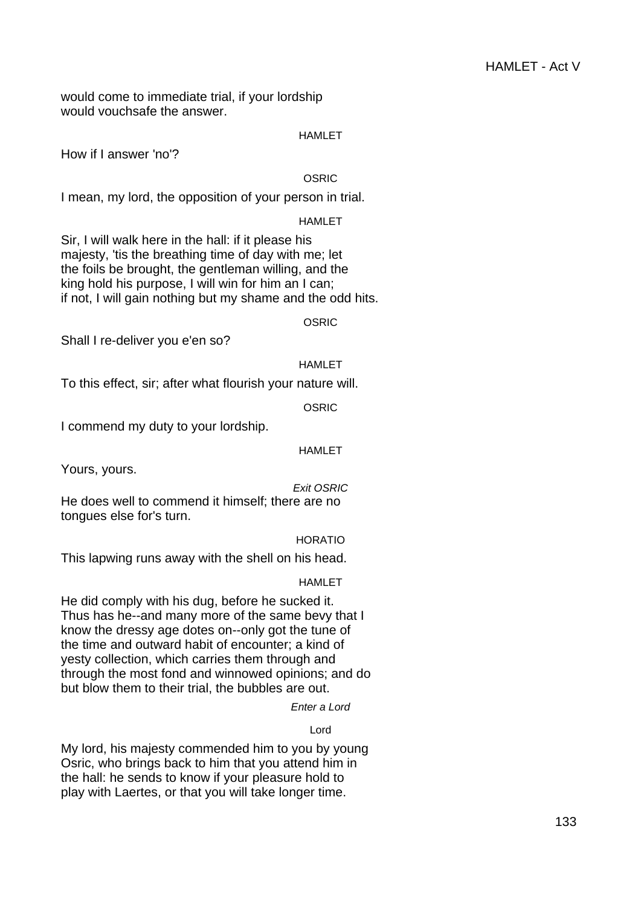would come to immediate trial, if your lordship
would vouchsafe the answer.

HAMLET

How if I answer 'no'?

OSRIC

I mean, my lord, the opposition of your person in trial.

HAMLET

Sir, I will walk here in the hall: if it please his
majesty, 'tis the breathing time of day with me; let
the foils be brought, the gentleman willing, and the
king hold his purpose, I will win for him an I can;
if not, I will gain nothing but my shame and the odd hits.

OSRIC

Shall I re-deliver you e'en so?

HAMLET

To this effect, sir; after what flourish your nature will.

OSRIC

I commend my duty to your lordship.

HAMLET

Yours, yours.

*Exit OSRIC*

He does well to commend it himself; there are no
tongues else for's turn.

HORATIO

This lapwing runs away with the shell on his head.

HAMLET

He did comply with his dug, before he sucked it.
Thus has he--and many more of the same bevy that I
know the dressy age dotes on--only got the tune of
the time and outward habit of encounter; a kind of
yesty collection, which carries them through and
through the most fond and winnowed opinions; and do
but blow them to their trial, the bubbles are out.

*Enter a Lord*

Lord

My lord, his majesty commended him to you by young
Osric, who brings back to him that you attend him in
the hall: he sends to know if your pleasure hold to
play with Laertes, or that you will take longer time.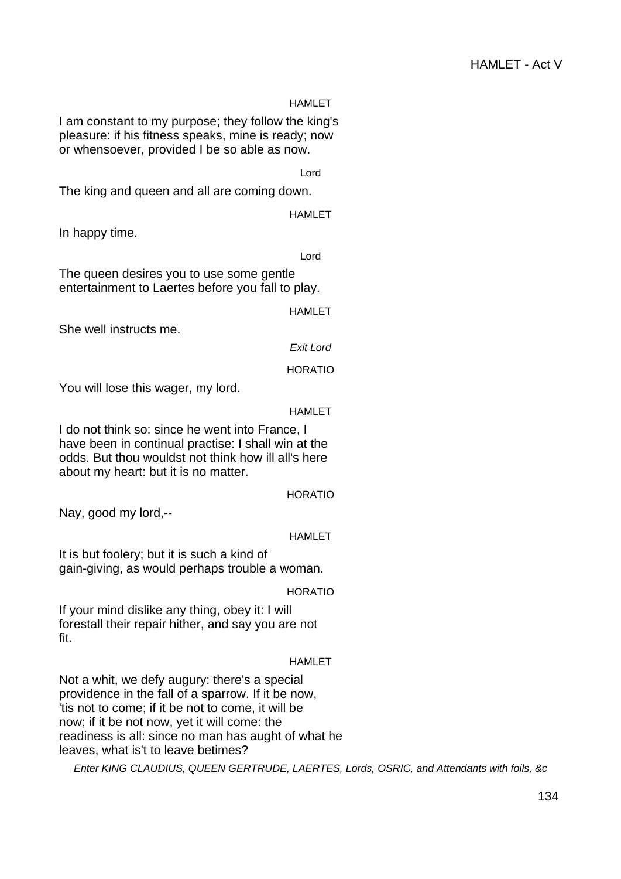HAMLET

I am constant to my purpose; they follow the king's pleasure: if his fitness speaks, mine is ready; now or whensoever, provided I be so able as now.

Lord

The king and queen and all are coming down.

HAMLET

In happy time.

Lord

The queen desires you to use some gentle entertainment to Laertes before you fall to play.

HAMLET

She well instructs me.

*Exit Lord*

HORATIO

You will lose this wager, my lord.

HAMLET

I do not think so: since he went into France, I have been in continual practise: I shall win at the odds. But thou wouldst not think how ill all's here about my heart: but it is no matter.

HORATIO

Nay, good my lord,--

HAMLET

It is but foolery; but it is such a kind of gain-giving, as would perhaps trouble a woman.

HORATIO

If your mind dislike any thing, obey it: I will forestall their repair hither, and say you are not fit.

HAMLET

Not a whit, we defy augury: there's a special providence in the fall of a sparrow. If it be now, 'tis not to come; if it be not to come, it will be now; if it be not now, yet it will come: the readiness is all: since no man has aught of what he leaves, what is't to leave betimes?

*Enter KING CLAUDIUS, QUEEN GERTRUDE, LAERTES, Lords, OSRIC, and Attendants with foils, &c*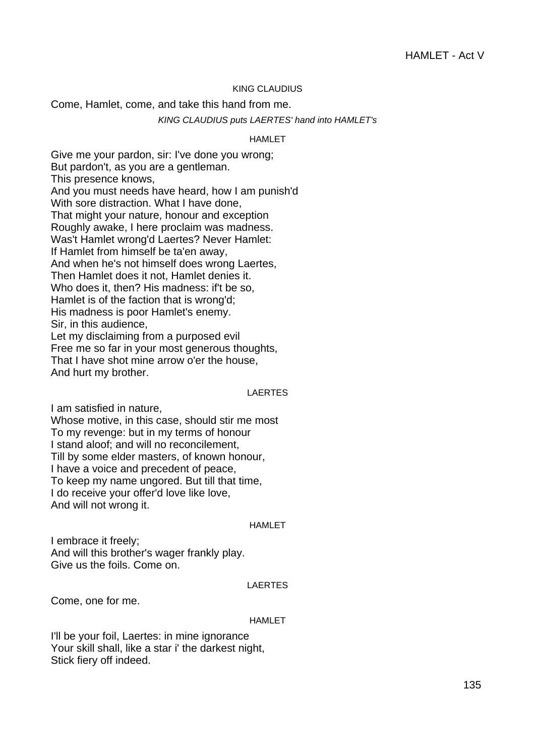KING CLAUDIUS

Come, Hamlet, come, and take this hand from me.

*KING CLAUDIUS puts LAERTES' hand into HAMLET's*

HAMLET

Give me your pardon, sir: I've done you wrong;
But pardon't, as you are a gentleman.
This presence knows,
And you must needs have heard, how I am punish'd
With sore distraction. What I have done,
That might your nature, honour and exception
Roughly awake, I here proclaim was madness.
Was't Hamlet wrong'd Laertes? Never Hamlet:
If Hamlet from himself be ta'en away,
And when he's not himself does wrong Laertes,
Then Hamlet does it not, Hamlet denies it.
Who does it, then? His madness: if't be so,
Hamlet is of the faction that is wrong'd;
His madness is poor Hamlet's enemy.
Sir, in this audience,
Let my disclaiming from a purposed evil
Free me so far in your most generous thoughts,
That I have shot mine arrow o'er the house,
And hurt my brother.

LAERTES

I am satisfied in nature,
Whose motive, in this case, should stir me most
To my revenge: but in my terms of honour
I stand aloof; and will no reconcilement,
Till by some elder masters, of known honour,
I have a voice and precedent of peace,
To keep my name ungored. But till that time,
I do receive your offer'd love like love,
And will not wrong it.

HAMLET

I embrace it freely;
And will this brother's wager frankly play.
Give us the foils. Come on.

LAERTES

Come, one for me.

HAMLET

I'll be your foil, Laertes: in mine ignorance
Your skill shall, like a star i' the darkest night,
Stick fiery off indeed.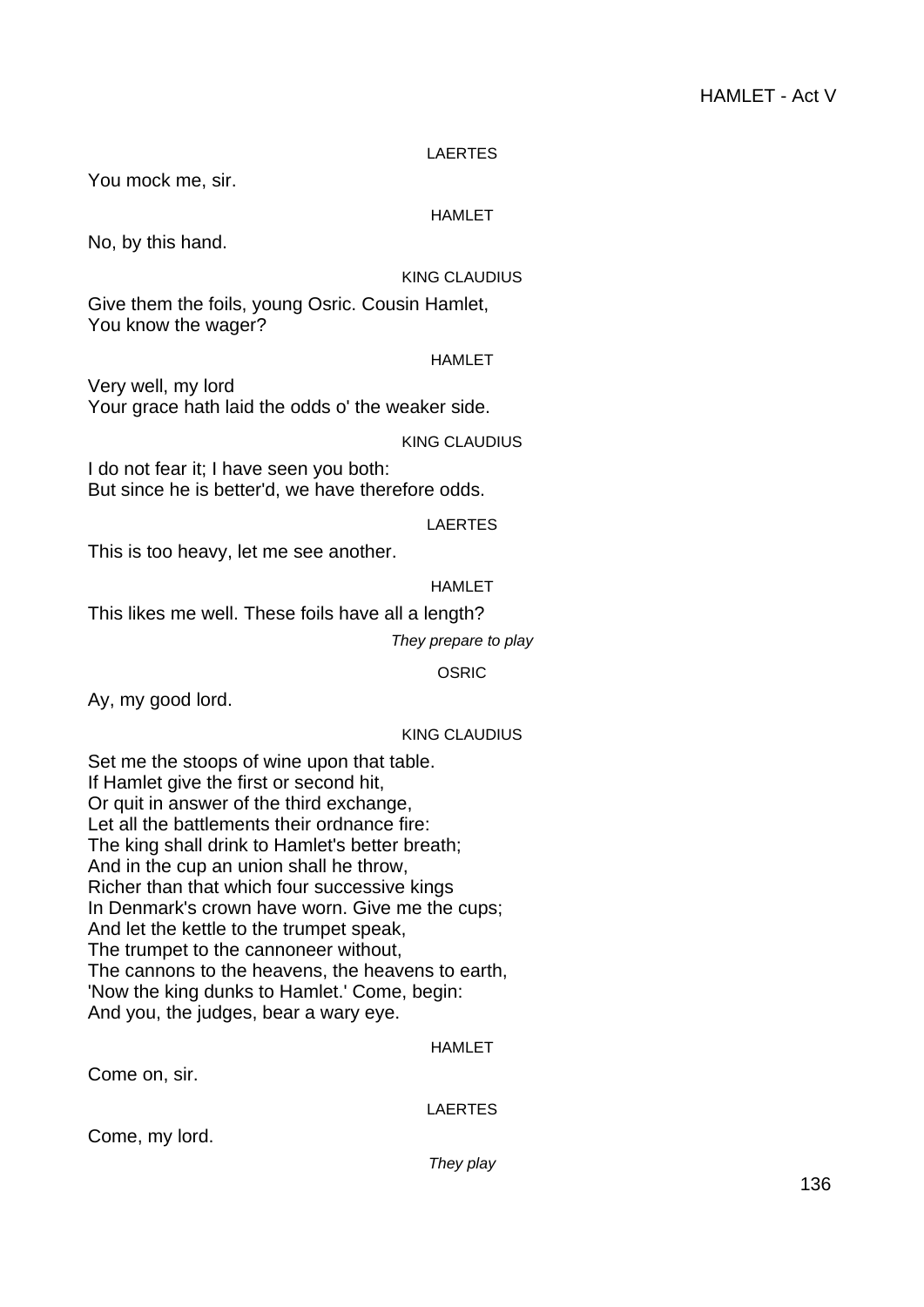LAERTES

You mock me, sir.

HAMLET

No, by this hand.

KING CLAUDIUS

Give them the foils, young Osric. Cousin Hamlet,
You know the wager?

HAMLET

Very well, my lord
Your grace hath laid the odds o' the weaker side.

KING CLAUDIUS

I do not fear it; I have seen you both:
But since he is better'd, we have therefore odds.

LAERTES

This is too heavy, let me see another.

HAMLET

This likes me well. These foils have all a length?

*They prepare to play*

OSRIC

Ay, my good lord.

KING CLAUDIUS

Set me the stoops of wine upon that table.
If Hamlet give the first or second hit,
Or quit in answer of the third exchange,
Let all the battlements their ordnance fire:
The king shall drink to Hamlet's better breath;
And in the cup an union shall he throw,
Richer than that which four successive kings
In Denmark's crown have worn. Give me the cups;
And let the kettle to the trumpet speak,
The trumpet to the cannoneer without,
The cannons to the heavens, the heavens to earth,
'Now the king dunks to Hamlet.' Come, begin:
And you, the judges, bear a wary eye.

HAMLET

Come on, sir.

LAERTES

Come, my lord.

*They play*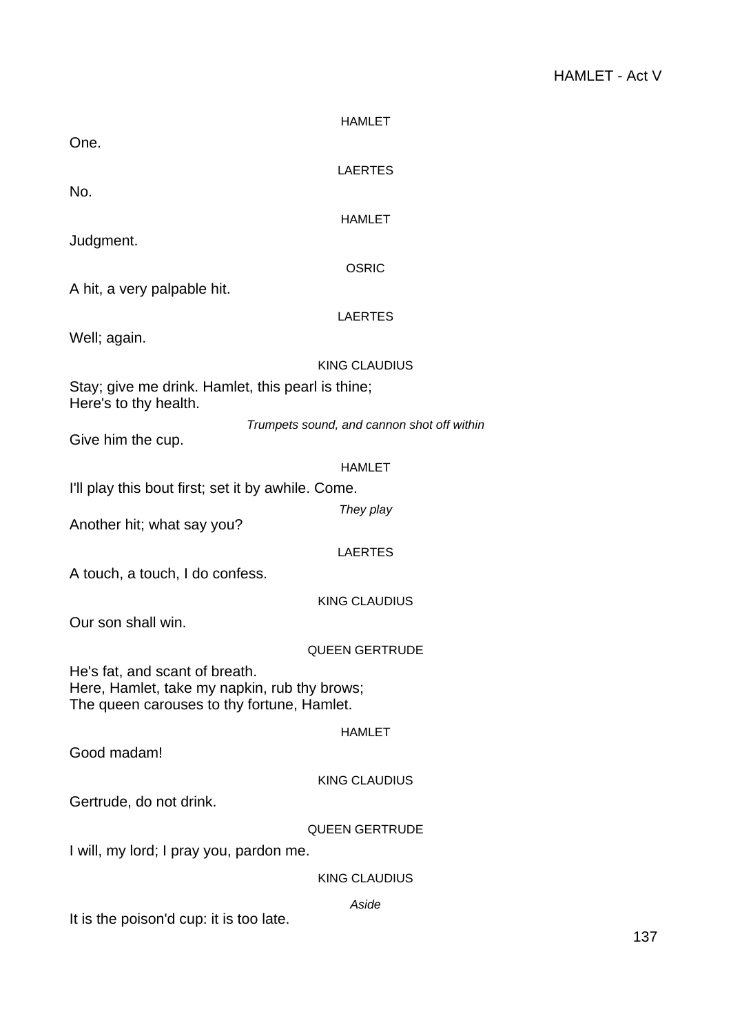HAMLET

One.

LAERTES

No.

HAMLET

Judgment.

OSRIC

A hit, a very palpable hit.

LAERTES

Well; again.

KING CLAUDIUS

Stay; give me drink. Hamlet, this pearl is thine;
Here's to thy health.

*Trumpets sound, and cannon shot off within*

Give him the cup.

HAMLET

I'll play this bout first; set it by awhile. Come.

*They play*

Another hit; what say you?

LAERTES

A touch, a touch, I do confess.

KING CLAUDIUS

Our son shall win.

QUEEN GERTRUDE

He's fat, and scant of breath.
Here, Hamlet, take my napkin, rub thy brows;
The queen carouses to thy fortune, Hamlet.

HAMLET

Good madam!

KING CLAUDIUS

Gertrude, do not drink.

QUEEN GERTRUDE

I will, my lord; I pray you, pardon me.

KING CLAUDIUS

*Aside*

It is the poison'd cup: it is too late.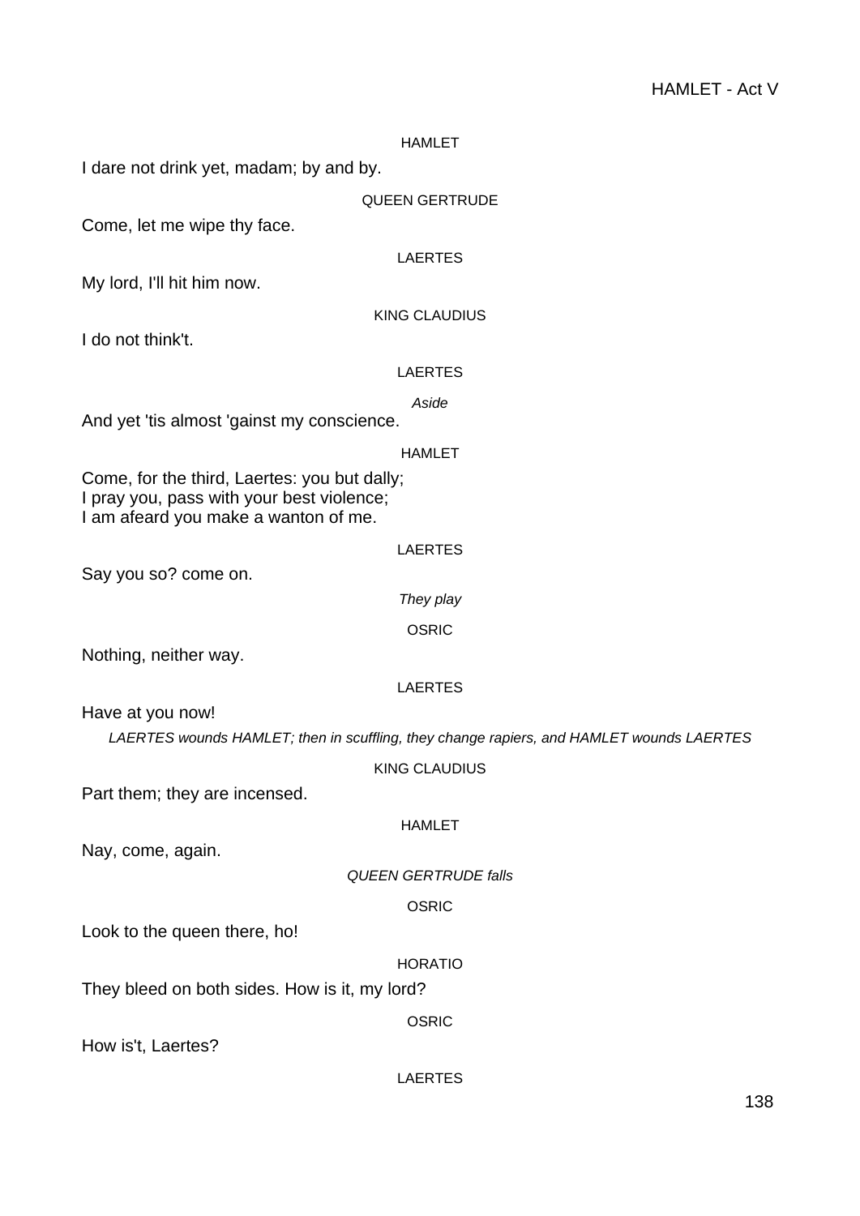HAMLET

I dare not drink yet, madam; by and by.

QUEEN GERTRUDE

Come, let me wipe thy face.

LAERTES

My lord, I'll hit him now.

KING CLAUDIUS

I do not think't.

LAERTES

*Aside*

And yet 'tis almost 'gainst my conscience.

HAMLET

Come, for the third, Laertes: you but dally;
I pray you, pass with your best violence;
I am afeard you make a wanton of me.

LAERTES

Say you so? come on.

*They play*

OSRIC

Nothing, neither way.

LAERTES

Have at you now!

*LAERTES wounds HAMLET; then in scuffling, they change rapiers, and HAMLET wounds LAERTES*

KING CLAUDIUS

Part them; they are incensed.

HAMLET

Nay, come, again.

*QUEEN GERTRUDE falls*

OSRIC

Look to the queen there, ho!

HORATIO

They bleed on both sides. How is it, my lord?

OSRIC

How is't, Laertes?

LAERTES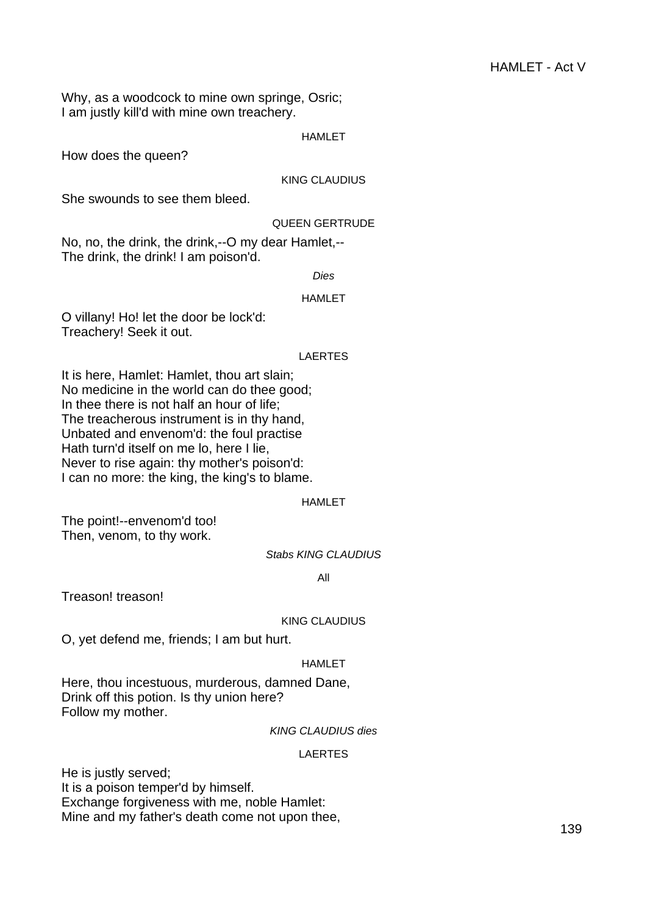Why, as a woodcock to mine own springe, Osric;
I am justly kill'd with mine own treachery.

HAMLET

How does the queen?

KING CLAUDIUS

She swounds to see them bleed.

QUEEN GERTRUDE

No, no, the drink, the drink,--O my dear Hamlet,--
The drink, the drink! I am poison'd.

*Dies*

HAMLET

O villany! Ho! let the door be lock'd:
Treachery! Seek it out.

LAERTES

It is here, Hamlet: Hamlet, thou art slain;
No medicine in the world can do thee good;
In thee there is not half an hour of life;
The treacherous instrument is in thy hand,
Unbated and envenom'd: the foul practise
Hath turn'd itself on me lo, here I lie,
Never to rise again: thy mother's poison'd:
I can no more: the king, the king's to blame.

HAMLET

The point!--envenom'd too!
Then, venom, to thy work.

*Stabs KING CLAUDIUS*

All

Treason! treason!

KING CLAUDIUS

O, yet defend me, friends; I am but hurt.

HAMLET

Here, thou incestuous, murderous, damned Dane,
Drink off this potion. Is thy union here?
Follow my mother.

*KING CLAUDIUS dies*

LAERTES

He is justly served;
It is a poison temper'd by himself.
Exchange forgiveness with me, noble Hamlet:
Mine and my father's death come not upon thee,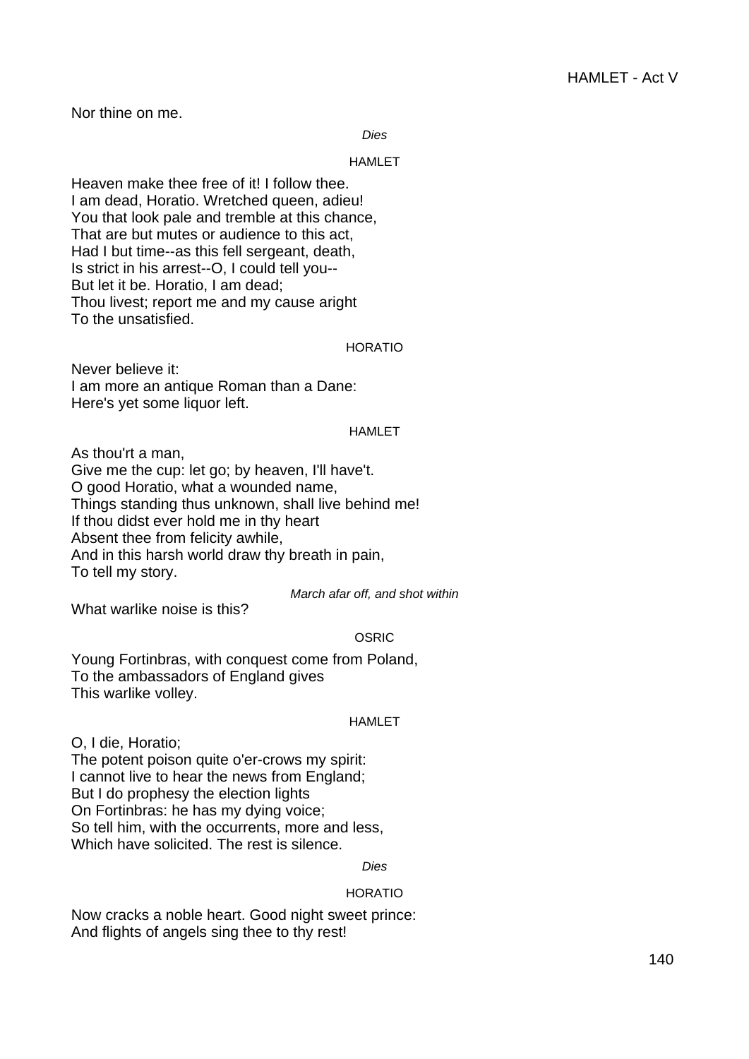Nor thine on me.

*Dies*

HAMLET

Heaven make thee free of it! I follow thee.
I am dead, Horatio. Wretched queen, adieu!
You that look pale and tremble at this chance,
That are but mutes or audience to this act,
Had I but time--as this fell sergeant, death,
Is strict in his arrest--O, I could tell you--
But let it be. Horatio, I am dead;
Thou livest; report me and my cause aright
To the unsatisfied.

HORATIO

Never believe it:
I am more an antique Roman than a Dane:
Here's yet some liquor left.

HAMLET

As thou'rt a man,
Give me the cup: let go; by heaven, I'll have't.
O good Horatio, what a wounded name,
Things standing thus unknown, shall live behind me!
If thou didst ever hold me in thy heart
Absent thee from felicity awhile,
And in this harsh world draw thy breath in pain,
To tell my story.

*March afar off, and shot within*

What warlike noise is this?

OSRIC

Young Fortinbras, with conquest come from Poland,
To the ambassadors of England gives
This warlike volley.

HAMLET

O, I die, Horatio;
The potent poison quite o'er-crows my spirit:
I cannot live to hear the news from England;
But I do prophesy the election lights
On Fortinbras: he has my dying voice;
So tell him, with the occurrents, more and less,
Which have solicited. The rest is silence.

*Dies*

HORATIO

Now cracks a noble heart. Good night sweet prince:
And flights of angels sing thee to thy rest!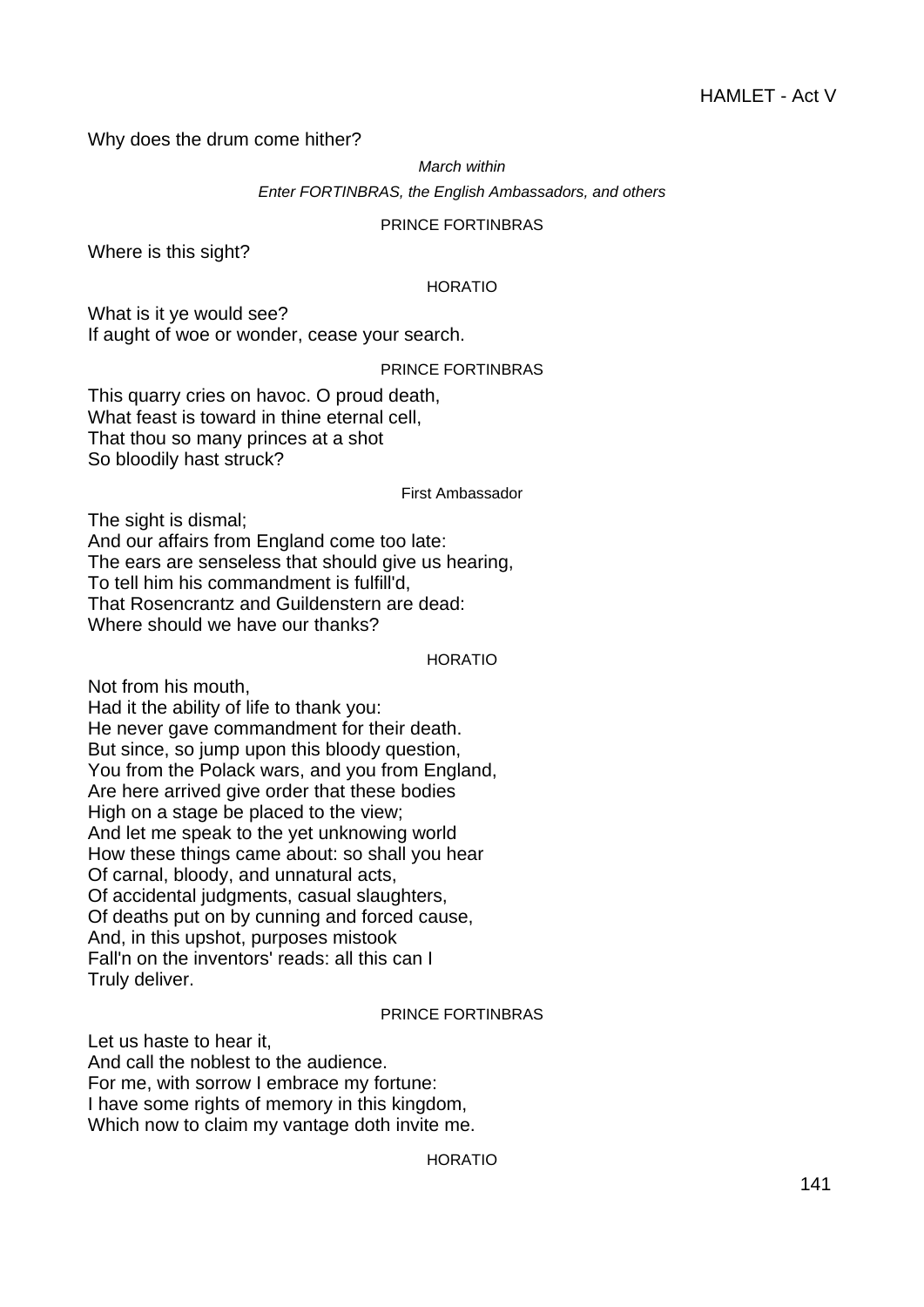Why does the drum come hither?

*March within*

*Enter FORTINBRAS, the English Ambassadors, and others*

PRINCE FORTINBRAS

Where is this sight?

HORATIO

What is it ye would see?
If aught of woe or wonder, cease your search.

PRINCE FORTINBRAS

This quarry cries on havoc. O proud death,
What feast is toward in thine eternal cell,
That thou so many princes at a shot
So bloodily hast struck?

First Ambassador

The sight is dismal;
And our affairs from England come too late:
The ears are senseless that should give us hearing,
To tell him his commandment is fulfill'd,
That Rosencrantz and Guildenstern are dead:
Where should we have our thanks?

HORATIO

Not from his mouth,
Had it the ability of life to thank you:
He never gave commandment for their death.
But since, so jump upon this bloody question,
You from the Polack wars, and you from England,
Are here arrived give order that these bodies
High on a stage be placed to the view;
And let me speak to the yet unknowing world
How these things came about: so shall you hear
Of carnal, bloody, and unnatural acts,
Of accidental judgments, casual slaughters,
Of deaths put on by cunning and forced cause,
And, in this upshot, purposes mistook
Fall'n on the inventors' reads: all this can I
Truly deliver.

PRINCE FORTINBRAS

Let us haste to hear it,
And call the noblest to the audience.
For me, with sorrow I embrace my fortune:
I have some rights of memory in this kingdom,
Which now to claim my vantage doth invite me.

HORATIO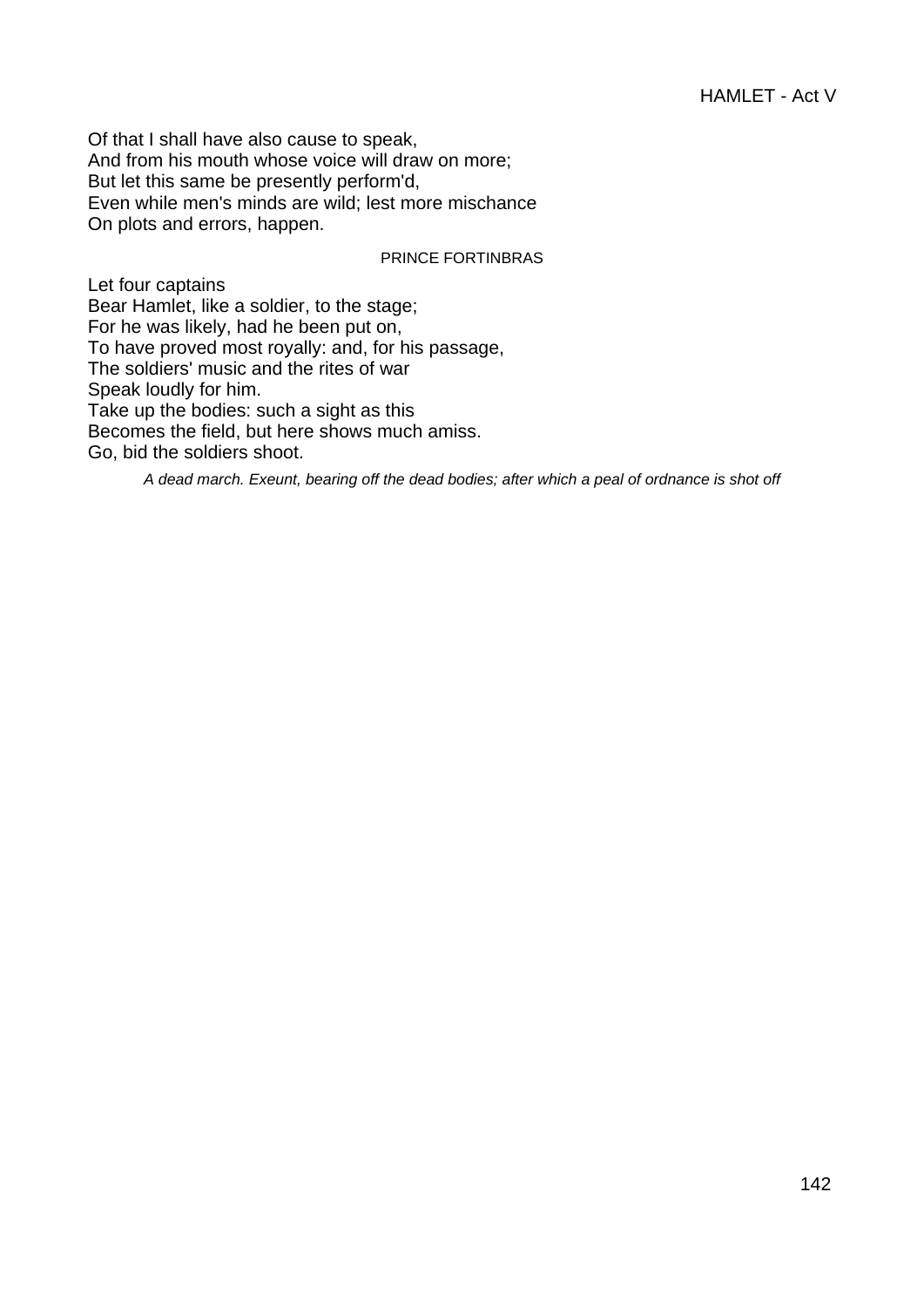Of that I shall have also cause to speak,
And from his mouth whose voice will draw on more;
But let this same be presently perform'd,
Even while men's minds are wild; lest more mischance
On plots and errors, happen.

PRINCE FORTINBRAS

Let four captains
Bear Hamlet, like a soldier, to the stage;
For he was likely, had he been put on,
To have proved most royally: and, for his passage,
The soldiers' music and the rites of war
Speak loudly for him.
Take up the bodies: such a sight as this
Becomes the field, but here shows much amiss.
Go, bid the soldiers shoot.

*A dead march. Exeunt, bearing off the dead bodies; after which a peal of ordnance is shot off*